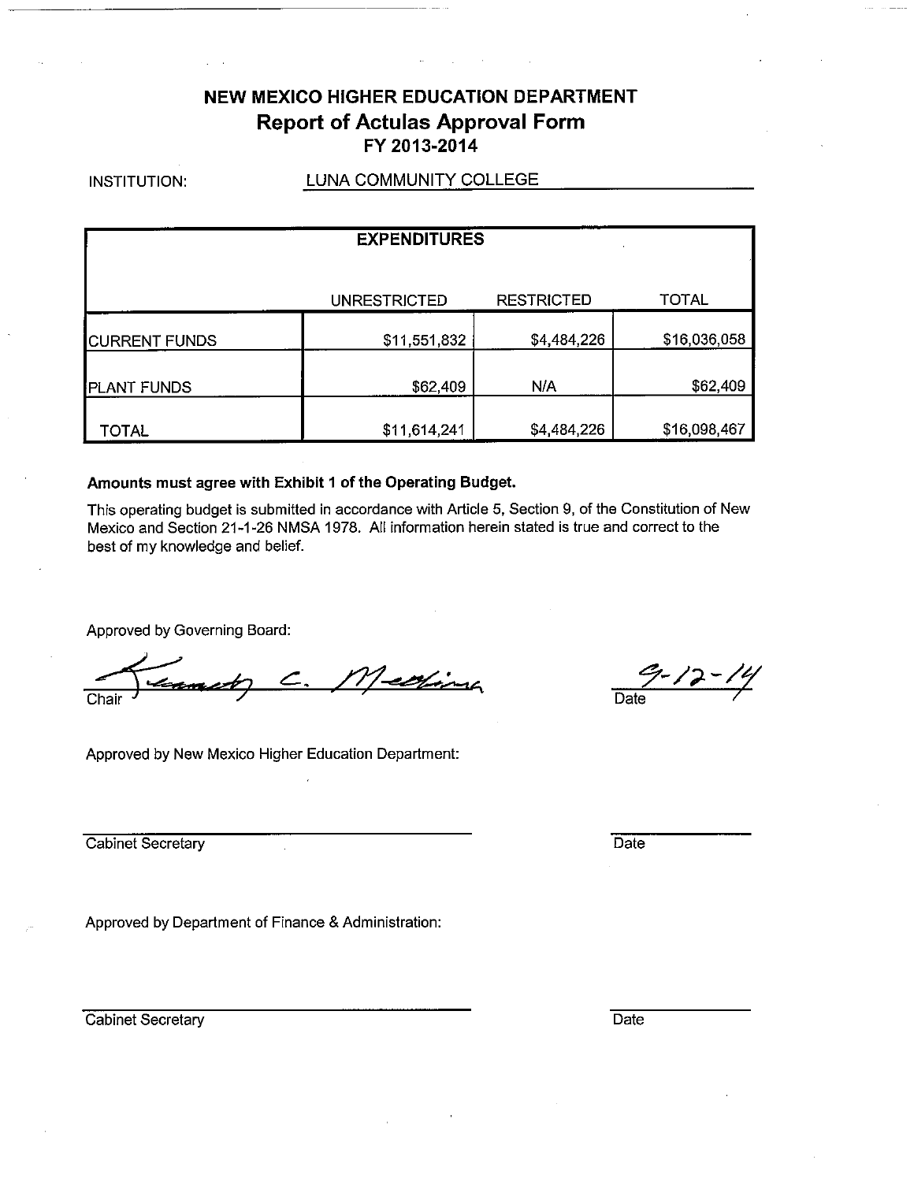# NEW MEXICO HIGHER EDUCATION DEPARTMENT
## Report of Actulas Approval Form
### FY 2013-2014

INSTITUTION: LUNA COMMUNITY COLLEGE

| EXPENDITURES | | | |
|---|---|---|---|
| | UNRESTRICTED | RESTRICTED | TOTAL |
| CURRENT FUNDS | $11,551,832 | $4,484,226 | $16,036,058 |
| PLANT FUNDS | $62,409 | N/A | $62,409 |
| TOTAL | $11,614,241 | $4,484,226 | $16,098,467 |

**Amounts must agree with Exhibit 1 of the Operating Budget.**

This operating budget is submitted in accordance with Article 5, Section 9, of the Constitution of New Mexico and Section 21-1-26 NMSA 1978. All information herein stated is true and correct to the best of my knowledge and belief.

Approved by Governing Board:

Kenneth C. Medina
Chair

9-12-14
Date

Approved by New Mexico Higher Education Department:

Cabinet Secretary

Date

Approved by Department of Finance & Administration:

Cabinet Secretary

Date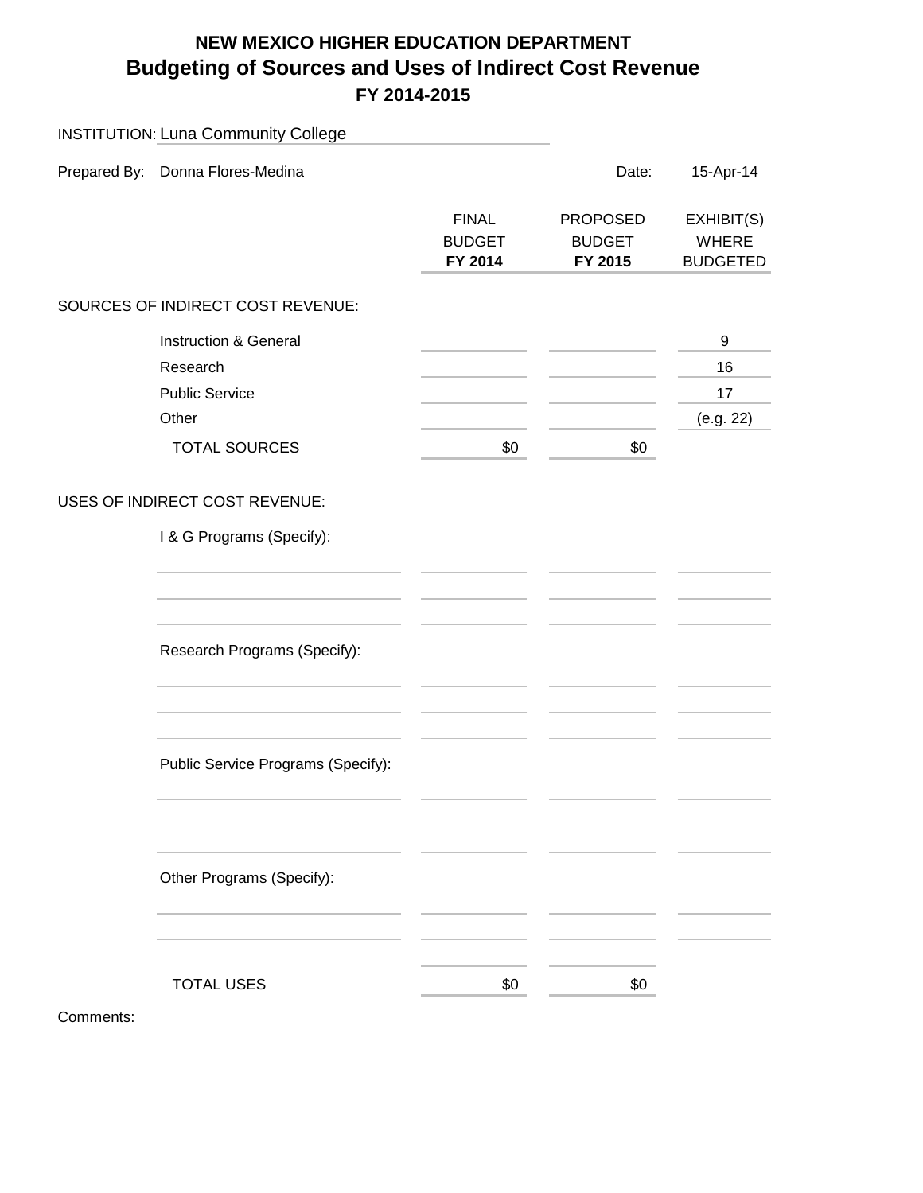## NEW MEXICO HIGHER EDUCATION DEPARTMENT

# Budgeting of Sources and Uses of Indirect Cost Revenue

### FY 2014-2015

INSTITUTION: Luna Community College

Prepared By: Donna Flores-Medina Date: 15-Apr-14

| | FINAL BUDGET FY 2014 | PROPOSED BUDGET FY 2015 | EXHIBIT(S) WHERE BUDGETED |
|---|---|---|---|
| **SOURCES OF INDIRECT COST REVENUE:** | | | |
| Instruction & General | | | 9 |
| Research | | | 16 |
| Public Service | | | 17 |
| Other | | | (e.g. 22) |
| TOTAL SOURCES | $0 | $0 | |
| **USES OF INDIRECT COST REVENUE:** | | | |
| I & G Programs (Specify): | | | |
| | | | |
| | | | |
| | | | |
| Research Programs (Specify): | | | |
| | | | |
| | | | |
| | | | |
| Public Service Programs (Specify): | | | |
| | | | |
| | | | |
| | | | |
| Other Programs (Specify): | | | |
| | | | |
| | | | |
| | | | |
| TOTAL USES | $0 | $0 | |

Comments: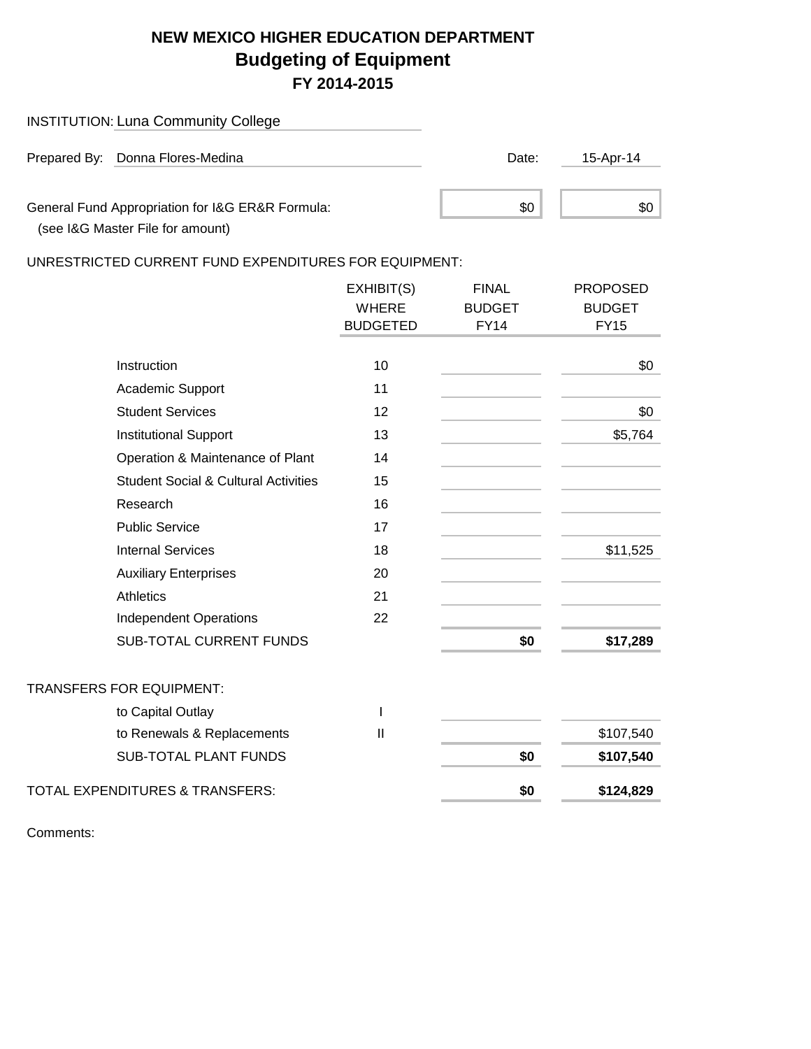# NEW MEXICO HIGHER EDUCATION DEPARTMENT
## Budgeting of Equipment
### FY 2014-2015

INSTITUTION: Luna Community College

Prepared By: Donna Flores-Medina  Date: 15-Apr-14

General Fund Appropriation for I&G ER&R Formula: $0 $0
(see I&G Master File for amount)

UNRESTRICTED CURRENT FUND EXPENDITURES FOR EQUIPMENT:

| | EXHIBIT(S) WHERE BUDGETED | FINAL BUDGET FY14 | PROPOSED BUDGET FY15 |
|---|---|---|---|
| Instruction | 10 | | $0 |
| Academic Support | 11 | | |
| Student Services | 12 | | $0 |
| Institutional Support | 13 | | $5,764 |
| Operation & Maintenance of Plant | 14 | | |
| Student Social & Cultural Activities | 15 | | |
| Research | 16 | | |
| Public Service | 17 | | |
| Internal Services | 18 | | $11,525 |
| Auxiliary Enterprises | 20 | | |
| Athletics | 21 | | |
| Independent Operations | 22 | | |
| SUB-TOTAL CURRENT FUNDS | | **$0** | **$17,289** |
| **TRANSFERS FOR EQUIPMENT:** | | | |
| to Capital Outlay | I | | |
| to Renewals & Replacements | II | | $107,540 |
| SUB-TOTAL PLANT FUNDS | | **$0** | **$107,540** |
| TOTAL EXPENDITURES & TRANSFERS: | | **$0** | **$124,829** |

Comments: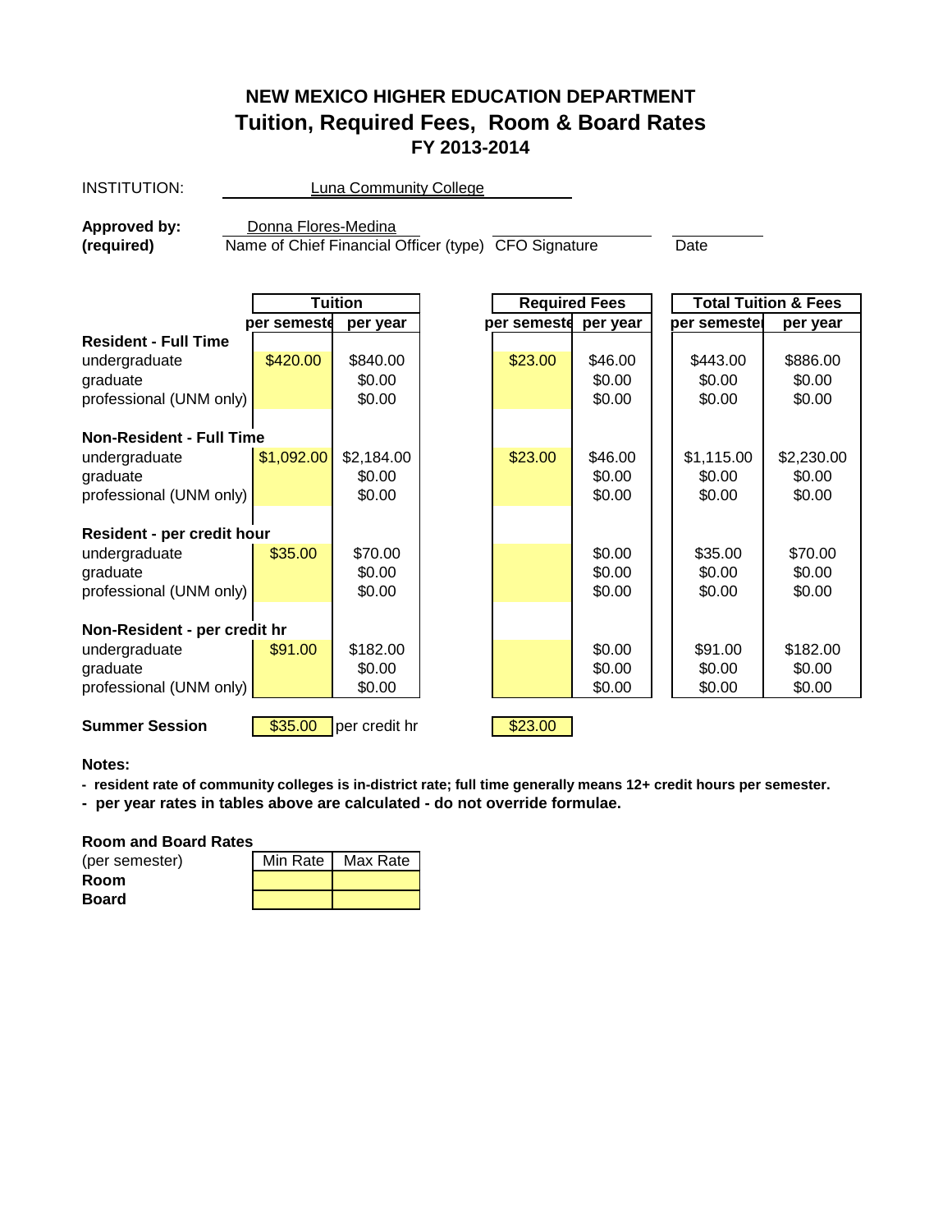# NEW MEXICO HIGHER EDUCATION DEPARTMENT

## Tuition, Required Fees, Room & Board Rates

### FY 2013-2014

INSTITUTION: Luna Community College

**Approved by:** Donna Flores-Medina
**(required)** Name of Chief Financial Officer (type) | CFO Signature | Date

| | Tuition | | Required Fees | | Total Tuition & Fees | |
|---|---|---|---|---|---|---|
| | per semester | per year | per semester | per year | per semester | per year |
| **Resident - Full Time** | | | | | | |
| undergraduate | $420.00 | $840.00 | $23.00 | $46.00 | $443.00 | $886.00 |
| graduate | | $0.00 | | $0.00 | $0.00 | $0.00 |
| professional (UNM only) | | $0.00 | | $0.00 | $0.00 | $0.00 |
| **Non-Resident - Full Time** | | | | | | |
| undergraduate | $1,092.00 | $2,184.00 | $23.00 | $46.00 | $1,115.00 | $2,230.00 |
| graduate | | $0.00 | | $0.00 | $0.00 | $0.00 |
| professional (UNM only) | | $0.00 | | $0.00 | $0.00 | $0.00 |
| **Resident - per credit hour** | | | | | | |
| undergraduate | $35.00 | $70.00 | | $0.00 | $35.00 | $70.00 |
| graduate | | $0.00 | | $0.00 | $0.00 | $0.00 |
| professional (UNM only) | | $0.00 | | $0.00 | $0.00 | $0.00 |
| **Non-Resident - per credit hr** | | | | | | |
| undergraduate | $91.00 | $182.00 | | $0.00 | $91.00 | $182.00 |
| graduate | | $0.00 | | $0.00 | $0.00 | $0.00 |
| professional (UNM only) | | $0.00 | | $0.00 | $0.00 | $0.00 |
| **Summer Session** | $35.00 | per credit hr | $23.00 | | | |

**Notes:**

- **resident rate of community colleges is in-district rate; full time generally means 12+ credit hours per semester.**
- **per year rates in tables above are calculated - do not override formulae.**

**Room and Board Rates**

| (per semester) | Min Rate | Max Rate |
|---|---|---|
| **Room** | | |
| **Board** | | |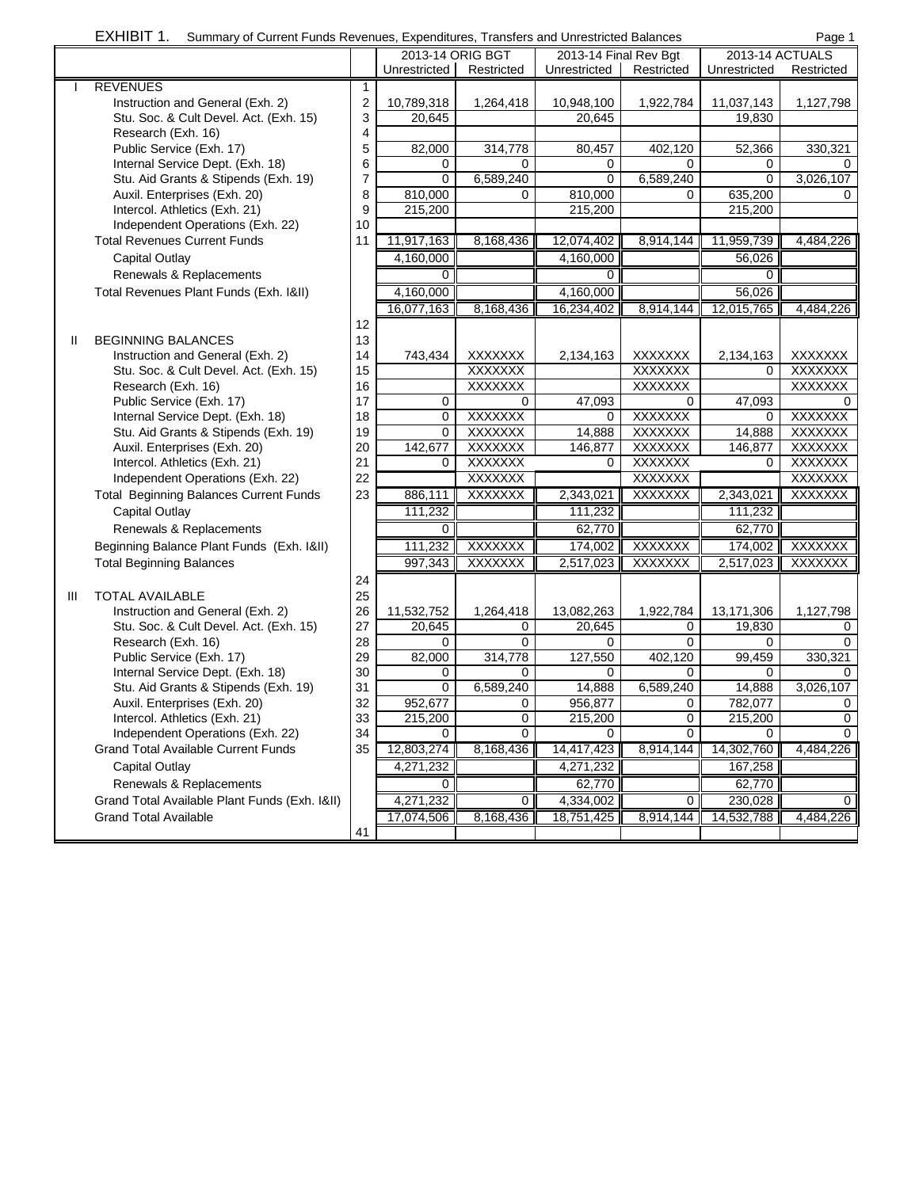EXHIBIT 1. Summary of Current Funds Revenues, Expenditures, Transfers and Unrestricted Balances

| | | | 2013-14 ORIG BGT | | 2013-14 Final Rev Bgt | | 2013-14 ACTUALS | |
|---|---|---|---|---|---|---|---|---|
| | | | Unrestricted | Restricted | Unrestricted | Restricted | Unrestricted | Restricted |
| I | REVENUES | 1 | | | | | | |
| | Instruction and General (Exh. 2) | 2 | 10,789,318 | 1,264,418 | 10,948,100 | 1,922,784 | 11,037,143 | 1,127,798 |
| | Stu. Soc. & Cult Devel. Act. (Exh. 15) | 3 | 20,645 | | 20,645 | | 19,830 | |
| | Research (Exh. 16) | 4 | | | | | | |
| | Public Service (Exh. 17) | 5 | 82,000 | 314,778 | 80,457 | 402,120 | 52,366 | 330,321 |
| | Internal Service Dept. (Exh. 18) | 6 | 0 | 0 | 0 | 0 | 0 | 0 |
| | Stu. Aid Grants & Stipends (Exh. 19) | 7 | 0 | 6,589,240 | 0 | 6,589,240 | 0 | 3,026,107 |
| | Auxil. Enterprises (Exh. 20) | 8 | 810,000 | 0 | 810,000 | 0 | 635,200 | 0 |
| | Intercol. Athletics (Exh. 21) | 9 | 215,200 | | 215,200 | | 215,200 | |
| | Independent Operations (Exh. 22) | 10 | | | | | | |
| | Total Revenues Current Funds | 11 | 11,917,163 | 8,168,436 | 12,074,402 | 8,914,144 | 11,959,739 | 4,484,226 |
| | Capital Outlay | | 4,160,000 | | 4,160,000 | | 56,026 | |
| | Renewals & Replacements | | 0 | | 0 | | 0 | |
| | Total Revenues Plant Funds (Exh. I&II) | | 4,160,000 | | 4,160,000 | | 56,026 | |
| | | | 16,077,163 | 8,168,436 | 16,234,402 | 8,914,144 | 12,015,765 | 4,484,226 |
| | | 12 | | | | | | |
| II | BEGINNING BALANCES | 13 | | | | | | |
| | Instruction and General (Exh. 2) | 14 | 743,434 | XXXXXXX | 2,134,163 | XXXXXXX | 2,134,163 | XXXXXXX |
| | Stu. Soc. & Cult Devel. Act. (Exh. 15) | 15 | | XXXXXXX | | XXXXXXX | 0 | XXXXXXX |
| | Research (Exh. 16) | 16 | | XXXXXXX | | XXXXXXX | | XXXXXXX |
| | Public Service (Exh. 17) | 17 | 0 | 0 | 47,093 | 0 | 47,093 | 0 |
| | Internal Service Dept. (Exh. 18) | 18 | 0 | XXXXXXX | 0 | XXXXXXX | 0 | XXXXXXX |
| | Stu. Aid Grants & Stipends (Exh. 19) | 19 | 0 | XXXXXXX | 14,888 | XXXXXXX | 14,888 | XXXXXXX |
| | Auxil. Enterprises (Exh. 20) | 20 | 142,677 | XXXXXXX | 146,877 | XXXXXXX | 146,877 | XXXXXXX |
| | Intercol. Athletics (Exh. 21) | 21 | 0 | XXXXXXX | 0 | XXXXXXX | 0 | XXXXXXX |
| | Independent Operations (Exh. 22) | 22 | | XXXXXXX | | XXXXXXX | | XXXXXXX |
| | Total Beginning Balances Current Funds | 23 | 886,111 | XXXXXXX | 2,343,021 | XXXXXXX | 2,343,021 | XXXXXXX |
| | Capital Outlay | | 111,232 | | 111,232 | | 111,232 | |
| | Renewals & Replacements | | 0 | | 62,770 | | 62,770 | |
| | Beginning Balance Plant Funds (Exh. I&II) | | 111,232 | XXXXXXX | 174,002 | XXXXXXX | 174,002 | XXXXXXX |
| | Total Beginning Balances | | 997,343 | XXXXXXX | 2,517,023 | XXXXXXX | 2,517,023 | XXXXXXX |
| | | 24 | | | | | | |
| III | TOTAL AVAILABLE | 25 | | | | | | |
| | Instruction and General (Exh. 2) | 26 | 11,532,752 | 1,264,418 | 13,082,263 | 1,922,784 | 13,171,306 | 1,127,798 |
| | Stu. Soc. & Cult Devel. Act. (Exh. 15) | 27 | 20,645 | 0 | 20,645 | 0 | 19,830 | 0 |
| | Research (Exh. 16) | 28 | 0 | 0 | 0 | 0 | 0 | 0 |
| | Public Service (Exh. 17) | 29 | 82,000 | 314,778 | 127,550 | 402,120 | 99,459 | 330,321 |
| | Internal Service Dept. (Exh. 18) | 30 | 0 | 0 | 0 | 0 | 0 | 0 |
| | Stu. Aid Grants & Stipends (Exh. 19) | 31 | 0 | 6,589,240 | 14,888 | 6,589,240 | 14,888 | 3,026,107 |
| | Auxil. Enterprises (Exh. 20) | 32 | 952,677 | 0 | 956,877 | 0 | 782,077 | 0 |
| | Intercol. Athletics (Exh. 21) | 33 | 215,200 | 0 | 215,200 | 0 | 215,200 | 0 |
| | Independent Operations (Exh. 22) | 34 | 0 | 0 | 0 | 0 | 0 | 0 |
| | Grand Total Available Current Funds | 35 | 12,803,274 | 8,168,436 | 14,417,423 | 8,914,144 | 14,302,760 | 4,484,226 |
| | Capital Outlay | | 4,271,232 | | 4,271,232 | | 167,258 | |
| | Renewals & Replacements | | 0 | | 62,770 | | 62,770 | |
| | Grand Total Available Plant Funds (Exh. I&II) | | 4,271,232 | 0 | 4,334,002 | 0 | 230,028 | 0 |
| | Grand Total Available | | 17,074,506 | 8,168,436 | 18,751,425 | 8,914,144 | 14,532,788 | 4,484,226 |
| | | 41 | | | | | | |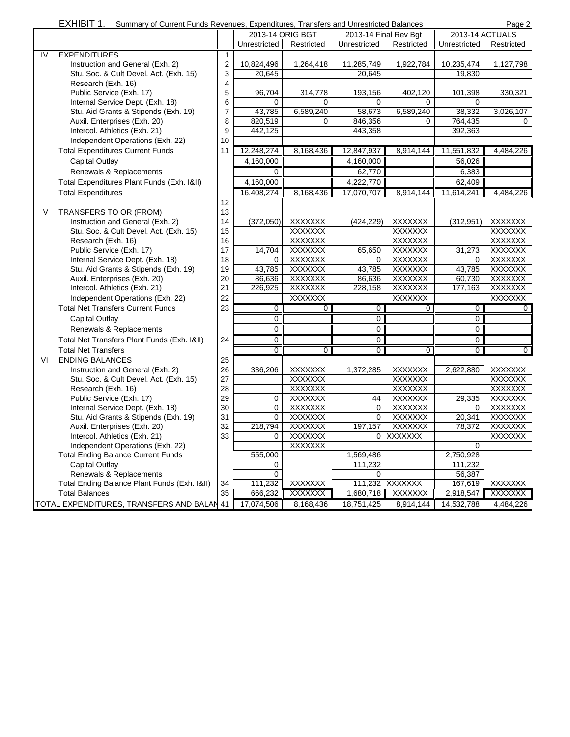EXHIBIT 1. Summary of Current Funds Revenues, Expenditures, Transfers and Unrestricted Balances

| | | | 2013-14 ORIG BGT | | 2013-14 Final Rev Bgt | | 2013-14 ACTUALS | |
|---|---|---|---|---|---|---|---|---|
| | | | Unrestricted | Restricted | Unrestricted | Restricted | Unrestricted | Restricted |
| IV | EXPENDITURES | 1 | | | | | | |
| | Instruction and General (Exh. 2) | 2 | 10,824,496 | 1,264,418 | 11,285,749 | 1,922,784 | 10,235,474 | 1,127,798 |
| | Stu. Soc. & Cult Devel. Act. (Exh. 15) | 3 | 20,645 | | 20,645 | | 19,830 | |
| | Research (Exh. 16) | 4 | | | | | | |
| | Public Service (Exh. 17) | 5 | 96,704 | 314,778 | 193,156 | 402,120 | 101,398 | 330,321 |
| | Internal Service Dept. (Exh. 18) | 6 | 0 | 0 | 0 | 0 | 0 | |
| | Stu. Aid Grants & Stipends (Exh. 19) | 7 | 43,785 | 6,589,240 | 58,673 | 6,589,240 | 38,332 | 3,026,107 |
| | Auxil. Enterprises (Exh. 20) | 8 | 820,519 | 0 | 846,356 | 0 | 764,435 | 0 |
| | Intercol. Athletics (Exh. 21) | 9 | 442,125 | | 443,358 | | 392,363 | |
| | Independent Operations (Exh. 22) | 10 | | | | | | |
| | Total Expenditures Current Funds | 11 | 12,248,274 | 8,168,436 | 12,847,937 | 8,914,144 | 11,551,832 | 4,484,226 |
| | Capital Outlay | | 4,160,000 | | 4,160,000 | | 56,026 | |
| | Renewals & Replacements | | 0 | | 62,770 | | 6,383 | |
| | Total Expenditures Plant Funds (Exh. I&II) | | 4,160,000 | | 4,222,770 | | 62,409 | |
| | Total Expenditures | | 16,408,274 | 8,168,436 | 17,070,707 | 8,914,144 | 11,614,241 | 4,484,226 |
| | | 12 | | | | | | |
| V | TRANSFERS TO OR (FROM) | 13 | | | | | | |
| | Instruction and General (Exh. 2) | 14 | (372,050) | XXXXXXX | (424,229) | XXXXXXX | (312,951) | XXXXXXX |
| | Stu. Soc. & Cult Devel. Act. (Exh. 15) | 15 | | XXXXXXX | | XXXXXXX | | XXXXXXX |
| | Research (Exh. 16) | 16 | | XXXXXXX | | XXXXXXX | | XXXXXXX |
| | Public Service (Exh. 17) | 17 | 14,704 | XXXXXXX | 65,650 | XXXXXXX | 31,273 | XXXXXXX |
| | Internal Service Dept. (Exh. 18) | 18 | 0 | XXXXXXX | 0 | XXXXXXX | 0 | XXXXXXX |
| | Stu. Aid Grants & Stipends (Exh. 19) | 19 | 43,785 | XXXXXXX | 43,785 | XXXXXXX | 43,785 | XXXXXXX |
| | Auxil. Enterprises (Exh. 20) | 20 | 86,636 | XXXXXXX | 86,636 | XXXXXXX | 60,730 | XXXXXXX |
| | Intercol. Athletics (Exh. 21) | 21 | 226,925 | XXXXXXX | 228,158 | XXXXXXX | 177,163 | XXXXXXX |
| | Independent Operations (Exh. 22) | 22 | | XXXXXXX | | XXXXXXX | | XXXXXXX |
| | Total Net Transfers Current Funds | 23 | 0 | 0 | 0 | 0 | 0 | 0 |
| | Capital Outlay | | 0 | | 0 | | 0 | |
| | Renewals & Replacements | | 0 | | 0 | | 0 | |
| | Total Net Transfers Plant Funds (Exh. I&II) | 24 | 0 | | 0 | | 0 | |
| | Total Net Transfers | | 0 | 0 | 0 | 0 | 0 | 0 |
| VI | ENDING BALANCES | 25 | | | | | | |
| | Instruction and General (Exh. 2) | 26 | 336,206 | XXXXXXX | 1,372,285 | XXXXXXX | 2,622,880 | XXXXXXX |
| | Stu. Soc. & Cult Devel. Act. (Exh. 15) | 27 | | XXXXXXX | | XXXXXXX | | XXXXXXX |
| | Research (Exh. 16) | 28 | | XXXXXXX | | XXXXXXX | | XXXXXXX |
| | Public Service (Exh. 17) | 29 | 0 | XXXXXXX | 44 | XXXXXXX | 29,335 | XXXXXXX |
| | Internal Service Dept. (Exh. 18) | 30 | 0 | XXXXXXX | 0 | XXXXXXX | 0 | XXXXXXX |
| | Stu. Aid Grants & Stipends (Exh. 19) | 31 | 0 | XXXXXXX | 0 | XXXXXXX | 20,341 | XXXXXXX |
| | Auxil. Enterprises (Exh. 20) | 32 | 218,794 | XXXXXXX | 197,157 | XXXXXXX | 78,372 | XXXXXXX |
| | Intercol. Athletics (Exh. 21) | 33 | 0 | XXXXXXX | 0 | XXXXXXX | | XXXXXXX |
| | Independent Operations (Exh. 22) | | | XXXXXXX | | | 0 | |
| | Total Ending Balance Current Funds | | 555,000 | | 1,569,486 | | 2,750,928 | |
| | Capital Outlay | | 0 | | 111,232 | | 111,232 | |
| | Renewals & Replacements | | 0 | | 0 | | 56,387 | |
| | Total Ending Balance Plant Funds (Exh. I&II) | 34 | 111,232 | XXXXXXX | 111,232 | XXXXXXX | 167,619 | XXXXXXX |
| | Total Balances | 35 | 666,232 | XXXXXXX | 1,680,718 | XXXXXXX | 2,918,547 | XXXXXXX |
| TOTAL EXPENDITURES, TRANSFERS AND BALAN | | 41 | 17,074,506 | 8,168,436 | 18,751,425 | 8,914,144 | 14,532,788 | 4,484,226 |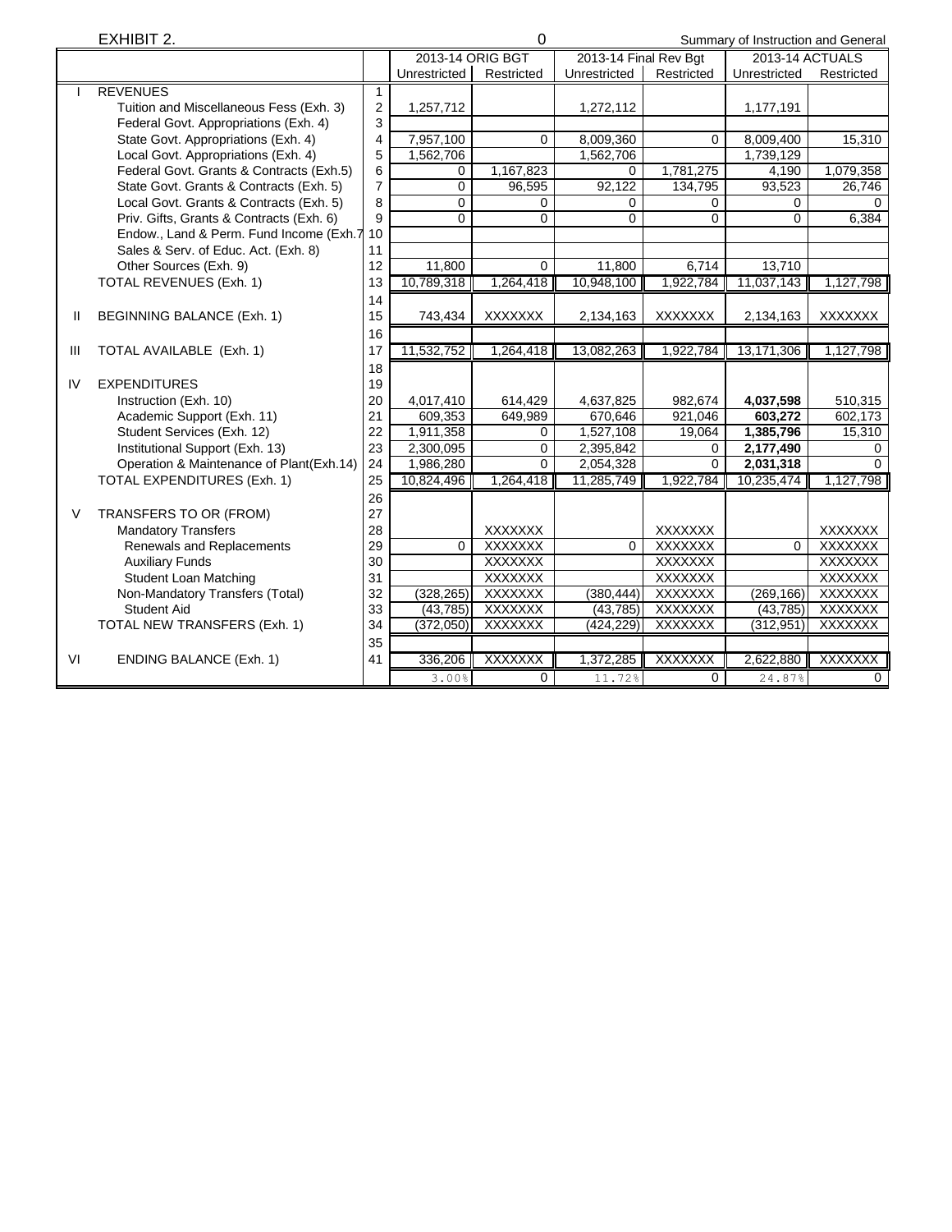EXHIBIT 2. 0 Summary of Instruction and General

| | | | 2013-14 ORIG BGT | | 2013-14 Final Rev Bgt | | 2013-14 ACTUALS | |
|---|---|---|---|---|---|---|---|---|
| | | | Unrestricted | Restricted | Unrestricted | Restricted | Unrestricted | Restricted |
| I | REVENUES | 1 | | | | | | |
| | Tuition and Miscellaneous Fess (Exh. 3) | 2 | 1,257,712 | | 1,272,112 | | 1,177,191 | |
| | Federal Govt. Appropriations (Exh. 4) | 3 | | | | | | |
| | State Govt. Appropriations (Exh. 4) | 4 | 7,957,100 | 0 | 8,009,360 | 0 | 8,009,400 | 15,310 |
| | Local Govt. Appropriations (Exh. 4) | 5 | 1,562,706 | | 1,562,706 | | 1,739,129 | |
| | Federal Govt. Grants & Contracts (Exh.5) | 6 | 0 | 1,167,823 | 0 | 1,781,275 | 4,190 | 1,079,358 |
| | State Govt. Grants & Contracts (Exh. 5) | 7 | 0 | 96,595 | 92,122 | 134,795 | 93,523 | 26,746 |
| | Local Govt. Grants & Contracts (Exh. 5) | 8 | 0 | 0 | 0 | 0 | 0 | 0 |
| | Priv. Gifts, Grants & Contracts (Exh. 6) | 9 | 0 | 0 | 0 | 0 | 0 | 6,384 |
| | Endow., Land & Perm. Fund Income (Exh.7 | 10 | | | | | | |
| | Sales & Serv. of Educ. Act. (Exh. 8) | 11 | | | | | | |
| | Other Sources (Exh. 9) | 12 | 11,800 | 0 | 11,800 | 6,714 | 13,710 | |
| | TOTAL REVENUES (Exh. 1) | 13 | 10,789,318 | 1,264,418 | 10,948,100 | 1,922,784 | 11,037,143 | 1,127,798 |
| | | 14 | | | | | | |
| II | BEGINNING BALANCE (Exh. 1) | 15 | 743,434 | XXXXXXX | 2,134,163 | XXXXXXX | 2,134,163 | XXXXXXX |
| | | 16 | | | | | | |
| III | TOTAL AVAILABLE (Exh. 1) | 17 | 11,532,752 | 1,264,418 | 13,082,263 | 1,922,784 | 13,171,306 | 1,127,798 |
| | | 18 | | | | | | |
| IV | EXPENDITURES | 19 | | | | | | |
| | Instruction (Exh. 10) | 20 | 4,017,410 | 614,429 | 4,637,825 | 982,674 | **4,037,598** | 510,315 |
| | Academic Support (Exh. 11) | 21 | 609,353 | 649,989 | 670,646 | 921,046 | **603,272** | 602,173 |
| | Student Services (Exh. 12) | 22 | 1,911,358 | 0 | 1,527,108 | 19,064 | **1,385,796** | 15,310 |
| | Institutional Support (Exh. 13) | 23 | 2,300,095 | 0 | 2,395,842 | 0 | **2,177,490** | 0 |
| | Operation & Maintenance of Plant(Exh.14) | 24 | 1,986,280 | 0 | 2,054,328 | 0 | **2,031,318** | 0 |
| | TOTAL EXPENDITURES (Exh. 1) | 25 | 10,824,496 | 1,264,418 | 11,285,749 | 1,922,784 | 10,235,474 | 1,127,798 |
| | | 26 | | | | | | |
| V | TRANSFERS TO OR (FROM) | 27 | | | | | | |
| | Mandatory Transfers | 28 | | XXXXXXX | | XXXXXXX | | XXXXXXX |
| | Renewals and Replacements | 29 | 0 | XXXXXXX | 0 | XXXXXXX | 0 | XXXXXXX |
| | Auxiliary Funds | 30 | | XXXXXXX | | XXXXXXX | | XXXXXXX |
| | Student Loan Matching | 31 | | XXXXXXX | | XXXXXXX | | XXXXXXX |
| | Non-Mandatory Transfers (Total) | 32 | (328,265) | XXXXXXX | (380,444) | XXXXXXX | (269,166) | XXXXXXX |
| | Student Aid | 33 | (43,785) | XXXXXXX | (43,785) | XXXXXXX | (43,785) | XXXXXXX |
| | TOTAL NEW TRANSFERS (Exh. 1) | 34 | (372,050) | XXXXXXX | (424,229) | XXXXXXX | (312,951) | XXXXXXX |
| | | 35 | | | | | | |
| VI | ENDING BALANCE (Exh. 1) | 41 | 336,206 | XXXXXXX | 1,372,285 | XXXXXXX | 2,622,880 | XXXXXXX |
| | | | 3.00% | 0 | 11.72% | 0 | 24.87% | 0 |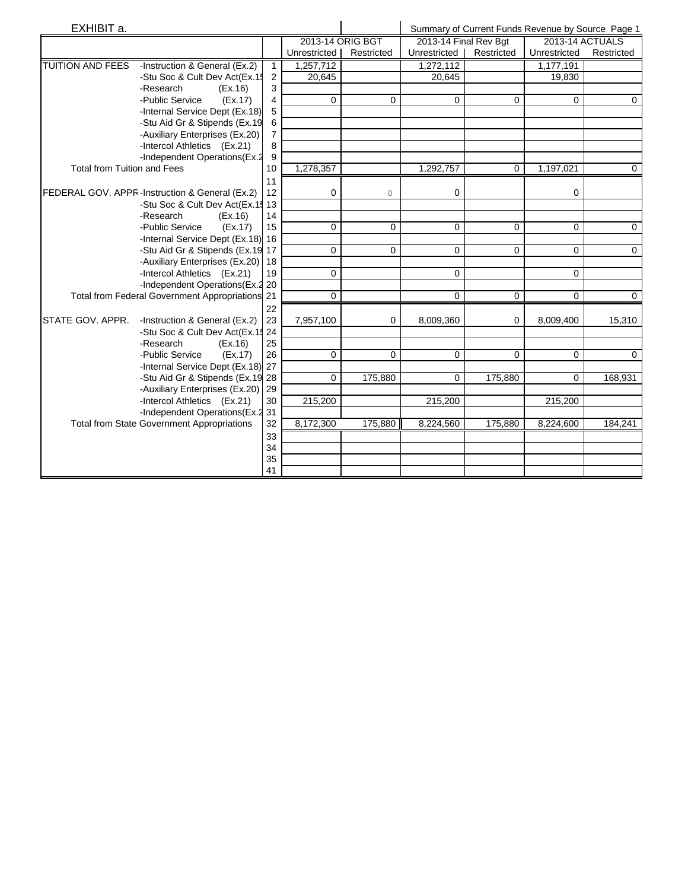EXHIBIT a.

Summary of Current Funds Revenue by Source Page 1

| | | | 2013-14 ORIG BGT | | 2013-14 Final Rev Bgt | | 2013-14 ACTUALS | |
|---|---|---|---|---|---|---|---|---|
| | | | Unrestricted | Restricted | Unrestricted | Restricted | Unrestricted | Restricted |
| TUITION AND FEES | -Instruction & General (Ex.2) | 1 | 1,257,712 | | 1,272,112 | | 1,177,191 | |
| | -Stu Soc & Cult Dev Act(Ex.15 | 2 | 20,645 | | 20,645 | | 19,830 | |
| | -Research (Ex.16) | 3 | | | | | | |
| | -Public Service (Ex.17) | 4 | 0 | 0 | 0 | 0 | 0 | 0 |
| | -Internal Service Dept (Ex.18) | 5 | | | | | | |
| | -Stu Aid Gr & Stipends (Ex.19 | 6 | | | | | | |
| | -Auxiliary Enterprises (Ex.20) | 7 | | | | | | |
| | -Intercol Athletics (Ex.21) | 8 | | | | | | |
| | -Independent Operations(Ex.2 | 9 | | | | | | |
| Total from Tuition and Fees | | 10 | 1,278,357 | | 1,292,757 | 0 | 1,197,021 | 0 |
| | | 11 | | | | | | |
| FEDERAL GOV. APPR | -Instruction & General (Ex.2) | 12 | 0 | 0 | 0 | | 0 | |
| | -Stu Soc & Cult Dev Act(Ex.15 | 13 | | | | | | |
| | -Research (Ex.16) | 14 | | | | | | |
| | -Public Service (Ex.17) | 15 | 0 | 0 | 0 | 0 | 0 | 0 |
| | -Internal Service Dept (Ex.18) | 16 | | | | | | |
| | -Stu Aid Gr & Stipends (Ex.19 | 17 | 0 | 0 | 0 | 0 | 0 | 0 |
| | -Auxiliary Enterprises (Ex.20) | 18 | | | | | | |
| | -Intercol Athletics (Ex.21) | 19 | 0 | | 0 | | 0 | |
| | -Independent Operations(Ex.2 | 20 | | | | | | |
| Total from Federal Government Appropriations | | 21 | 0 | | 0 | 0 | 0 | 0 |
| | | 22 | | | | | | |
| STATE GOV. APPR. | -Instruction & General (Ex.2) | 23 | 7,957,100 | 0 | 8,009,360 | 0 | 8,009,400 | 15,310 |
| | -Stu Soc & Cult Dev Act(Ex.15 | 24 | | | | | | |
| | -Research (Ex.16) | 25 | | | | | | |
| | -Public Service (Ex.17) | 26 | 0 | 0 | 0 | 0 | 0 | 0 |
| | -Internal Service Dept (Ex.18) | 27 | | | | | | |
| | -Stu Aid Gr & Stipends (Ex.19 | 28 | 0 | 175,880 | 0 | 175,880 | 0 | 168,931 |
| | -Auxiliary Enterprises (Ex.20) | 29 | | | | | | |
| | -Intercol Athletics (Ex.21) | 30 | 215,200 | | 215,200 | | 215,200 | |
| | -Independent Operations(Ex.2 | 31 | | | | | | |
| Total from State Government Appropriations | | 32 | 8,172,300 | 175,880 | 8,224,560 | 175,880 | 8,224,600 | 184,241 |
| | | 33 | | | | | | |
| | | 34 | | | | | | |
| | | 35 | | | | | | |
| | | 41 | | | | | | |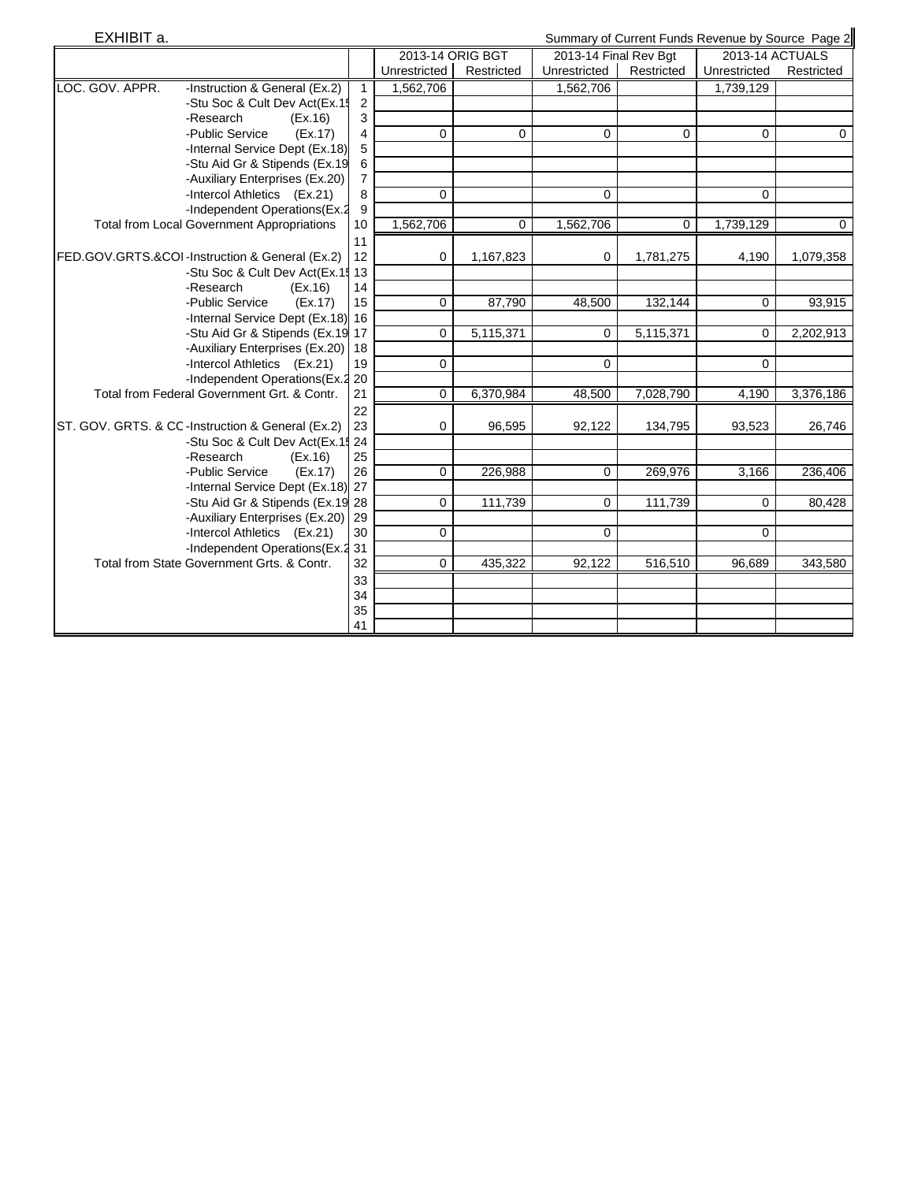EXHIBIT a.

Summary of Current Funds Revenue by Source Page 2

| | | | 2013-14 ORIG BGT | | 2013-14 Final Rev Bgt | | 2013-14 ACTUALS | |
|---|---|---|---|---|---|---|---|---|
| | | | Unrestricted | Restricted | Unrestricted | Restricted | Unrestricted | Restricted |
| LOC. GOV. APPR. | -Instruction & General (Ex.2) | 1 | 1,562,706 | | 1,562,706 | | 1,739,129 | |
| | -Stu Soc & Cult Dev Act(Ex.15 | 2 | | | | | | |
| | -Research (Ex.16) | 3 | | | | | | |
| | -Public Service (Ex.17) | 4 | 0 | 0 | 0 | 0 | 0 | 0 |
| | -Internal Service Dept (Ex.18) | 5 | | | | | | |
| | -Stu Aid Gr & Stipends (Ex.19 | 6 | | | | | | |
| | -Auxiliary Enterprises (Ex.20) | 7 | | | | | | |
| | -Intercol Athletics (Ex.21) | 8 | 0 | | 0 | | 0 | |
| | -Independent Operations(Ex.2 | 9 | | | | | | |
| Total from Local Government Appropriations | | 10 | 1,562,706 | 0 | 1,562,706 | 0 | 1,739,129 | 0 |
| | | 11 | | | | | | |
| FED.GOV.GRTS.&COI | -Instruction & General (Ex.2) | 12 | 0 | 1,167,823 | 0 | 1,781,275 | 4,190 | 1,079,358 |
| | -Stu Soc & Cult Dev Act(Ex.15 | 13 | | | | | | |
| | -Research (Ex.16) | 14 | | | | | | |
| | -Public Service (Ex.17) | 15 | 0 | 87,790 | 48,500 | 132,144 | 0 | 93,915 |
| | -Internal Service Dept (Ex.18) | 16 | | | | | | |
| | -Stu Aid Gr & Stipends (Ex.19 | 17 | 0 | 5,115,371 | 0 | 5,115,371 | 0 | 2,202,913 |
| | -Auxiliary Enterprises (Ex.20) | 18 | | | | | | |
| | -Intercol Athletics (Ex.21) | 19 | 0 | | 0 | | 0 | |
| | -Independent Operations(Ex.2 | 20 | | | | | | |
| Total from Federal Government Grt. & Contr. | | 21 | 0 | 6,370,984 | 48,500 | 7,028,790 | 4,190 | 3,376,186 |
| | | 22 | | | | | | |
| ST. GOV. GRTS. & CC | -Instruction & General (Ex.2) | 23 | 0 | 96,595 | 92,122 | 134,795 | 93,523 | 26,746 |
| | -Stu Soc & Cult Dev Act(Ex.15 | 24 | | | | | | |
| | -Research (Ex.16) | 25 | | | | | | |
| | -Public Service (Ex.17) | 26 | 0 | 226,988 | 0 | 269,976 | 3,166 | 236,406 |
| | -Internal Service Dept (Ex.18) | 27 | | | | | | |
| | -Stu Aid Gr & Stipends (Ex.19 | 28 | 0 | 111,739 | 0 | 111,739 | 0 | 80,428 |
| | -Auxiliary Enterprises (Ex.20) | 29 | | | | | | |
| | -Intercol Athletics (Ex.21) | 30 | 0 | | 0 | | 0 | |
| | -Independent Operations(Ex.2 | 31 | | | | | | |
| Total from State Government Grts. & Contr. | | 32 | 0 | 435,322 | 92,122 | 516,510 | 96,689 | 343,580 |
| | | 33 | | | | | | |
| | | 34 | | | | | | |
| | | 35 | | | | | | |
| | | 41 | | | | | | |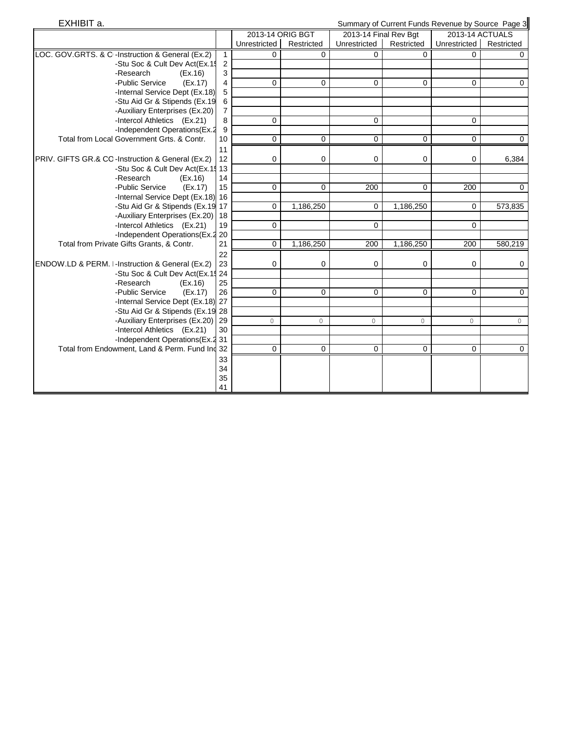EXHIBIT a. Summary of Current Funds Revenue by Source Page 3

| | | | 2013-14 ORIG BGT | | 2013-14 Final Rev Bgt | | 2013-14 ACTUALS | |
|---|---|---|---|---|---|---|---|---|
| | | | Unrestricted | Restricted | Unrestricted | Restricted | Unrestricted | Restricted |
| LOC. GOV.GRTS. & C | -Instruction & General (Ex.2) | 1 | 0 | 0 | 0 | 0 | 0 | 0 |
| | -Stu Soc & Cult Dev Act(Ex.15 | 2 | | | | | | |
| | -Research (Ex.16) | 3 | | | | | | |
| | -Public Service (Ex.17) | 4 | 0 | 0 | 0 | 0 | 0 | 0 |
| | -Internal Service Dept (Ex.18) | 5 | | | | | | |
| | -Stu Aid Gr & Stipends (Ex.19 | 6 | | | | | | |
| | -Auxiliary Enterprises (Ex.20) | 7 | | | | | | |
| | -Intercol Athletics (Ex.21) | 8 | 0 | | 0 | | 0 | |
| | -Independent Operations(Ex.2 | 9 | | | | | | |
| Total from Local Government Grts. & Contr. | | 10 | 0 | 0 | 0 | 0 | 0 | 0 |
| | | 11 | | | | | | |
| PRIV. GIFTS GR.& CO | -Instruction & General (Ex.2) | 12 | 0 | 0 | 0 | 0 | 0 | 6,384 |
| | -Stu Soc & Cult Dev Act(Ex.15 | 13 | | | | | | |
| | -Research (Ex.16) | 14 | | | | | | |
| | -Public Service (Ex.17) | 15 | 0 | 0 | 200 | 0 | 200 | 0 |
| | -Internal Service Dept (Ex.18) | 16 | | | | | | |
| | -Stu Aid Gr & Stipends (Ex.19 | 17 | 0 | 1,186,250 | 0 | 1,186,250 | 0 | 573,835 |
| | -Auxiliary Enterprises (Ex.20) | 18 | | | | | | |
| | -Intercol Athletics (Ex.21) | 19 | 0 | | 0 | | 0 | |
| | -Independent Operations(Ex.2 | 20 | | | | | | |
| Total from Private Gifts Grants, & Contr. | | 21 | 0 | 1,186,250 | 200 | 1,186,250 | 200 | 580,219 |
| | | 22 | | | | | | |
| ENDOW.LD & PERM. I | -Instruction & General (Ex.2) | 23 | 0 | 0 | 0 | 0 | 0 | 0 |
| | -Stu Soc & Cult Dev Act(Ex.15 | 24 | | | | | | |
| | -Research (Ex.16) | 25 | | | | | | |
| | -Public Service (Ex.17) | 26 | 0 | 0 | 0 | 0 | 0 | 0 |
| | -Internal Service Dept (Ex.18) | 27 | | | | | | |
| | -Stu Aid Gr & Stipends (Ex.19 | 28 | | | | | | |
| | -Auxiliary Enterprises (Ex.20) | 29 | 0 | 0 | 0 | 0 | 0 | 0 |
| | -Intercol Athletics (Ex.21) | 30 | | | | | | |
| | -Independent Operations(Ex.2 | 31 | | | | | | |
| Total from Endowment, Land & Perm. Fund Inc | | 32 | 0 | 0 | 0 | 0 | 0 | 0 |
| | | 33 | | | | | | |
| | | 34 | | | | | | |
| | | 35 | | | | | | |
| | | 41 | | | | | | |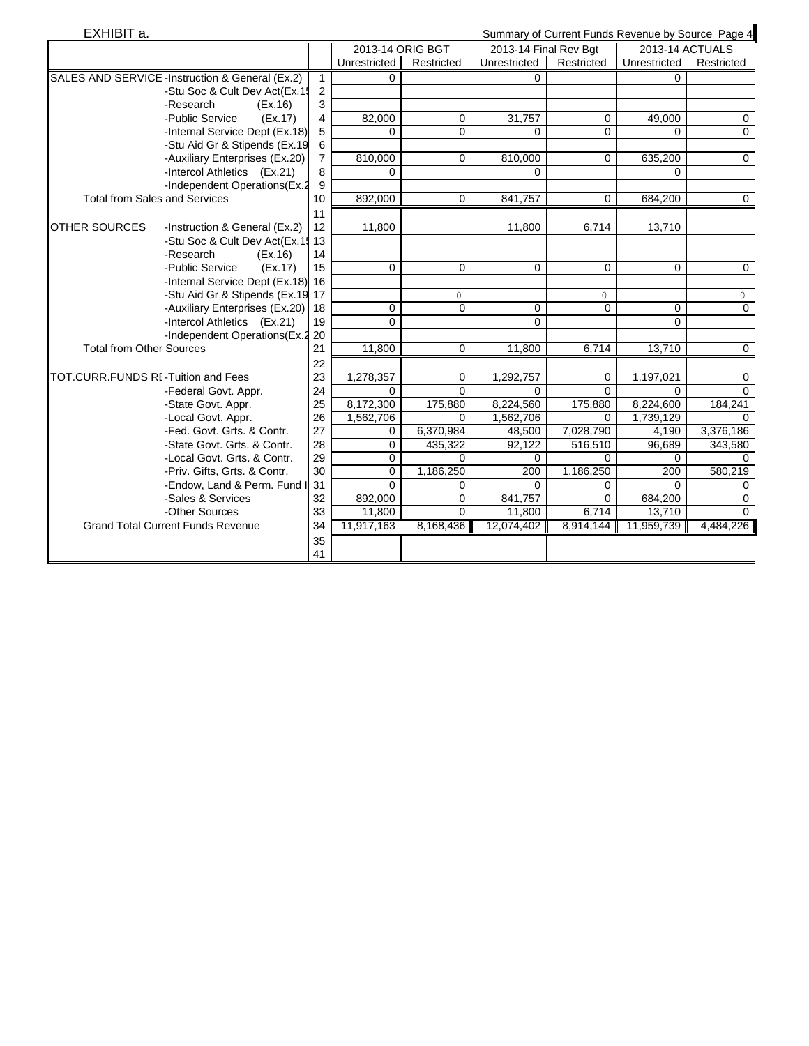EXHIBIT a.

Summary of Current Funds Revenue by Source

| | | | 2013-14 ORIG BGT | | 2013-14 Final Rev Bgt | | 2013-14 ACTUALS | |
|---|---|---|---|---|---|---|---|---|
| | | | Unrestricted | Restricted | Unrestricted | Restricted | Unrestricted | Restricted |
| SALES AND SERVICE | -Instruction & General (Ex.2) | 1 | 0 | | 0 | | 0 | |
| | -Stu Soc & Cult Dev Act(Ex.15 | 2 | | | | | | |
| | -Research (Ex.16) | 3 | | | | | | |
| | -Public Service (Ex.17) | 4 | 82,000 | 0 | 31,757 | 0 | 49,000 | 0 |
| | -Internal Service Dept (Ex.18) | 5 | 0 | 0 | 0 | 0 | 0 | 0 |
| | -Stu Aid Gr & Stipends (Ex.19 | 6 | | | | | | |
| | -Auxiliary Enterprises (Ex.20) | 7 | 810,000 | 0 | 810,000 | 0 | 635,200 | 0 |
| | -Intercol Athletics (Ex.21) | 8 | 0 | | 0 | | 0 | |
| | -Independent Operations(Ex.2 | 9 | | | | | | |
| Total from Sales and Services | | 10 | 892,000 | 0 | 841,757 | 0 | 684,200 | 0 |
| | | 11 | | | | | | |
| OTHER SOURCES | -Instruction & General (Ex.2) | 12 | 11,800 | | 11,800 | 6,714 | 13,710 | |
| | -Stu Soc & Cult Dev Act(Ex.15 | 13 | | | | | | |
| | -Research (Ex.16) | 14 | | | | | | |
| | -Public Service (Ex.17) | 15 | 0 | 0 | 0 | 0 | 0 | 0 |
| | -Internal Service Dept (Ex.18) | 16 | | | | | | |
| | -Stu Aid Gr & Stipends (Ex.19 | 17 | | 0 | | 0 | | 0 |
| | -Auxiliary Enterprises (Ex.20) | 18 | 0 | 0 | 0 | 0 | 0 | 0 |
| | -Intercol Athletics (Ex.21) | 19 | 0 | | 0 | | 0 | |
| | -Independent Operations(Ex.2 | 20 | | | | | | |
| Total from Other Sources | | 21 | 11,800 | 0 | 11,800 | 6,714 | 13,710 | 0 |
| | | 22 | | | | | | |
| TOT.CURR.FUNDS RE | -Tuition and Fees | 23 | 1,278,357 | 0 | 1,292,757 | 0 | 1,197,021 | 0 |
| | -Federal Govt. Appr. | 24 | 0 | 0 | 0 | 0 | 0 | 0 |
| | -State Govt. Appr. | 25 | 8,172,300 | 175,880 | 8,224,560 | 175,880 | 8,224,600 | 184,241 |
| | -Local Govt. Appr. | 26 | 1,562,706 | 0 | 1,562,706 | 0 | 1,739,129 | 0 |
| | -Fed. Govt. Grts. & Contr. | 27 | 0 | 6,370,984 | 48,500 | 7,028,790 | 4,190 | 3,376,186 |
| | -State Govt. Grts. & Contr. | 28 | 0 | 435,322 | 92,122 | 516,510 | 96,689 | 343,580 |
| | -Local Govt. Grts. & Contr. | 29 | 0 | 0 | 0 | 0 | 0 | 0 |
| | -Priv. Gifts, Grts. & Contr. | 30 | 0 | 1,186,250 | 200 | 1,186,250 | 200 | 580,219 |
| | -Endow, Land & Perm. Fund I | 31 | 0 | 0 | 0 | 0 | 0 | 0 |
| | -Sales & Services | 32 | 892,000 | 0 | 841,757 | 0 | 684,200 | 0 |
| | -Other Sources | 33 | 11,800 | 0 | 11,800 | 6,714 | 13,710 | 0 |
| Grand Total Current Funds Revenue | | 34 | 11,917,163 | 8,168,436 | 12,074,402 | 8,914,144 | 11,959,739 | 4,484,226 |
| | | 35 | | | | | | |
| | | 41 | | | | | | |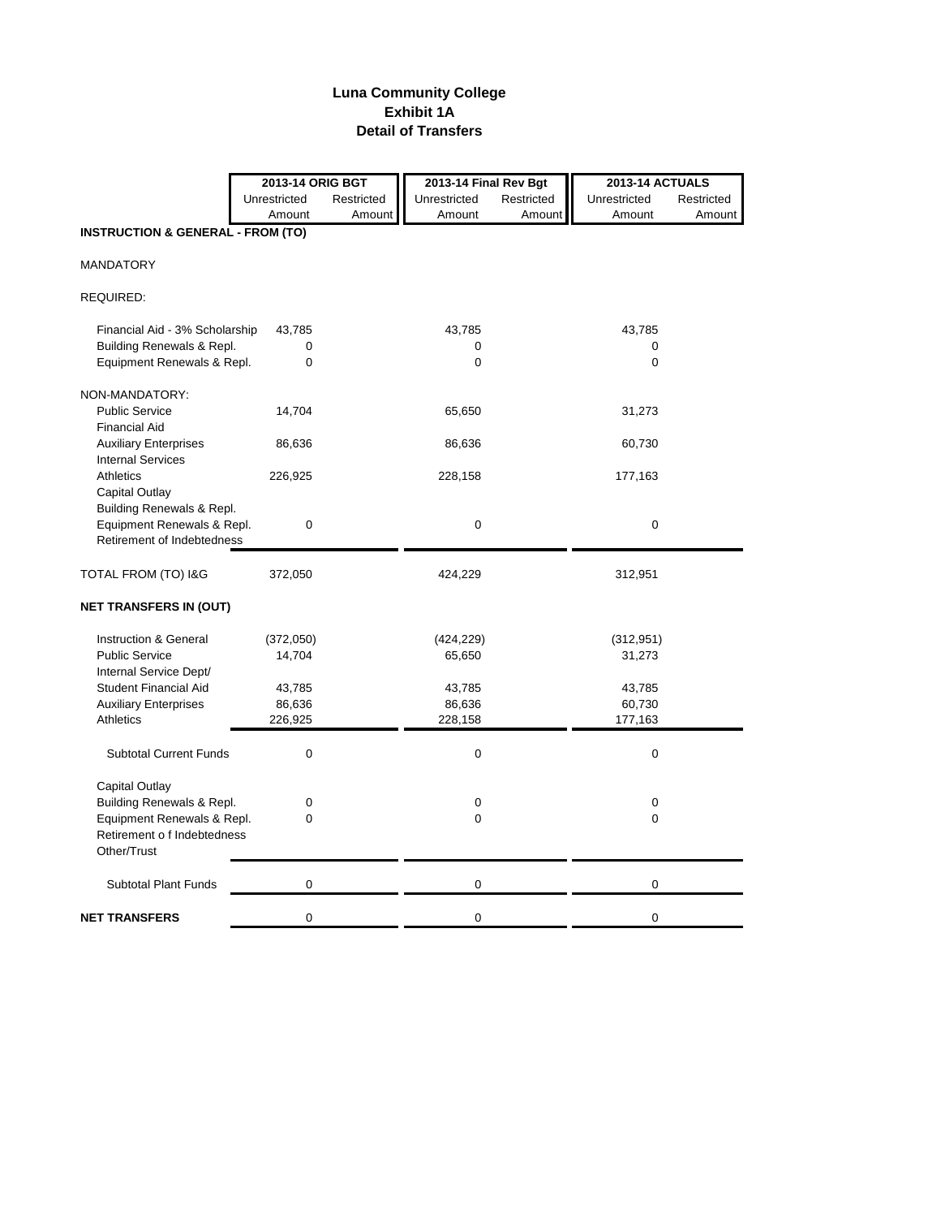# Luna Community College
## Exhibit 1A
## Detail of Transfers

| | 2013-14 ORIG BGT | | 2013-14 Final Rev Bgt | | 2013-14 ACTUALS | |
|---|---|---|---|---|---|---|
| | Unrestricted Amount | Restricted Amount | Unrestricted Amount | Restricted Amount | Unrestricted Amount | Restricted Amount |
| **INSTRUCTION & GENERAL - FROM (TO)** | | | | | | |
| MANDATORY | | | | | | |
| REQUIRED: | | | | | | |
| Financial Aid - 3% Scholarship | 43,785 | | 43,785 | | 43,785 | |
| Building Renewals & Repl. | 0 | | 0 | | 0 | |
| Equipment Renewals & Repl. | 0 | | 0 | | 0 | |
| NON-MANDATORY: | | | | | | |
| Public Service | 14,704 | | 65,650 | | 31,273 | |
| Financial Aid | | | | | | |
| Auxiliary Enterprises | 86,636 | | 86,636 | | 60,730 | |
| Internal Services | | | | | | |
| Athletics | 226,925 | | 228,158 | | 177,163 | |
| Capital Outlay | | | | | | |
| Building Renewals & Repl. | | | | | | |
| Equipment Renewals & Repl. | 0 | | 0 | | 0 | |
| Retirement of Indebtedness | | | | | | |
| TOTAL FROM (TO) I&G | 372,050 | | 424,229 | | 312,951 | |
| **NET TRANSFERS IN (OUT)** | | | | | | |
| Instruction & General | (372,050) | | (424,229) | | (312,951) | |
| Public Service | 14,704 | | 65,650 | | 31,273 | |
| Internal Service Dept/ | | | | | | |
| Student Financial Aid | 43,785 | | 43,785 | | 43,785 | |
| Auxiliary Enterprises | 86,636 | | 86,636 | | 60,730 | |
| Athletics | 226,925 | | 228,158 | | 177,163 | |
| Subtotal Current Funds | 0 | | 0 | | 0 | |
| Capital Outlay | | | | | | |
| Building Renewals & Repl. | 0 | | 0 | | 0 | |
| Equipment Renewals & Repl. | 0 | | 0 | | 0 | |
| Retirement o f Indebtedness | | | | | | |
| Other/Trust | | | | | | |
| Subtotal Plant Funds | 0 | | 0 | | 0 | |
| **NET TRANSFERS** | 0 | | 0 | | 0 | |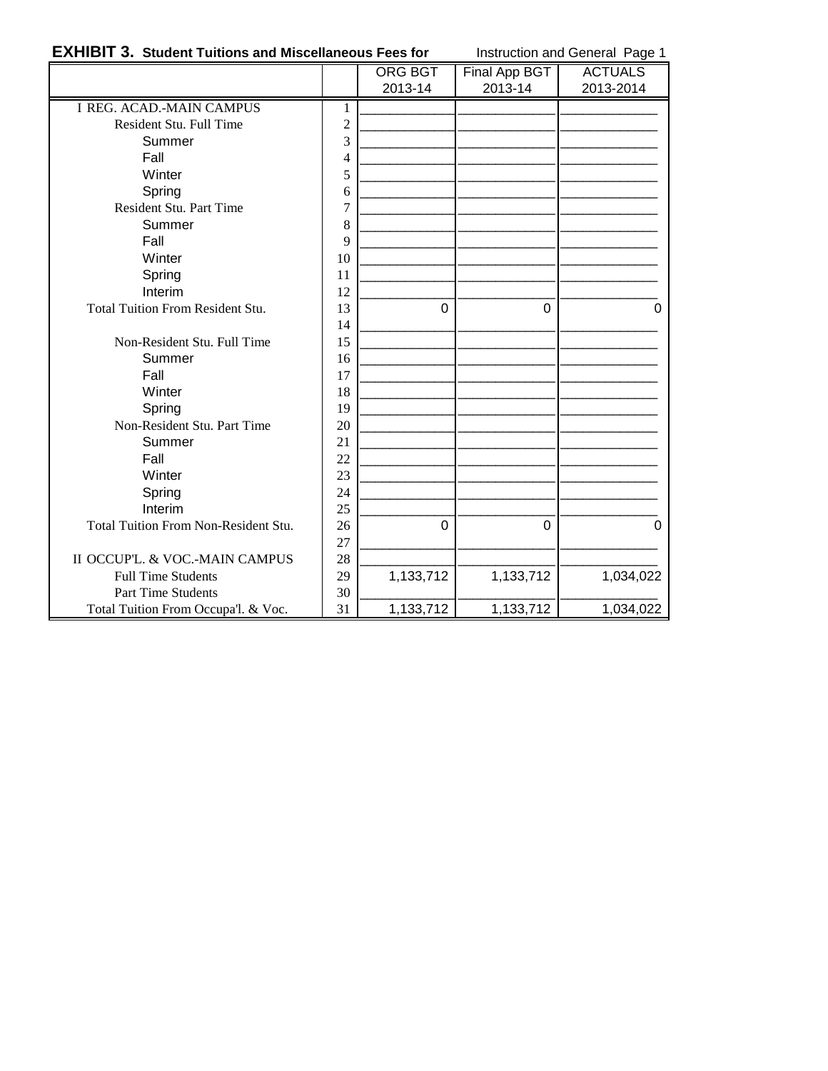**EXHIBIT 3. Student Tuitions and Miscellaneous Fees for** Instruction and General Page 1

| | | ORG BGT 2013-14 | Final App BGT 2013-14 | ACTUALS 2013-2014 |
|---|---|---|---|---|
| I REG. ACAD.-MAIN CAMPUS | 1 | | | |
| Resident Stu. Full Time | 2 | | | |
| Summer | 3 | | | |
| Fall | 4 | | | |
| Winter | 5 | | | |
| Spring | 6 | | | |
| Resident Stu. Part Time | 7 | | | |
| Summer | 8 | | | |
| Fall | 9 | | | |
| Winter | 10 | | | |
| Spring | 11 | | | |
| Interim | 12 | | | |
| Total Tuition From Resident Stu. | 13 | 0 | 0 | 0 |
| | 14 | | | |
| Non-Resident Stu. Full Time | 15 | | | |
| Summer | 16 | | | |
| Fall | 17 | | | |
| Winter | 18 | | | |
| Spring | 19 | | | |
| Non-Resident Stu. Part Time | 20 | | | |
| Summer | 21 | | | |
| Fall | 22 | | | |
| Winter | 23 | | | |
| Spring | 24 | | | |
| Interim | 25 | | | |
| Total Tuition From Non-Resident Stu. | 26 | 0 | 0 | 0 |
| | 27 | | | |
| II OCCUP'L. & VOC.-MAIN CAMPUS | 28 | | | |
| Full Time Students | 29 | 1,133,712 | 1,133,712 | 1,034,022 |
| Part Time Students | 30 | | | |
| Total Tuition From Occupa'l. & Voc. | 31 | 1,133,712 | 1,133,712 | 1,034,022 |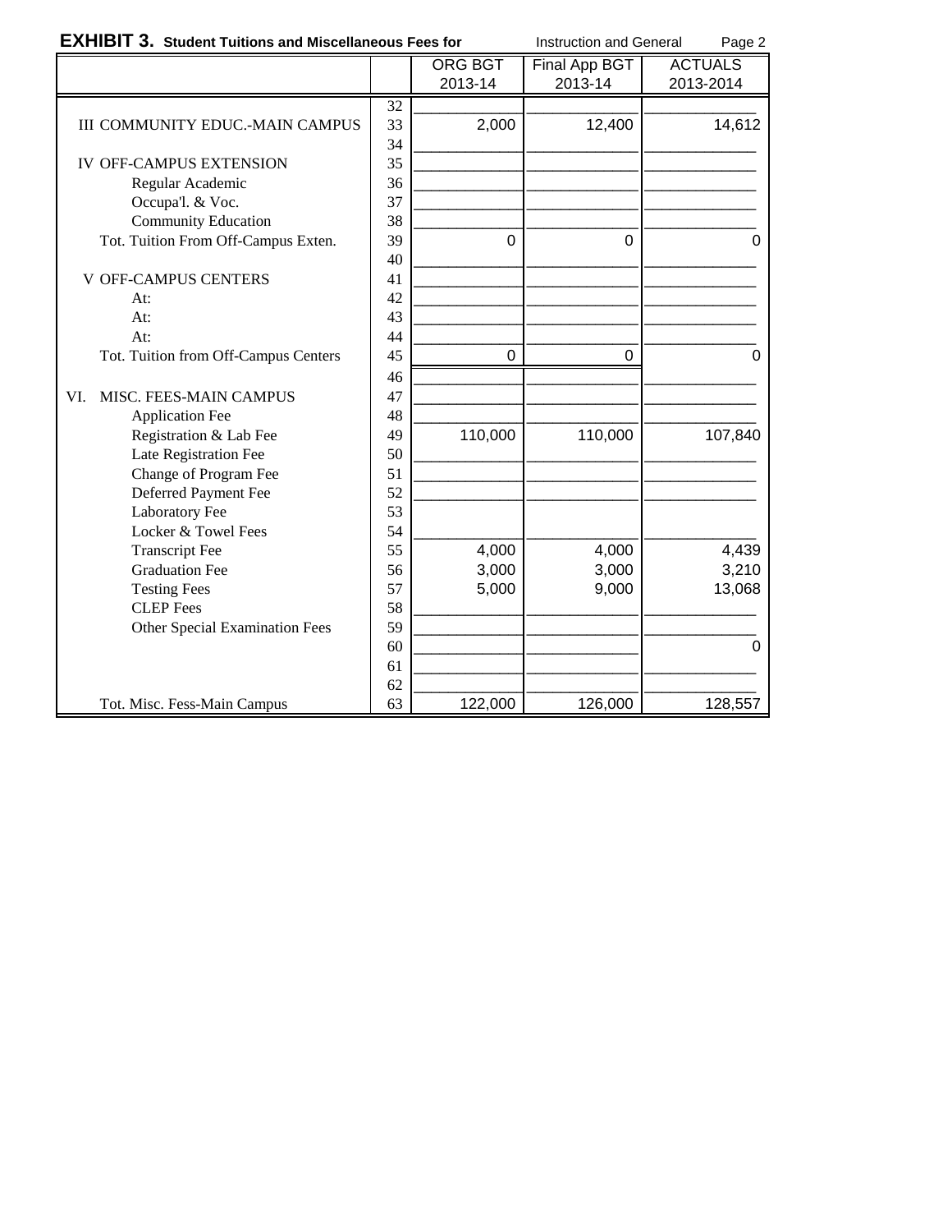## EXHIBIT 3. Student Tuitions and Miscellaneous Fees for Instruction and General

| | | ORG BGT 2013-14 | Final App BGT 2013-14 | ACTUALS 2013-2014 |
|---|---|---|---|---|
| | 32 | | | |
| III COMMUNITY EDUC.-MAIN CAMPUS | 33 | 2,000 | 12,400 | 14,612 |
| | 34 | | | |
| IV OFF-CAMPUS EXTENSION | 35 | | | |
| Regular Academic | 36 | | | |
| Occupa'l. & Voc. | 37 | | | |
| Community Education | 38 | | | |
| Tot. Tuition From Off-Campus Exten. | 39 | 0 | 0 | 0 |
| | 40 | | | |
| V OFF-CAMPUS CENTERS | 41 | | | |
| At: | 42 | | | |
| At: | 43 | | | |
| At: | 44 | | | |
| Tot. Tuition from Off-Campus Centers | 45 | 0 | 0 | 0 |
| | 46 | | | |
| VI. MISC. FEES-MAIN CAMPUS | 47 | | | |
| Application Fee | 48 | | | |
| Registration & Lab Fee | 49 | 110,000 | 110,000 | 107,840 |
| Late Registration Fee | 50 | | | |
| Change of Program Fee | 51 | | | |
| Deferred Payment Fee | 52 | | | |
| Laboratory Fee | 53 | | | |
| Locker & Towel Fees | 54 | | | |
| Transcript Fee | 55 | 4,000 | 4,000 | 4,439 |
| Graduation Fee | 56 | 3,000 | 3,000 | 3,210 |
| Testing Fees | 57 | 5,000 | 9,000 | 13,068 |
| CLEP Fees | 58 | | | |
| Other Special Examination Fees | 59 | | | |
| | 60 | | | 0 |
| | 61 | | | |
| | 62 | | | |
| Tot. Misc. Fess-Main Campus | 63 | 122,000 | 126,000 | 128,557 |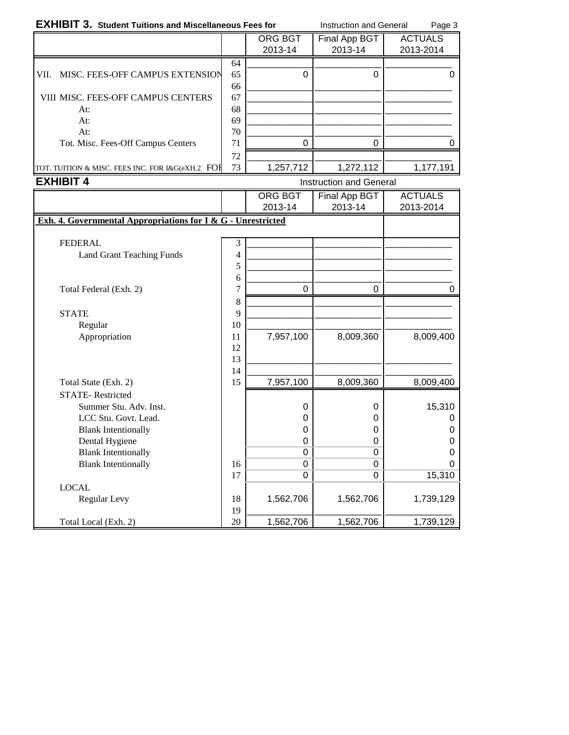## EXHIBIT 3. Student Tuitions and Miscellaneous Fees for — Instruction and General — Page 3

| | | ORG BGT 2013-14 | Final App BGT 2013-14 | ACTUALS 2013-2014 |
|---|---|---|---|---|
| | 64 | | | |
| VII. MISC. FEES-OFF CAMPUS EXTENSION | 65 | 0 | 0 | 0 |
| | 66 | | | |
| VIII MISC. FEES-OFF CAMPUS CENTERS | 67 | | | |
| At: | 68 | | | |
| At: | 69 | | | |
| At: | 70 | | | |
| Tot. Misc. Fees-Off Campus Centers | 71 | 0 | 0 | 0 |
| | 72 | | | |
| TOT. TUITION & MISC. FEES INC. FOR I&G(eXH.2) FOR | 73 | 1,257,712 | 1,272,112 | 1,177,191 |

## EXHIBIT 4 — Instruction and General

| | | ORG BGT 2013-14 | Final App BGT 2013-14 | ACTUALS 2013-2014 |
|---|---|---|---|---|
| **Exh. 4. Governmental Appropriations for I & G - Unrestricted** | | | | |
| FEDERAL | 3 | | | |
| Land Grant Teaching Funds | 4 | | | |
| | 5 | | | |
| | 6 | | | |
| Total Federal (Exh. 2) | 7 | 0 | 0 | 0 |
| | 8 | | | |
| STATE | 9 | | | |
| Regular | 10 | | | |
| Appropriation | 11 | 7,957,100 | 8,009,360 | 8,009,400 |
| | 12 | | | |
| | 13 | | | |
| | 14 | | | |
| Total State (Exh. 2) | 15 | 7,957,100 | 8,009,360 | 8,009,400 |
| STATE- Restricted | | | | |
| Summer Stu. Adv. Inst. | | 0 | 0 | 15,310 |
| LCC Stu. Govt. Lead. | | 0 | 0 | 0 |
| Blank Intentionally | | 0 | 0 | 0 |
| Dental Hygiene | | 0 | 0 | 0 |
| Blank Intentionally | | 0 | 0 | 0 |
| Blank Intentionally | 16 | 0 | 0 | 0 |
| | 17 | 0 | 0 | 15,310 |
| LOCAL | | | | |
| Regular Levy | 18 | 1,562,706 | 1,562,706 | 1,739,129 |
| | 19 | | | |
| Total Local (Exh. 2) | 20 | 1,562,706 | 1,562,706 | 1,739,129 |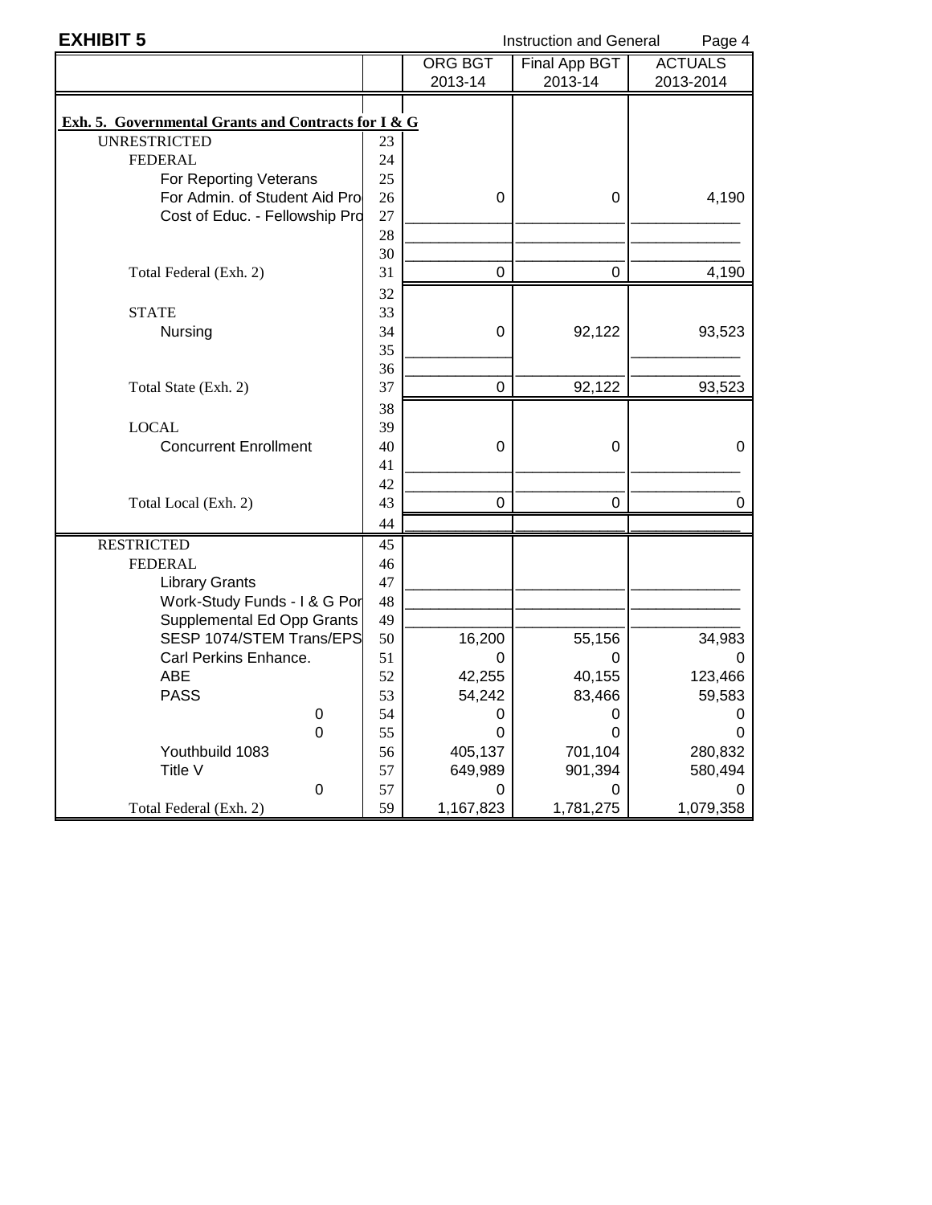**EXHIBIT 5** Instruction and General

| | | ORG BGT 2013-14 | Final App BGT 2013-14 | ACTUALS 2013-2014 |
|---|---|---|---|---|
| **Exh. 5. Governmental Grants and Contracts for I & G** | | | | |
| UNRESTRICTED | 23 | | | |
| FEDERAL | 24 | | | |
| For Reporting Veterans | 25 | | | |
| For Admin. of Student Aid Pro | 26 | 0 | 0 | 4,190 |
| Cost of Educ. - Fellowship Pro | 27 | | | |
| | 28 | | | |
| | 30 | | | |
| Total Federal (Exh. 2) | 31 | 0 | 0 | 4,190 |
| | 32 | | | |
| STATE | 33 | | | |
| Nursing | 34 | 0 | 92,122 | 93,523 |
| | 35 | | | |
| | 36 | | | |
| Total State (Exh. 2) | 37 | 0 | 92,122 | 93,523 |
| | 38 | | | |
| LOCAL | 39 | | | |
| Concurrent Enrollment | 40 | 0 | 0 | 0 |
| | 41 | | | |
| | 42 | | | |
| Total Local (Exh. 2) | 43 | 0 | 0 | 0 |
| | 44 | | | |
| RESTRICTED | 45 | | | |
| FEDERAL | 46 | | | |
| Library Grants | 47 | | | |
| Work-Study Funds - I & G Por | 48 | | | |
| Supplemental Ed Opp Grants | 49 | | | |
| SESP 1074/STEM Trans/EPS | 50 | 16,200 | 55,156 | 34,983 |
| Carl Perkins Enhance. | 51 | 0 | 0 | 0 |
| ABE | 52 | 42,255 | 40,155 | 123,466 |
| PASS | 53 | 54,242 | 83,466 | 59,583 |
| 0 | 54 | 0 | 0 | 0 |
| 0 | 55 | 0 | 0 | 0 |
| Youthbuild 1083 | 56 | 405,137 | 701,104 | 280,832 |
| Title V | 57 | 649,989 | 901,394 | 580,494 |
| 0 | 57 | 0 | 0 | 0 |
| Total Federal (Exh. 2) | 59 | 1,167,823 | 1,781,275 | 1,079,358 |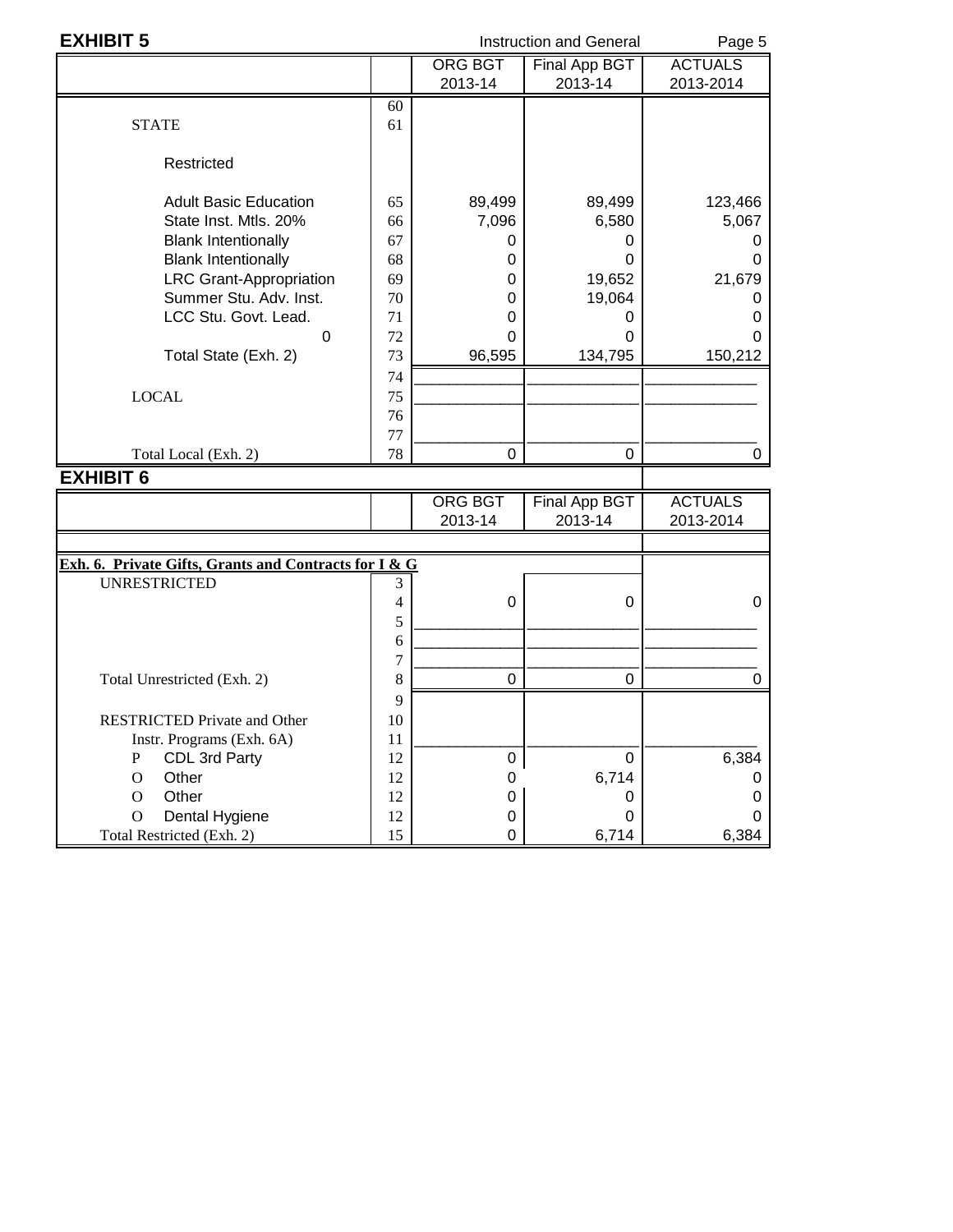## EXHIBIT 5

Instruction and General

| | | ORG BGT 2013-14 | Final App BGT 2013-14 | ACTUALS 2013-2014 |
|---|---|---|---|---|
| | 60 | | | |
| STATE | 61 | | | |
| Restricted | | | | |
| Adult Basic Education | 65 | 89,499 | 89,499 | 123,466 |
| State Inst. Mtls. 20% | 66 | 7,096 | 6,580 | 5,067 |
| Blank Intentionally | 67 | 0 | 0 | 0 |
| Blank Intentionally | 68 | 0 | 0 | 0 |
| LRC Grant-Appropriation | 69 | 0 | 19,652 | 21,679 |
| Summer Stu. Adv. Inst. | 70 | 0 | 19,064 | 0 |
| LCC Stu. Govt. Lead. | 71 | 0 | 0 | 0 |
| 0 | 72 | 0 | 0 | 0 |
| Total State (Exh. 2) | 73 | 96,595 | 134,795 | 150,212 |
| | 74 | | | |
| LOCAL | 75 | | | |
| | 76 | | | |
| | 77 | | | |
| Total Local (Exh. 2) | 78 | 0 | 0 | 0 |

## EXHIBIT 6

| | | ORG BGT 2013-14 | Final App BGT 2013-14 | ACTUALS 2013-2014 |
|---|---|---|---|---|
| **Exh. 6. Private Gifts, Grants and Contracts for I & G** | | | | |
| UNRESTRICTED | 3 | | | |
| | 4 | 0 | 0 | 0 |
| | 5 | | | |
| | 6 | | | |
| | 7 | | | |
| Total Unrestricted (Exh. 2) | 8 | 0 | 0 | 0 |
| | 9 | | | |
| RESTRICTED Private and Other | 10 | | | |
| Instr. Programs (Exh. 6A) | 11 | | | |
| P CDL 3rd Party | 12 | 0 | 0 | 6,384 |
| O Other | 12 | 0 | 6,714 | 0 |
| O Other | 12 | 0 | 0 | 0 |
| O Dental Hygiene | 12 | 0 | 0 | 0 |
| Total Restricted (Exh. 2) | 15 | 0 | 6,714 | 6,384 |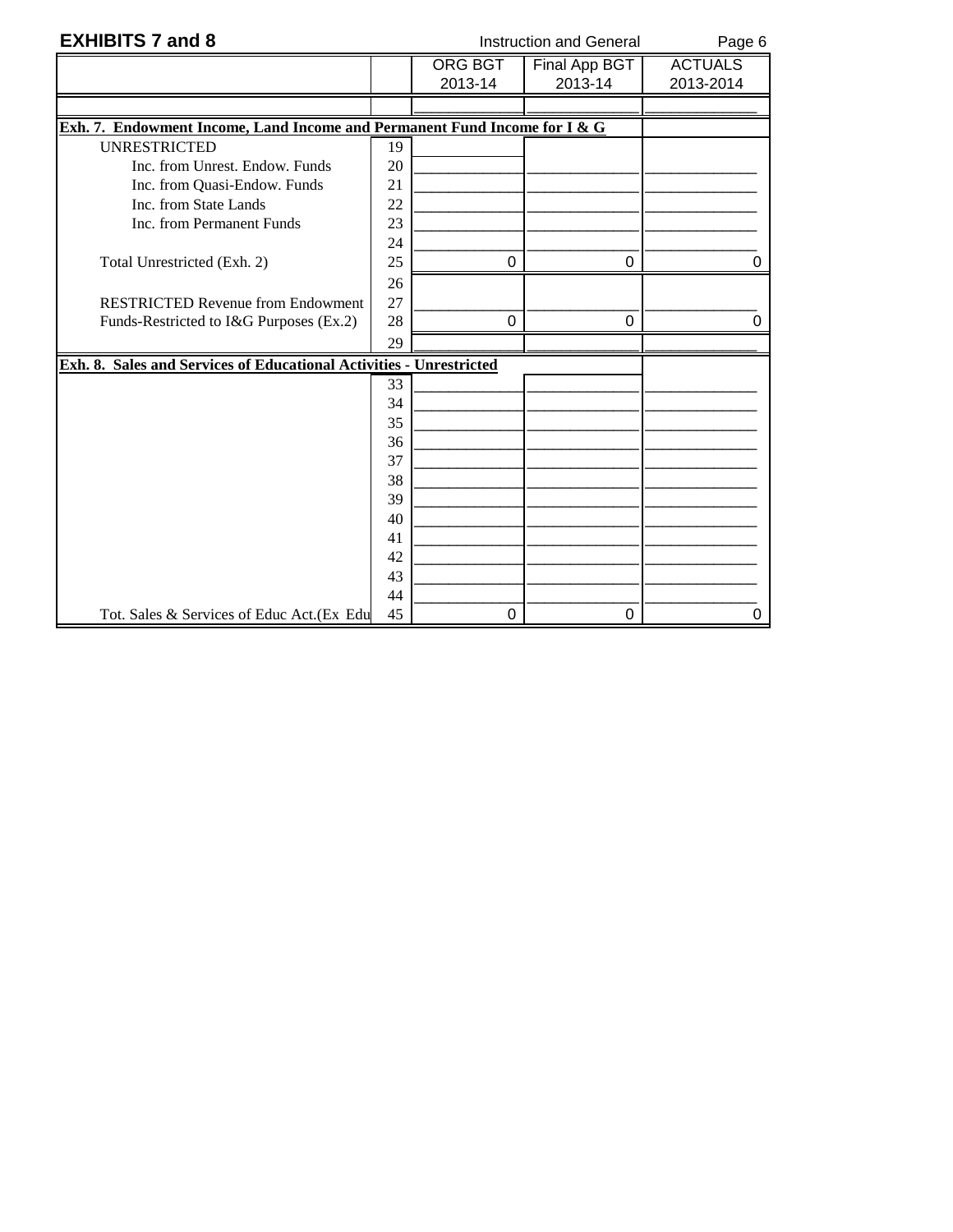## EXHIBITS 7 and 8

Instruction and General

| | | ORG BGT 2013-14 | Final App BGT 2013-14 | ACTUALS 2013-2014 |
|---|---|---|---|---|
| **Exh. 7. Endowment Income, Land Income and Permanent Fund Income for I & G** | | | | |
| UNRESTRICTED | 19 | | | |
| Inc. from Unrest. Endow. Funds | 20 | | | |
| Inc. from Quasi-Endow. Funds | 21 | | | |
| Inc. from State Lands | 22 | | | |
| Inc. from Permanent Funds | 23 | | | |
| | 24 | | | |
| Total Unrestricted (Exh. 2) | 25 | 0 | 0 | 0 |
| | 26 | | | |
| RESTRICTED Revenue from Endowment | 27 | | | |
| Funds-Restricted to I&G Purposes (Ex.2) | 28 | 0 | 0 | 0 |
| | 29 | | | |
| **Exh. 8. Sales and Services of Educational Activities - Unrestricted** | | | | |
| | 33 | | | |
| | 34 | | | |
| | 35 | | | |
| | 36 | | | |
| | 37 | | | |
| | 38 | | | |
| | 39 | | | |
| | 40 | | | |
| | 41 | | | |
| | 42 | | | |
| | 43 | | | |
| | 44 | | | |
| Tot. Sales & Services of Educ Act.(Ex Edu | 45 | 0 | 0 | 0 |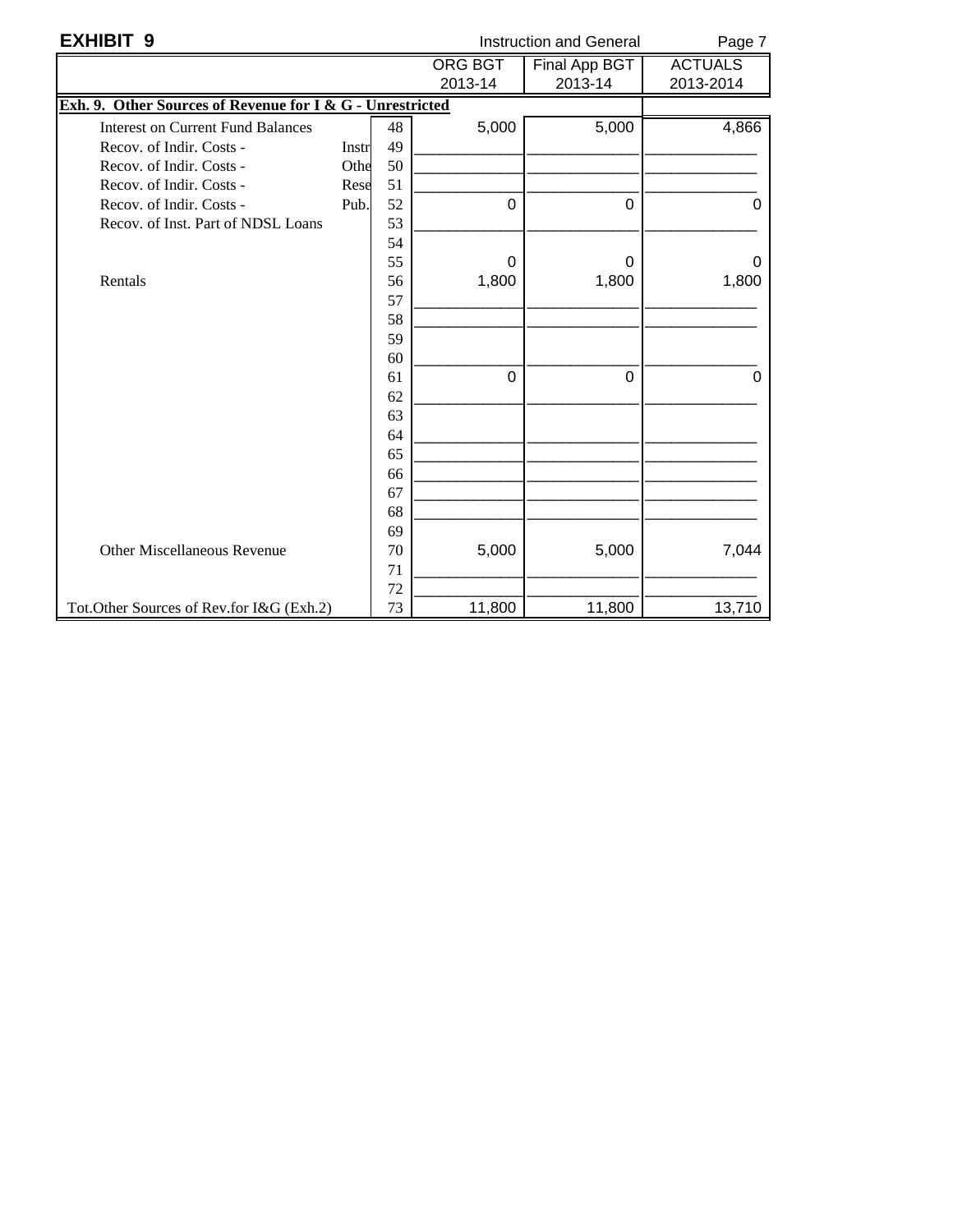**EXHIBIT 9** — Instruction and General — Page 7

| | | | ORG BGT 2013-14 | Final App BGT 2013-14 | ACTUALS 2013-2014 |
|---|---|---|---|---|---|
| **Exh. 9. Other Sources of Revenue for I & G - Unrestricted** | | | | | |
| Interest on Current Fund Balances | | 48 | 5,000 | 5,000 | 4,866 |
| Recov. of Indir. Costs - | Instr | 49 | | | |
| Recov. of Indir. Costs - | Othe | 50 | | | |
| Recov. of Indir. Costs - | Rese | 51 | | | |
| Recov. of Indir. Costs - | Pub. | 52 | 0 | 0 | 0 |
| Recov. of Inst. Part of NDSL Loans | | 53 | | | |
| | | 54 | | | |
| | | 55 | 0 | 0 | 0 |
| Rentals | | 56 | 1,800 | 1,800 | 1,800 |
| | | 57 | | | |
| | | 58 | | | |
| | | 59 | | | |
| | | 60 | | | |
| | | 61 | 0 | 0 | 0 |
| | | 62 | | | |
| | | 63 | | | |
| | | 64 | | | |
| | | 65 | | | |
| | | 66 | | | |
| | | 67 | | | |
| | | 68 | | | |
| | | 69 | | | |
| Other Miscellaneous Revenue | | 70 | 5,000 | 5,000 | 7,044 |
| | | 71 | | | |
| | | 72 | | | |
| Tot.Other Sources of Rev.for I&G (Exh.2) | | 73 | 11,800 | 11,800 | 13,710 |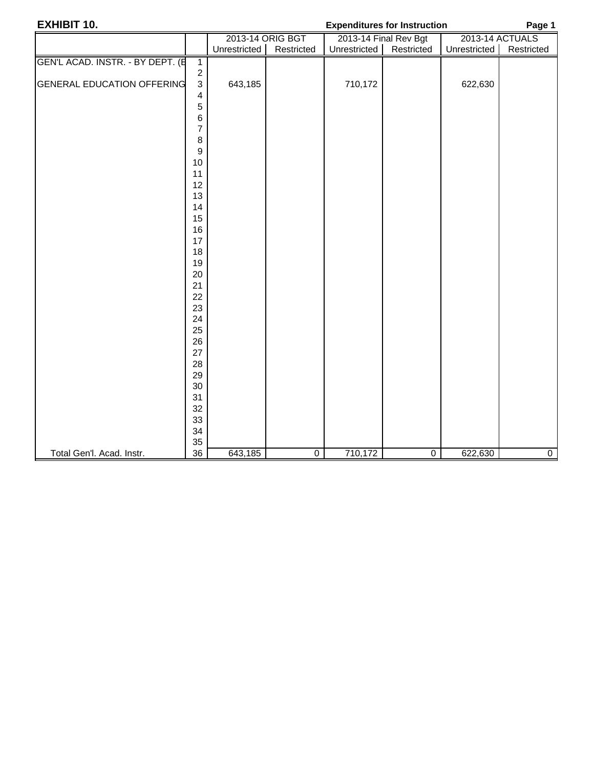**EXHIBIT 10.** **Expenditures for Instruction** **Page 1**

| | | 2013-14 ORIG BGT | | 2013-14 Final Rev Bgt | | 2013-14 ACTUALS | |
|---|---|---|---|---|---|---|---|
| | | Unrestricted | Restricted | Unrestricted | Restricted | Unrestricted | Restricted |
| GEN'L ACAD. INSTR. - BY DEPT. (E | 1 | | | | | | |
| | 2 | | | | | | |
| GENERAL EDUCATION OFFERING | 3 | 643,185 | | 710,172 | | 622,630 | |
| | 4 | | | | | | |
| | 5 | | | | | | |
| | 6 | | | | | | |
| | 7 | | | | | | |
| | 8 | | | | | | |
| | 9 | | | | | | |
| | 10 | | | | | | |
| | 11 | | | | | | |
| | 12 | | | | | | |
| | 13 | | | | | | |
| | 14 | | | | | | |
| | 15 | | | | | | |
| | 16 | | | | | | |
| | 17 | | | | | | |
| | 18 | | | | | | |
| | 19 | | | | | | |
| | 20 | | | | | | |
| | 21 | | | | | | |
| | 22 | | | | | | |
| | 23 | | | | | | |
| | 24 | | | | | | |
| | 25 | | | | | | |
| | 26 | | | | | | |
| | 27 | | | | | | |
| | 28 | | | | | | |
| | 29 | | | | | | |
| | 30 | | | | | | |
| | 31 | | | | | | |
| | 32 | | | | | | |
| | 33 | | | | | | |
| | 34 | | | | | | |
| | 35 | | | | | | |
| Total Gen'l. Acad. Instr. | 36 | 643,185 | 0 | 710,172 | 0 | 622,630 | 0 |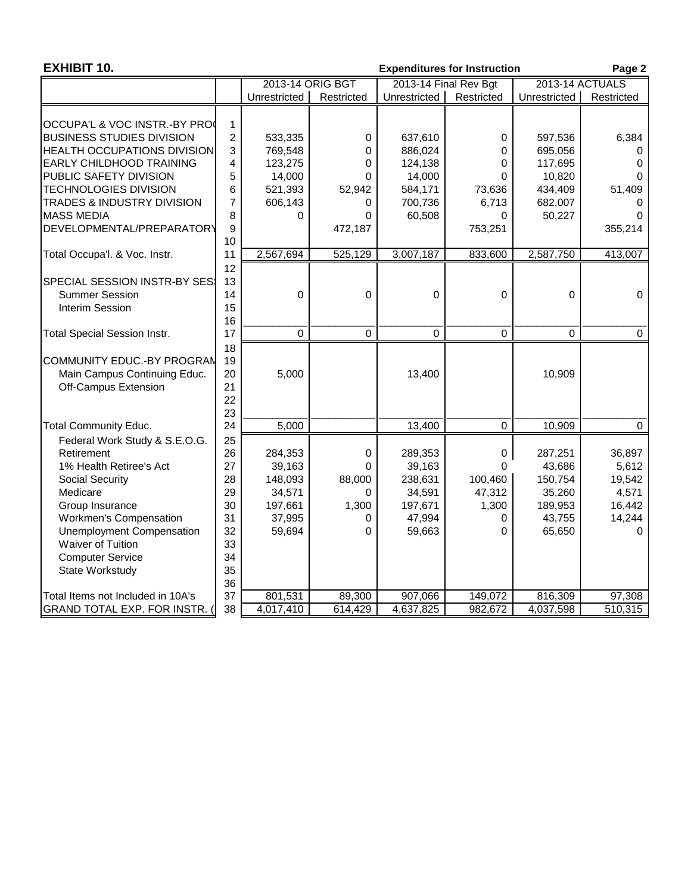**EXHIBIT 10.** **Expenditures for Instruction** **Page 2**

| | | 2013-14 ORIG BGT | | 2013-14 Final Rev Bgt | | 2013-14 ACTUALS | |
|---|---|---|---|---|---|---|---|
| | | Unrestricted | Restricted | Unrestricted | Restricted | Unrestricted | Restricted |
| OCCUPA'L & VOC INSTR.-BY PRO( | 1 | | | | | | |
| BUSINESS STUDIES DIVISION | 2 | 533,335 | 0 | 637,610 | 0 | 597,536 | 6,384 |
| HEALTH OCCUPATIONS DIVISION | 3 | 769,548 | 0 | 886,024 | 0 | 695,056 | 0 |
| EARLY CHILDHOOD TRAINING | 4 | 123,275 | 0 | 124,138 | 0 | 117,695 | 0 |
| PUBLIC SAFETY DIVISION | 5 | 14,000 | 0 | 14,000 | 0 | 10,820 | 0 |
| TECHNOLOGIES DIVISION | 6 | 521,393 | 52,942 | 584,171 | 73,636 | 434,409 | 51,409 |
| TRADES & INDUSTRY DIVISION | 7 | 606,143 | 0 | 700,736 | 6,713 | 682,007 | 0 |
| MASS MEDIA | 8 | 0 | 0 | 60,508 | 0 | 50,227 | 0 |
| DEVELOPMENTAL/PREPARATORY | 9 | | 472,187 | | 753,251 | | 355,214 |
| | 10 | | | | | | |
| Total Occupa'l. & Voc. Instr. | 11 | 2,567,694 | 525,129 | 3,007,187 | 833,600 | 2,587,750 | 413,007 |
| | 12 | | | | | | |
| SPECIAL SESSION INSTR-BY SES | 13 | | | | | | |
| Summer Session | 14 | 0 | 0 | 0 | 0 | 0 | 0 |
| Interim Session | 15 | | | | | | |
| | 16 | | | | | | |
| Total Special Session Instr. | 17 | 0 | 0 | 0 | 0 | 0 | 0 |
| | 18 | | | | | | |
| COMMUNITY EDUC.-BY PROGRAM | 19 | | | | | | |
| Main Campus Continuing Educ. | 20 | 5,000 | | 13,400 | | 10,909 | |
| Off-Campus Extension | 21 | | | | | | |
| | 22 | | | | | | |
| | 23 | | | | | | |
| Total Community Educ. | 24 | 5,000 | | 13,400 | 0 | 10,909 | 0 |
| Federal Work Study & S.E.O.G. | 25 | | | | | | |
| Retirement | 26 | 284,353 | 0 | 289,353 | 0 | 287,251 | 36,897 |
| 1% Health Retiree's Act | 27 | 39,163 | 0 | 39,163 | 0 | 43,686 | 5,612 |
| Social Security | 28 | 148,093 | 88,000 | 238,631 | 100,460 | 150,754 | 19,542 |
| Medicare | 29 | 34,571 | 0 | 34,591 | 47,312 | 35,260 | 4,571 |
| Group Insurance | 30 | 197,661 | 1,300 | 197,671 | 1,300 | 189,953 | 16,442 |
| Workmen's Compensation | 31 | 37,995 | 0 | 47,994 | 0 | 43,755 | 14,244 |
| Unemployment Compensation | 32 | 59,694 | 0 | 59,663 | 0 | 65,650 | 0 |
| Waiver of Tuition | 33 | | | | | | |
| Computer Service | 34 | | | | | | |
| State Workstudy | 35 | | | | | | |
| | 36 | | | | | | |
| Total Items not Included in 10A's | 37 | 801,531 | 89,300 | 907,066 | 149,072 | 816,309 | 97,308 |
| GRAND TOTAL EXP. FOR INSTR. ( | 38 | 4,017,410 | 614,429 | 4,637,825 | 982,672 | 4,037,598 | 510,315 |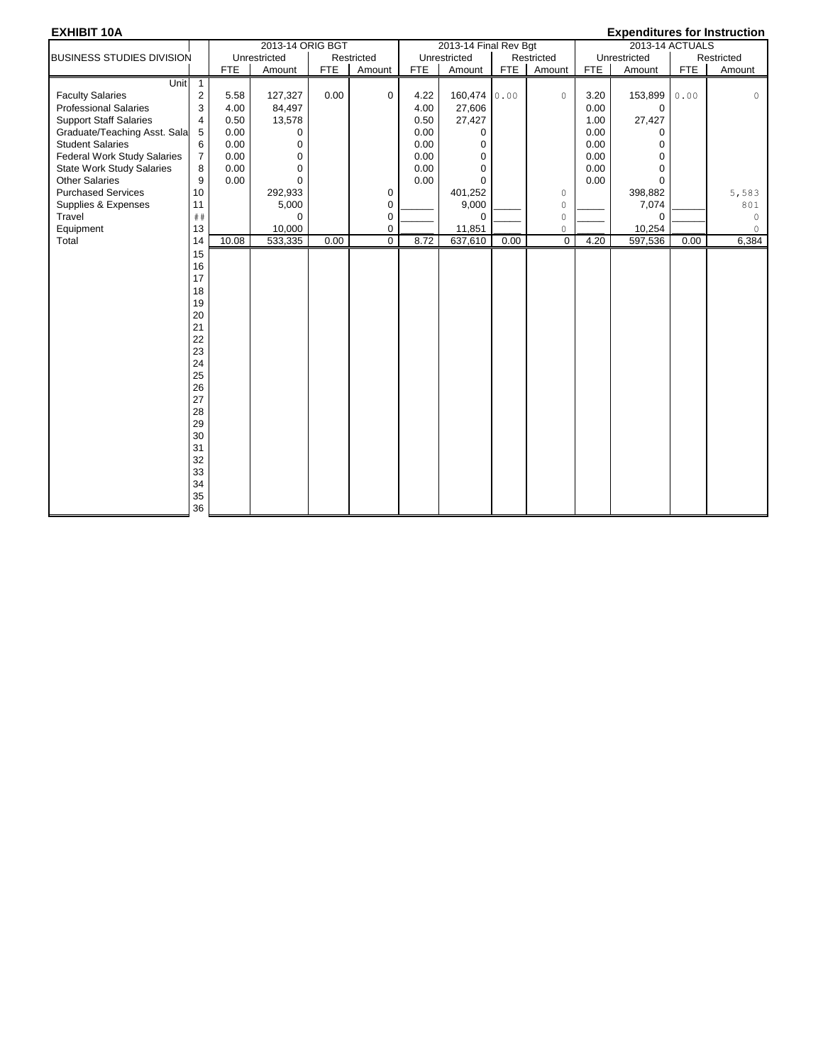**EXHIBIT 10A** **Expenditures for Instruction**

| BUSINESS STUDIES DIVISION | | 2013-14 ORIG BGT | | | | 2013-14 Final Rev Bgt | | | | 2013-14 ACTUALS | | | |
|---|---|---|---|---|---|---|---|---|---|---|---|---|---|
| | | Unrestricted | | Restricted | | Unrestricted | | Restricted | | Unrestricted | | Restricted | |
| | | FTE | Amount | FTE | Amount | FTE | Amount | FTE | Amount | FTE | Amount | FTE | Amount |
| Unit | 1 | | | | | | | | | | | | |
| Faculty Salaries | 2 | 5.58 | 127,327 | 0.00 | 0 | 4.22 | 160,474 | 0.00 | 0 | 3.20 | 153,899 | 0.00 | 0 |
| Professional Salaries | 3 | 4.00 | 84,497 | | | 4.00 | 27,606 | | | 0.00 | 0 | | |
| Support Staff Salaries | 4 | 0.50 | 13,578 | | | 0.50 | 27,427 | | | 1.00 | 27,427 | | |
| Graduate/Teaching Asst. Sala | 5 | 0.00 | 0 | | | 0.00 | 0 | | | 0.00 | 0 | | |
| Student Salaries | 6 | 0.00 | 0 | | | 0.00 | 0 | | | 0.00 | 0 | | |
| Federal Work Study Salaries | 7 | 0.00 | 0 | | | 0.00 | 0 | | | 0.00 | 0 | | |
| State Work Study Salaries | 8 | 0.00 | 0 | | | 0.00 | 0 | | | 0.00 | 0 | | |
| Other Salaries | 9 | 0.00 | 0 | | | 0.00 | 0 | | | 0.00 | 0 | | |
| Purchased Services | 10 | | 292,933 | | 0 | | 401,252 | | 0 | | 398,882 | | 5,583 |
| Supplies & Expenses | 11 | | 5,000 | | 0 | | 9,000 | | 0 | | 7,074 | | 801 |
| Travel | ## | | 0 | | 0 | | 0 | | 0 | | 0 | | 0 |
| Equipment | 13 | | 10,000 | | 0 | | 11,851 | | 0 | | 10,254 | | 0 |
| Total | 14 | 10.08 | 533,335 | 0.00 | 0 | 8.72 | 637,610 | 0.00 | 0 | 4.20 | 597,536 | 0.00 | 6,384 |
| | 15 | | | | | | | | | | | | |
| | 16 | | | | | | | | | | | | |
| | 17 | | | | | | | | | | | | |
| | 18 | | | | | | | | | | | | |
| | 19 | | | | | | | | | | | | |
| | 20 | | | | | | | | | | | | |
| | 21 | | | | | | | | | | | | |
| | 22 | | | | | | | | | | | | |
| | 23 | | | | | | | | | | | | |
| | 24 | | | | | | | | | | | | |
| | 25 | | | | | | | | | | | | |
| | 26 | | | | | | | | | | | | |
| | 27 | | | | | | | | | | | | |
| | 28 | | | | | | | | | | | | |
| | 29 | | | | | | | | | | | | |
| | 30 | | | | | | | | | | | | |
| | 31 | | | | | | | | | | | | |
| | 32 | | | | | | | | | | | | |
| | 33 | | | | | | | | | | | | |
| | 34 | | | | | | | | | | | | |
| | 35 | | | | | | | | | | | | |
| | 36 | | | | | | | | | | | | |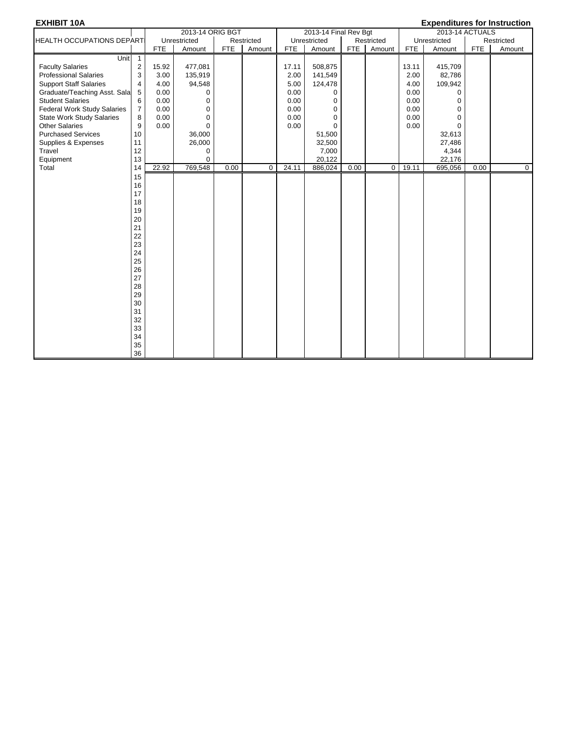**EXHIBIT 10A** **Expenditures for Instruction**

| HEALTH OCCUPATIONS DEPART |  | 2013-14 ORIG BGT |  |  |  | 2013-14 Final Rev Bgt |  |  |  | 2013-14 ACTUALS |  |  |  |
|---|---|---|---|---|---|---|---|---|---|---|---|---|---|
|  |  | Unrestricted |  | Restricted |  | Unrestricted |  | Restricted |  | Unrestricted |  | Restricted |  |
|  |  | FTE | Amount | FTE | Amount | FTE | Amount | FTE | Amount | FTE | Amount | FTE | Amount |
| Unit | 1 |  |  |  |  |  |  |  |  |  |  |  |  |
| Faculty Salaries | 2 | 15.92 | 477,081 |  |  | 17.11 | 508,875 |  |  | 13.11 | 415,709 |  |  |
| Professional Salaries | 3 | 3.00 | 135,919 |  |  | 2.00 | 141,549 |  |  | 2.00 | 82,786 |  |  |
| Support Staff Salaries | 4 | 4.00 | 94,548 |  |  | 5.00 | 124,478 |  |  | 4.00 | 109,942 |  |  |
| Graduate/Teaching Asst. Sala | 5 | 0.00 | 0 |  |  | 0.00 | 0 |  |  | 0.00 | 0 |  |  |
| Student Salaries | 6 | 0.00 | 0 |  |  | 0.00 | 0 |  |  | 0.00 | 0 |  |  |
| Federal Work Study Salaries | 7 | 0.00 | 0 |  |  | 0.00 | 0 |  |  | 0.00 | 0 |  |  |
| State Work Study Salaries | 8 | 0.00 | 0 |  |  | 0.00 | 0 |  |  | 0.00 | 0 |  |  |
| Other Salaries | 9 | 0.00 | 0 |  |  | 0.00 | 0 |  |  | 0.00 | 0 |  |  |
| Purchased Services | 10 |  | 36,000 |  |  |  | 51,500 |  |  |  | 32,613 |  |  |
| Supplies & Expenses | 11 |  | 26,000 |  |  |  | 32,500 |  |  |  | 27,486 |  |  |
| Travel | 12 |  | 0 |  |  |  | 7,000 |  |  |  | 4,344 |  |  |
| Equipment | 13 |  | 0 |  |  |  | 20,122 |  |  |  | 22,176 |  |  |
| Total | 14 | 22.92 | 769,548 | 0.00 | 0 | 24.11 | 886,024 | 0.00 | 0 | 19.11 | 695,056 | 0.00 | 0 |
|  | 15 |  |  |  |  |  |  |  |  |  |  |  |  |
|  | 16 |  |  |  |  |  |  |  |  |  |  |  |  |
|  | 17 |  |  |  |  |  |  |  |  |  |  |  |  |
|  | 18 |  |  |  |  |  |  |  |  |  |  |  |  |
|  | 19 |  |  |  |  |  |  |  |  |  |  |  |  |
|  | 20 |  |  |  |  |  |  |  |  |  |  |  |  |
|  | 21 |  |  |  |  |  |  |  |  |  |  |  |  |
|  | 22 |  |  |  |  |  |  |  |  |  |  |  |  |
|  | 23 |  |  |  |  |  |  |  |  |  |  |  |  |
|  | 24 |  |  |  |  |  |  |  |  |  |  |  |  |
|  | 25 |  |  |  |  |  |  |  |  |  |  |  |  |
|  | 26 |  |  |  |  |  |  |  |  |  |  |  |  |
|  | 27 |  |  |  |  |  |  |  |  |  |  |  |  |
|  | 28 |  |  |  |  |  |  |  |  |  |  |  |  |
|  | 29 |  |  |  |  |  |  |  |  |  |  |  |  |
|  | 30 |  |  |  |  |  |  |  |  |  |  |  |  |
|  | 31 |  |  |  |  |  |  |  |  |  |  |  |  |
|  | 32 |  |  |  |  |  |  |  |  |  |  |  |  |
|  | 33 |  |  |  |  |  |  |  |  |  |  |  |  |
|  | 34 |  |  |  |  |  |  |  |  |  |  |  |  |
|  | 35 |  |  |  |  |  |  |  |  |  |  |  |  |
|  | 36 |  |  |  |  |  |  |  |  |  |  |  |  |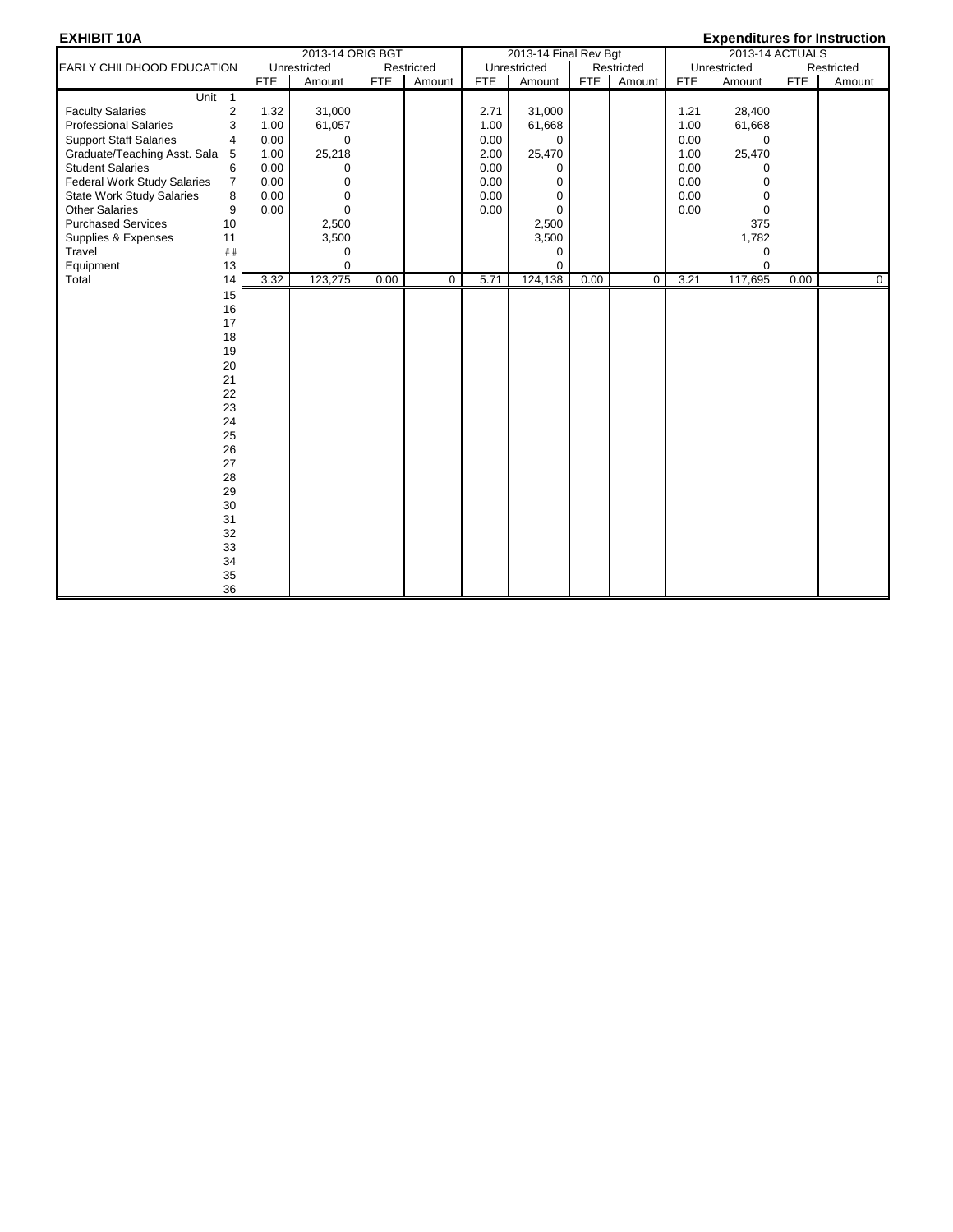**EXHIBIT 10A** **Expenditures for Instruction**

| EARLY CHILDHOOD EDUCATION | | 2013-14 ORIG BGT | | | | 2013-14 Final Rev Bgt | | | | 2013-14 ACTUALS | | | |
|---|---|---|---|---|---|---|---|---|---|---|---|---|---|
| | | Unrestricted | | Restricted | | Unrestricted | | Restricted | | Unrestricted | | Restricted | |
| | | FTE | Amount | FTE | Amount | FTE | Amount | FTE | Amount | FTE | Amount | FTE | Amount |
| Unit | 1 | | | | | | | | | | | | |
| Faculty Salaries | 2 | 1.32 | 31,000 | | | 2.71 | 31,000 | | | 1.21 | 28,400 | | |
| Professional Salaries | 3 | 1.00 | 61,057 | | | 1.00 | 61,668 | | | 1.00 | 61,668 | | |
| Support Staff Salaries | 4 | 0.00 | 0 | | | 0.00 | 0 | | | 0.00 | 0 | | |
| Graduate/Teaching Asst. Sala | 5 | 1.00 | 25,218 | | | 2.00 | 25,470 | | | 1.00 | 25,470 | | |
| Student Salaries | 6 | 0.00 | 0 | | | 0.00 | 0 | | | 0.00 | 0 | | |
| Federal Work Study Salaries | 7 | 0.00 | 0 | | | 0.00 | 0 | | | 0.00 | 0 | | |
| State Work Study Salaries | 8 | 0.00 | 0 | | | 0.00 | 0 | | | 0.00 | 0 | | |
| Other Salaries | 9 | 0.00 | 0 | | | 0.00 | 0 | | | 0.00 | 0 | | |
| Purchased Services | 10 | | 2,500 | | | | 2,500 | | | | 375 | | |
| Supplies & Expenses | 11 | | 3,500 | | | | 3,500 | | | | 1,782 | | |
| Travel | ## | | 0 | | | | 0 | | | | 0 | | |
| Equipment | 13 | | 0 | | | | 0 | | | | 0 | | |
| Total | 14 | 3.32 | 123,275 | 0.00 | 0 | 5.71 | 124,138 | 0.00 | 0 | 3.21 | 117,695 | 0.00 | 0 |
| | 15 | | | | | | | | | | | | |
| | 16 | | | | | | | | | | | | |
| | 17 | | | | | | | | | | | | |
| | 18 | | | | | | | | | | | | |
| | 19 | | | | | | | | | | | | |
| | 20 | | | | | | | | | | | | |
| | 21 | | | | | | | | | | | | |
| | 22 | | | | | | | | | | | | |
| | 23 | | | | | | | | | | | | |
| | 24 | | | | | | | | | | | | |
| | 25 | | | | | | | | | | | | |
| | 26 | | | | | | | | | | | | |
| | 27 | | | | | | | | | | | | |
| | 28 | | | | | | | | | | | | |
| | 29 | | | | | | | | | | | | |
| | 30 | | | | | | | | | | | | |
| | 31 | | | | | | | | | | | | |
| | 32 | | | | | | | | | | | | |
| | 33 | | | | | | | | | | | | |
| | 34 | | | | | | | | | | | | |
| | 35 | | | | | | | | | | | | |
| | 36 | | | | | | | | | | | | |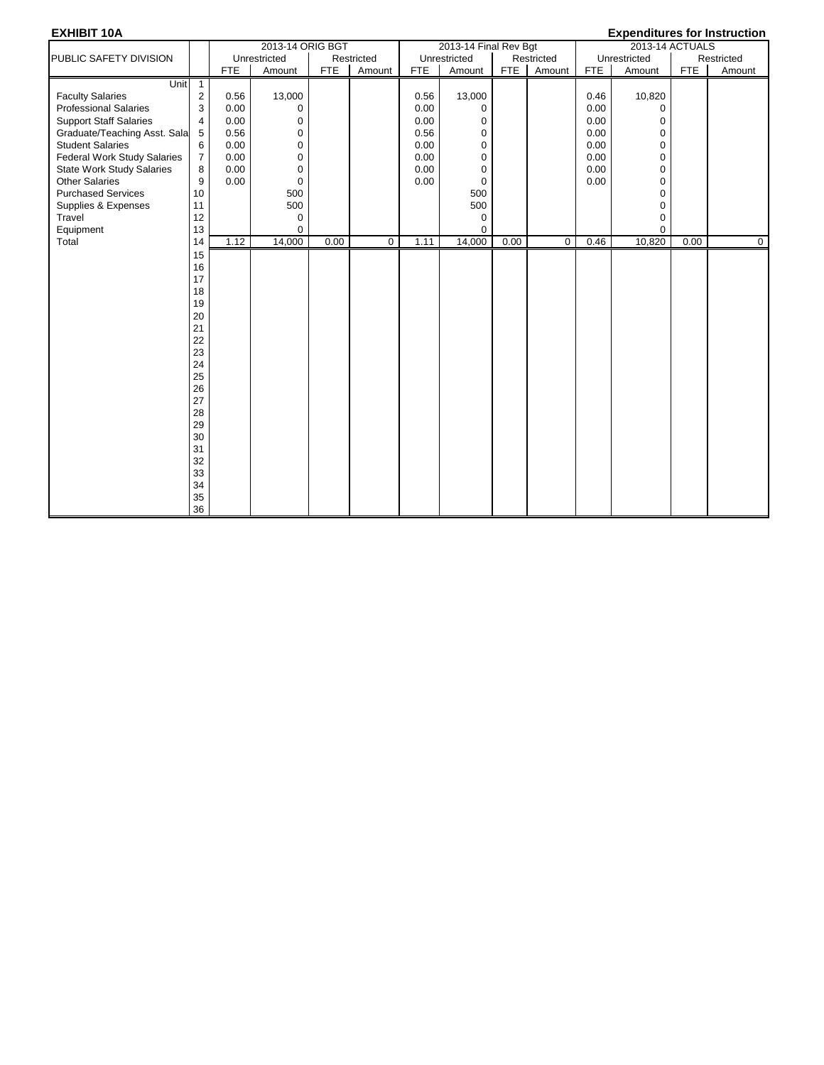**EXHIBIT 10A** **Expenditures for Instruction**

| PUBLIC SAFETY DIVISION | | 2013-14 ORIG BGT | | | | 2013-14 Final Rev Bgt | | | | 2013-14 ACTUALS | | | |
|---|---|---|---|---|---|---|---|---|---|---|---|---|---|
| | | Unrestricted | | Restricted | | Unrestricted | | Restricted | | Unrestricted | | Restricted | |
| | | FTE | Amount | FTE | Amount | FTE | Amount | FTE | Amount | FTE | Amount | FTE | Amount |
| Unit | 1 | | | | | | | | | | | | |
| Faculty Salaries | 2 | 0.56 | 13,000 | | | 0.56 | 13,000 | | | 0.46 | 10,820 | | |
| Professional Salaries | 3 | 0.00 | 0 | | | 0.00 | 0 | | | 0.00 | 0 | | |
| Support Staff Salaries | 4 | 0.00 | 0 | | | 0.00 | 0 | | | 0.00 | 0 | | |
| Graduate/Teaching Asst. Sala | 5 | 0.56 | 0 | | | 0.56 | 0 | | | 0.00 | 0 | | |
| Student Salaries | 6 | 0.00 | 0 | | | 0.00 | 0 | | | 0.00 | 0 | | |
| Federal Work Study Salaries | 7 | 0.00 | 0 | | | 0.00 | 0 | | | 0.00 | 0 | | |
| State Work Study Salaries | 8 | 0.00 | 0 | | | 0.00 | 0 | | | 0.00 | 0 | | |
| Other Salaries | 9 | 0.00 | 0 | | | 0.00 | 0 | | | 0.00 | 0 | | |
| Purchased Services | 10 | | 500 | | | | 500 | | | | 0 | | |
| Supplies & Expenses | 11 | | 500 | | | | 500 | | | | 0 | | |
| Travel | 12 | | 0 | | | | 0 | | | | 0 | | |
| Equipment | 13 | | 0 | | | | 0 | | | | 0 | | |
| Total | 14 | 1.12 | 14,000 | 0.00 | 0 | 1.11 | 14,000 | 0.00 | 0 | 0.46 | 10,820 | 0.00 | 0 |
| | 15 | | | | | | | | | | | | |
| | 16 | | | | | | | | | | | | |
| | 17 | | | | | | | | | | | | |
| | 18 | | | | | | | | | | | | |
| | 19 | | | | | | | | | | | | |
| | 20 | | | | | | | | | | | | |
| | 21 | | | | | | | | | | | | |
| | 22 | | | | | | | | | | | | |
| | 23 | | | | | | | | | | | | |
| | 24 | | | | | | | | | | | | |
| | 25 | | | | | | | | | | | | |
| | 26 | | | | | | | | | | | | |
| | 27 | | | | | | | | | | | | |
| | 28 | | | | | | | | | | | | |
| | 29 | | | | | | | | | | | | |
| | 30 | | | | | | | | | | | | |
| | 31 | | | | | | | | | | | | |
| | 32 | | | | | | | | | | | | |
| | 33 | | | | | | | | | | | | |
| | 34 | | | | | | | | | | | | |
| | 35 | | | | | | | | | | | | |
| | 36 | | | | | | | | | | | | |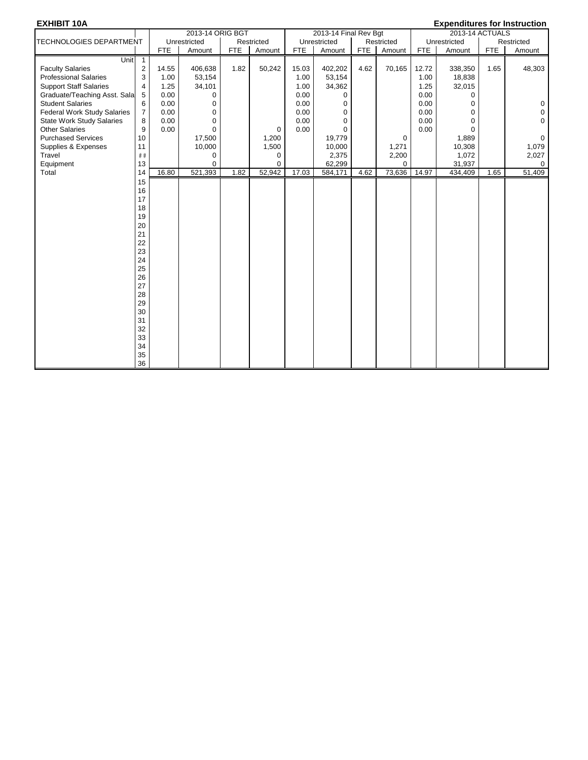**EXHIBIT 10A** **Expenditures for Instruction**

| TECHNOLOGIES DEPARTMENT | | 2013-14 ORIG BGT | | | | 2013-14 Final Rev Bgt | | | | 2013-14 ACTUALS | | | |
|---|---|---|---|---|---|---|---|---|---|---|---|---|---|
| | | Unrestricted | | Restricted | | Unrestricted | | Restricted | | Unrestricted | | Restricted | |
| | | FTE | Amount | FTE | Amount | FTE | Amount | FTE | Amount | FTE | Amount | FTE | Amount |
| Unit | 1 | | | | | | | | | | | | |
| Faculty Salaries | 2 | 14.55 | 406,638 | 1.82 | 50,242 | 15.03 | 402,202 | 4.62 | 70,165 | 12.72 | 338,350 | 1.65 | 48,303 |
| Professional Salaries | 3 | 1.00 | 53,154 | | | 1.00 | 53,154 | | | 1.00 | 18,838 | | |
| Support Staff Salaries | 4 | 1.25 | 34,101 | | | 1.00 | 34,362 | | | 1.25 | 32,015 | | |
| Graduate/Teaching Asst. Sala | 5 | 0.00 | 0 | | | 0.00 | 0 | | | 0.00 | 0 | | |
| Student Salaries | 6 | 0.00 | 0 | | | 0.00 | 0 | | | 0.00 | 0 | | 0 |
| Federal Work Study Salaries | 7 | 0.00 | 0 | | | 0.00 | 0 | | | 0.00 | 0 | | 0 |
| State Work Study Salaries | 8 | 0.00 | 0 | | | 0.00 | 0 | | | 0.00 | 0 | | 0 |
| Other Salaries | 9 | 0.00 | 0 | | 0 | 0.00 | 0 | | | 0.00 | 0 | | |
| Purchased Services | 10 | | 17,500 | | 1,200 | | 19,779 | | 0 | | 1,889 | | 0 |
| Supplies & Expenses | 11 | | 10,000 | | 1,500 | | 10,000 | | 1,271 | | 10,308 | | 1,079 |
| Travel | ## | | 0 | | 0 | | 2,375 | | 2,200 | | 1,072 | | 2,027 |
| Equipment | 13 | | 0 | | 0 | | 62,299 | | 0 | | 31,937 | | 0 |
| Total | 14 | 16.80 | 521,393 | 1.82 | 52,942 | 17.03 | 584,171 | 4.62 | 73,636 | 14.97 | 434,409 | 1.65 | 51,409 |
| | 15 | | | | | | | | | | | | |
| | 16 | | | | | | | | | | | | |
| | 17 | | | | | | | | | | | | |
| | 18 | | | | | | | | | | | | |
| | 19 | | | | | | | | | | | | |
| | 20 | | | | | | | | | | | | |
| | 21 | | | | | | | | | | | | |
| | 22 | | | | | | | | | | | | |
| | 23 | | | | | | | | | | | | |
| | 24 | | | | | | | | | | | | |
| | 25 | | | | | | | | | | | | |
| | 26 | | | | | | | | | | | | |
| | 27 | | | | | | | | | | | | |
| | 28 | | | | | | | | | | | | |
| | 29 | | | | | | | | | | | | |
| | 30 | | | | | | | | | | | | |
| | 31 | | | | | | | | | | | | |
| | 32 | | | | | | | | | | | | |
| | 33 | | | | | | | | | | | | |
| | 34 | | | | | | | | | | | | |
| | 35 | | | | | | | | | | | | |
| | 36 | | | | | | | | | | | | |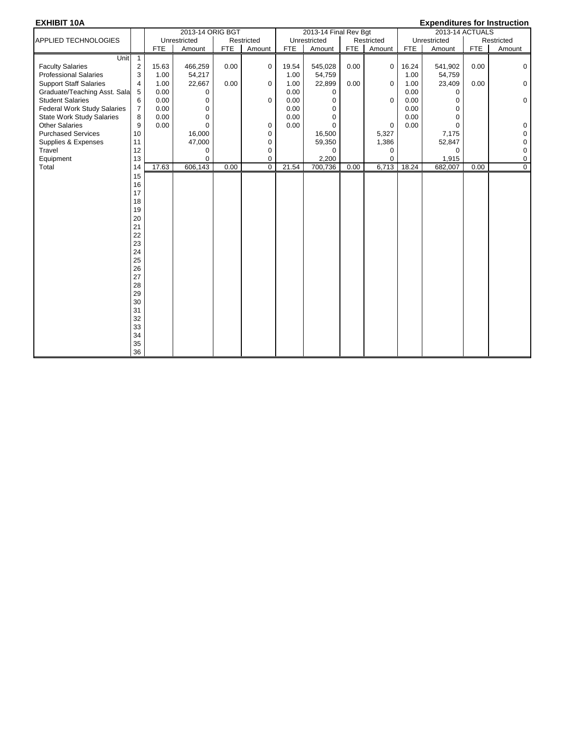**EXHIBIT 10A** **Expenditures for Instruction**

| APPLIED TECHNOLOGIES | | 2013-14 ORIG BGT | | | | 2013-14 Final Rev Bgt | | | | 2013-14 ACTUALS | | | |
|---|---|---|---|---|---|---|---|---|---|---|---|---|---|
| | | Unrestricted | | Restricted | | Unrestricted | | Restricted | | Unrestricted | | Restricted | |
| | | FTE | Amount | FTE | Amount | FTE | Amount | FTE | Amount | FTE | Amount | FTE | Amount |
| Unit | 1 | | | | | | | | | | | | |
| Faculty Salaries | 2 | 15.63 | 466,259 | 0.00 | 0 | 19.54 | 545,028 | 0.00 | 0 | 16.24 | 541,902 | 0.00 | 0 |
| Professional Salaries | 3 | 1.00 | 54,217 | | | 1.00 | 54,759 | | | 1.00 | 54,759 | | |
| Support Staff Salaries | 4 | 1.00 | 22,667 | 0.00 | 0 | 1.00 | 22,899 | 0.00 | 0 | 1.00 | 23,409 | 0.00 | 0 |
| Graduate/Teaching Asst. Sala | 5 | 0.00 | 0 | | | 0.00 | 0 | | | 0.00 | 0 | | |
| Student Salaries | 6 | 0.00 | 0 | | 0 | 0.00 | 0 | | 0 | 0.00 | 0 | | 0 |
| Federal Work Study Salaries | 7 | 0.00 | 0 | | | 0.00 | 0 | | | 0.00 | 0 | | |
| State Work Study Salaries | 8 | 0.00 | 0 | | | 0.00 | 0 | | | 0.00 | 0 | | |
| Other Salaries | 9 | 0.00 | 0 | | 0 | 0.00 | 0 | | 0 | 0.00 | 0 | | 0 |
| Purchased Services | 10 | | 16,000 | | 0 | | 16,500 | | 5,327 | | 7,175 | | 0 |
| Supplies & Expenses | 11 | | 47,000 | | 0 | | 59,350 | | 1,386 | | 52,847 | | 0 |
| Travel | 12 | | 0 | | 0 | | 0 | | 0 | | 0 | | 0 |
| Equipment | 13 | | 0 | | 0 | | 2,200 | | 0 | | 1,915 | | 0 |
| Total | 14 | 17.63 | 606,143 | 0.00 | 0 | 21.54 | 700,736 | 0.00 | 6,713 | 18.24 | 682,007 | 0.00 | 0 |
| | 15 | | | | | | | | | | | | |
| | 16 | | | | | | | | | | | | |
| | 17 | | | | | | | | | | | | |
| | 18 | | | | | | | | | | | | |
| | 19 | | | | | | | | | | | | |
| | 20 | | | | | | | | | | | | |
| | 21 | | | | | | | | | | | | |
| | 22 | | | | | | | | | | | | |
| | 23 | | | | | | | | | | | | |
| | 24 | | | | | | | | | | | | |
| | 25 | | | | | | | | | | | | |
| | 26 | | | | | | | | | | | | |
| | 27 | | | | | | | | | | | | |
| | 28 | | | | | | | | | | | | |
| | 29 | | | | | | | | | | | | |
| | 30 | | | | | | | | | | | | |
| | 31 | | | | | | | | | | | | |
| | 32 | | | | | | | | | | | | |
| | 33 | | | | | | | | | | | | |
| | 34 | | | | | | | | | | | | |
| | 35 | | | | | | | | | | | | |
| | 36 | | | | | | | | | | | | |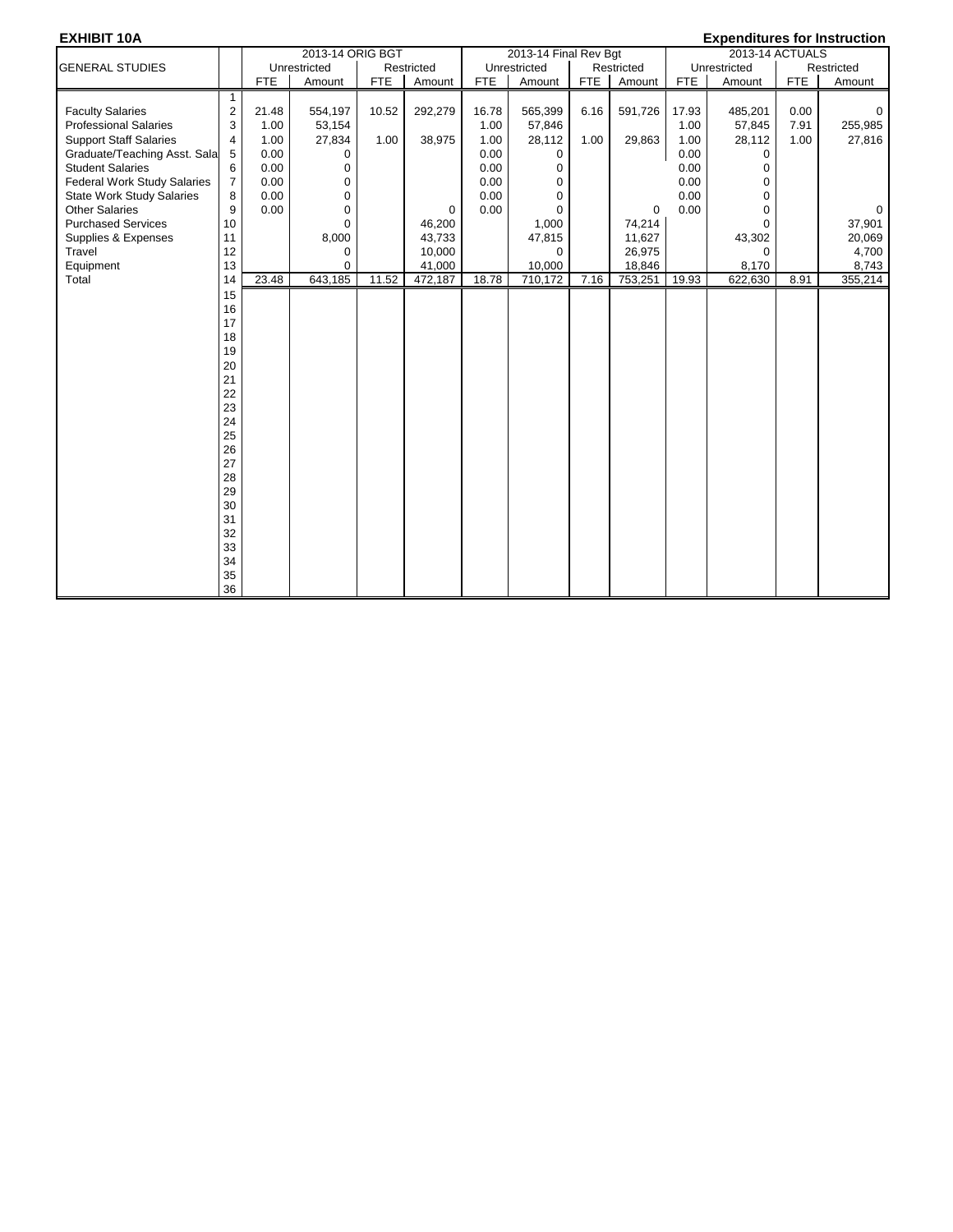**EXHIBIT 10A** **Expenditures for Instruction**

| GENERAL STUDIES | | 2013-14 ORIG BGT | | | | 2013-14 Final Rev Bgt | | | | 2013-14 ACTUALS | | | |
|---|---|---|---|---|---|---|---|---|---|---|---|---|---|
| | | Unrestricted | | Restricted | | Unrestricted | | Restricted | | Unrestricted | | Restricted | |
| | | FTE | Amount | FTE | Amount | FTE | Amount | FTE | Amount | FTE | Amount | FTE | Amount |
| | 1 | | | | | | | | | | | | |
| Faculty Salaries | 2 | 21.48 | 554,197 | 10.52 | 292,279 | 16.78 | 565,399 | 6.16 | 591,726 | 17.93 | 485,201 | 0.00 | 0 |
| Professional Salaries | 3 | 1.00 | 53,154 | | | 1.00 | 57,846 | | | 1.00 | 57,845 | 7.91 | 255,985 |
| Support Staff Salaries | 4 | 1.00 | 27,834 | 1.00 | 38,975 | 1.00 | 28,112 | 1.00 | 29,863 | 1.00 | 28,112 | 1.00 | 27,816 |
| Graduate/Teaching Asst. Sala | 5 | 0.00 | 0 | | | 0.00 | 0 | | | 0.00 | 0 | | |
| Student Salaries | 6 | 0.00 | 0 | | | 0.00 | 0 | | | 0.00 | 0 | | |
| Federal Work Study Salaries | 7 | 0.00 | 0 | | | 0.00 | 0 | | | 0.00 | 0 | | |
| State Work Study Salaries | 8 | 0.00 | 0 | | | 0.00 | 0 | | | 0.00 | 0 | | |
| Other Salaries | 9 | 0.00 | 0 | | 0 | 0.00 | 0 | | 0 | 0.00 | 0 | | 0 |
| Purchased Services | 10 | | 0 | | 46,200 | | 1,000 | | 74,214 | | 0 | | 37,901 |
| Supplies & Expenses | 11 | | 8,000 | | 43,733 | | 47,815 | | 11,627 | | 43,302 | | 20,069 |
| Travel | 12 | | 0 | | 10,000 | | 0 | | 26,975 | | 0 | | 4,700 |
| Equipment | 13 | | 0 | | 41,000 | | 10,000 | | 18,846 | | 8,170 | | 8,743 |
| Total | 14 | 23.48 | 643,185 | 11.52 | 472,187 | 18.78 | 710,172 | 7.16 | 753,251 | 19.93 | 622,630 | 8.91 | 355,214 |
| | 15 | | | | | | | | | | | | |
| | 16 | | | | | | | | | | | | |
| | 17 | | | | | | | | | | | | |
| | 18 | | | | | | | | | | | | |
| | 19 | | | | | | | | | | | | |
| | 20 | | | | | | | | | | | | |
| | 21 | | | | | | | | | | | | |
| | 22 | | | | | | | | | | | | |
| | 23 | | | | | | | | | | | | |
| | 24 | | | | | | | | | | | | |
| | 25 | | | | | | | | | | | | |
| | 26 | | | | | | | | | | | | |
| | 27 | | | | | | | | | | | | |
| | 28 | | | | | | | | | | | | |
| | 29 | | | | | | | | | | | | |
| | 30 | | | | | | | | | | | | |
| | 31 | | | | | | | | | | | | |
| | 32 | | | | | | | | | | | | |
| | 33 | | | | | | | | | | | | |
| | 34 | | | | | | | | | | | | |
| | 35 | | | | | | | | | | | | |
| | 36 | | | | | | | | | | | | |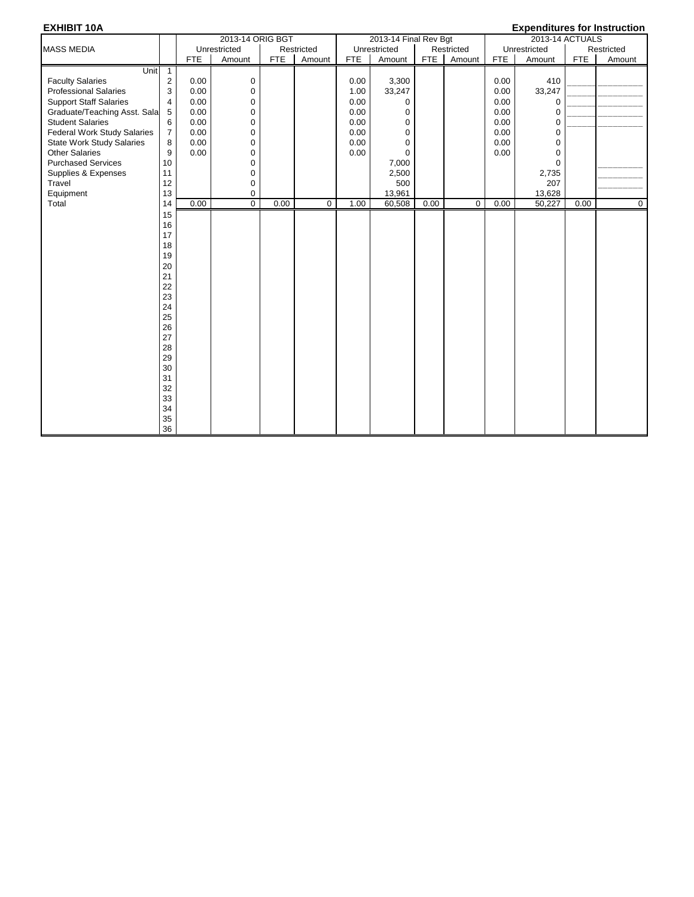**EXHIBIT 10A** **Expenditures for Instruction**

| MASS MEDIA | | 2013-14 ORIG BGT | | | | 2013-14 Final Rev Bgt | | | | 2013-14 ACTUALS | | | |
|---|---|---|---|---|---|---|---|---|---|---|---|---|---|
| | | Unrestricted | | Restricted | | Unrestricted | | Restricted | | Unrestricted | | Restricted | |
| | | FTE | Amount | FTE | Amount | FTE | Amount | FTE | Amount | FTE | Amount | FTE | Amount |
| Unit | 1 | | | | | | | | | | | | |
| Faculty Salaries | 2 | 0.00 | 0 | | | 0.00 | 3,300 | | | 0.00 | 410 | | |
| Professional Salaries | 3 | 0.00 | 0 | | | 1.00 | 33,247 | | | 0.00 | 33,247 | | |
| Support Staff Salaries | 4 | 0.00 | 0 | | | 0.00 | 0 | | | 0.00 | 0 | | |
| Graduate/Teaching Asst. Sala | 5 | 0.00 | 0 | | | 0.00 | 0 | | | 0.00 | 0 | | |
| Student Salaries | 6 | 0.00 | 0 | | | 0.00 | 0 | | | 0.00 | 0 | | |
| Federal Work Study Salaries | 7 | 0.00 | 0 | | | 0.00 | 0 | | | 0.00 | 0 | | |
| State Work Study Salaries | 8 | 0.00 | 0 | | | 0.00 | 0 | | | 0.00 | 0 | | |
| Other Salaries | 9 | 0.00 | 0 | | | 0.00 | 0 | | | 0.00 | 0 | | |
| Purchased Services | 10 | | 0 | | | | 7,000 | | | | 0 | | |
| Supplies & Expenses | 11 | | 0 | | | | 2,500 | | | | 2,735 | | |
| Travel | 12 | | 0 | | | | 500 | | | | 207 | | |
| Equipment | 13 | | 0 | | | | 13,961 | | | | 13,628 | | |
| Total | 14 | 0.00 | 0 | 0.00 | 0 | 1.00 | 60,508 | 0.00 | 0 | 0.00 | 50,227 | 0.00 | 0 |
| | 15 | | | | | | | | | | | | |
| | 16 | | | | | | | | | | | | |
| | 17 | | | | | | | | | | | | |
| | 18 | | | | | | | | | | | | |
| | 19 | | | | | | | | | | | | |
| | 20 | | | | | | | | | | | | |
| | 21 | | | | | | | | | | | | |
| | 22 | | | | | | | | | | | | |
| | 23 | | | | | | | | | | | | |
| | 24 | | | | | | | | | | | | |
| | 25 | | | | | | | | | | | | |
| | 26 | | | | | | | | | | | | |
| | 27 | | | | | | | | | | | | |
| | 28 | | | | | | | | | | | | |
| | 29 | | | | | | | | | | | | |
| | 30 | | | | | | | | | | | | |
| | 31 | | | | | | | | | | | | |
| | 32 | | | | | | | | | | | | |
| | 33 | | | | | | | | | | | | |
| | 34 | | | | | | | | | | | | |
| | 35 | | | | | | | | | | | | |
| | 36 | | | | | | | | | | | | |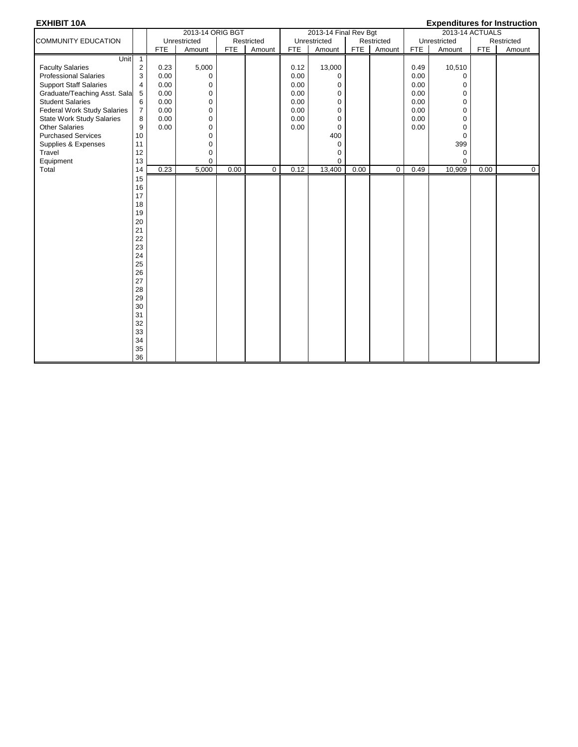**EXHIBIT 10A** **Expenditures for Instruction**

| COMMUNITY EDUCATION | | 2013-14 ORIG BGT | | | | 2013-14 Final Rev Bgt | | | | 2013-14 ACTUALS | | | |
|---|---|---|---|---|---|---|---|---|---|---|---|---|---|
| | | Unrestricted | | Restricted | | Unrestricted | | Restricted | | Unrestricted | | Restricted | |
| | | FTE | Amount | FTE | Amount | FTE | Amount | FTE | Amount | FTE | Amount | FTE | Amount |
| Unit | 1 | | | | | | | | | | | | |
| Faculty Salaries | 2 | 0.23 | 5,000 | | | 0.12 | 13,000 | | | 0.49 | 10,510 | | |
| Professional Salaries | 3 | 0.00 | 0 | | | 0.00 | 0 | | | 0.00 | 0 | | |
| Support Staff Salaries | 4 | 0.00 | 0 | | | 0.00 | 0 | | | 0.00 | 0 | | |
| Graduate/Teaching Asst. Sala | 5 | 0.00 | 0 | | | 0.00 | 0 | | | 0.00 | 0 | | |
| Student Salaries | 6 | 0.00 | 0 | | | 0.00 | 0 | | | 0.00 | 0 | | |
| Federal Work Study Salaries | 7 | 0.00 | 0 | | | 0.00 | 0 | | | 0.00 | 0 | | |
| State Work Study Salaries | 8 | 0.00 | 0 | | | 0.00 | 0 | | | 0.00 | 0 | | |
| Other Salaries | 9 | 0.00 | 0 | | | 0.00 | 0 | | | 0.00 | 0 | | |
| Purchased Services | 10 | | 0 | | | | 400 | | | | 0 | | |
| Supplies & Expenses | 11 | | 0 | | | | 0 | | | | 399 | | |
| Travel | 12 | | 0 | | | | 0 | | | | 0 | | |
| Equipment | 13 | | 0 | | | | 0 | | | | 0 | | |
| Total | 14 | 0.23 | 5,000 | 0.00 | 0 | 0.12 | 13,400 | 0.00 | 0 | 0.49 | 10,909 | 0.00 | 0 |
| | 15 | | | | | | | | | | | | |
| | 16 | | | | | | | | | | | | |
| | 17 | | | | | | | | | | | | |
| | 18 | | | | | | | | | | | | |
| | 19 | | | | | | | | | | | | |
| | 20 | | | | | | | | | | | | |
| | 21 | | | | | | | | | | | | |
| | 22 | | | | | | | | | | | | |
| | 23 | | | | | | | | | | | | |
| | 24 | | | | | | | | | | | | |
| | 25 | | | | | | | | | | | | |
| | 26 | | | | | | | | | | | | |
| | 27 | | | | | | | | | | | | |
| | 28 | | | | | | | | | | | | |
| | 29 | | | | | | | | | | | | |
| | 30 | | | | | | | | | | | | |
| | 31 | | | | | | | | | | | | |
| | 32 | | | | | | | | | | | | |
| | 33 | | | | | | | | | | | | |
| | 34 | | | | | | | | | | | | |
| | 35 | | | | | | | | | | | | |
| | 36 | | | | | | | | | | | | |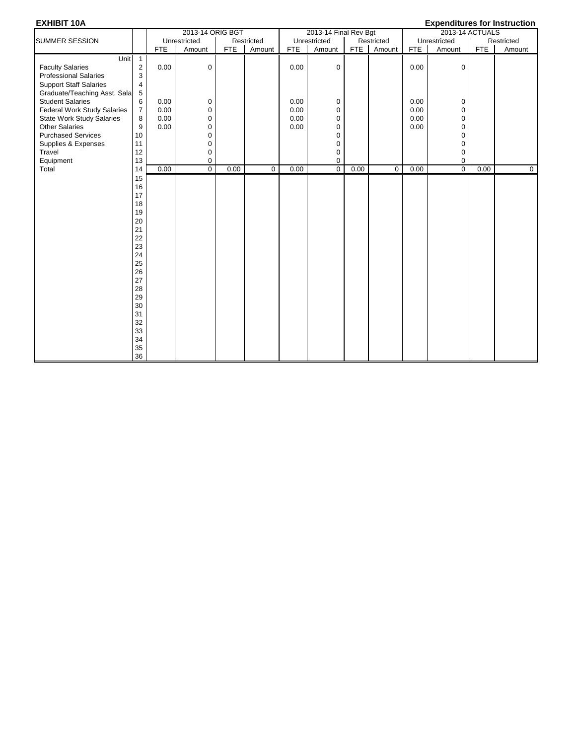**EXHIBIT 10A** **Expenditures for Instruction**

| SUMMER SESSION | | 2013-14 ORIG BGT | | | | 2013-14 Final Rev Bgt | | | | 2013-14 ACTUALS | | | |
|---|---|---|---|---|---|---|---|---|---|---|---|---|---|
| | | Unrestricted | | Restricted | | Unrestricted | | Restricted | | Unrestricted | | Restricted | |
| | | FTE | Amount | FTE | Amount | FTE | Amount | FTE | Amount | FTE | Amount | FTE | Amount |
| Unit | 1 | | | | | | | | | | | | |
| Faculty Salaries | 2 | 0.00 | 0 | | | 0.00 | 0 | | | 0.00 | 0 | | |
| Professional Salaries | 3 | | | | | | | | | | | | |
| Support Staff Salaries | 4 | | | | | | | | | | | | |
| Graduate/Teaching Asst. Sala | 5 | | | | | | | | | | | | |
| Student Salaries | 6 | 0.00 | 0 | | | 0.00 | 0 | | | 0.00 | 0 | | |
| Federal Work Study Salaries | 7 | 0.00 | 0 | | | 0.00 | 0 | | | 0.00 | 0 | | |
| State Work Study Salaries | 8 | 0.00 | 0 | | | 0.00 | 0 | | | 0.00 | 0 | | |
| Other Salaries | 9 | 0.00 | 0 | | | 0.00 | 0 | | | 0.00 | 0 | | |
| Purchased Services | 10 | | 0 | | | | 0 | | | | 0 | | |
| Supplies & Expenses | 11 | | 0 | | | | 0 | | | | 0 | | |
| Travel | 12 | | 0 | | | | 0 | | | | 0 | | |
| Equipment | 13 | | 0 | | | | 0 | | | | 0 | | |
| Total | 14 | 0.00 | 0 | 0.00 | 0 | 0.00 | 0 | 0.00 | 0 | 0.00 | 0 | 0.00 | 0 |
| | 15 | | | | | | | | | | | | |
| | 16 | | | | | | | | | | | | |
| | 17 | | | | | | | | | | | | |
| | 18 | | | | | | | | | | | | |
| | 19 | | | | | | | | | | | | |
| | 20 | | | | | | | | | | | | |
| | 21 | | | | | | | | | | | | |
| | 22 | | | | | | | | | | | | |
| | 23 | | | | | | | | | | | | |
| | 24 | | | | | | | | | | | | |
| | 25 | | | | | | | | | | | | |
| | 26 | | | | | | | | | | | | |
| | 27 | | | | | | | | | | | | |
| | 28 | | | | | | | | | | | | |
| | 29 | | | | | | | | | | | | |
| | 30 | | | | | | | | | | | | |
| | 31 | | | | | | | | | | | | |
| | 32 | | | | | | | | | | | | |
| | 33 | | | | | | | | | | | | |
| | 34 | | | | | | | | | | | | |
| | 35 | | | | | | | | | | | | |
| | 36 | | | | | | | | | | | | |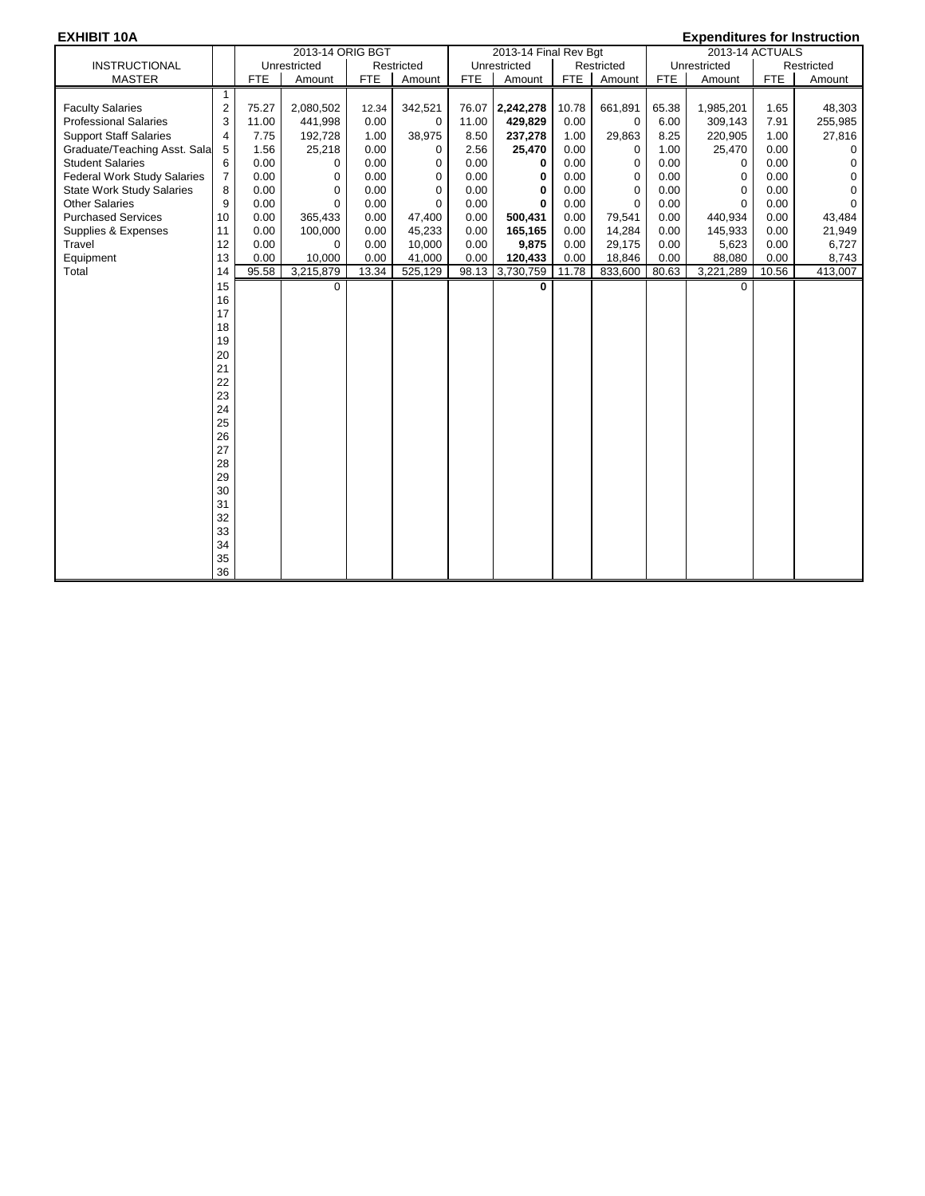**EXHIBIT 10A** **Expenditures for Instruction**

| INSTRUCTIONAL MASTER | | 2013-14 ORIG BGT | | | | 2013-14 Final Rev Bgt | | | | 2013-14 ACTUALS | | | |
|---|---|---|---|---|---|---|---|---|---|---|---|---|---|
| | | Unrestricted | | Restricted | | Unrestricted | | Restricted | | Unrestricted | | Restricted | |
| | | FTE | Amount | FTE | Amount | FTE | Amount | FTE | Amount | FTE | Amount | FTE | Amount |
| | 1 | | | | | | | | | | | | |
| Faculty Salaries | 2 | 75.27 | 2,080,502 | 12.34 | 342,521 | 76.07 | **2,242,278** | 10.78 | 661,891 | 65.38 | 1,985,201 | 1.65 | 48,303 |
| Professional Salaries | 3 | 11.00 | 441,998 | 0.00 | 0 | 11.00 | **429,829** | 0.00 | 0 | 6.00 | 309,143 | 7.91 | 255,985 |
| Support Staff Salaries | 4 | 7.75 | 192,728 | 1.00 | 38,975 | 8.50 | **237,278** | 1.00 | 29,863 | 8.25 | 220,905 | 1.00 | 27,816 |
| Graduate/Teaching Asst. Sala | 5 | 1.56 | 25,218 | 0.00 | 0 | 2.56 | **25,470** | 0.00 | 0 | 1.00 | 25,470 | 0.00 | 0 |
| Student Salaries | 6 | 0.00 | 0 | 0.00 | 0 | 0.00 | **0** | 0.00 | 0 | 0.00 | 0 | 0.00 | 0 |
| Federal Work Study Salaries | 7 | 0.00 | 0 | 0.00 | 0 | 0.00 | **0** | 0.00 | 0 | 0.00 | 0 | 0.00 | 0 |
| State Work Study Salaries | 8 | 0.00 | 0 | 0.00 | 0 | 0.00 | **0** | 0.00 | 0 | 0.00 | 0 | 0.00 | 0 |
| Other Salaries | 9 | 0.00 | 0 | 0.00 | 0 | 0.00 | **0** | 0.00 | 0 | 0.00 | 0 | 0.00 | 0 |
| Purchased Services | 10 | 0.00 | 365,433 | 0.00 | 47,400 | 0.00 | **500,431** | 0.00 | 79,541 | 0.00 | 440,934 | 0.00 | 43,484 |
| Supplies & Expenses | 11 | 0.00 | 100,000 | 0.00 | 45,233 | 0.00 | **165,165** | 0.00 | 14,284 | 0.00 | 145,933 | 0.00 | 21,949 |
| Travel | 12 | 0.00 | 0 | 0.00 | 10,000 | 0.00 | **9,875** | 0.00 | 29,175 | 0.00 | 5,623 | 0.00 | 6,727 |
| Equipment | 13 | 0.00 | 10,000 | 0.00 | 41,000 | 0.00 | **120,433** | 0.00 | 18,846 | 0.00 | 88,080 | 0.00 | 8,743 |
| Total | 14 | 95.58 | 3,215,879 | 13.34 | 525,129 | 98.13 | 3,730,759 | 11.78 | 833,600 | 80.63 | 3,221,289 | 10.56 | 413,007 |
| | 15 | | 0 | | | | **0** | | | | 0 | | |
| | 16 | | | | | | | | | | | | |
| | 17 | | | | | | | | | | | | |
| | 18 | | | | | | | | | | | | |
| | 19 | | | | | | | | | | | | |
| | 20 | | | | | | | | | | | | |
| | 21 | | | | | | | | | | | | |
| | 22 | | | | | | | | | | | | |
| | 23 | | | | | | | | | | | | |
| | 24 | | | | | | | | | | | | |
| | 25 | | | | | | | | | | | | |
| | 26 | | | | | | | | | | | | |
| | 27 | | | | | | | | | | | | |
| | 28 | | | | | | | | | | | | |
| | 29 | | | | | | | | | | | | |
| | 30 | | | | | | | | | | | | |
| | 31 | | | | | | | | | | | | |
| | 32 | | | | | | | | | | | | |
| | 33 | | | | | | | | | | | | |
| | 34 | | | | | | | | | | | | |
| | 35 | | | | | | | | | | | | |
| | 36 | | | | | | | | | | | | |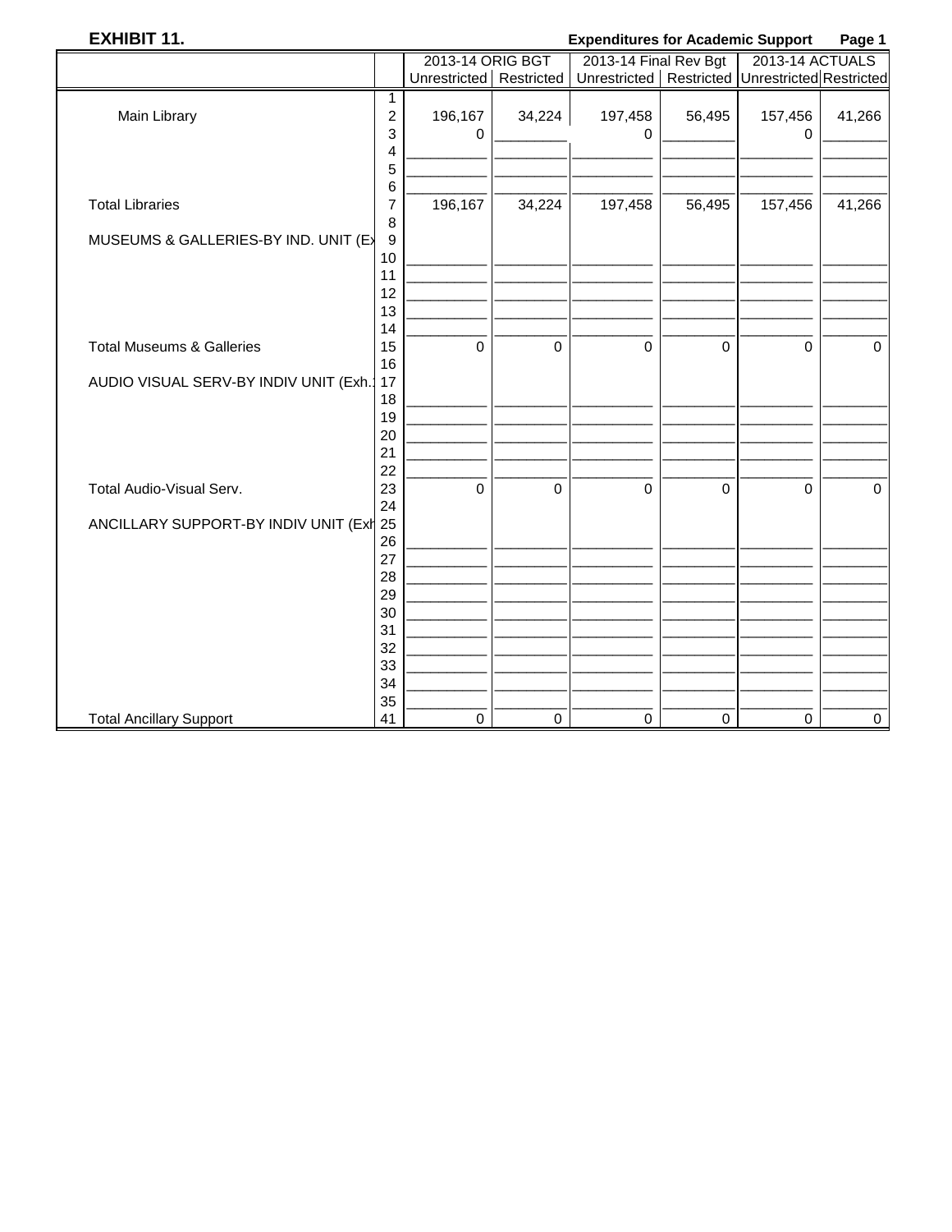**EXHIBIT 11.** **Expenditures for Academic Support** **Page 1**

| | | 2013-14 ORIG BGT | | 2013-14 Final Rev Bgt | | 2013-14 ACTUALS | |
|---|---|---|---|---|---|---|---|
| | | Unrestricted | Restricted | Unrestricted | Restricted | Unrestricted | Restricted |
| | 1 | | | | | | |
| Main Library | 2 | 196,167 | 34,224 | 197,458 | 56,495 | 157,456 | 41,266 |
| | 3 | 0 | | 0 | | 0 | |
| | 4 | | | | | | |
| | 5 | | | | | | |
| | 6 | | | | | | |
| Total Libraries | 7 | 196,167 | 34,224 | 197,458 | 56,495 | 157,456 | 41,266 |
| | 8 | | | | | | |
| MUSEUMS & GALLERIES-BY IND. UNIT (Ex | 9 | | | | | | |
| | 10 | | | | | | |
| | 11 | | | | | | |
| | 12 | | | | | | |
| | 13 | | | | | | |
| | 14 | | | | | | |
| Total Museums & Galleries | 15 | 0 | 0 | 0 | 0 | 0 | 0 |
| | 16 | | | | | | |
| AUDIO VISUAL SERV-BY INDIV UNIT (Exh.1 | 17 | | | | | | |
| | 18 | | | | | | |
| | 19 | | | | | | |
| | 20 | | | | | | |
| | 21 | | | | | | |
| | 22 | | | | | | |
| Total Audio-Visual Serv. | 23 | 0 | 0 | 0 | 0 | 0 | 0 |
| | 24 | | | | | | |
| ANCILLARY SUPPORT-BY INDIV UNIT (Exh | 25 | | | | | | |
| | 26 | | | | | | |
| | 27 | | | | | | |
| | 28 | | | | | | |
| | 29 | | | | | | |
| | 30 | | | | | | |
| | 31 | | | | | | |
| | 32 | | | | | | |
| | 33 | | | | | | |
| | 34 | | | | | | |
| | 35 | | | | | | |
| Total Ancillary Support | 41 | 0 | 0 | 0 | 0 | 0 | 0 |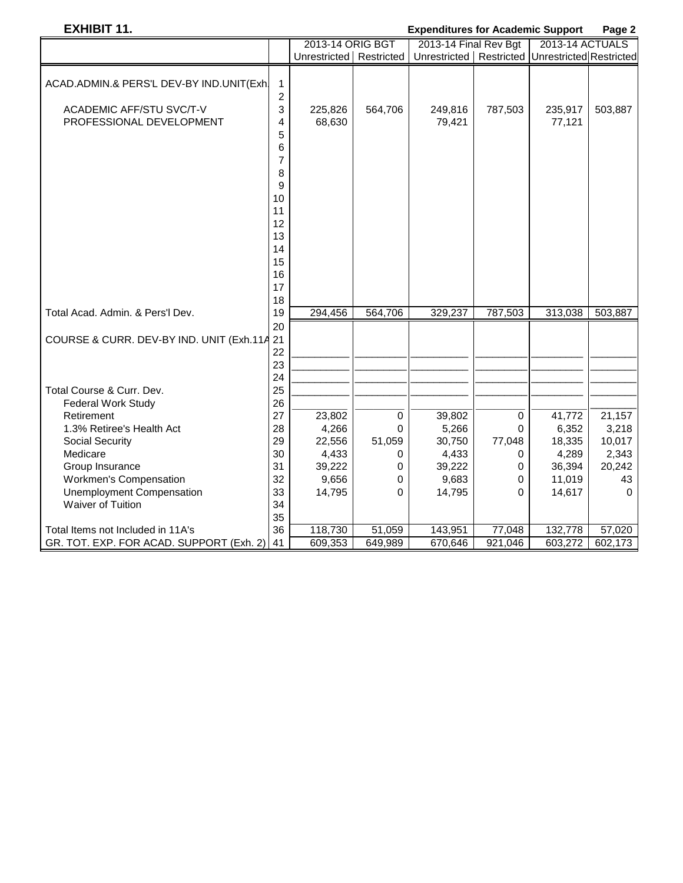**EXHIBIT 11.** **Expenditures for Academic Support** **Page 2**

| | | 2013-14 ORIG BGT | | 2013-14 Final Rev Bgt | | 2013-14 ACTUALS | |
|---|---|---|---|---|---|---|---|
| | | Unrestricted | Restricted | Unrestricted | Restricted | Unrestricted | Restricted |
| ACAD.ADMIN.& PERS'L DEV-BY IND.UNIT(Exh. | 1 | | | | | | |
| | 2 | | | | | | |
| ACADEMIC AFF/STU SVC/T-V | 3 | 225,826 | 564,706 | 249,816 | 787,503 | 235,917 | 503,887 |
| PROFESSIONAL DEVELOPMENT | 4 | 68,630 | | 79,421 | | 77,121 | |
| | 5 | | | | | | |
| | 6 | | | | | | |
| | 7 | | | | | | |
| | 8 | | | | | | |
| | 9 | | | | | | |
| | 10 | | | | | | |
| | 11 | | | | | | |
| | 12 | | | | | | |
| | 13 | | | | | | |
| | 14 | | | | | | |
| | 15 | | | | | | |
| | 16 | | | | | | |
| | 17 | | | | | | |
| | 18 | | | | | | |
| Total Acad. Admin. & Pers'l Dev. | 19 | 294,456 | 564,706 | 329,237 | 787,503 | 313,038 | 503,887 |
| | 20 | | | | | | |
| COURSE & CURR. DEV-BY IND. UNIT (Exh.11A | 21 | | | | | | |
| | 22 | | | | | | |
| | 23 | | | | | | |
| | 24 | | | | | | |
| Total Course & Curr. Dev. | 25 | | | | | | |
| Federal Work Study | 26 | | | | | | |
| Retirement | 27 | 23,802 | 0 | 39,802 | 0 | 41,772 | 21,157 |
| 1.3% Retiree's Health Act | 28 | 4,266 | 0 | 5,266 | 0 | 6,352 | 3,218 |
| Social Security | 29 | 22,556 | 51,059 | 30,750 | 77,048 | 18,335 | 10,017 |
| Medicare | 30 | 4,433 | 0 | 4,433 | 0 | 4,289 | 2,343 |
| Group Insurance | 31 | 39,222 | 0 | 39,222 | 0 | 36,394 | 20,242 |
| Workmen's Compensation | 32 | 9,656 | 0 | 9,683 | 0 | 11,019 | 43 |
| Unemployment Compensation | 33 | 14,795 | 0 | 14,795 | 0 | 14,617 | 0 |
| Waiver of Tuition | 34 | | | | | | |
| | 35 | | | | | | |
| Total Items not Included in 11A's | 36 | 118,730 | 51,059 | 143,951 | 77,048 | 132,778 | 57,020 |
| GR. TOT. EXP. FOR ACAD. SUPPORT (Exh. 2) | 41 | 609,353 | 649,989 | 670,646 | 921,046 | 603,272 | 602,173 |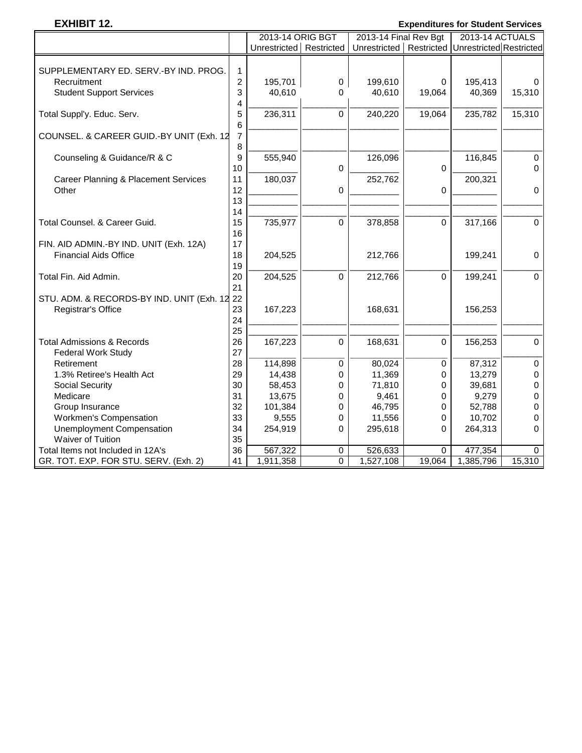**EXHIBIT 12.** **Expenditures for Student Services**

| | | 2013-14 ORIG BGT | | 2013-14 Final Rev Bgt | | 2013-14 ACTUALS | |
|---|---|---|---|---|---|---|---|
| | | Unrestricted | Restricted | Unrestricted | Restricted | Unrestricted | Restricted |
| SUPPLEMENTARY ED. SERV.-BY IND. PROG. | 1 | | | | | | |
| Recruitment | 2 | 195,701 | 0 | 199,610 | 0 | 195,413 | 0 |
| Student Support Services | 3 | 40,610 | 0 | 40,610 | 19,064 | 40,369 | 15,310 |
| | 4 | | | | | | |
| Total Suppl'y. Educ. Serv. | 5 | 236,311 | 0 | 240,220 | 19,064 | 235,782 | 15,310 |
| | 6 | | | | | | |
| COUNSEL. & CAREER GUID.-BY UNIT (Exh. 12 | 7 | | | | | | |
| | 8 | | | | | | |
| Counseling & Guidance/R & C | 9 | 555,940 | | 126,096 | | 116,845 | 0 |
| | 10 | | 0 | | 0 | | 0 |
| Career Planning & Placement Services | 11 | 180,037 | | 252,762 | | 200,321 | |
| Other | 12 | | 0 | | 0 | | 0 |
| | 13 | | | | | | |
| | 14 | | | | | | |
| Total Counsel. & Career Guid. | 15 | 735,977 | 0 | 378,858 | 0 | 317,166 | 0 |
| | 16 | | | | | | |
| FIN. AID ADMIN.-BY IND. UNIT (Exh. 12A) | 17 | | | | | | |
| Financial Aids Office | 18 | 204,525 | | 212,766 | | 199,241 | 0 |
| | 19 | | | | | | |
| Total Fin. Aid Admin. | 20 | 204,525 | 0 | 212,766 | 0 | 199,241 | 0 |
| | 21 | | | | | | |
| STU. ADM. & RECORDS-BY IND. UNIT (Exh. 12 | 22 | | | | | | |
| Registrar's Office | 23 | 167,223 | | 168,631 | | 156,253 | |
| | 24 | | | | | | |
| | 25 | | | | | | |
| Total Admissions & Records | 26 | 167,223 | 0 | 168,631 | 0 | 156,253 | 0 |
| Federal Work Study | 27 | | | | | | |
| Retirement | 28 | 114,898 | 0 | 80,024 | 0 | 87,312 | 0 |
| 1.3% Retiree's Health Act | 29 | 14,438 | 0 | 11,369 | 0 | 13,279 | 0 |
| Social Security | 30 | 58,453 | 0 | 71,810 | 0 | 39,681 | 0 |
| Medicare | 31 | 13,675 | 0 | 9,461 | 0 | 9,279 | 0 |
| Group Insurance | 32 | 101,384 | 0 | 46,795 | 0 | 52,788 | 0 |
| Workmen's Compensation | 33 | 9,555 | 0 | 11,556 | 0 | 10,702 | 0 |
| Unemployment Compensation | 34 | 254,919 | 0 | 295,618 | 0 | 264,313 | 0 |
| Waiver of Tuition | 35 | | | | | | |
| Total Items not Included in 12A's | 36 | 567,322 | 0 | 526,633 | 0 | 477,354 | 0 |
| GR. TOT. EXP. FOR STU. SERV. (Exh. 2) | 41 | 1,911,358 | 0 | 1,527,108 | 19,064 | 1,385,796 | 15,310 |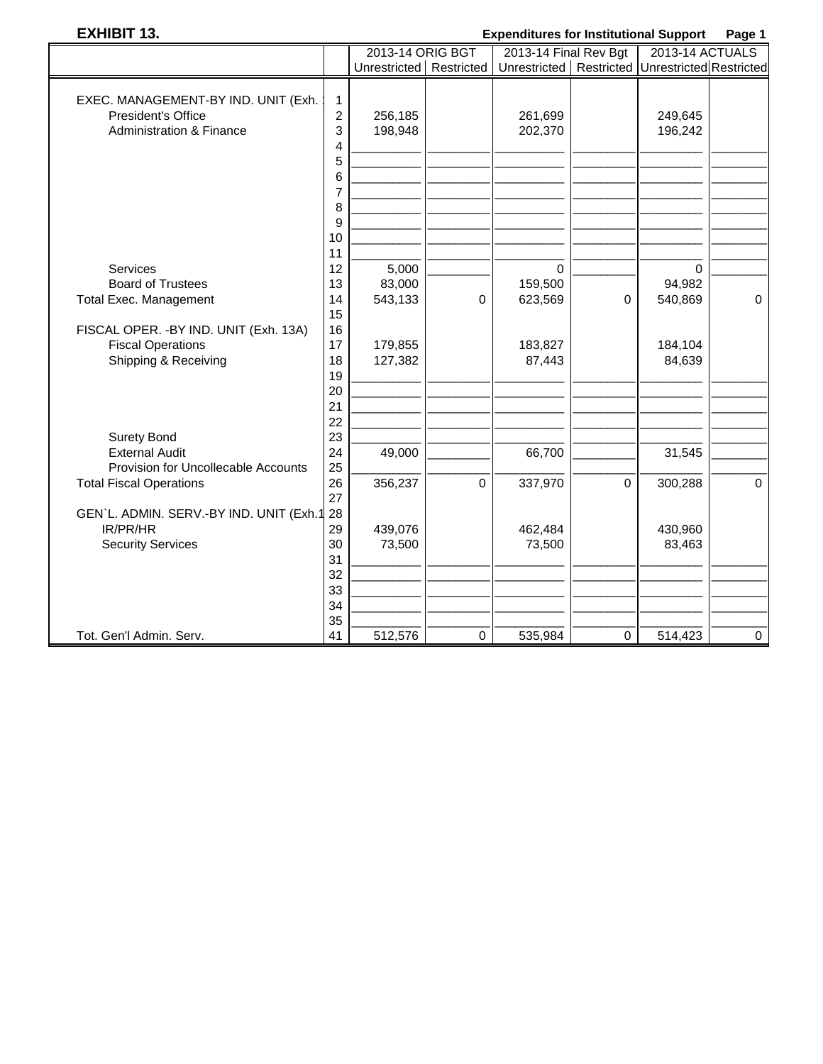**EXHIBIT 13.** **Expenditures for Institutional Support** **Page 1**

| | | 2013-14 ORIG BGT | | 2013-14 Final Rev Bgt | | 2013-14 ACTUALS | |
|---|---|---|---|---|---|---|---|
| | | Unrestricted | Restricted | Unrestricted | Restricted | Unrestricted | Restricted |
| EXEC. MANAGEMENT-BY IND. UNIT (Exh. | 1 | | | | | | |
| President's Office | 2 | 256,185 | | 261,699 | | 249,645 | |
| Administration & Finance | 3 | 198,948 | | 202,370 | | 196,242 | |
| | 4 | | | | | | |
| | 5 | | | | | | |
| | 6 | | | | | | |
| | 7 | | | | | | |
| | 8 | | | | | | |
| | 9 | | | | | | |
| | 10 | | | | | | |
| | 11 | | | | | | |
| Services | 12 | 5,000 | | 0 | | 0 | |
| Board of Trustees | 13 | 83,000 | | 159,500 | | 94,982 | |
| Total Exec. Management | 14 | 543,133 | 0 | 623,569 | 0 | 540,869 | 0 |
| | 15 | | | | | | |
| FISCAL OPER. -BY IND. UNIT (Exh. 13A) | 16 | | | | | | |
| Fiscal Operations | 17 | 179,855 | | 183,827 | | 184,104 | |
| Shipping & Receiving | 18 | 127,382 | | 87,443 | | 84,639 | |
| | 19 | | | | | | |
| | 20 | | | | | | |
| | 21 | | | | | | |
| | 22 | | | | | | |
| Surety Bond | 23 | | | | | | |
| External Audit | 24 | 49,000 | | 66,700 | | 31,545 | |
| Provision for Uncollecable Accounts | 25 | | | | | | |
| Total Fiscal Operations | 26 | 356,237 | 0 | 337,970 | 0 | 300,288 | 0 |
| | 27 | | | | | | |
| GEN`L. ADMIN. SERV.-BY IND. UNIT (Exh.1 | 28 | | | | | | |
| IR/PR/HR | 29 | 439,076 | | 462,484 | | 430,960 | |
| Security Services | 30 | 73,500 | | 73,500 | | 83,463 | |
| | 31 | | | | | | |
| | 32 | | | | | | |
| | 33 | | | | | | |
| | 34 | | | | | | |
| | 35 | | | | | | |
| Tot. Gen'l Admin. Serv. | 41 | 512,576 | 0 | 535,984 | 0 | 514,423 | 0 |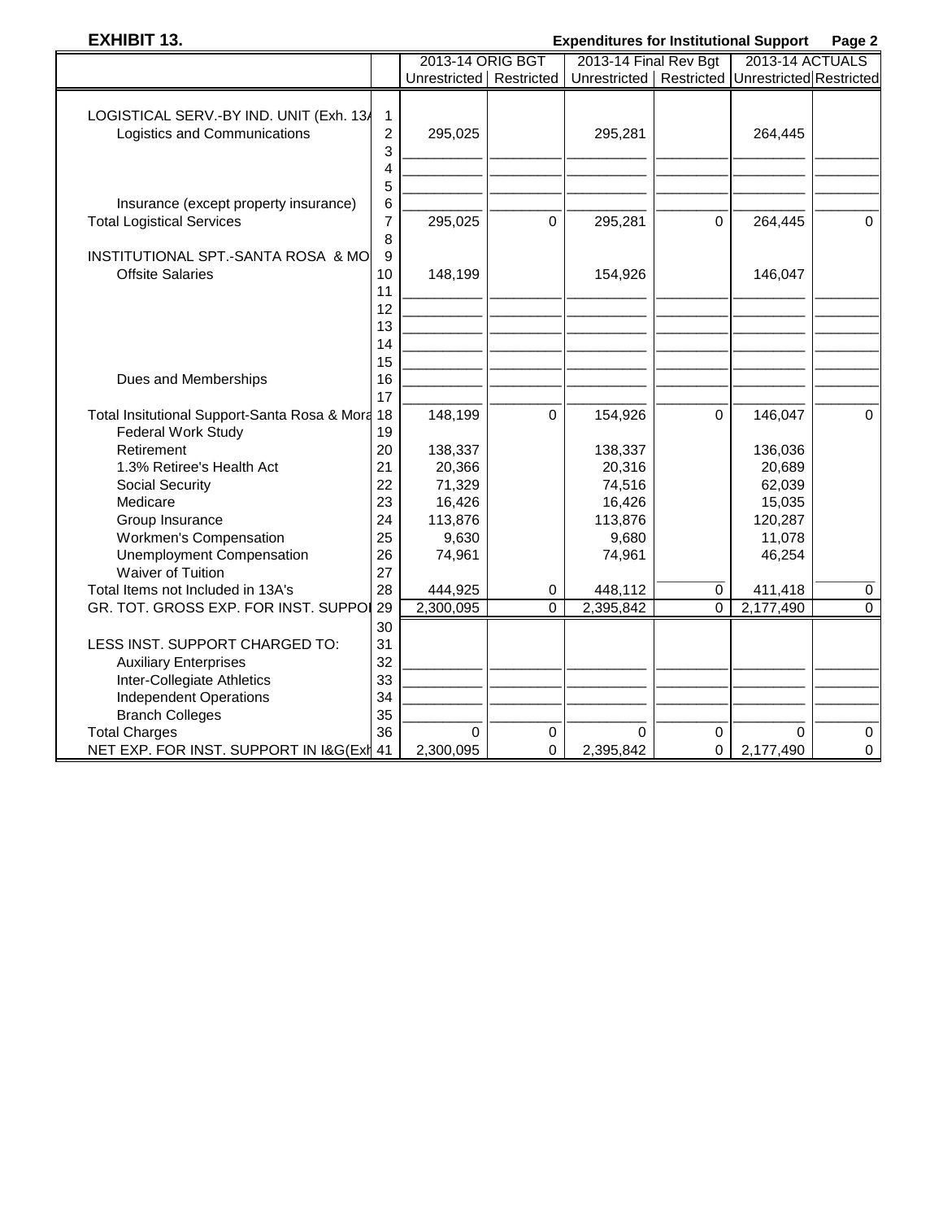**EXHIBIT 13.** **Expenditures for Institutional Support** **Page 2**

| | | 2013-14 ORIG BGT | | 2013-14 Final Rev Bgt | | 2013-14 ACTUALS | |
|---|---|---|---|---|---|---|---|
| | | Unrestricted | Restricted | Unrestricted | Restricted | Unrestricted | Restricted |
| LOGISTICAL SERV.-BY IND. UNIT (Exh. 13A | 1 | | | | | | |
| Logistics and Communications | 2 | 295,025 | | 295,281 | | 264,445 | |
| | 3 | | | | | | |
| | 4 | | | | | | |
| | 5 | | | | | | |
| Insurance (except property insurance) | 6 | | | | | | |
| Total Logistical Services | 7 | 295,025 | 0 | 295,281 | 0 | 264,445 | 0 |
| | 8 | | | | | | |
| INSTITUTIONAL SPT.-SANTA ROSA & MO | 9 | | | | | | |
| Offsite Salaries | 10 | 148,199 | | 154,926 | | 146,047 | |
| | 11 | | | | | | |
| | 12 | | | | | | |
| | 13 | | | | | | |
| | 14 | | | | | | |
| | 15 | | | | | | |
| Dues and Memberships | 16 | | | | | | |
| | 17 | | | | | | |
| Total Insitutional Support-Santa Rosa & Mora | 18 | 148,199 | 0 | 154,926 | 0 | 146,047 | 0 |
| Federal Work Study | 19 | | | | | | |
| Retirement | 20 | 138,337 | | 138,337 | | 136,036 | |
| 1.3% Retiree's Health Act | 21 | 20,366 | | 20,316 | | 20,689 | |
| Social Security | 22 | 71,329 | | 74,516 | | 62,039 | |
| Medicare | 23 | 16,426 | | 16,426 | | 15,035 | |
| Group Insurance | 24 | 113,876 | | 113,876 | | 120,287 | |
| Workmen's Compensation | 25 | 9,630 | | 9,680 | | 11,078 | |
| Unemployment Compensation | 26 | 74,961 | | 74,961 | | 46,254 | |
| Waiver of Tuition | 27 | | | | | | |
| Total Items not Included in 13A's | 28 | 444,925 | 0 | 448,112 | 0 | 411,418 | 0 |
| GR. TOT. GROSS EXP. FOR INST. SUPPO | 29 | 2,300,095 | 0 | 2,395,842 | 0 | 2,177,490 | 0 |
| | 30 | | | | | | |
| LESS INST. SUPPORT CHARGED TO: | 31 | | | | | | |
| Auxiliary Enterprises | 32 | | | | | | |
| Inter-Collegiate Athletics | 33 | | | | | | |
| Independent Operations | 34 | | | | | | |
| Branch Colleges | 35 | | | | | | |
| Total Charges | 36 | 0 | 0 | 0 | 0 | 0 | 0 |
| NET EXP. FOR INST. SUPPORT IN I&G(Exh | 41 | 2,300,095 | 0 | 2,395,842 | 0 | 2,177,490 | 0 |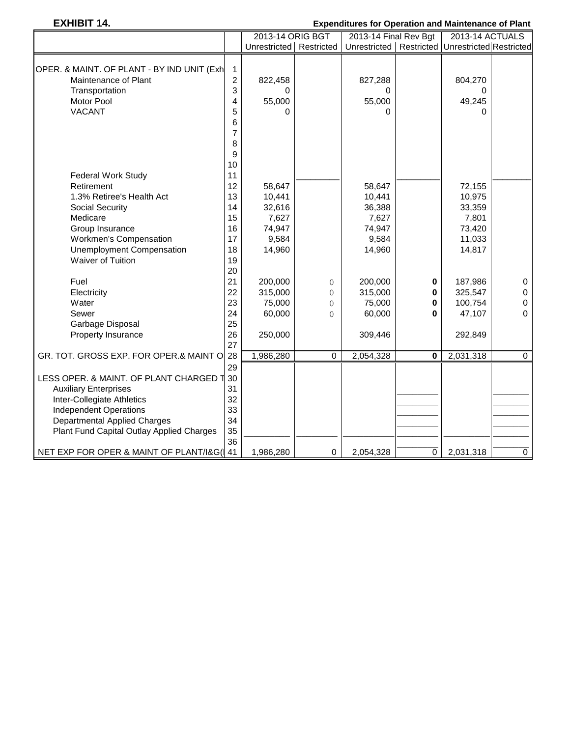**EXHIBIT 14.** **Expenditures for Operation and Maintenance of Plant**

| | | 2013-14 ORIG BGT | | 2013-14 Final Rev Bgt | | 2013-14 ACTUALS | |
|---|---|---|---|---|---|---|---|
| | | Unrestricted | Restricted | Unrestricted | Restricted | Unrestricted | Restricted |
| OPER. & MAINT. OF PLANT - BY IND UNIT (Exh | 1 | | | | | | |
| Maintenance of Plant | 2 | 822,458 | | 827,288 | | 804,270 | |
| Transportation | 3 | 0 | | 0 | | 0 | |
| Motor Pool | 4 | 55,000 | | 55,000 | | 49,245 | |
| VACANT | 5 | 0 | | 0 | | 0 | |
| | 6 | | | | | | |
| | 7 | | | | | | |
| | 8 | | | | | | |
| | 9 | | | | | | |
| | 10 | | | | | | |
| Federal Work Study | 11 | | | | | | |
| Retirement | 12 | 58,647 | | 58,647 | | 72,155 | |
| 1.3% Retiree's Health Act | 13 | 10,441 | | 10,441 | | 10,975 | |
| Social Security | 14 | 32,616 | | 36,388 | | 33,359 | |
| Medicare | 15 | 7,627 | | 7,627 | | 7,801 | |
| Group Insurance | 16 | 74,947 | | 74,947 | | 73,420 | |
| Workmen's Compensation | 17 | 9,584 | | 9,584 | | 11,033 | |
| Unemployment Compensation | 18 | 14,960 | | 14,960 | | 14,817 | |
| Waiver of Tuition | 19 | | | | | | |
| | 20 | | | | | | |
| Fuel | 21 | 200,000 | 0 | 200,000 | **0** | 187,986 | 0 |
| Electricity | 22 | 315,000 | 0 | 315,000 | **0** | 325,547 | 0 |
| Water | 23 | 75,000 | 0 | 75,000 | **0** | 100,754 | 0 |
| Sewer | 24 | 60,000 | 0 | 60,000 | **0** | 47,107 | 0 |
| Garbage Disposal | 25 | | | | | | |
| Property Insurance | 26 | 250,000 | | 309,446 | | 292,849 | |
| | 27 | | | | | | |
| GR. TOT. GROSS EXP. FOR OPER.& MAINT O | 28 | 1,986,280 | 0 | 2,054,328 | **0** | 2,031,318 | 0 |
| | 29 | | | | | | |
| LESS OPER. & MAINT. OF PLANT CHARGED T | 30 | | | | | | |
| Auxiliary Enterprises | 31 | | | | | | |
| Inter-Collegiate Athletics | 32 | | | | | | |
| Independent Operations | 33 | | | | | | |
| Departmental Applied Charges | 34 | | | | | | |
| Plant Fund Capital Outlay Applied Charges | 35 | | | | | | |
| | 36 | | | | | | |
| NET EXP FOR OPER & MAINT OF PLANT/I&G(I | 41 | 1,986,280 | 0 | 2,054,328 | 0 | 2,031,318 | 0 |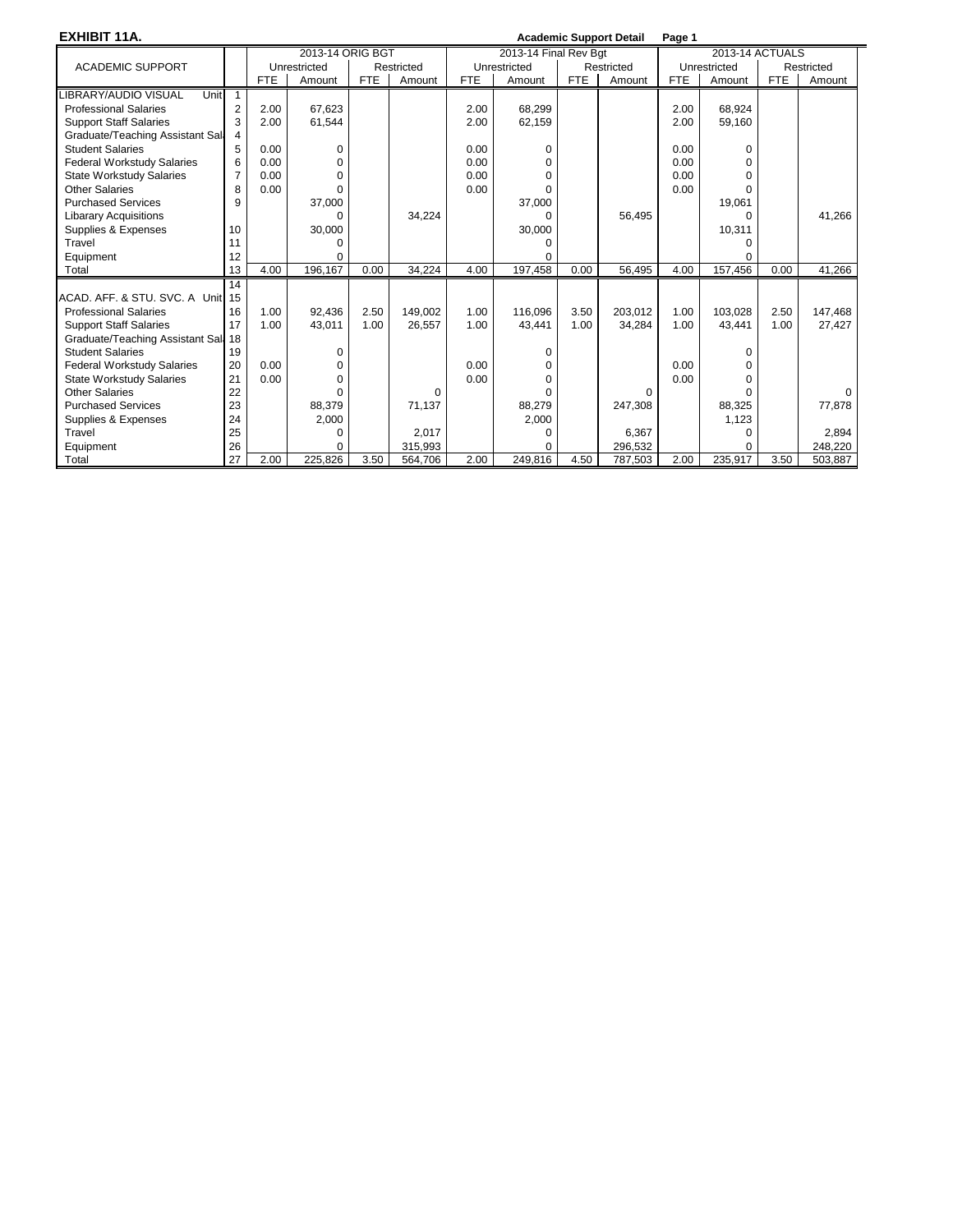**EXHIBIT 11A.** **Academic Support Detail** **Page 1**

| ACADEMIC SUPPORT | | 2013-14 ORIG BGT | | | | 2013-14 Final Rev Bgt | | | | 2013-14 ACTUALS | | | |
|---|---|---|---|---|---|---|---|---|---|---|---|---|---|
| | | Unrestricted | | Restricted | | Unrestricted | | Restricted | | Unrestricted | | Restricted | |
| | | FTE | Amount | FTE | Amount | FTE | Amount | FTE | Amount | FTE | Amount | FTE | Amount |
| LIBRARY/AUDIO VISUAL Unit | 1 | | | | | | | | | | | | |
| Professional Salaries | 2 | 2.00 | 67,623 | | | 2.00 | 68,299 | | | 2.00 | 68,924 | | |
| Support Staff Salaries | 3 | 2.00 | 61,544 | | | 2.00 | 62,159 | | | 2.00 | 59,160 | | |
| Graduate/Teaching Assistant Sal | 4 | | | | | | | | | | | | |
| Student Salaries | 5 | 0.00 | 0 | | | 0.00 | 0 | | | 0.00 | 0 | | |
| Federal Workstudy Salaries | 6 | 0.00 | 0 | | | 0.00 | 0 | | | 0.00 | 0 | | |
| State Workstudy Salaries | 7 | 0.00 | 0 | | | 0.00 | 0 | | | 0.00 | 0 | | |
| Other Salaries | 8 | 0.00 | 0 | | | 0.00 | 0 | | | 0.00 | 0 | | |
| Purchased Services | 9 | | 37,000 | | | | 37,000 | | | | 19,061 | | |
| Libarary Acquisitions | | | 0 | | 34,224 | | 0 | | 56,495 | | 0 | | 41,266 |
| Supplies & Expenses | 10 | | 30,000 | | | | 30,000 | | | | 10,311 | | |
| Travel | 11 | | 0 | | | | 0 | | | | 0 | | |
| Equipment | 12 | | 0 | | | | 0 | | | | 0 | | |
| Total | 13 | 4.00 | 196,167 | 0.00 | 34,224 | 4.00 | 197,458 | 0.00 | 56,495 | 4.00 | 157,456 | 0.00 | 41,266 |
| | 14 | | | | | | | | | | | | |
| ACAD. AFF. & STU. SVC. A Unit | 15 | | | | | | | | | | | | |
| Professional Salaries | 16 | 1.00 | 92,436 | 2.50 | 149,002 | 1.00 | 116,096 | 3.50 | 203,012 | 1.00 | 103,028 | 2.50 | 147,468 |
| Support Staff Salaries | 17 | 1.00 | 43,011 | 1.00 | 26,557 | 1.00 | 43,441 | 1.00 | 34,284 | 1.00 | 43,441 | 1.00 | 27,427 |
| Graduate/Teaching Assistant Sal | 18 | | | | | | | | | | | | |
| Student Salaries | 19 | | 0 | | | | 0 | | | | 0 | | |
| Federal Workstudy Salaries | 20 | 0.00 | 0 | | | 0.00 | 0 | | | 0.00 | 0 | | |
| State Workstudy Salaries | 21 | 0.00 | 0 | | | 0.00 | 0 | | | 0.00 | 0 | | |
| Other Salaries | 22 | | 0 | | 0 | | 0 | | 0 | | 0 | | 0 |
| Purchased Services | 23 | | 88,379 | | 71,137 | | 88,279 | | 247,308 | | 88,325 | | 77,878 |
| Supplies & Expenses | 24 | | 2,000 | | | | 2,000 | | | | 1,123 | | |
| Travel | 25 | | 0 | | 2,017 | | 0 | | 6,367 | | 0 | | 2,894 |
| Equipment | 26 | | 0 | | 315,993 | | 0 | | 296,532 | | 0 | | 248,220 |
| Total | 27 | 2.00 | 225,826 | 3.50 | 564,706 | 2.00 | 249,816 | 4.50 | 787,503 | 2.00 | 235,917 | 3.50 | 503,887 |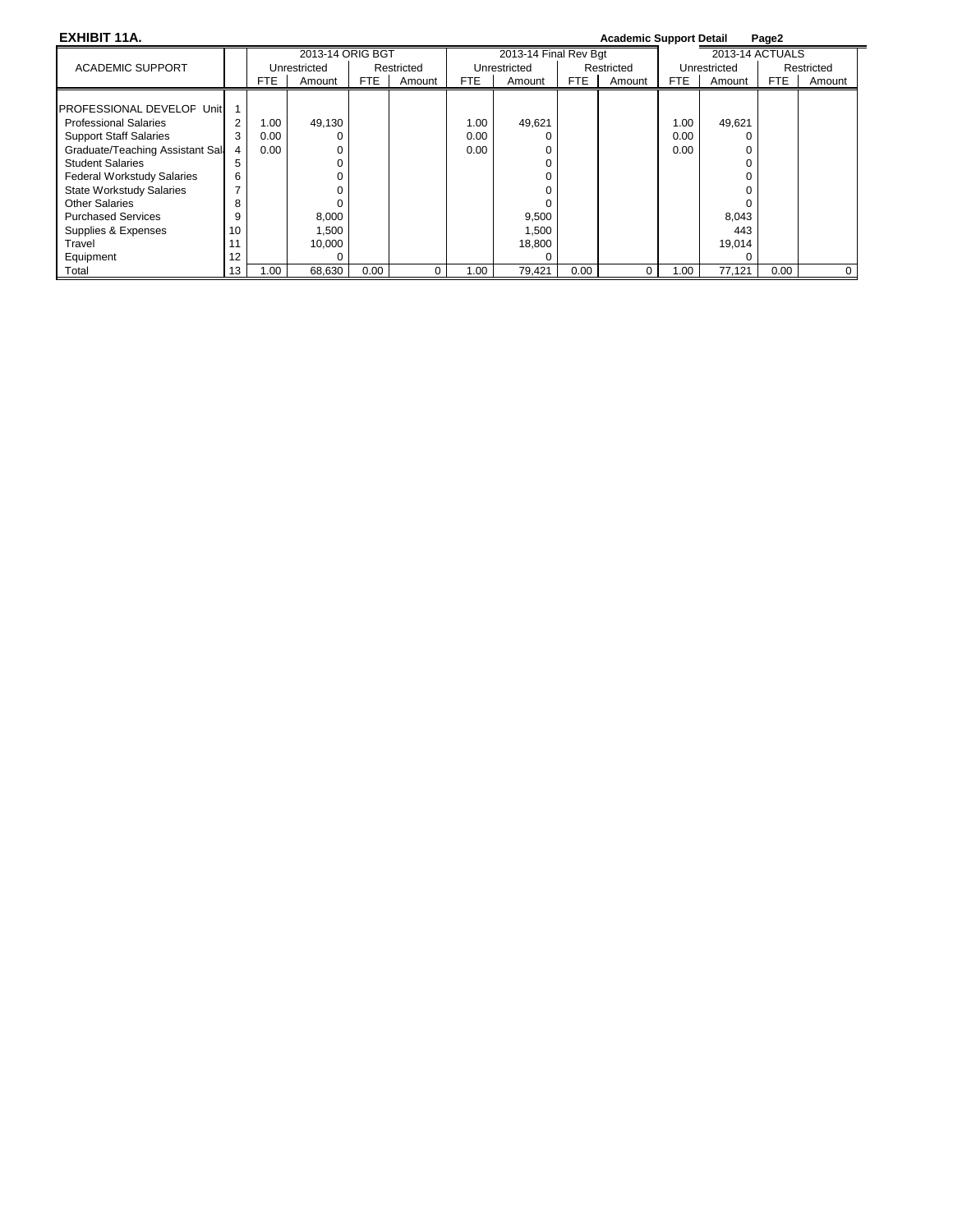**EXHIBIT 11A.** **Academic Support Detail** **Page2**

| ACADEMIC SUPPORT | | 2013-14 ORIG BGT | | | | 2013-14 Final Rev Bgt | | | | 2013-14 ACTUALS | | | |
|---|---|---|---|---|---|---|---|---|---|---|---|---|---|
| | | Unrestricted | | Restricted | | Unrestricted | | Restricted | | Unrestricted | | Restricted | |
| | | FTE | Amount | FTE | Amount | FTE | Amount | FTE | Amount | FTE | Amount | FTE | Amount |
| PROFESSIONAL DEVELOP Unit | 1 | | | | | | | | | | | | |
| Professional Salaries | 2 | 1.00 | 49,130 | | | 1.00 | 49,621 | | | 1.00 | 49,621 | | |
| Support Staff Salaries | 3 | 0.00 | 0 | | | 0.00 | 0 | | | 0.00 | 0 | | |
| Graduate/Teaching Assistant Sal | 4 | 0.00 | 0 | | | 0.00 | 0 | | | 0.00 | 0 | | |
| Student Salaries | 5 | | 0 | | | | 0 | | | | 0 | | |
| Federal Workstudy Salaries | 6 | | 0 | | | | 0 | | | | 0 | | |
| State Workstudy Salaries | 7 | | 0 | | | | 0 | | | | 0 | | |
| Other Salaries | 8 | | 0 | | | | 0 | | | | 0 | | |
| Purchased Services | 9 | | 8,000 | | | | 9,500 | | | | 8,043 | | |
| Supplies & Expenses | 10 | | 1,500 | | | | 1,500 | | | | 443 | | |
| Travel | 11 | | 10,000 | | | | 18,800 | | | | 19,014 | | |
| Equipment | 12 | | 0 | | | | 0 | | | | 0 | | |
| Total | 13 | 1.00 | 68,630 | 0.00 | 0 | 1.00 | 79,421 | 0.00 | 0 | 1.00 | 77,121 | 0.00 | 0 |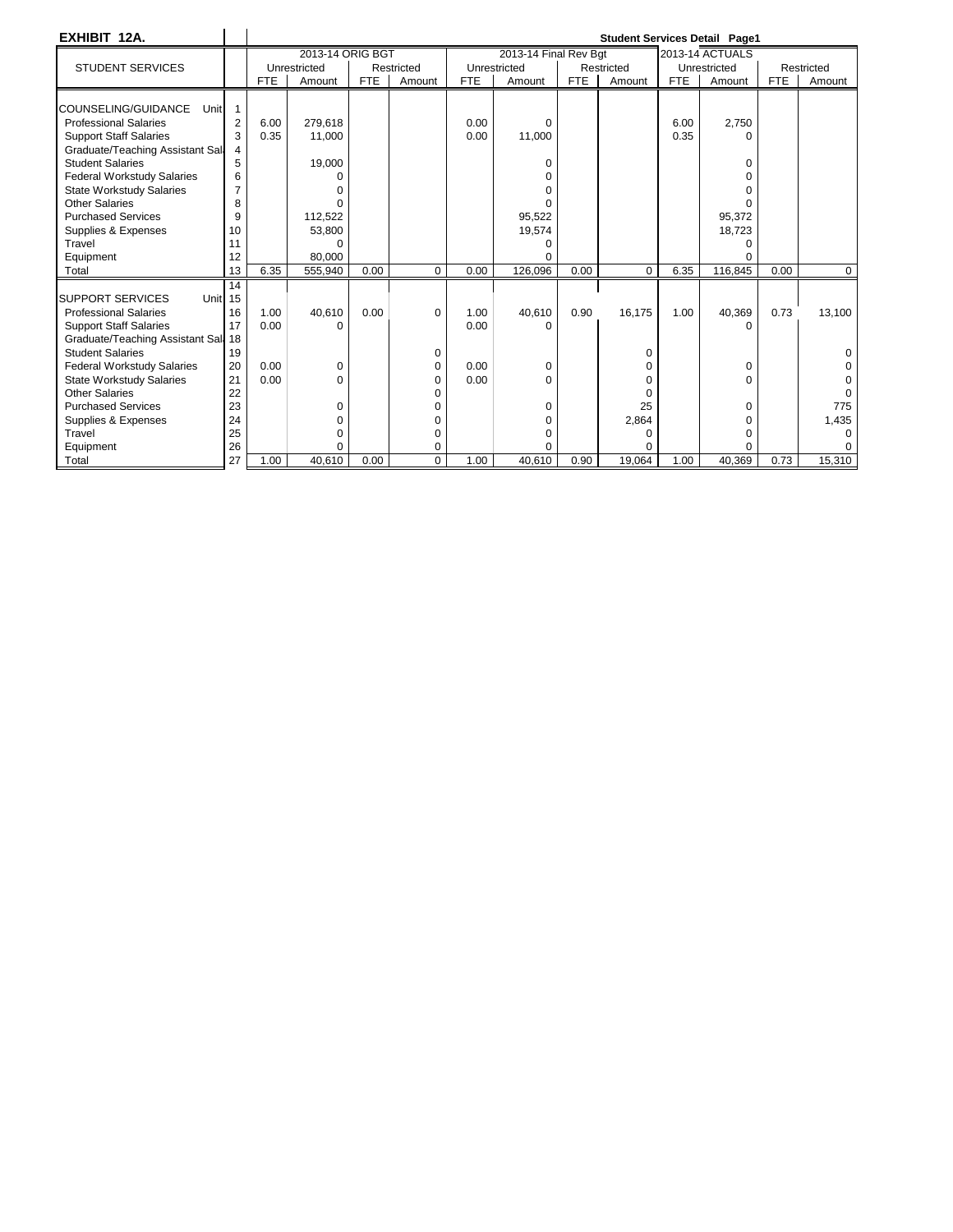**EXHIBIT 12A.**

**Student Services Detail Page1**

| STUDENT SERVICES | | 2013-14 ORIG BGT | | | | 2013-14 Final Rev Bgt | | | | 2013-14 ACTUALS | | | |
|---|---|---|---|---|---|---|---|---|---|---|---|---|---|
| | | Unrestricted | | Restricted | | Unrestricted | | Restricted | | Unrestricted | | Restricted | |
| | | FTE | Amount | FTE | Amount | FTE | Amount | FTE | Amount | FTE | Amount | FTE | Amount |
| COUNSELING/GUIDANCE Unit | 1 | | | | | | | | | | | | |
| Professional Salaries | 2 | 6.00 | 279,618 | | | 0.00 | 0 | | | 6.00 | 2,750 | | |
| Support Staff Salaries | 3 | 0.35 | 11,000 | | | 0.00 | 11,000 | | | 0.35 | 0 | | |
| Graduate/Teaching Assistant Sal | 4 | | | | | | | | | | | | |
| Student Salaries | 5 | | 19,000 | | | | 0 | | | | 0 | | |
| Federal Workstudy Salaries | 6 | | 0 | | | | 0 | | | | 0 | | |
| State Workstudy Salaries | 7 | | 0 | | | | 0 | | | | 0 | | |
| Other Salaries | 8 | | 0 | | | | 0 | | | | 0 | | |
| Purchased Services | 9 | | 112,522 | | | | 95,522 | | | | 95,372 | | |
| Supplies & Expenses | 10 | | 53,800 | | | | 19,574 | | | | 18,723 | | |
| Travel | 11 | | 0 | | | | 0 | | | | 0 | | |
| Equipment | 12 | | 80,000 | | | | 0 | | | | 0 | | |
| Total | 13 | 6.35 | 555,940 | 0.00 | 0 | 0.00 | 126,096 | 0.00 | 0 | 6.35 | 116,845 | 0.00 | 0 |
| | 14 | | | | | | | | | | | | |
| SUPPORT SERVICES Unit | 15 | | | | | | | | | | | | |
| Professional Salaries | 16 | 1.00 | 40,610 | 0.00 | 0 | 1.00 | 40,610 | 0.90 | 16,175 | 1.00 | 40,369 | 0.73 | 13,100 |
| Support Staff Salaries | 17 | 0.00 | 0 | | | 0.00 | 0 | | | | 0 | | |
| Graduate/Teaching Assistant Sal | 18 | | | | | | | | | | | | |
| Student Salaries | 19 | | | | 0 | | | | 0 | | | | 0 |
| Federal Workstudy Salaries | 20 | 0.00 | 0 | | 0 | 0.00 | 0 | | 0 | | 0 | | 0 |
| State Workstudy Salaries | 21 | 0.00 | 0 | | 0 | 0.00 | 0 | | 0 | | 0 | | 0 |
| Other Salaries | 22 | | | | 0 | | | | 0 | | | | 0 |
| Purchased Services | 23 | | 0 | | 0 | | 0 | | 25 | | 0 | | 775 |
| Supplies & Expenses | 24 | | 0 | | 0 | | 0 | | 2,864 | | 0 | | 1,435 |
| Travel | 25 | | 0 | | 0 | | 0 | | 0 | | 0 | | 0 |
| Equipment | 26 | | 0 | | 0 | | 0 | | 0 | | 0 | | 0 |
| Total | 27 | 1.00 | 40,610 | 0.00 | 0 | 1.00 | 40,610 | 0.90 | 19,064 | 1.00 | 40,369 | 0.73 | 15,310 |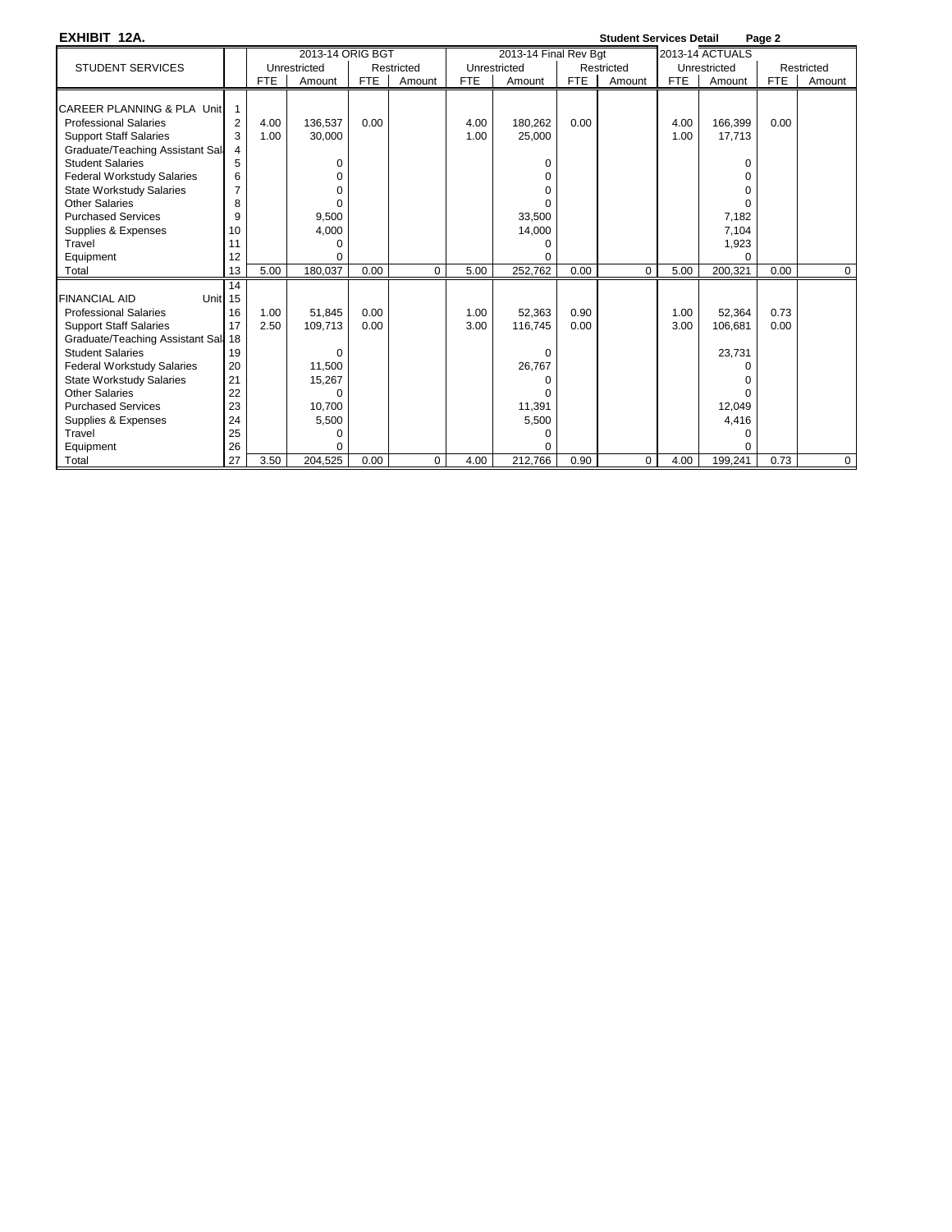**EXHIBIT 12A.** **Student Services Detail**

| STUDENT SERVICES | | 2013-14 ORIG BGT | | | | 2013-14 Final Rev Bgt | | | | 2013-14 ACTUALS | | | |
|---|---|---|---|---|---|---|---|---|---|---|---|---|---|
| | | Unrestricted | | Restricted | | Unrestricted | | Restricted | | Unrestricted | | Restricted | |
| | | FTE | Amount | FTE | Amount | FTE | Amount | FTE | Amount | FTE | Amount | FTE | Amount |
| CAREER PLANNING & PLA Unit | 1 | | | | | | | | | | | | |
| Professional Salaries | 2 | 4.00 | 136,537 | 0.00 | | 4.00 | 180,262 | 0.00 | | 4.00 | 166,399 | 0.00 | |
| Support Staff Salaries | 3 | 1.00 | 30,000 | | | 1.00 | 25,000 | | | 1.00 | 17,713 | | |
| Graduate/Teaching Assistant Sal | 4 | | | | | | | | | | | | |
| Student Salaries | 5 | | 0 | | | | 0 | | | | 0 | | |
| Federal Workstudy Salaries | 6 | | 0 | | | | 0 | | | | 0 | | |
| State Workstudy Salaries | 7 | | 0 | | | | 0 | | | | 0 | | |
| Other Salaries | 8 | | 0 | | | | 0 | | | | 0 | | |
| Purchased Services | 9 | | 9,500 | | | | 33,500 | | | | 7,182 | | |
| Supplies & Expenses | 10 | | 4,000 | | | | 14,000 | | | | 7,104 | | |
| Travel | 11 | | 0 | | | | 0 | | | | 1,923 | | |
| Equipment | 12 | | 0 | | | | 0 | | | | 0 | | |
| Total | 13 | 5.00 | 180,037 | 0.00 | 0 | 5.00 | 252,762 | 0.00 | 0 | 5.00 | 200,321 | 0.00 | 0 |
| | 14 | | | | | | | | | | | | |
| FINANCIAL AID Unit | 15 | | | | | | | | | | | | |
| Professional Salaries | 16 | 1.00 | 51,845 | 0.00 | | 1.00 | 52,363 | 0.90 | | 1.00 | 52,364 | 0.73 | |
| Support Staff Salaries | 17 | 2.50 | 109,713 | 0.00 | | 3.00 | 116,745 | 0.00 | | 3.00 | 106,681 | 0.00 | |
| Graduate/Teaching Assistant Sal | 18 | | | | | | | | | | | | |
| Student Salaries | 19 | | 0 | | | | 0 | | | | 23,731 | | |
| Federal Workstudy Salaries | 20 | | 11,500 | | | | 26,767 | | | | 0 | | |
| State Workstudy Salaries | 21 | | 15,267 | | | | 0 | | | | 0 | | |
| Other Salaries | 22 | | 0 | | | | 0 | | | | 0 | | |
| Purchased Services | 23 | | 10,700 | | | | 11,391 | | | | 12,049 | | |
| Supplies & Expenses | 24 | | 5,500 | | | | 5,500 | | | | 4,416 | | |
| Travel | 25 | | 0 | | | | 0 | | | | 0 | | |
| Equipment | 26 | | 0 | | | | 0 | | | | 0 | | |
| Total | 27 | 3.50 | 204,525 | 0.00 | 0 | 4.00 | 212,766 | 0.90 | 0 | 4.00 | 199,241 | 0.73 | 0 |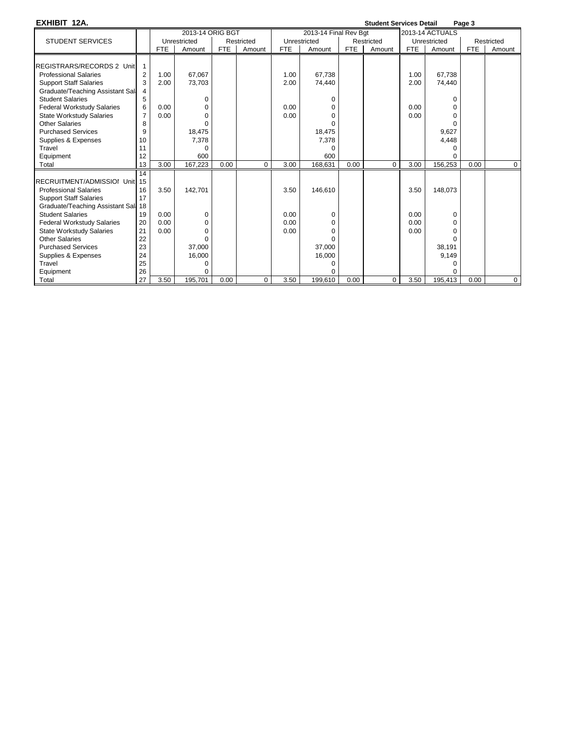**EXHIBIT 12A.** **Student Services Detail** **Page 3**

| STUDENT SERVICES | | 2013-14 ORIG BGT | | | | 2013-14 Final Rev Bgt | | | | 2013-14 ACTUALS | | | |
|---|---|---|---|---|---|---|---|---|---|---|---|---|---|
| | | Unrestricted | | Restricted | | Unrestricted | | Restricted | | Unrestricted | | Restricted | |
| | | FTE | Amount | FTE | Amount | FTE | Amount | FTE | Amount | FTE | Amount | FTE | Amount |
| REGISTRARS/RECORDS 2 Unit | 1 | | | | | | | | | | | | |
| Professional Salaries | 2 | 1.00 | 67,067 | | | 1.00 | 67,738 | | | 1.00 | 67,738 | | |
| Support Staff Salaries | 3 | 2.00 | 73,703 | | | 2.00 | 74,440 | | | 2.00 | 74,440 | | |
| Graduate/Teaching Assistant Sal | 4 | | | | | | | | | | | | |
| Student Salaries | 5 | | 0 | | | | 0 | | | | 0 | | |
| Federal Workstudy Salaries | 6 | 0.00 | 0 | | | 0.00 | 0 | | | 0.00 | 0 | | |
| State Workstudy Salaries | 7 | 0.00 | 0 | | | 0.00 | 0 | | | 0.00 | 0 | | |
| Other Salaries | 8 | | 0 | | | | 0 | | | | 0 | | |
| Purchased Services | 9 | | 18,475 | | | | 18,475 | | | | 9,627 | | |
| Supplies & Expenses | 10 | | 7,378 | | | | 7,378 | | | | 4,448 | | |
| Travel | 11 | | 0 | | | | 0 | | | | 0 | | |
| Equipment | 12 | | 600 | | | | 600 | | | | 0 | | |
| Total | 13 | 3.00 | 167,223 | 0.00 | 0 | 3.00 | 168,631 | 0.00 | 0 | 3.00 | 156,253 | 0.00 | 0 |
| | 14 | | | | | | | | | | | | |
| RECRUITMENT/ADMISSIOI Unit | 15 | | | | | | | | | | | | |
| Professional Salaries | 16 | 3.50 | 142,701 | | | 3.50 | 146,610 | | | 3.50 | 148,073 | | |
| Support Staff Salaries | 17 | | | | | | | | | | | | |
| Graduate/Teaching Assistant Sal | 18 | | | | | | | | | | | | |
| Student Salaries | 19 | 0.00 | 0 | | | 0.00 | 0 | | | 0.00 | 0 | | |
| Federal Workstudy Salaries | 20 | 0.00 | 0 | | | 0.00 | 0 | | | 0.00 | 0 | | |
| State Workstudy Salaries | 21 | 0.00 | 0 | | | 0.00 | 0 | | | 0.00 | 0 | | |
| Other Salaries | 22 | | 0 | | | | 0 | | | | 0 | | |
| Purchased Services | 23 | | 37,000 | | | | 37,000 | | | | 38,191 | | |
| Supplies & Expenses | 24 | | 16,000 | | | | 16,000 | | | | 9,149 | | |
| Travel | 25 | | 0 | | | | 0 | | | | 0 | | |
| Equipment | 26 | | 0 | | | | 0 | | | | 0 | | |
| Total | 27 | 3.50 | 195,701 | 0.00 | 0 | 3.50 | 199,610 | 0.00 | 0 | 3.50 | 195,413 | 0.00 | 0 |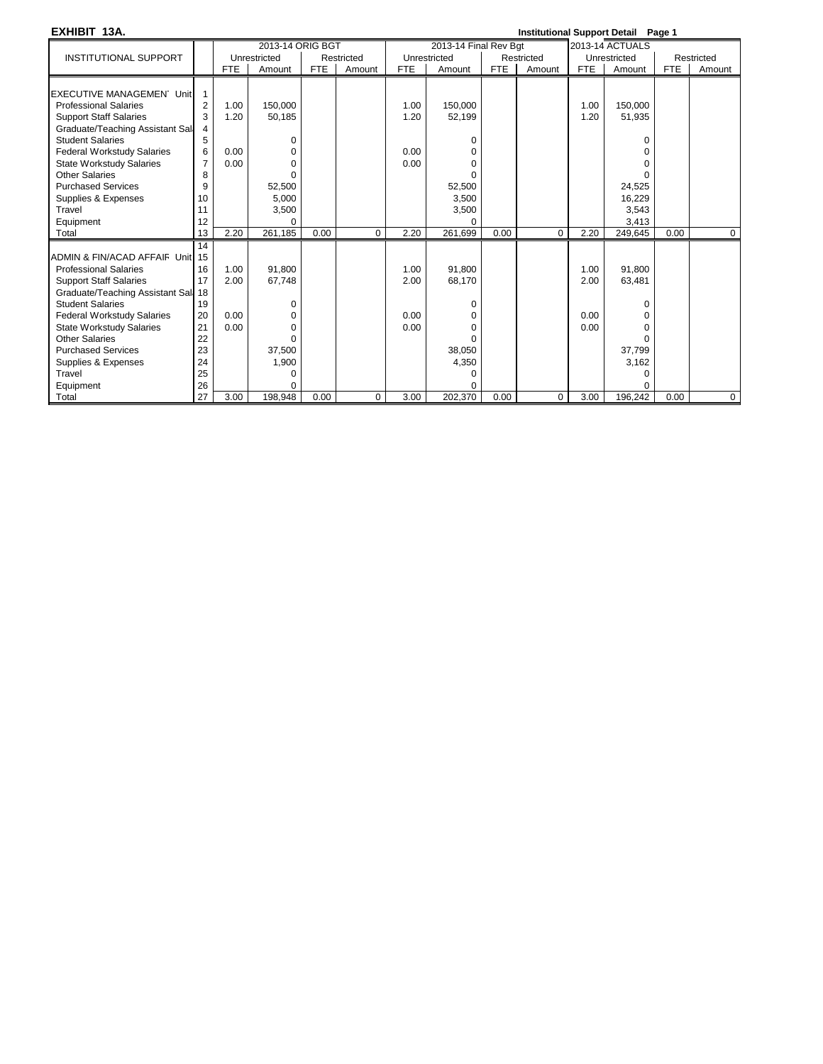**EXHIBIT 13A.**

**Institutional Support Detail Page 1**

| INSTITUTIONAL SUPPORT | | 2013-14 ORIG BGT | | | | 2013-14 Final Rev Bgt | | | | 2013-14 ACTUALS | | | |
|---|---|---|---|---|---|---|---|---|---|---|---|---|---|
| | | Unrestricted | | Restricted | | Unrestricted | | Restricted | | Unrestricted | | Restricted | |
| | | FTE | Amount | FTE | Amount | FTE | Amount | FTE | Amount | FTE | Amount | FTE | Amount |
| EXECUTIVE MANAGEMENT Unit | 1 | | | | | | | | | | | | |
| Professional Salaries | 2 | 1.00 | 150,000 | | | 1.00 | 150,000 | | | 1.00 | 150,000 | | |
| Support Staff Salaries | 3 | 1.20 | 50,185 | | | 1.20 | 52,199 | | | 1.20 | 51,935 | | |
| Graduate/Teaching Assistant Sal | 4 | | | | | | | | | | | | |
| Student Salaries | 5 | | 0 | | | | 0 | | | | 0 | | |
| Federal Workstudy Salaries | 6 | 0.00 | 0 | | | 0.00 | 0 | | | | 0 | | |
| State Workstudy Salaries | 7 | 0.00 | 0 | | | 0.00 | 0 | | | | 0 | | |
| Other Salaries | 8 | | 0 | | | | 0 | | | | 0 | | |
| Purchased Services | 9 | | 52,500 | | | | 52,500 | | | | 24,525 | | |
| Supplies & Expenses | 10 | | 5,000 | | | | 3,500 | | | | 16,229 | | |
| Travel | 11 | | 3,500 | | | | 3,500 | | | | 3,543 | | |
| Equipment | 12 | | 0 | | | | 0 | | | | 3,413 | | |
| Total | 13 | 2.20 | 261,185 | 0.00 | 0 | 2.20 | 261,699 | 0.00 | 0 | 2.20 | 249,645 | 0.00 | 0 |
| | 14 | | | | | | | | | | | | |
| ADMIN & FIN/ACAD AFFAIR Unit | 15 | | | | | | | | | | | | |
| Professional Salaries | 16 | 1.00 | 91,800 | | | 1.00 | 91,800 | | | 1.00 | 91,800 | | |
| Support Staff Salaries | 17 | 2.00 | 67,748 | | | 2.00 | 68,170 | | | 2.00 | 63,481 | | |
| Graduate/Teaching Assistant Sal | 18 | | | | | | | | | | | | |
| Student Salaries | 19 | | 0 | | | | 0 | | | | 0 | | |
| Federal Workstudy Salaries | 20 | 0.00 | 0 | | | 0.00 | 0 | | | 0.00 | 0 | | |
| State Workstudy Salaries | 21 | 0.00 | 0 | | | 0.00 | 0 | | | 0.00 | 0 | | |
| Other Salaries | 22 | | 0 | | | | 0 | | | | 0 | | |
| Purchased Services | 23 | | 37,500 | | | | 38,050 | | | | 37,799 | | |
| Supplies & Expenses | 24 | | 1,900 | | | | 4,350 | | | | 3,162 | | |
| Travel | 25 | | 0 | | | | 0 | | | | 0 | | |
| Equipment | 26 | | 0 | | | | 0 | | | | 0 | | |
| Total | 27 | 3.00 | 198,948 | 0.00 | 0 | 3.00 | 202,370 | 0.00 | 0 | 3.00 | 196,242 | 0.00 | 0 |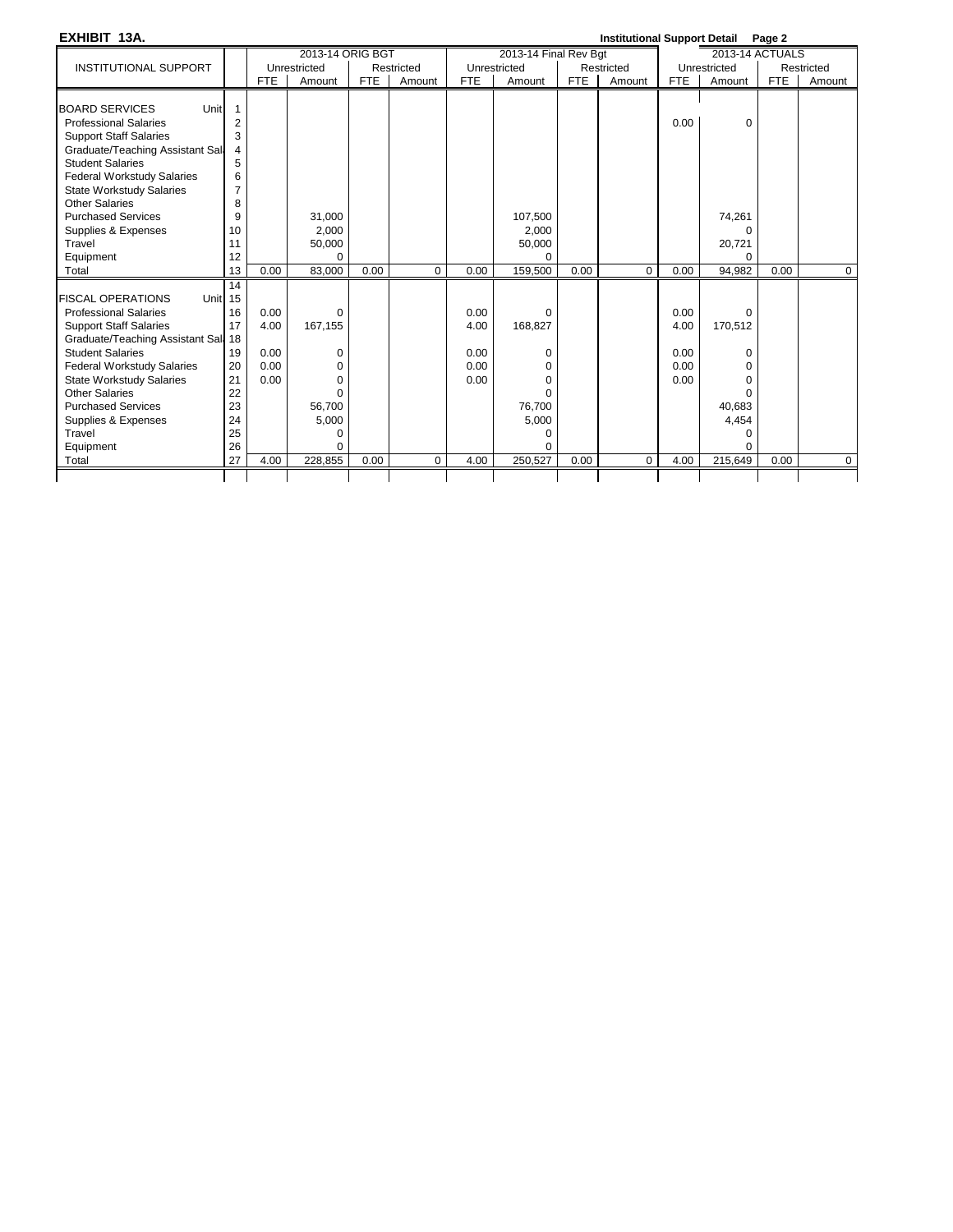**EXHIBIT 13A.** **Institutional Support Detail Page 2**

| INSTITUTIONAL SUPPORT | | 2013-14 ORIG BGT | | | | 2013-14 Final Rev Bgt | | | | 2013-14 ACTUALS | | | |
|---|---|---|---|---|---|---|---|---|---|---|---|---|---|
| | | Unrestricted | | Restricted | | Unrestricted | | Restricted | | Unrestricted | | Restricted | |
| | | FTE | Amount | FTE | Amount | FTE | Amount | FTE | Amount | FTE | Amount | FTE | Amount |
| BOARD SERVICES Unit | 1 | | | | | | | | | | | | |
| Professional Salaries | 2 | | | | | | | | | 0.00 | 0 | | |
| Support Staff Salaries | 3 | | | | | | | | | | | | |
| Graduate/Teaching Assistant Sal | 4 | | | | | | | | | | | | |
| Student Salaries | 5 | | | | | | | | | | | | |
| Federal Workstudy Salaries | 6 | | | | | | | | | | | | |
| State Workstudy Salaries | 7 | | | | | | | | | | | | |
| Other Salaries | 8 | | | | | | | | | | | | |
| Purchased Services | 9 | | 31,000 | | | | 107,500 | | | | 74,261 | | |
| Supplies & Expenses | 10 | | 2,000 | | | | 2,000 | | | | 0 | | |
| Travel | 11 | | 50,000 | | | | 50,000 | | | | 20,721 | | |
| Equipment | 12 | | 0 | | | | 0 | | | | 0 | | |
| Total | 13 | 0.00 | 83,000 | 0.00 | 0 | 0.00 | 159,500 | 0.00 | 0 | 0.00 | 94,982 | 0.00 | 0 |
| | 14 | | | | | | | | | | | | |
| FISCAL OPERATIONS Unit | 15 | | | | | | | | | | | | |
| Professional Salaries | 16 | 0.00 | 0 | | | 0.00 | 0 | | | 0.00 | 0 | | |
| Support Staff Salaries | 17 | 4.00 | 167,155 | | | 4.00 | 168,827 | | | 4.00 | 170,512 | | |
| Graduate/Teaching Assistant Sal | 18 | | | | | | | | | | | | |
| Student Salaries | 19 | 0.00 | 0 | | | 0.00 | 0 | | | 0.00 | 0 | | |
| Federal Workstudy Salaries | 20 | 0.00 | 0 | | | 0.00 | 0 | | | 0.00 | 0 | | |
| State Workstudy Salaries | 21 | 0.00 | 0 | | | 0.00 | 0 | | | 0.00 | 0 | | |
| Other Salaries | 22 | | 0 | | | | 0 | | | | 0 | | |
| Purchased Services | 23 | | 56,700 | | | | 76,700 | | | | 40,683 | | |
| Supplies & Expenses | 24 | | 5,000 | | | | 5,000 | | | | 4,454 | | |
| Travel | 25 | | 0 | | | | 0 | | | | 0 | | |
| Equipment | 26 | | 0 | | | | 0 | | | | 0 | | |
| Total | 27 | 4.00 | 228,855 | 0.00 | 0 | 4.00 | 250,527 | 0.00 | 0 | 4.00 | 215,649 | 0.00 | 0 |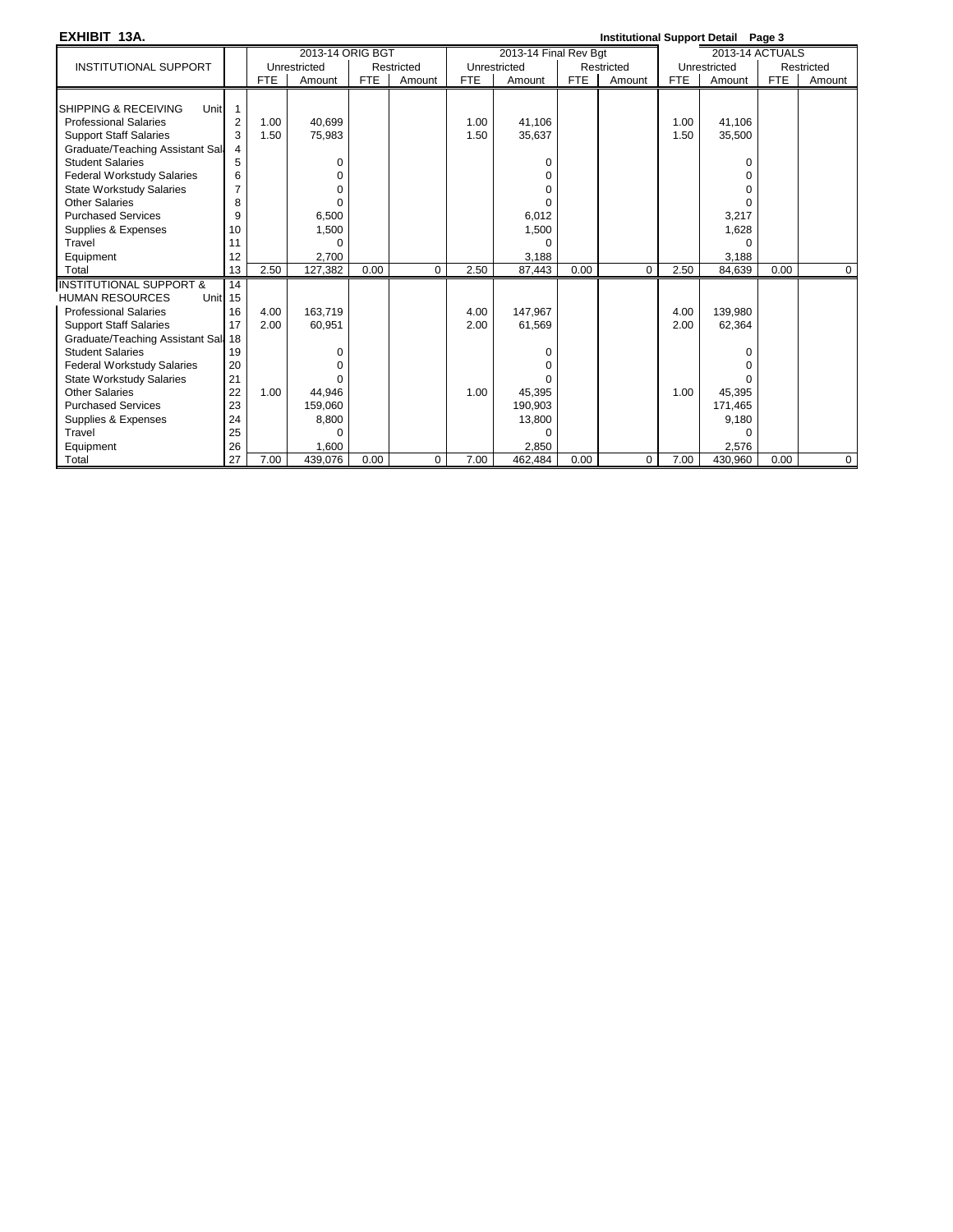**EXHIBIT 13A.**

**Institutional Support Detail Page 3**

| INSTITUTIONAL SUPPORT | | 2013-14 ORIG BGT | | | | 2013-14 Final Rev Bgt | | | | 2013-14 ACTUALS | | | |
|---|---|---|---|---|---|---|---|---|---|---|---|---|---|
| | | Unrestricted | | Restricted | | Unrestricted | | Restricted | | Unrestricted | | Restricted | |
| | | FTE | Amount | FTE | Amount | FTE | Amount | FTE | Amount | FTE | Amount | FTE | Amount |
| SHIPPING & RECEIVING Unit | 1 | | | | | | | | | | | | |
| Professional Salaries | 2 | 1.00 | 40,699 | | | 1.00 | 41,106 | | | 1.00 | 41,106 | | |
| Support Staff Salaries | 3 | 1.50 | 75,983 | | | 1.50 | 35,637 | | | 1.50 | 35,500 | | |
| Graduate/Teaching Assistant Sal | 4 | | | | | | | | | | | | |
| Student Salaries | 5 | | 0 | | | | 0 | | | | 0 | | |
| Federal Workstudy Salaries | 6 | | 0 | | | | 0 | | | | 0 | | |
| State Workstudy Salaries | 7 | | 0 | | | | 0 | | | | 0 | | |
| Other Salaries | 8 | | 0 | | | | 0 | | | | 0 | | |
| Purchased Services | 9 | | 6,500 | | | | 6,012 | | | | 3,217 | | |
| Supplies & Expenses | 10 | | 1,500 | | | | 1,500 | | | | 1,628 | | |
| Travel | 11 | | 0 | | | | 0 | | | | 0 | | |
| Equipment | 12 | | 2,700 | | | | 3,188 | | | | 3,188 | | |
| Total | 13 | 2.50 | 127,382 | 0.00 | 0 | 2.50 | 87,443 | 0.00 | 0 | 2.50 | 84,639 | 0.00 | 0 |
| INSTITUTIONAL SUPPORT & | 14 | | | | | | | | | | | | |
| HUMAN RESOURCES Unit | 15 | | | | | | | | | | | | |
| Professional Salaries | 16 | 4.00 | 163,719 | | | 4.00 | 147,967 | | | 4.00 | 139,980 | | |
| Support Staff Salaries | 17 | 2.00 | 60,951 | | | 2.00 | 61,569 | | | 2.00 | 62,364 | | |
| Graduate/Teaching Assistant Sal | 18 | | | | | | | | | | | | |
| Student Salaries | 19 | | 0 | | | | 0 | | | | 0 | | |
| Federal Workstudy Salaries | 20 | | 0 | | | | 0 | | | | 0 | | |
| State Workstudy Salaries | 21 | | 0 | | | | 0 | | | | 0 | | |
| Other Salaries | 22 | 1.00 | 44,946 | | | 1.00 | 45,395 | | | 1.00 | 45,395 | | |
| Purchased Services | 23 | | 159,060 | | | | 190,903 | | | | 171,465 | | |
| Supplies & Expenses | 24 | | 8,800 | | | | 13,800 | | | | 9,180 | | |
| Travel | 25 | | 0 | | | | 0 | | | | 0 | | |
| Equipment | 26 | | 1,600 | | | | 2,850 | | | | 2,576 | | |
| Total | 27 | 7.00 | 439,076 | 0.00 | 0 | 7.00 | 462,484 | 0.00 | 0 | 7.00 | 430,960 | 0.00 | 0 |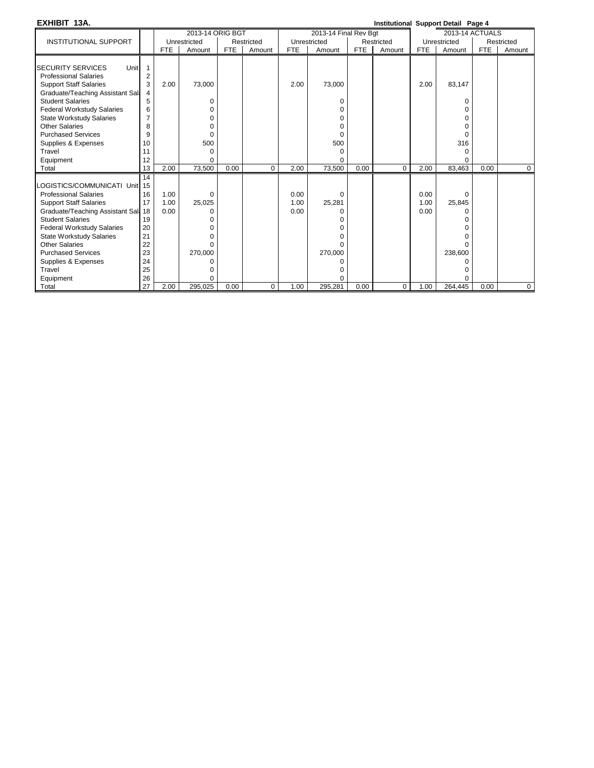**EXHIBIT 13A.** **Institutional Support Detail Page 4**

| INSTITUTIONAL SUPPORT | | 2013-14 ORIG BGT | | | | 2013-14 Final Rev Bgt | | | | 2013-14 ACTUALS | | | |
|---|---|---|---|---|---|---|---|---|---|---|---|---|---|
| | | Unrestricted | | Restricted | | Unrestricted | | Restricted | | Unrestricted | | Restricted | |
| | | FTE | Amount | FTE | Amount | FTE | Amount | FTE | Amount | FTE | Amount | FTE | Amount |
| SECURITY SERVICES Unit | 1 | | | | | | | | | | | | |
| Professional Salaries | 2 | | | | | | | | | | | | |
| Support Staff Salaries | 3 | 2.00 | 73,000 | | | 2.00 | 73,000 | | | 2.00 | 83,147 | | |
| Graduate/Teaching Assistant Sal | 4 | | | | | | | | | | | | |
| Student Salaries | 5 | | 0 | | | | 0 | | | | 0 | | |
| Federal Workstudy Salaries | 6 | | 0 | | | | 0 | | | | 0 | | |
| State Workstudy Salaries | 7 | | 0 | | | | 0 | | | | 0 | | |
| Other Salaries | 8 | | 0 | | | | 0 | | | | 0 | | |
| Purchased Services | 9 | | 0 | | | | 0 | | | | 0 | | |
| Supplies & Expenses | 10 | | 500 | | | | 500 | | | | 316 | | |
| Travel | 11 | | 0 | | | | 0 | | | | 0 | | |
| Equipment | 12 | | 0 | | | | 0 | | | | 0 | | |
| Total | 13 | 2.00 | 73,500 | 0.00 | 0 | 2.00 | 73,500 | 0.00 | 0 | 2.00 | 83,463 | 0.00 | 0 |
| | 14 | | | | | | | | | | | | |
| LOGISTICS/COMMUNICATI Unit | 15 | | | | | | | | | | | | |
| Professional Salaries | 16 | 1.00 | 0 | | | 0.00 | 0 | | | 0.00 | 0 | | |
| Support Staff Salaries | 17 | 1.00 | 25,025 | | | 1.00 | 25,281 | | | 1.00 | 25,845 | | |
| Graduate/Teaching Assistant Sal | 18 | 0.00 | 0 | | | 0.00 | 0 | | | 0.00 | 0 | | |
| Student Salaries | 19 | | 0 | | | | 0 | | | | 0 | | |
| Federal Workstudy Salaries | 20 | | 0 | | | | 0 | | | | 0 | | |
| State Workstudy Salaries | 21 | | 0 | | | | 0 | | | | 0 | | |
| Other Salaries | 22 | | 0 | | | | 0 | | | | 0 | | |
| Purchased Services | 23 | | 270,000 | | | | 270,000 | | | | 238,600 | | |
| Supplies & Expenses | 24 | | 0 | | | | 0 | | | | 0 | | |
| Travel | 25 | | 0 | | | | 0 | | | | 0 | | |
| Equipment | 26 | | 0 | | | | 0 | | | | 0 | | |
| Total | 27 | 2.00 | 295,025 | 0.00 | 0 | 1.00 | 295,281 | 0.00 | 0 | 1.00 | 264,445 | 0.00 | 0 |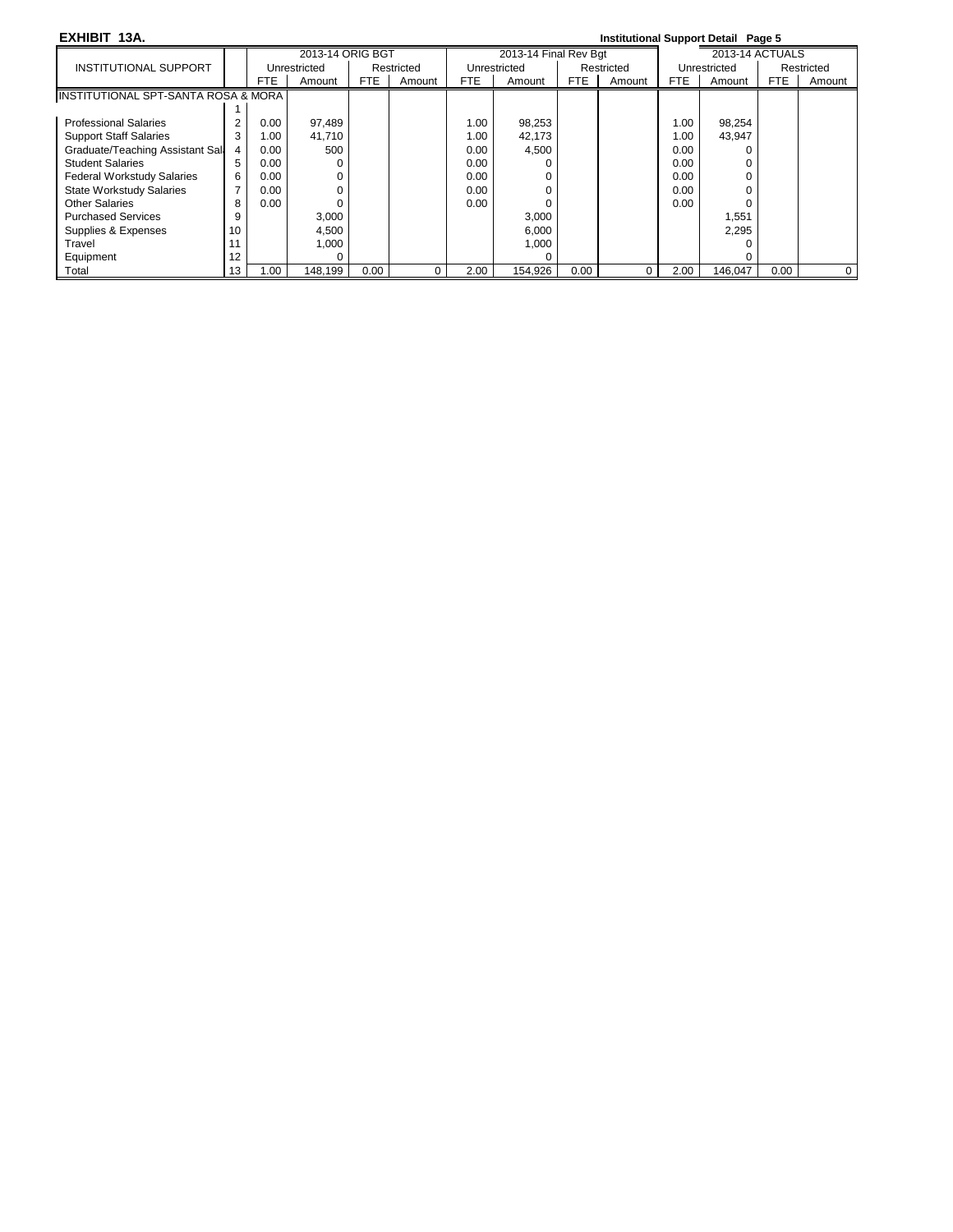**EXHIBIT 13A.** **Institutional Support Detail Page 5**

| INSTITUTIONAL SUPPORT | | 2013-14 ORIG BGT | | | | 2013-14 Final Rev Bgt | | | | 2013-14 ACTUALS | | | |
|---|---|---|---|---|---|---|---|---|---|---|---|---|---|
| | | Unrestricted | | Restricted | | Unrestricted | | Restricted | | Unrestricted | | Restricted | |
| | | FTE | Amount | FTE | Amount | FTE | Amount | FTE | Amount | FTE | Amount | FTE | Amount |
| INSTITUTIONAL SPT-SANTA ROSA & MORA | | | | | | | | | | | | | |
| | 1 | | | | | | | | | | | | |
| Professional Salaries | 2 | 0.00 | 97,489 | | | 1.00 | 98,253 | | | 1.00 | 98,254 | | |
| Support Staff Salaries | 3 | 1.00 | 41,710 | | | 1.00 | 42,173 | | | 1.00 | 43,947 | | |
| Graduate/Teaching Assistant Sal | 4 | 0.00 | 500 | | | 0.00 | 4,500 | | | 0.00 | 0 | | |
| Student Salaries | 5 | 0.00 | 0 | | | 0.00 | 0 | | | 0.00 | 0 | | |
| Federal Workstudy Salaries | 6 | 0.00 | 0 | | | 0.00 | 0 | | | 0.00 | 0 | | |
| State Workstudy Salaries | 7 | 0.00 | 0 | | | 0.00 | 0 | | | 0.00 | 0 | | |
| Other Salaries | 8 | 0.00 | 0 | | | 0.00 | 0 | | | 0.00 | 0 | | |
| Purchased Services | 9 | | 3,000 | | | | 3,000 | | | | 1,551 | | |
| Supplies & Expenses | 10 | | 4,500 | | | | 6,000 | | | | 2,295 | | |
| Travel | 11 | | 1,000 | | | | 1,000 | | | | 0 | | |
| Equipment | 12 | | 0 | | | | 0 | | | | 0 | | |
| Total | 13 | 1.00 | 148,199 | 0.00 | 0 | 2.00 | 154,926 | 0.00 | 0 | 2.00 | 146,047 | 0.00 | 0 |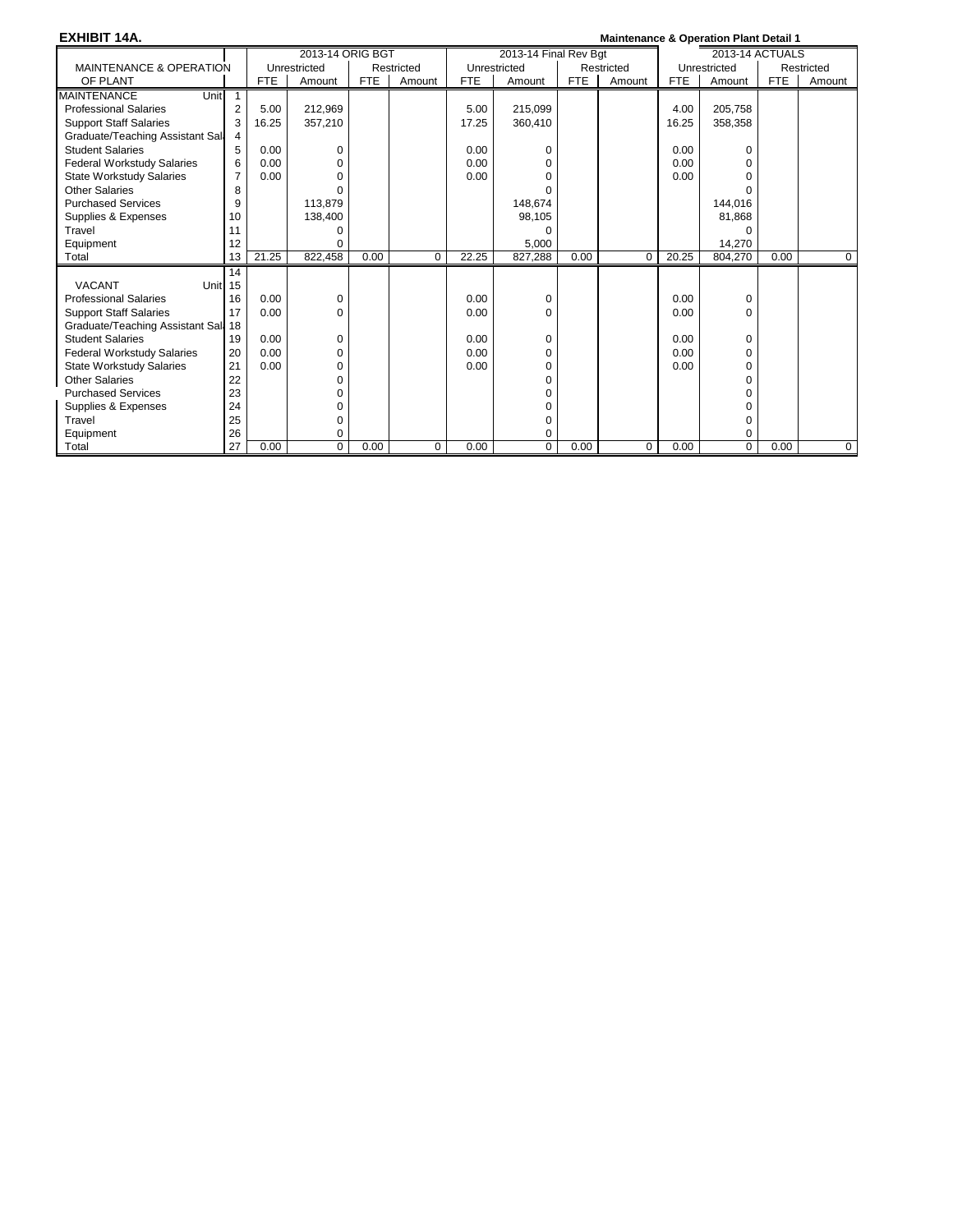**EXHIBIT 14A.**

**Maintenance & Operation Plant Detail 1**

| MAINTENANCE & OPERATION OF PLANT | | 2013-14 ORIG BGT | | | | 2013-14 Final Rev Bgt | | | | 2013-14 ACTUALS | | | |
|---|---|---|---|---|---|---|---|---|---|---|---|---|---|
| | | Unrestricted | | Restricted | | Unrestricted | | Restricted | | Unrestricted | | Restricted | |
| | | FTE | Amount | FTE | Amount | FTE | Amount | FTE | Amount | FTE | Amount | FTE | Amount |
| MAINTENANCE Unit | 1 | | | | | | | | | | | | |
| Professional Salaries | 2 | 5.00 | 212,969 | | | 5.00 | 215,099 | | | 4.00 | 205,758 | | |
| Support Staff Salaries | 3 | 16.25 | 357,210 | | | 17.25 | 360,410 | | | 16.25 | 358,358 | | |
| Graduate/Teaching Assistant Sal | 4 | | | | | | | | | | | | |
| Student Salaries | 5 | 0.00 | 0 | | | 0.00 | 0 | | | 0.00 | 0 | | |
| Federal Workstudy Salaries | 6 | 0.00 | 0 | | | 0.00 | 0 | | | 0.00 | 0 | | |
| State Workstudy Salaries | 7 | 0.00 | 0 | | | 0.00 | 0 | | | 0.00 | 0 | | |
| Other Salaries | 8 | | 0 | | | | 0 | | | | 0 | | |
| Purchased Services | 9 | | 113,879 | | | | 148,674 | | | | 144,016 | | |
| Supplies & Expenses | 10 | | 138,400 | | | | 98,105 | | | | 81,868 | | |
| Travel | 11 | | 0 | | | | 0 | | | | 0 | | |
| Equipment | 12 | | 0 | | | | 5,000 | | | | 14,270 | | |
| Total | 13 | 21.25 | 822,458 | 0.00 | 0 | 22.25 | 827,288 | 0.00 | 0 | 20.25 | 804,270 | 0.00 | 0 |
| | 14 | | | | | | | | | | | | |
| VACANT Unit | 15 | | | | | | | | | | | | |
| Professional Salaries | 16 | 0.00 | 0 | | | 0.00 | 0 | | | 0.00 | 0 | | |
| Support Staff Salaries | 17 | 0.00 | 0 | | | 0.00 | 0 | | | 0.00 | 0 | | |
| Graduate/Teaching Assistant Sal | 18 | | | | | | | | | | | | |
| Student Salaries | 19 | 0.00 | 0 | | | 0.00 | 0 | | | 0.00 | 0 | | |
| Federal Workstudy Salaries | 20 | 0.00 | 0 | | | 0.00 | 0 | | | 0.00 | 0 | | |
| State Workstudy Salaries | 21 | 0.00 | 0 | | | 0.00 | 0 | | | 0.00 | 0 | | |
| Other Salaries | 22 | | 0 | | | | 0 | | | | 0 | | |
| Purchased Services | 23 | | 0 | | | | 0 | | | | 0 | | |
| Supplies & Expenses | 24 | | 0 | | | | 0 | | | | 0 | | |
| Travel | 25 | | 0 | | | | 0 | | | | 0 | | |
| Equipment | 26 | | 0 | | | | 0 | | | | 0 | | |
| Total | 27 | 0.00 | 0 | 0.00 | 0 | 0.00 | 0 | 0.00 | 0 | 0.00 | 0 | 0.00 | 0 |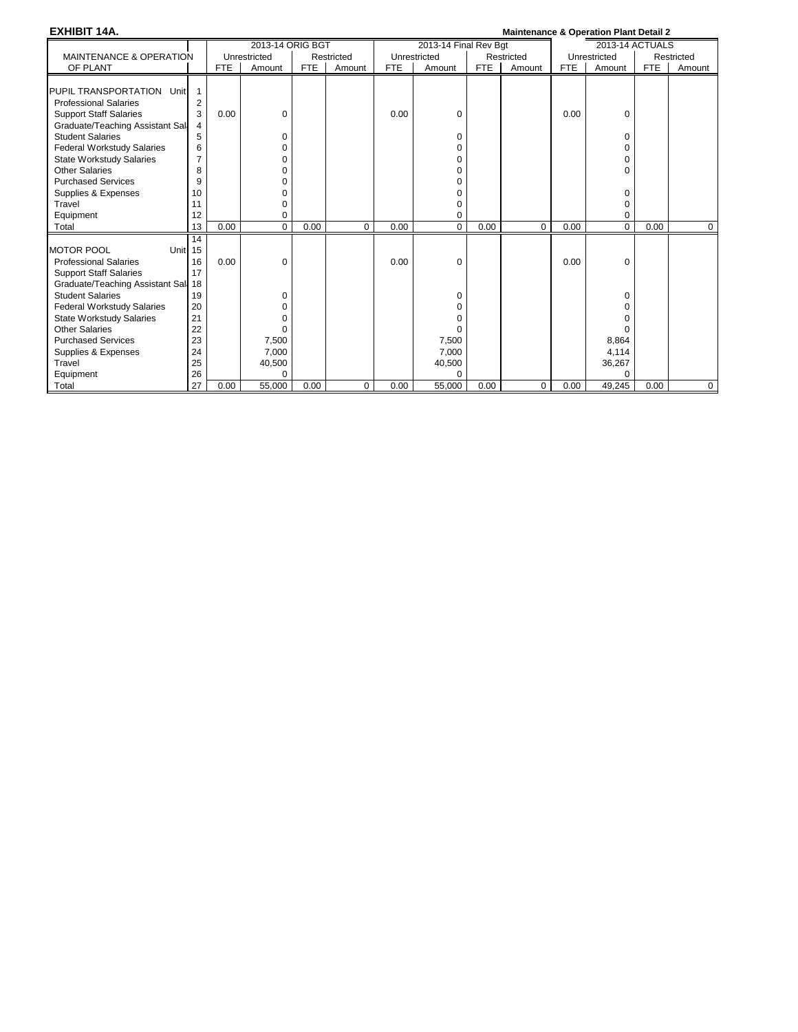**EXHIBIT 14A.** **Maintenance & Operation Plant Detail 2**

| MAINTENANCE & OPERATION OF PLANT | | 2013-14 ORIG BGT | | | | 2013-14 Final Rev Bgt | | | | 2013-14 ACTUALS | | | |
|---|---|---|---|---|---|---|---|---|---|---|---|---|---|
| | | Unrestricted | | Restricted | | Unrestricted | | Restricted | | Unrestricted | | Restricted | |
| | | FTE | Amount | FTE | Amount | FTE | Amount | FTE | Amount | FTE | Amount | FTE | Amount |
| PUPIL TRANSPORTATION Unit | 1 | | | | | | | | | | | | |
| Professional Salaries | 2 | | | | | | | | | | | | |
| Support Staff Salaries | 3 | 0.00 | 0 | | | 0.00 | 0 | | | 0.00 | 0 | | |
| Graduate/Teaching Assistant Sal | 4 | | | | | | | | | | | | |
| Student Salaries | 5 | | 0 | | | | 0 | | | | 0 | | |
| Federal Workstudy Salaries | 6 | | 0 | | | | 0 | | | | 0 | | |
| State Workstudy Salaries | 7 | | 0 | | | | 0 | | | | 0 | | |
| Other Salaries | 8 | | 0 | | | | 0 | | | | 0 | | |
| Purchased Services | 9 | | 0 | | | | 0 | | | | | | |
| Supplies & Expenses | 10 | | 0 | | | | 0 | | | | 0 | | |
| Travel | 11 | | 0 | | | | 0 | | | | 0 | | |
| Equipment | 12 | | 0 | | | | 0 | | | | 0 | | |
| Total | 13 | 0.00 | 0 | 0.00 | 0 | 0.00 | 0 | 0.00 | 0 | 0.00 | 0 | 0.00 | 0 |
| | 14 | | | | | | | | | | | | |
| MOTOR POOL Unit | 15 | | | | | | | | | | | | |
| Professional Salaries | 16 | 0.00 | 0 | | | 0.00 | 0 | | | 0.00 | 0 | | |
| Support Staff Salaries | 17 | | | | | | | | | | | | |
| Graduate/Teaching Assistant Sal | 18 | | | | | | | | | | | | |
| Student Salaries | 19 | | 0 | | | | 0 | | | | 0 | | |
| Federal Workstudy Salaries | 20 | | 0 | | | | 0 | | | | 0 | | |
| State Workstudy Salaries | 21 | | 0 | | | | 0 | | | | 0 | | |
| Other Salaries | 22 | | 0 | | | | 0 | | | | 0 | | |
| Purchased Services | 23 | | 7,500 | | | | 7,500 | | | | 8,864 | | |
| Supplies & Expenses | 24 | | 7,000 | | | | 7,000 | | | | 4,114 | | |
| Travel | 25 | | 40,500 | | | | 40,500 | | | | 36,267 | | |
| Equipment | 26 | | 0 | | | | 0 | | | | 0 | | |
| Total | 27 | 0.00 | 55,000 | 0.00 | 0 | 0.00 | 55,000 | 0.00 | 0 | 0.00 | 49,245 | 0.00 | 0 |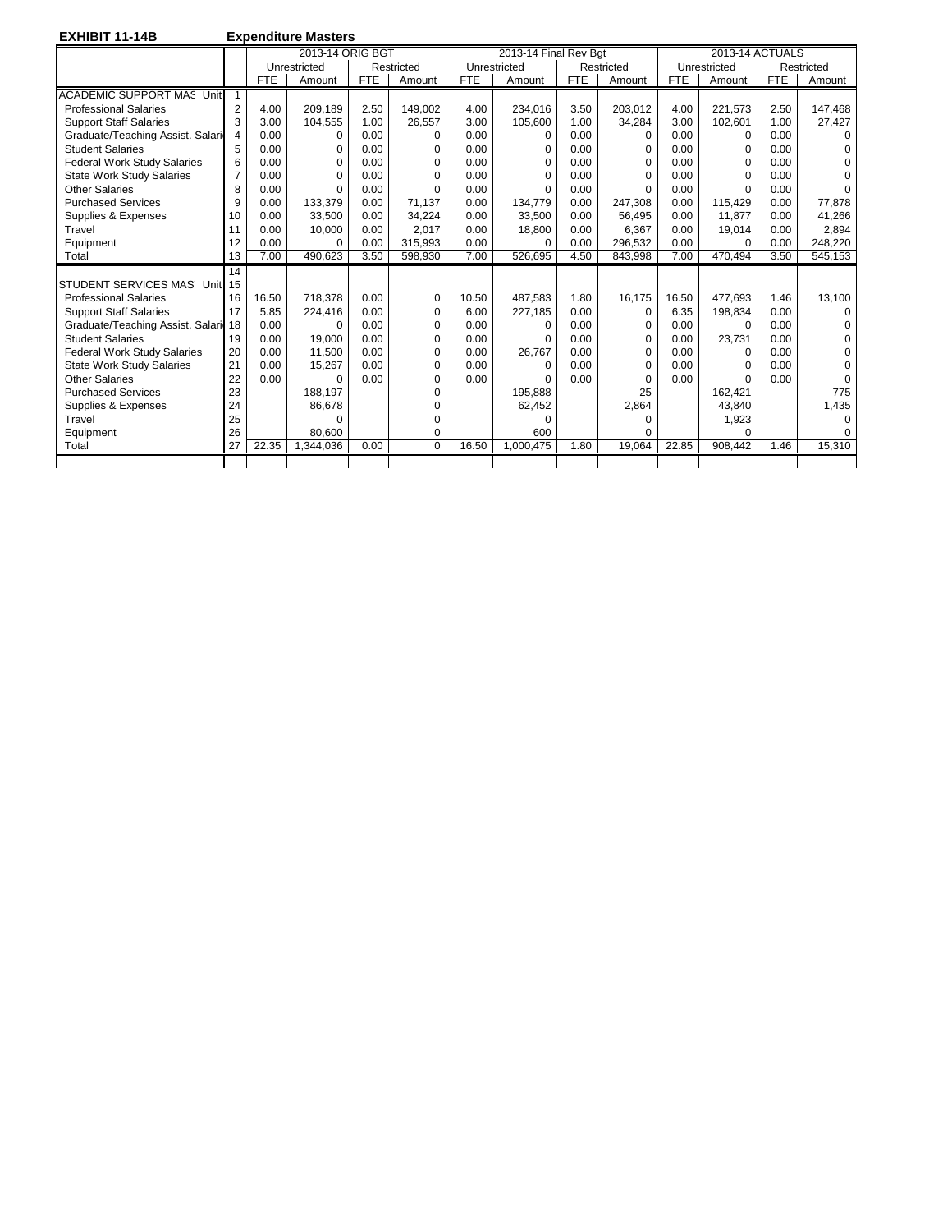**EXHIBIT 11-14B** **Expenditure Masters**

| | | 2013-14 ORIG BGT | | | | 2013-14 Final Rev Bgt | | | | 2013-14 ACTUALS | | | |
|---|---|---|---|---|---|---|---|---|---|---|---|---|---|
| | | Unrestricted | | Restricted | | Unrestricted | | Restricted | | Unrestricted | | Restricted | |
| | | FTE | Amount | FTE | Amount | FTE | Amount | FTE | Amount | FTE | Amount | FTE | Amount |
| ACADEMIC SUPPORT MAS Unit | 1 | | | | | | | | | | | | |
| Professional Salaries | 2 | 4.00 | 209,189 | 2.50 | 149,002 | 4.00 | 234,016 | 3.50 | 203,012 | 4.00 | 221,573 | 2.50 | 147,468 |
| Support Staff Salaries | 3 | 3.00 | 104,555 | 1.00 | 26,557 | 3.00 | 105,600 | 1.00 | 34,284 | 3.00 | 102,601 | 1.00 | 27,427 |
| Graduate/Teaching Assist. Salari | 4 | 0.00 | 0 | 0.00 | 0 | 0.00 | 0 | 0.00 | 0 | 0.00 | 0 | 0.00 | 0 |
| Student Salaries | 5 | 0.00 | 0 | 0.00 | 0 | 0.00 | 0 | 0.00 | 0 | 0.00 | 0 | 0.00 | 0 |
| Federal Work Study Salaries | 6 | 0.00 | 0 | 0.00 | 0 | 0.00 | 0 | 0.00 | 0 | 0.00 | 0 | 0.00 | 0 |
| State Work Study Salaries | 7 | 0.00 | 0 | 0.00 | 0 | 0.00 | 0 | 0.00 | 0 | 0.00 | 0 | 0.00 | 0 |
| Other Salaries | 8 | 0.00 | 0 | 0.00 | 0 | 0.00 | 0 | 0.00 | 0 | 0.00 | 0 | 0.00 | 0 |
| Purchased Services | 9 | 0.00 | 133,379 | 0.00 | 71,137 | 0.00 | 134,779 | 0.00 | 247,308 | 0.00 | 115,429 | 0.00 | 77,878 |
| Supplies & Expenses | 10 | 0.00 | 33,500 | 0.00 | 34,224 | 0.00 | 33,500 | 0.00 | 56,495 | 0.00 | 11,877 | 0.00 | 41,266 |
| Travel | 11 | 0.00 | 10,000 | 0.00 | 2,017 | 0.00 | 18,800 | 0.00 | 6,367 | 0.00 | 19,014 | 0.00 | 2,894 |
| Equipment | 12 | 0.00 | 0 | 0.00 | 315,993 | 0.00 | 0 | 0.00 | 296,532 | 0.00 | 0 | 0.00 | 248,220 |
| Total | 13 | 7.00 | 490,623 | 3.50 | 598,930 | 7.00 | 526,695 | 4.50 | 843,998 | 7.00 | 470,494 | 3.50 | 545,153 |
| | 14 | | | | | | | | | | | | |
| STUDENT SERVICES MAS Unit | 15 | | | | | | | | | | | | |
| Professional Salaries | 16 | 16.50 | 718,378 | 0.00 | 0 | 10.50 | 487,583 | 1.80 | 16,175 | 16.50 | 477,693 | 1.46 | 13,100 |
| Support Staff Salaries | 17 | 5.85 | 224,416 | 0.00 | 0 | 6.00 | 227,185 | 0.00 | 0 | 6.35 | 198,834 | 0.00 | 0 |
| Graduate/Teaching Assist. Salari | 18 | 0.00 | 0 | 0.00 | 0 | 0.00 | 0 | 0.00 | 0 | 0.00 | 0 | 0.00 | 0 |
| Student Salaries | 19 | 0.00 | 19,000 | 0.00 | 0 | 0.00 | 0 | 0.00 | 0 | 0.00 | 23,731 | 0.00 | 0 |
| Federal Work Study Salaries | 20 | 0.00 | 11,500 | 0.00 | 0 | 0.00 | 26,767 | 0.00 | 0 | 0.00 | 0 | 0.00 | 0 |
| State Work Study Salaries | 21 | 0.00 | 15,267 | 0.00 | 0 | 0.00 | 0 | 0.00 | 0 | 0.00 | 0 | 0.00 | 0 |
| Other Salaries | 22 | 0.00 | 0 | 0.00 | 0 | 0.00 | 0 | 0.00 | 0 | 0.00 | 0 | 0.00 | 0 |
| Purchased Services | 23 | | 188,197 | | 0 | | 195,888 | | 25 | | 162,421 | | 775 |
| Supplies & Expenses | 24 | | 86,678 | | 0 | | 62,452 | | 2,864 | | 43,840 | | 1,435 |
| Travel | 25 | | 0 | | 0 | | 0 | | 0 | | 1,923 | | 0 |
| Equipment | 26 | | 80,600 | | 0 | | 600 | | 0 | | 0 | | 0 |
| Total | 27 | 22.35 | 1,344,036 | 0.00 | 0 | 16.50 | 1,000,475 | 1.80 | 19,064 | 22.85 | 908,442 | 1.46 | 15,310 |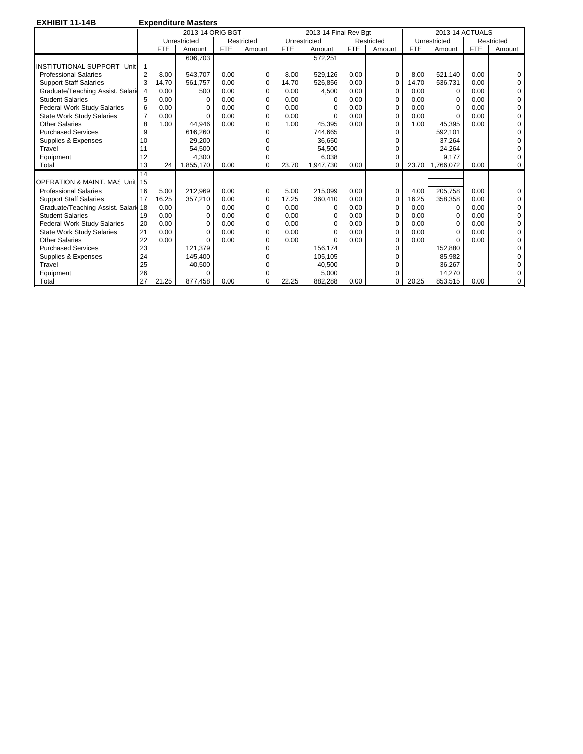**EXHIBIT 11-14B** **Expenditure Masters**

| | | 2013-14 ORIG BGT | | | | 2013-14 Final Rev Bgt | | | | 2013-14 ACTUALS | | | |
|---|---|---|---|---|---|---|---|---|---|---|---|---|---|
| | | Unrestricted | | Restricted | | Unrestricted | | Restricted | | Unrestricted | | Restricted | |
| | | FTE | Amount | FTE | Amount | FTE | Amount | FTE | Amount | FTE | Amount | FTE | Amount |
| | | | 606,703 | | | | 572,251 | | | | | | |
| INSTITUTIONAL SUPPORT Unit | 1 | | | | | | | | | | | | |
| Professional Salaries | 2 | 8.00 | 543,707 | 0.00 | 0 | 8.00 | 529,126 | 0.00 | 0 | 8.00 | 521,140 | 0.00 | 0 |
| Support Staff Salaries | 3 | 14.70 | 561,757 | 0.00 | 0 | 14.70 | 526,856 | 0.00 | 0 | 14.70 | 536,731 | 0.00 | 0 |
| Graduate/Teaching Assist. Salari | 4 | 0.00 | 500 | 0.00 | 0 | 0.00 | 4,500 | 0.00 | 0 | 0.00 | 0 | 0.00 | 0 |
| Student Salaries | 5 | 0.00 | 0 | 0.00 | 0 | 0.00 | 0 | 0.00 | 0 | 0.00 | 0 | 0.00 | 0 |
| Federal Work Study Salaries | 6 | 0.00 | 0 | 0.00 | 0 | 0.00 | 0 | 0.00 | 0 | 0.00 | 0 | 0.00 | 0 |
| State Work Study Salaries | 7 | 0.00 | 0 | 0.00 | 0 | 0.00 | 0 | 0.00 | 0 | 0.00 | 0 | 0.00 | 0 |
| Other Salaries | 8 | 1.00 | 44,946 | 0.00 | 0 | 1.00 | 45,395 | 0.00 | 0 | 1.00 | 45,395 | 0.00 | 0 |
| Purchased Services | 9 | | 616,260 | | 0 | | 744,665 | | 0 | | 592,101 | | 0 |
| Supplies & Expenses | 10 | | 29,200 | | 0 | | 36,650 | | 0 | | 37,264 | | 0 |
| Travel | 11 | | 54,500 | | 0 | | 54,500 | | 0 | | 24,264 | | 0 |
| Equipment | 12 | | 4,300 | | 0 | | 6,038 | | 0 | | 9,177 | | 0 |
| Total | 13 | 24 | 1,855,170 | 0.00 | 0 | 23.70 | 1,947,730 | 0.00 | 0 | 23.70 | 1,766,072 | 0.00 | 0 |
| | 14 | | | | | | | | | | | | |
| OPERATION & MAINT. MAS Unit | 15 | | | | | | | | | | | | |
| Professional Salaries | 16 | 5.00 | 212,969 | 0.00 | 0 | 5.00 | 215,099 | 0.00 | 0 | 4.00 | 205,758 | 0.00 | 0 |
| Support Staff Salaries | 17 | 16.25 | 357,210 | 0.00 | 0 | 17.25 | 360,410 | 0.00 | 0 | 16.25 | 358,358 | 0.00 | 0 |
| Graduate/Teaching Assist. Salari | 18 | 0.00 | 0 | 0.00 | 0 | 0.00 | 0 | 0.00 | 0 | 0.00 | 0 | 0.00 | 0 |
| Student Salaries | 19 | 0.00 | 0 | 0.00 | 0 | 0.00 | 0 | 0.00 | 0 | 0.00 | 0 | 0.00 | 0 |
| Federal Work Study Salaries | 20 | 0.00 | 0 | 0.00 | 0 | 0.00 | 0 | 0.00 | 0 | 0.00 | 0 | 0.00 | 0 |
| State Work Study Salaries | 21 | 0.00 | 0 | 0.00 | 0 | 0.00 | 0 | 0.00 | 0 | 0.00 | 0 | 0.00 | 0 |
| Other Salaries | 22 | 0.00 | 0 | 0.00 | 0 | 0.00 | 0 | 0.00 | 0 | 0.00 | 0 | 0.00 | 0 |
| Purchased Services | 23 | | 121,379 | | 0 | | 156,174 | | 0 | | 152,880 | | 0 |
| Supplies & Expenses | 24 | | 145,400 | | 0 | | 105,105 | | 0 | | 85,982 | | 0 |
| Travel | 25 | | 40,500 | | 0 | | 40,500 | | 0 | | 36,267 | | 0 |
| Equipment | 26 | | 0 | | 0 | | 5,000 | | 0 | | 14,270 | | 0 |
| Total | 27 | 21.25 | 877,458 | 0.00 | 0 | 22.25 | 882,288 | 0.00 | 0 | 20.25 | 853,515 | 0.00 | 0 |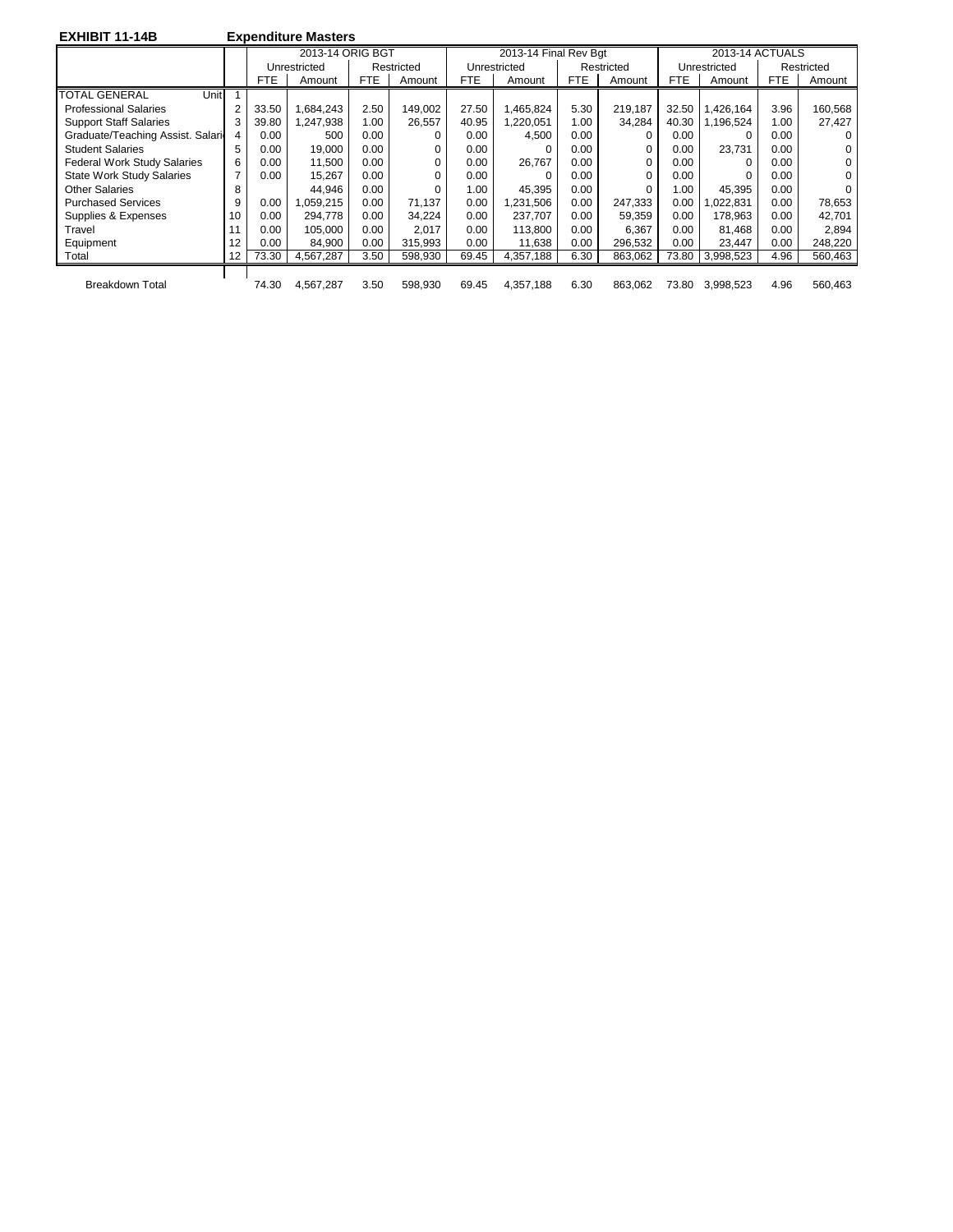**EXHIBIT 11-14B** **Expenditure Masters**

| | | 2013-14 ORIG BGT | | | | 2013-14 Final Rev Bgt | | | | 2013-14 ACTUALS | | | |
|---|---|---|---|---|---|---|---|---|---|---|---|---|---|
| | | Unrestricted | | Restricted | | Unrestricted | | Restricted | | Unrestricted | | Restricted | |
| | | FTE | Amount | FTE | Amount | FTE | Amount | FTE | Amount | FTE | Amount | FTE | Amount |
| TOTAL GENERAL Unit | 1 | | | | | | | | | | | | |
| Professional Salaries | 2 | 33.50 | 1,684,243 | 2.50 | 149,002 | 27.50 | 1,465,824 | 5.30 | 219,187 | 32.50 | 1,426,164 | 3.96 | 160,568 |
| Support Staff Salaries | 3 | 39.80 | 1,247,938 | 1.00 | 26,557 | 40.95 | 1,220,051 | 1.00 | 34,284 | 40.30 | 1,196,524 | 1.00 | 27,427 |
| Graduate/Teaching Assist. Salari | 4 | 0.00 | 500 | 0.00 | 0 | 0.00 | 4,500 | 0.00 | 0 | 0.00 | 0 | 0.00 | 0 |
| Student Salaries | 5 | 0.00 | 19,000 | 0.00 | 0 | 0.00 | 0 | 0.00 | 0 | 0.00 | 23,731 | 0.00 | 0 |
| Federal Work Study Salaries | 6 | 0.00 | 11,500 | 0.00 | 0 | 0.00 | 26,767 | 0.00 | 0 | 0.00 | 0 | 0.00 | 0 |
| State Work Study Salaries | 7 | 0.00 | 15,267 | 0.00 | 0 | 0.00 | 0 | 0.00 | 0 | 0.00 | 0 | 0.00 | 0 |
| Other Salaries | 8 | | 44,946 | 0.00 | 0 | 1.00 | 45,395 | 0.00 | 0 | 1.00 | 45,395 | 0.00 | 0 |
| Purchased Services | 9 | 0.00 | 1,059,215 | 0.00 | 71,137 | 0.00 | 1,231,506 | 0.00 | 247,333 | 0.00 | 1,022,831 | 0.00 | 78,653 |
| Supplies & Expenses | 10 | 0.00 | 294,778 | 0.00 | 34,224 | 0.00 | 237,707 | 0.00 | 59,359 | 0.00 | 178,963 | 0.00 | 42,701 |
| Travel | 11 | 0.00 | 105,000 | 0.00 | 2,017 | 0.00 | 113,800 | 0.00 | 6,367 | 0.00 | 81,468 | 0.00 | 2,894 |
| Equipment | 12 | 0.00 | 84,900 | 0.00 | 315,993 | 0.00 | 11,638 | 0.00 | 296,532 | 0.00 | 23,447 | 0.00 | 248,220 |
| Total | 12 | 73.30 | 4,567,287 | 3.50 | 598,930 | 69.45 | 4,357,188 | 6.30 | 863,062 | 73.80 | 3,998,523 | 4.96 | 560,463 |
| | | | | | | | | | | | | | |
| Breakdown Total | | 74.30 | 4,567,287 | 3.50 | 598,930 | 69.45 | 4,357,188 | 6.30 | 863,062 | 73.80 | 3,998,523 | 4.96 | 560,463 |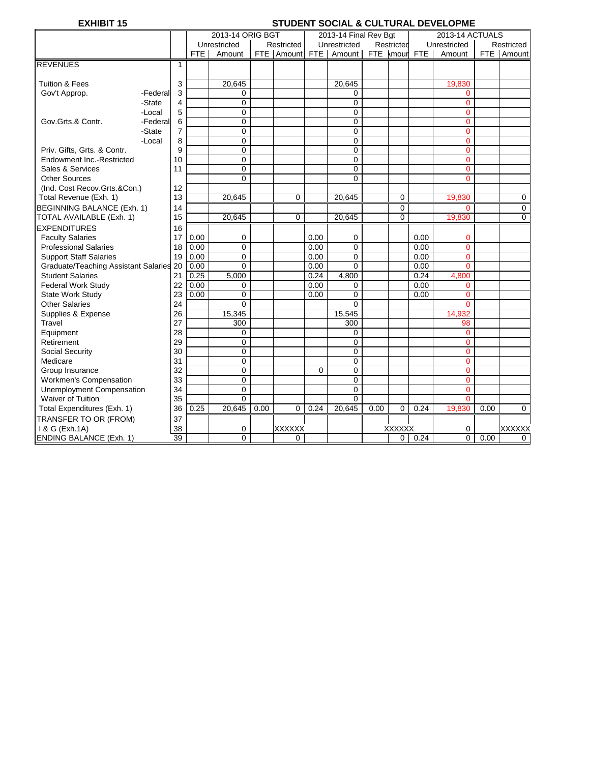**EXHIBIT 15**

**STUDENT SOCIAL & CULTURAL DEVELOPME**

| | | | 2013-14 ORIG BGT | | | | 2013-14 Final Rev Bgt | | | | 2013-14 ACTUALS | | |
|---|---|---|---|---|---|---|---|---|---|---|---|---|---|
| | | | Unrestricted | | Restricted | | Unrestricted | | Restricted | | Unrestricted | | Restricted |
| | | FTE | Amount | FTE | Amount | FTE | Amount | FTE | Amour | FTE | Amount | FTE | Amount |
| REVENUES | 1 | | | | | | | | | | | | |
| Tuition & Fees | 3 | | 20,645 | | | | 20,645 | | | | 19,830 | | |
| Gov't Approp. -Federal | 3 | | 0 | | | | 0 | | | | 0 | | |
| -State | 4 | | 0 | | | | 0 | | | | 0 | | |
| -Local | 5 | | 0 | | | | 0 | | | | 0 | | |
| Gov.Grts.& Contr. -Federal | 6 | | 0 | | | | 0 | | | | 0 | | |
| -State | 7 | | 0 | | | | 0 | | | | 0 | | |
| -Local | 8 | | 0 | | | | 0 | | | | 0 | | |
| Priv. Gifts, Grts. & Contr. | 9 | | 0 | | | | 0 | | | | 0 | | |
| Endowment Inc.-Restricted | 10 | | 0 | | | | 0 | | | | 0 | | |
| Sales & Services | 11 | | 0 | | | | 0 | | | | 0 | | |
| Other Sources | | | 0 | | | | 0 | | | | 0 | | |
| (Ind. Cost Recov.Grts.&Con.) | 12 | | | | | | | | | | | | |
| Total Revenue (Exh. 1) | 13 | | 20,645 | | 0 | | 20,645 | | 0 | | 19,830 | | 0 |
| BEGINNING BALANCE (Exh. 1) | 14 | | | | | | | | 0 | | 0 | | 0 |
| TOTAL AVAILABLE (Exh. 1) | 15 | | 20,645 | | 0 | | 20,645 | | 0 | | 19,830 | | 0 |
| EXPENDITURES | 16 | | | | | | | | | | | | |
| Faculty Salaries | 17 | 0.00 | 0 | | | 0.00 | 0 | | | 0.00 | 0 | | |
| Professional Salaries | 18 | 0.00 | 0 | | | 0.00 | 0 | | | 0.00 | 0 | | |
| Support Staff Salaries | 19 | 0.00 | 0 | | | 0.00 | 0 | | | 0.00 | 0 | | |
| Graduate/Teaching Assistant Salaries | 20 | 0.00 | 0 | | | 0.00 | 0 | | | 0.00 | 0 | | |
| Student Salaries | 21 | 0.25 | 5,000 | | | 0.24 | 4,800 | | | 0.24 | 4,800 | | |
| Federal Work Study | 22 | 0.00 | 0 | | | 0.00 | 0 | | | 0.00 | 0 | | |
| State Work Study | 23 | 0.00 | 0 | | | 0.00 | 0 | | | 0.00 | 0 | | |
| Other Salaries | 24 | | 0 | | | | 0 | | | | 0 | | |
| Supplies & Expense | 26 | | 15,345 | | | | 15,545 | | | | 14,932 | | |
| Travel | 27 | | 300 | | | | 300 | | | | 98 | | |
| Equipment | 28 | | 0 | | | | 0 | | | | 0 | | |
| Retirement | 29 | | 0 | | | | 0 | | | | 0 | | |
| Social Security | 30 | | 0 | | | | 0 | | | | 0 | | |
| Medicare | 31 | | 0 | | | | 0 | | | | 0 | | |
| Group Insurance | 32 | | 0 | | | 0 | 0 | | | | 0 | | |
| Workmen's Compensation | 33 | | 0 | | | | 0 | | | | 0 | | |
| Unemployment Compensation | 34 | | 0 | | | | 0 | | | | 0 | | |
| Waiver of Tuition | 35 | | 0 | | | | 0 | | | | 0 | | |
| Total Expenditures (Exh. 1) | 36 | 0.25 | 20,645 | 0.00 | 0 | 0.24 | 20,645 | 0.00 | 0 | 0.24 | 19,830 | 0.00 | 0 |
| TRANSFER TO OR (FROM) | 37 | | | | | | | | | | | | |
| I & G (Exh.1A) | 38 | | 0 | | XXXXXX | | | | XXXXXX | | 0 | | XXXXXX |
| ENDING BALANCE (Exh. 1) | 39 | | 0 | | 0 | | | | 0 | 0.24 | 0 | 0.00 | 0 |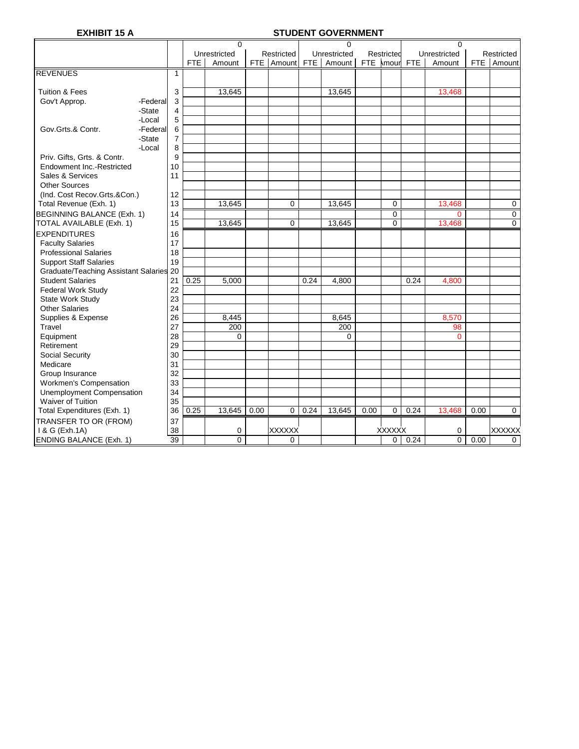**EXHIBIT 15 A**

**STUDENT GOVERNMENT**

| | | 0 | | | | 0 | | | | 0 | | | |
|---|---|---|---|---|---|---|---|---|---|---|---|---|---|
| | | Unrestricted | | Restricted | | Unrestricted | | Restricted | | Unrestricted | | Restricted | |
| | | FTE | Amount | FTE | Amount | FTE | Amount | FTE | Amount | FTE | Amount | FTE | Amount |
| REVENUES | 1 | | | | | | | | | | | | |
| Tuition & Fees | 3 | | 13,645 | | | | 13,645 | | | | 13,468 | | |
| Gov't Approp. -Federal | 3 | | | | | | | | | | | | |
| -State | 4 | | | | | | | | | | | | |
| -Local | 5 | | | | | | | | | | | | |
| Gov.Grts.& Contr. -Federal | 6 | | | | | | | | | | | | |
| -State | 7 | | | | | | | | | | | | |
| -Local | 8 | | | | | | | | | | | | |
| Priv. Gifts, Grts. & Contr. | 9 | | | | | | | | | | | | |
| Endowment Inc.-Restricted | 10 | | | | | | | | | | | | |
| Sales & Services | 11 | | | | | | | | | | | | |
| Other Sources | | | | | | | | | | | | | |
| (Ind. Cost Recov.Grts.&Con.) | 12 | | | | | | | | | | | | |
| Total Revenue (Exh. 1) | 13 | | 13,645 | | 0 | | 13,645 | | 0 | | 13,468 | | 0 |
| BEGINNING BALANCE (Exh. 1) | 14 | | | | | | | | 0 | | 0 | | 0 |
| TOTAL AVAILABLE (Exh. 1) | 15 | | 13,645 | | 0 | | 13,645 | | 0 | | 13,468 | | 0 |
| EXPENDITURES | 16 | | | | | | | | | | | | |
| Faculty Salaries | 17 | | | | | | | | | | | | |
| Professional Salaries | 18 | | | | | | | | | | | | |
| Support Staff Salaries | 19 | | | | | | | | | | | | |
| Graduate/Teaching Assistant Salaries | 20 | | | | | | | | | | | | |
| Student Salaries | 21 | 0.25 | 5,000 | | | 0.24 | 4,800 | | | 0.24 | 4,800 | | |
| Federal Work Study | 22 | | | | | | | | | | | | |
| State Work Study | 23 | | | | | | | | | | | | |
| Other Salaries | 24 | | | | | | | | | | | | |
| Supplies & Expense | 26 | | 8,445 | | | | 8,645 | | | | 8,570 | | |
| Travel | 27 | | 200 | | | | 200 | | | | 98 | | |
| Equipment | 28 | | 0 | | | | 0 | | | | 0 | | |
| Retirement | 29 | | | | | | | | | | | | |
| Social Security | 30 | | | | | | | | | | | | |
| Medicare | 31 | | | | | | | | | | | | |
| Group Insurance | 32 | | | | | | | | | | | | |
| Workmen's Compensation | 33 | | | | | | | | | | | | |
| Unemployment Compensation | 34 | | | | | | | | | | | | |
| Waiver of Tuition | 35 | | | | | | | | | | | | |
| Total Expenditures (Exh. 1) | 36 | 0.25 | 13,645 | 0.00 | 0 | 0.24 | 13,645 | 0.00 | 0 | 0.24 | 13,468 | 0.00 | 0 |
| TRANSFER TO OR (FROM) | 37 | | | | | | | | | | | | |
| I & G (Exh.1A) | 38 | | 0 | | XXXXXX | | | | XXXXXX | | 0 | | XXXXXX |
| ENDING BALANCE (Exh. 1) | 39 | | 0 | | 0 | | | | 0 | 0.24 | 0 | 0.00 | 0 |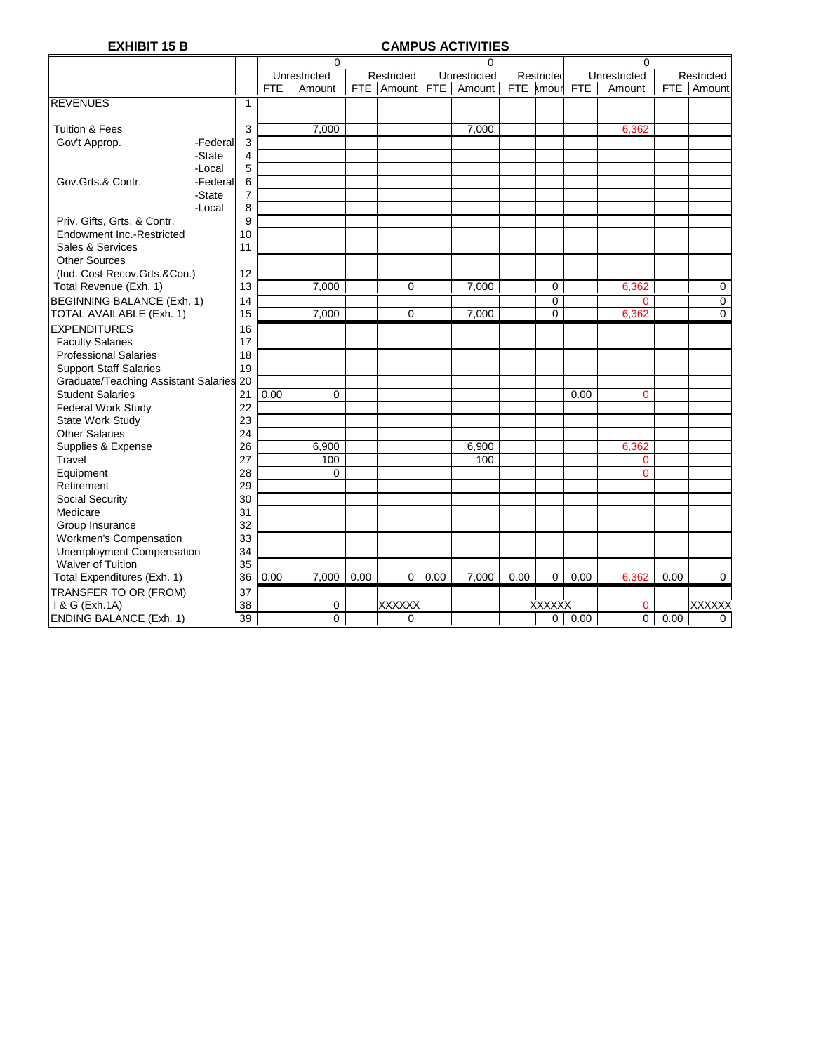**EXHIBIT 15 B** **CAMPUS ACTIVITIES**

| | | 0 | | | | 0 | | | | 0 | | | |
|---|---|---|---|---|---|---|---|---|---|---|---|---|---|
| | | Unrestricted | | Restricted | | Unrestricted | | Restricted | | Unrestricted | | Restricted | |
| | | FTE | Amount | FTE | Amount | FTE | Amount | FTE | Amount | FTE | Amount | FTE | Amount |
| REVENUES | 1 | | | | | | | | | | | | |
| Tuition & Fees | 3 | | 7,000 | | | | 7,000 | | | | 6,362 | | |
| Gov't Approp. -Federal | 3 | | | | | | | | | | | | |
| -State | 4 | | | | | | | | | | | | |
| -Local | 5 | | | | | | | | | | | | |
| Gov.Grts.& Contr. -Federal | 6 | | | | | | | | | | | | |
| -State | 7 | | | | | | | | | | | | |
| -Local | 8 | | | | | | | | | | | | |
| Priv. Gifts, Grts. & Contr. | 9 | | | | | | | | | | | | |
| Endowment Inc.-Restricted | 10 | | | | | | | | | | | | |
| Sales & Services | 11 | | | | | | | | | | | | |
| Other Sources (Ind. Cost Recov.Grts.&Con.) | 12 | | | | | | | | | | | | |
| Total Revenue (Exh. 1) | 13 | | 7,000 | | 0 | | 7,000 | | 0 | | 6,362 | | 0 |
| BEGINNING BALANCE (Exh. 1) | 14 | | | | | | | | 0 | | 0 | | 0 |
| TOTAL AVAILABLE (Exh. 1) | 15 | | 7,000 | | 0 | | 7,000 | | 0 | | 6,362 | | 0 |
| EXPENDITURES | 16 | | | | | | | | | | | | |
| Faculty Salaries | 17 | | | | | | | | | | | | |
| Professional Salaries | 18 | | | | | | | | | | | | |
| Support Staff Salaries | 19 | | | | | | | | | | | | |
| Graduate/Teaching Assistant Salaries | 20 | | | | | | | | | | | | |
| Student Salaries | 21 | 0.00 | 0 | | | | | | | 0.00 | 0 | | |
| Federal Work Study | 22 | | | | | | | | | | | | |
| State Work Study | 23 | | | | | | | | | | | | |
| Other Salaries | 24 | | | | | | | | | | | | |
| Supplies & Expense | 26 | | 6,900 | | | | 6,900 | | | | 6,362 | | |
| Travel | 27 | | 100 | | | | 100 | | | | 0 | | |
| Equipment | 28 | | 0 | | | | | | | | 0 | | |
| Retirement | 29 | | | | | | | | | | | | |
| Social Security | 30 | | | | | | | | | | | | |
| Medicare | 31 | | | | | | | | | | | | |
| Group Insurance | 32 | | | | | | | | | | | | |
| Workmen's Compensation | 33 | | | | | | | | | | | | |
| Unemployment Compensation | 34 | | | | | | | | | | | | |
| Waiver of Tuition | 35 | | | | | | | | | | | | |
| Total Expenditures (Exh. 1) | 36 | 0.00 | 7,000 | 0.00 | 0 | 0.00 | 7,000 | 0.00 | 0 | 0.00 | 6,362 | 0.00 | 0 |
| TRANSFER TO OR (FROM) | 37 | | | | | | | | | | | | |
| I & G (Exh.1A) | 38 | | 0 | | XXXXXX | | | | XXXXXX | | 0 | | XXXXXX |
| ENDING BALANCE (Exh. 1) | 39 | | 0 | | 0 | | | | 0 | 0.00 | 0 | 0.00 | 0 |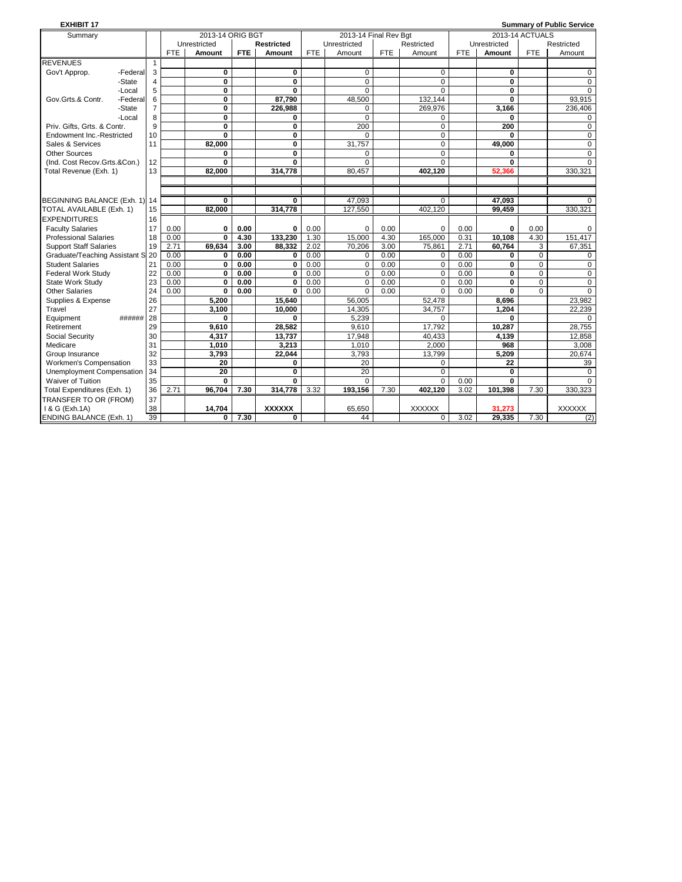**EXHIBIT 17**

**Summary of Public Service**

| Summary | | 2013-14 ORIG BGT | | | | 2013-14 Final Rev Bgt | | | | 2013-14 ACTUALS | | | |
|---|---|---|---|---|---|---|---|---|---|---|---|---|---|
| | | Unrestricted | | **Restricted** | | Unrestricted | | Restricted | | Unrestricted | | Restricted | |
| | | FTE | **Amount** | **FTE** | **Amount** | FTE | Amount | FTE | Amount | FTE | **Amount** | FTE | Amount |
| REVENUES | 1 | | | | | | | | | | | | |
| Gov't Approp. -Federal | 3 | | **0** | | **0** | | 0 | | 0 | | **0** | | 0 |
| -State | 4 | | **0** | | **0** | | 0 | | 0 | | **0** | | 0 |
| -Local | 5 | | **0** | | **0** | | 0 | | 0 | | **0** | | 0 |
| Gov.Grts.& Contr. -Federal | 6 | | **0** | | **87,790** | | 48,500 | | 132,144 | | **0** | | 93,915 |
| -State | 7 | | **0** | | **226,988** | | 0 | | 269,976 | | **3,166** | | 236,406 |
| -Local | 8 | | **0** | | **0** | | 0 | | 0 | | **0** | | 0 |
| Priv. Gifts, Grts. & Contr. | 9 | | **0** | | **0** | | 200 | | 0 | | **200** | | 0 |
| Endowment Inc.-Restricted | 10 | | **0** | | **0** | | 0 | | 0 | | **0** | | 0 |
| Sales & Services | 11 | | **82,000** | | **0** | | 31,757 | | 0 | | **49,000** | | 0 |
| Other Sources | | | **0** | | **0** | | 0 | | 0 | | **0** | | 0 |
| (Ind. Cost Recov.Grts.&Con.) | 12 | | **0** | | **0** | | 0 | | 0 | | **0** | | 0 |
| Total Revenue (Exh. 1) | 13 | | **82,000** | | **314,778** | | 80,457 | | **402,120** | | **52,366** | | 330,321 |
| BEGINNING BALANCE (Exh. 1) | 14 | | **0** | | **0** | | 47,093 | | 0 | | **47,093** | | 0 |
| TOTAL AVAILABLE (Exh. 1) | 15 | | **82,000** | | **314,778** | | 127,550 | | 402,120 | | **99,459** | | 330,321 |
| EXPENDITURES | 16 | | | | | | | | | | | | |
| Faculty Salaries | 17 | 0.00 | **0** | **0.00** | **0** | 0.00 | 0 | 0.00 | 0 | 0.00 | **0** | 0.00 | 0 |
| Professional Salaries | 18 | 0.00 | **0** | **4.30** | **133,230** | 1.30 | 15,000 | 4.30 | 165,000 | 0.31 | **10,108** | 4.30 | 151,417 |
| Support Staff Salaries | 19 | 2.71 | **69,634** | **3.00** | **88,332** | 2.02 | 70,206 | 3.00 | 75,861 | 2.71 | **60,764** | 3 | 67,351 |
| Graduate/Teaching Assistant S | 20 | 0.00 | **0** | **0.00** | **0** | 0.00 | 0 | 0.00 | 0 | 0.00 | **0** | 0 | 0 |
| Student Salaries | 21 | 0.00 | **0** | **0.00** | **0** | 0.00 | 0 | 0.00 | 0 | 0.00 | **0** | 0 | 0 |
| Federal Work Study | 22 | 0.00 | **0** | **0.00** | **0** | 0.00 | 0 | 0.00 | 0 | 0.00 | **0** | 0 | 0 |
| State Work Study | 23 | 0.00 | **0** | **0.00** | **0** | 0.00 | 0 | 0.00 | 0 | 0.00 | **0** | 0 | 0 |
| Other Salaries | 24 | 0.00 | **0** | **0.00** | **0** | 0.00 | 0 | 0.00 | 0 | 0.00 | **0** | 0 | 0 |
| Supplies & Expense | 26 | | **5,200** | | **15,640** | | 56,005 | | 52,478 | | **8,696** | | 23,982 |
| Travel | 27 | | **3,100** | | **10,000** | | 14,305 | | 34,757 | | **1,204** | | 22,239 |
| Equipment ###### | 28 | | **0** | | **0** | | 5,239 | | 0 | | **0** | | 0 |
| Retirement | 29 | | **9,610** | | **28,582** | | 9,610 | | 17,792 | | **10,287** | | 28,755 |
| Social Security | 30 | | **4,317** | | **13,737** | | 17,948 | | 40,433 | | **4,139** | | 12,858 |
| Medicare | 31 | | **1,010** | | **3,213** | | 1,010 | | 2,000 | | **968** | | 3,008 |
| Group Insurance | 32 | | **3,793** | | **22,044** | | 3,793 | | 13,799 | | **5,209** | | 20,674 |
| Workmen's Compensation | 33 | | **20** | | **0** | | 20 | | 0 | | **22** | | 39 |
| Unemployment Compensation | 34 | | **20** | | **0** | | 20 | | 0 | | **0** | | 0 |
| Waiver of Tuition | 35 | | **0** | | **0** | | 0 | | 0 | 0.00 | **0** | | 0 |
| Total Expenditures (Exh. 1) | 36 | 2.71 | **96,704** | **7.30** | **314,778** | 3.32 | **193,156** | 7.30 | **402,120** | 3.02 | **101,398** | 7.30 | 330,323 |
| TRANSFER TO OR (FROM) | 37 | | | | | | | | | | | | |
| I & G (Exh.1A) | 38 | | **14,704** | | **XXXXXX** | | 65,650 | | XXXXXX | | **31,273** | | XXXXXX |
| ENDING BALANCE (Exh. 1) | 39 | | **0** | **7.30** | **0** | | 44 | | 0 | 3.02 | **29,335** | 7.30 | (2) |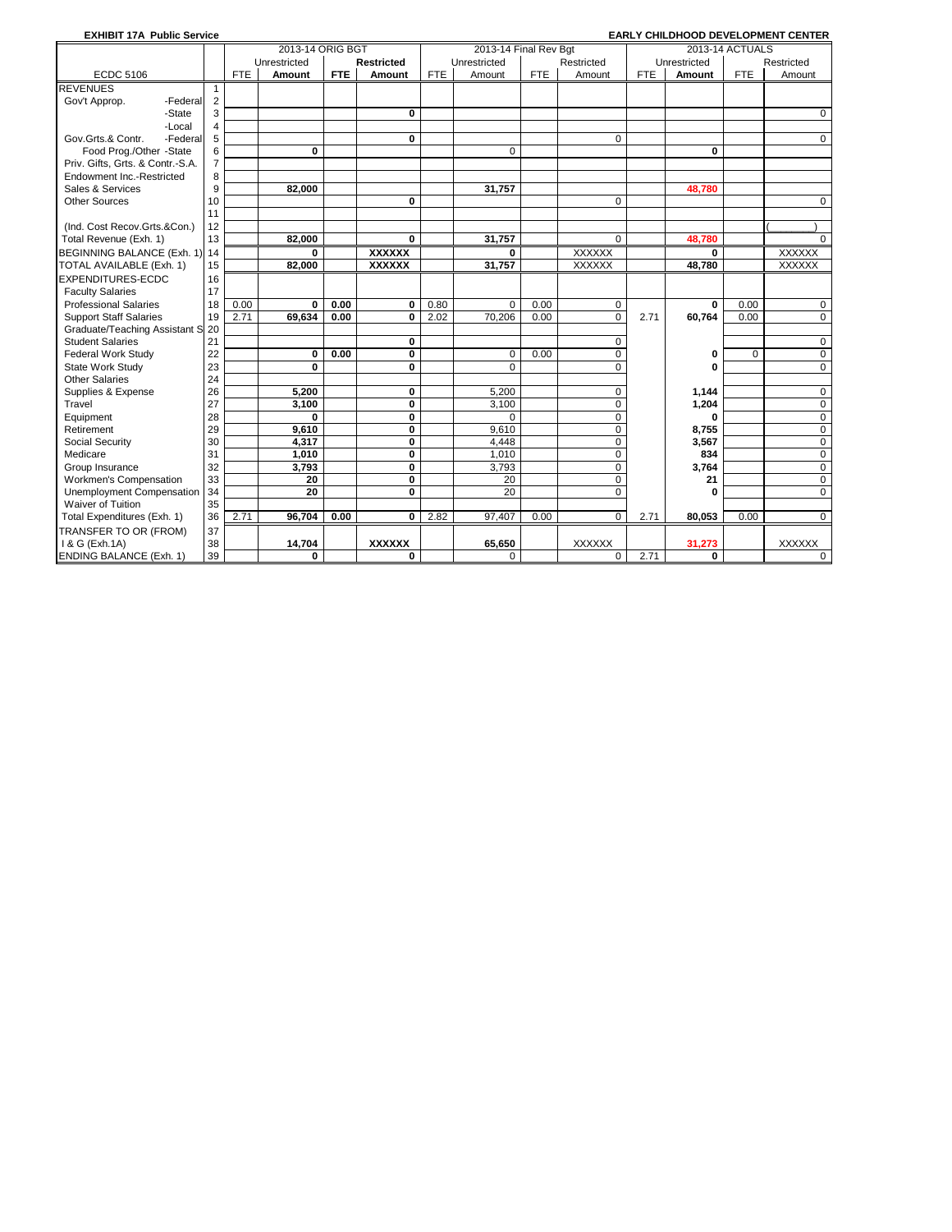**EXHIBIT 17A Public Service** | **EARLY CHILDHOOD DEVELOPMENT CENTER**

| ECDC 5106 | | 2013-14 ORIG BGT | | | | 2013-14 Final Rev Bgt | | | | 2013-14 ACTUALS | | | |
|---|---|---|---|---|---|---|---|---|---|---|---|---|---|
| | | Unrestricted | | Restricted | | Unrestricted | | Restricted | | Unrestricted | | Restricted | |
| | | FTE | Amount | FTE | Amount | FTE | Amount | FTE | Amount | FTE | Amount | FTE | Amount |
| REVENUES | 1 | | | | | | | | | | | | |
| Gov't Approp. -Federal | 2 | | | | | | | | | | | | |
| -State | 3 | | | | 0 | | | | | | | | 0 |
| -Local | 4 | | | | | | | | | | | | |
| Gov.Grts.& Contr. -Federal | 5 | | | | 0 | | | | 0 | | | | 0 |
| Food Prog./Other -State | 6 | | 0 | | | | 0 | | | | 0 | | |
| Priv. Gifts, Grts. & Contr.-S.A. | 7 | | | | | | | | | | | | |
| Endowment Inc.-Restricted | 8 | | | | | | | | | | | | |
| Sales & Services | 9 | | 82,000 | | | | 31,757 | | | | 48,780 | | |
| Other Sources | 10 | | | | 0 | | | | 0 | | | | 0 |
| | 11 | | | | | | | | | | | | |
| (Ind. Cost Recov.Grts.&Con.) | 12 | | | | | | | | | | | | ( ) |
| Total Revenue (Exh. 1) | 13 | | 82,000 | | 0 | | 31,757 | | 0 | | 48,780 | | 0 |
| BEGINNING BALANCE (Exh. 1) | 14 | | 0 | | XXXXXX | | 0 | | XXXXXX | | 0 | | XXXXXX |
| TOTAL AVAILABLE (Exh. 1) | 15 | | 82,000 | | XXXXXX | | 31,757 | | XXXXXX | | 48,780 | | XXXXXX |
| EXPENDITURES-ECDC | 16 | | | | | | | | | | | | |
| Faculty Salaries | 17 | | | | | | | | | | | | |
| Professional Salaries | 18 | 0.00 | 0 | 0.00 | 0 | 0.80 | 0 | 0.00 | 0 | | 0 | 0.00 | 0 |
| Support Staff Salaries | 19 | 2.71 | 69,634 | 0.00 | 0 | 2.02 | 70,206 | 0.00 | 0 | 2.71 | 60,764 | 0.00 | 0 |
| Graduate/Teaching Assistant S | 20 | | | | | | | | | | | | |
| Student Salaries | 21 | | | | 0 | | | | 0 | | | | 0 |
| Federal Work Study | 22 | | 0 | 0.00 | 0 | | 0 | 0.00 | 0 | | 0 | 0 | 0 |
| State Work Study | 23 | | 0 | | 0 | | 0 | | 0 | | 0 | | 0 |
| Other Salaries | 24 | | | | | | | | | | | | |
| Supplies & Expense | 26 | | 5,200 | | 0 | | 5,200 | | 0 | | 1,144 | | 0 |
| Travel | 27 | | 3,100 | | 0 | | 3,100 | | 0 | | 1,204 | | 0 |
| Equipment | 28 | | 0 | | 0 | | 0 | | 0 | | 0 | | 0 |
| Retirement | 29 | | 9,610 | | 0 | | 9,610 | | 0 | | 8,755 | | 0 |
| Social Security | 30 | | 4,317 | | 0 | | 4,448 | | 0 | | 3,567 | | 0 |
| Medicare | 31 | | 1,010 | | 0 | | 1,010 | | 0 | | 834 | | 0 |
| Group Insurance | 32 | | 3,793 | | 0 | | 3,793 | | 0 | | 3,764 | | 0 |
| Workmen's Compensation | 33 | | 20 | | 0 | | 20 | | 0 | | 21 | | 0 |
| Unemployment Compensation | 34 | | 20 | | 0 | | 20 | | 0 | | 0 | | 0 |
| Waiver of Tuition | 35 | | | | | | | | | | | | |
| Total Expenditures (Exh. 1) | 36 | 2.71 | 96,704 | 0.00 | 0 | 2.82 | 97,407 | 0.00 | 0 | 2.71 | 80,053 | 0.00 | 0 |
| TRANSFER TO OR (FROM) | 37 | | | | | | | | | | | | |
| I & G (Exh.1A) | 38 | | 14,704 | | XXXXXX | | 65,650 | | XXXXXX | | 31,273 | | XXXXXX |
| ENDING BALANCE (Exh. 1) | 39 | | 0 | | 0 | | 0 | | 0 | 2.71 | 0 | | 0 |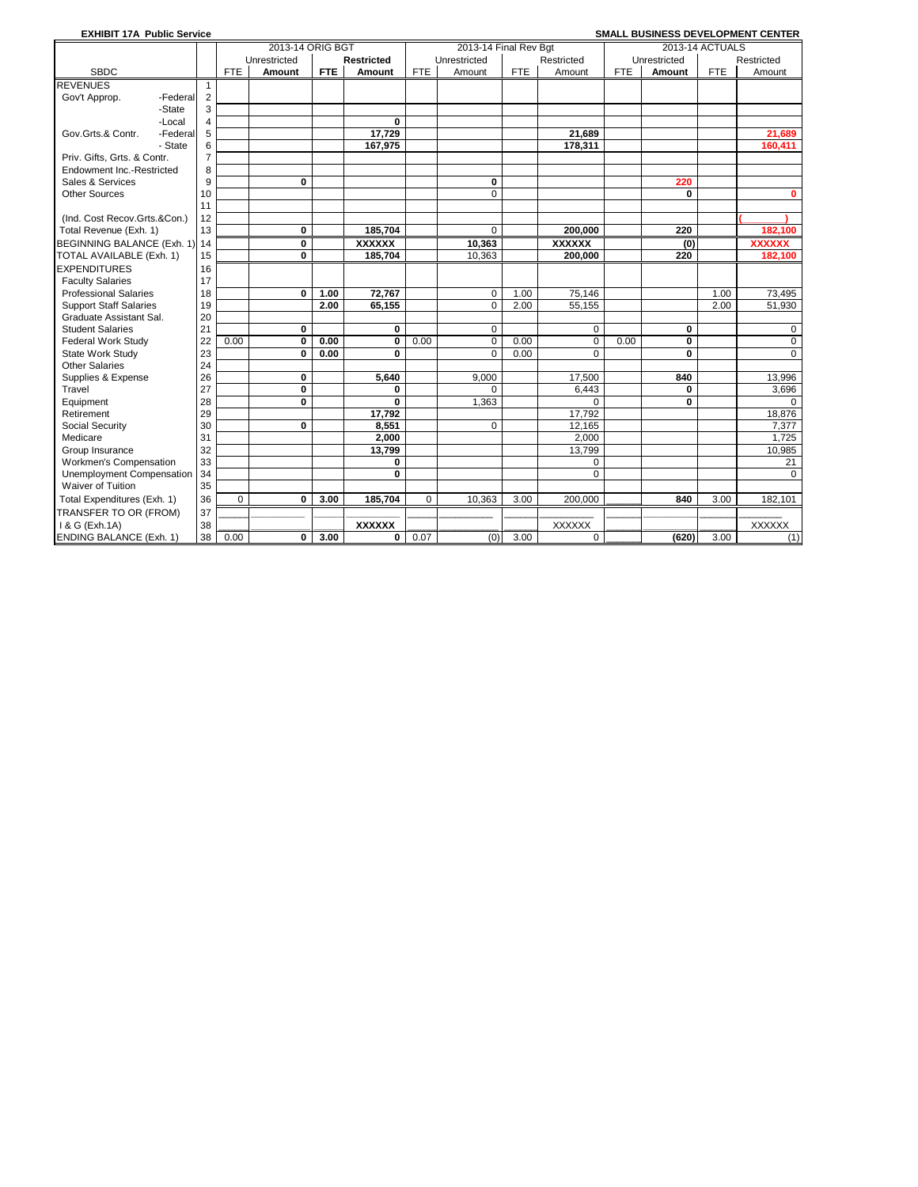**EXHIBIT 17A Public Service** | **SMALL BUSINESS DEVELOPMENT CENTER**

| | | 2013-14 ORIG BGT | | | | 2013-14 Final Rev Bgt | | | | 2013-14 ACTUALS | | | |
|---|---|---|---|---|---|---|---|---|---|---|---|---|---|
| | | Unrestricted | | **Restricted** | | Unrestricted | | Restricted | | Unrestricted | | Restricted | |
| SBDC | | FTE | **Amount** | **FTE** | **Amount** | FTE | Amount | FTE | Amount | FTE | **Amount** | FTE | Amount |
| REVENUES | 1 | | | | | | | | | | | | |
| Gov't Approp. -Federal | 2 | | | | | | | | | | | | |
| -State | 3 | | | | | | | | | | | | |
| -Local | 4 | | | | **0** | | | | | | | | |
| Gov.Grts.& Contr. -Federal | 5 | | | | **17,729** | | | | **21,689** | | | | **21,689** |
| - State | 6 | | | | **167,975** | | | | **178,311** | | | | **160,411** |
| Priv. Gifts, Grts. & Contr. | 7 | | | | | | | | | | | | |
| Endowment Inc.-Restricted | 8 | | | | | | | | | | | | |
| Sales & Services | 9 | | **0** | | | | **0** | | | | **220** | | |
| Other Sources | 10 | | | | | | 0 | | | | **0** | | **0** |
| | 11 | | | | | | | | | | | | |
| (Ind. Cost Recov.Grts.&Con.) | 12 | | | | | | | | | | | | **( )** |
| Total Revenue (Exh. 1) | 13 | | **0** | | **185,704** | | 0 | | **200,000** | | **220** | | **182,100** |
| BEGINNING BALANCE (Exh. 1) | 14 | | **0** | | **XXXXXX** | | **10,363** | | **XXXXXX** | | **(0)** | | **XXXXXX** |
| TOTAL AVAILABLE (Exh. 1) | 15 | | **0** | | **185,704** | | 10,363 | | **200,000** | | **220** | | **182,100** |
| EXPENDITURES | 16 | | | | | | | | | | | | |
| Faculty Salaries | 17 | | | | | | | | | | | | |
| Professional Salaries | 18 | | **0** | **1.00** | **72,767** | | 0 | 1.00 | 75,146 | | | 1.00 | 73,495 |
| Support Staff Salaries | 19 | | | **2.00** | **65,155** | | 0 | 2.00 | 55,155 | | | 2.00 | 51,930 |
| Graduate Assistant Sal. | 20 | | | | | | | | | | | | |
| Student Salaries | 21 | | **0** | | **0** | | 0 | | 0 | | **0** | | 0 |
| Federal Work Study | 22 | 0.00 | **0** | **0.00** | **0** | 0.00 | 0 | 0.00 | 0 | 0.00 | **0** | | 0 |
| State Work Study | 23 | | **0** | **0.00** | **0** | | 0 | 0.00 | 0 | | **0** | | 0 |
| Other Salaries | 24 | | | | | | | | | | | | |
| Supplies & Expense | 26 | | **0** | | **5,640** | | 9,000 | | 17,500 | | **840** | | 13,996 |
| Travel | 27 | | **0** | | **0** | | 0 | | 6,443 | | **0** | | 3,696 |
| Equipment | 28 | | **0** | | **0** | | 1,363 | | 0 | | **0** | | 0 |
| Retirement | 29 | | | | **17,792** | | | | 17,792 | | | | 18,876 |
| Social Security | 30 | | **0** | | **8,551** | | 0 | | 12,165 | | | | 7,377 |
| Medicare | 31 | | | | **2,000** | | | | 2,000 | | | | 1,725 |
| Group Insurance | 32 | | | | **13,799** | | | | 13,799 | | | | 10,985 |
| Workmen's Compensation | 33 | | | | **0** | | | | 0 | | | | 21 |
| Unemployment Compensation | 34 | | | | **0** | | | | 0 | | | | 0 |
| Waiver of Tuition | 35 | | | | | | | | | | | | |
| Total Expenditures (Exh. 1) | 36 | 0 | **0** | **3.00** | **185,704** | 0 | 10,363 | 3.00 | 200,000 | | **840** | 3.00 | 182,101 |
| TRANSFER TO OR (FROM) | 37 | | | | | | | | | | | | |
| I & G (Exh.1A) | 38 | | | | **XXXXXX** | | | | XXXXXX | | | | XXXXXX |
| ENDING BALANCE (Exh. 1) | 38 | 0.00 | **0** | **3.00** | **0** | 0.07 | (0) | 3.00 | 0 | | **(620)** | 3.00 | (1) |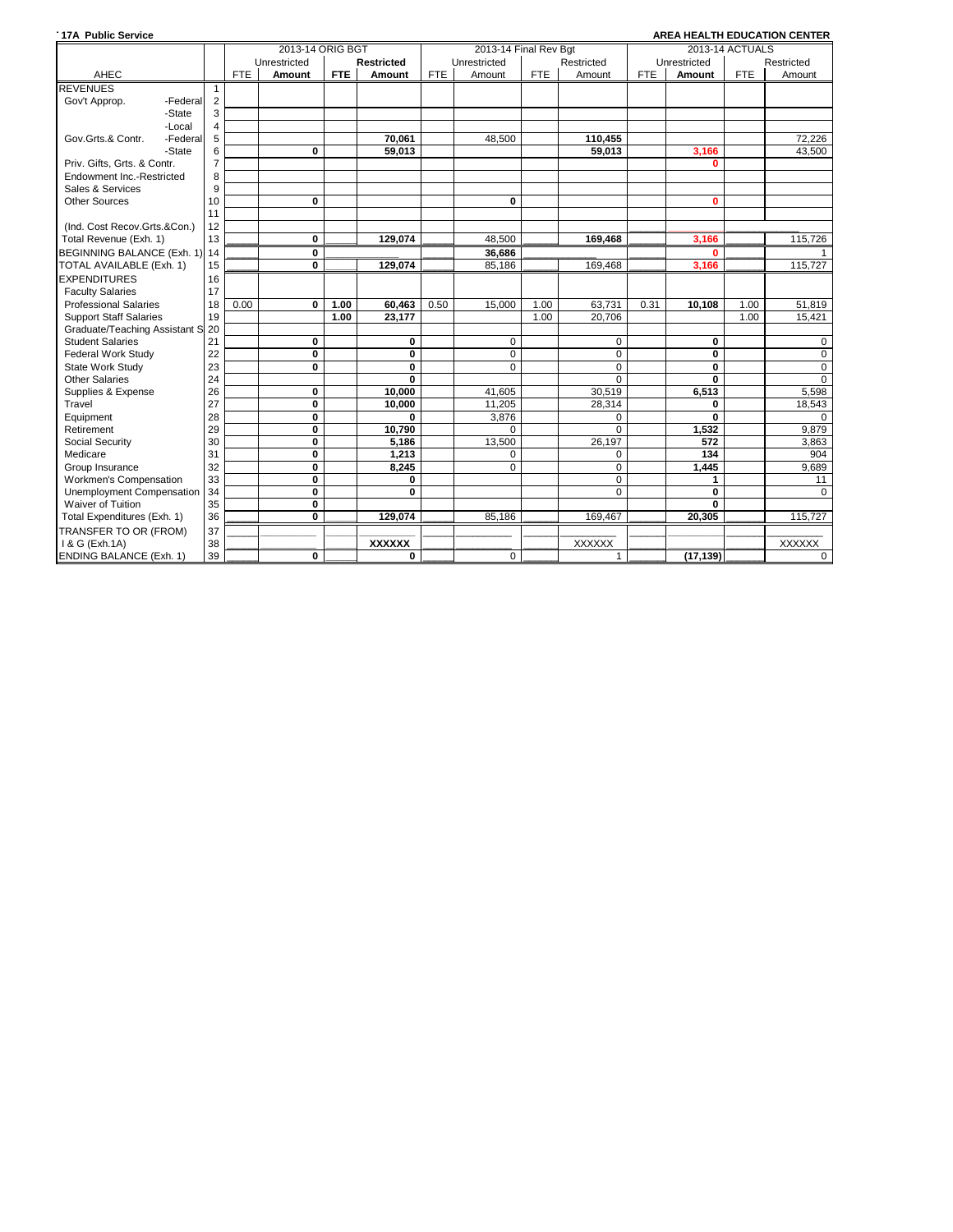**17A Public Service** **AREA HEALTH EDUCATION CENTER**

| AHEC | | 2013-14 ORIG BGT | | | | 2013-14 Final Rev Bgt | | | | 2013-14 ACTUALS | | | |
|---|---|---|---|---|---|---|---|---|---|---|---|---|---|
| | | Unrestricted | | Restricted | | Unrestricted | | Restricted | | Unrestricted | | Restricted | |
| | | FTE | Amount | FTE | Amount | FTE | Amount | FTE | Amount | FTE | Amount | FTE | Amount |
| REVENUES | 1 | | | | | | | | | | | | |
| Gov't Approp. -Federal | 2 | | | | | | | | | | | | |
| -State | 3 | | | | | | | | | | | | |
| -Local | 4 | | | | | | | | | | | | |
| Gov.Grts.& Contr. -Federal | 5 | | | | 70,061 | | 48,500 | | 110,455 | | | | 72,226 |
| -State | 6 | | 0 | | 59,013 | | | | 59,013 | | 3,166 | | 43,500 |
| Priv. Gifts, Grts. & Contr. | 7 | | | | | | | | | | 0 | | |
| Endowment Inc.-Restricted | 8 | | | | | | | | | | | | |
| Sales & Services | 9 | | | | | | | | | | | | |
| Other Sources | 10 | | 0 | | | | 0 | | | | 0 | | |
| | 11 | | | | | | | | | | | | |
| (Ind. Cost Recov.Grts.&Con.) | 12 | | | | | | | | | | | | |
| Total Revenue (Exh. 1) | 13 | | 0 | | 129,074 | | 48,500 | | 169,468 | | 3,166 | | 115,726 |
| BEGINNING BALANCE (Exh. 1) | 14 | | 0 | | | | 36,686 | | | | 0 | | 1 |
| TOTAL AVAILABLE (Exh. 1) | 15 | | 0 | | 129,074 | | 85,186 | | 169,468 | | 3,166 | | 115,727 |
| EXPENDITURES | 16 | | | | | | | | | | | | |
| Faculty Salaries | 17 | | | | | | | | | | | | |
| Professional Salaries | 18 | 0.00 | 0 | 1.00 | 60,463 | 0.50 | 15,000 | 1.00 | 63,731 | 0.31 | 10,108 | 1.00 | 51,819 |
| Support Staff Salaries | 19 | | | 1.00 | 23,177 | | | 1.00 | 20,706 | | | 1.00 | 15,421 |
| Graduate/Teaching Assistant S | 20 | | | | | | | | | | | | |
| Student Salaries | 21 | | 0 | | 0 | | 0 | | 0 | | 0 | | 0 |
| Federal Work Study | 22 | | 0 | | 0 | | 0 | | 0 | | 0 | | 0 |
| State Work Study | 23 | | 0 | | 0 | | 0 | | 0 | | 0 | | 0 |
| Other Salaries | 24 | | | | 0 | | | | 0 | | 0 | | 0 |
| Supplies & Expense | 26 | | 0 | | 10,000 | | 41,605 | | 30,519 | | 6,513 | | 5,598 |
| Travel | 27 | | 0 | | 10,000 | | 11,205 | | 28,314 | | 0 | | 18,543 |
| Equipment | 28 | | 0 | | 0 | | 3,876 | | 0 | | 0 | | 0 |
| Retirement | 29 | | 0 | | 10,790 | | 0 | | 0 | | 1,532 | | 9,879 |
| Social Security | 30 | | 0 | | 5,186 | | 13,500 | | 26,197 | | 572 | | 3,863 |
| Medicare | 31 | | 0 | | 1,213 | | 0 | | 0 | | 134 | | 904 |
| Group Insurance | 32 | | 0 | | 8,245 | | 0 | | 0 | | 1,445 | | 9,689 |
| Workmen's Compensation | 33 | | 0 | | 0 | | | | 0 | | 1 | | 11 |
| Unemployment Compensation | 34 | | 0 | | 0 | | | | 0 | | 0 | | 0 |
| Waiver of Tuition | 35 | | 0 | | | | | | | | 0 | | |
| Total Expenditures (Exh. 1) | 36 | | 0 | | 129,074 | | 85,186 | | 169,467 | | 20,305 | | 115,727 |
| TRANSFER TO OR (FROM) | 37 | | | | | | | | | | | | |
| I & G (Exh.1A) | 38 | | | | XXXXXX | | | | XXXXXX | | | | XXXXXX |
| ENDING BALANCE (Exh. 1) | 39 | | 0 | | 0 | | 0 | | 1 | | (17,139) | | 0 |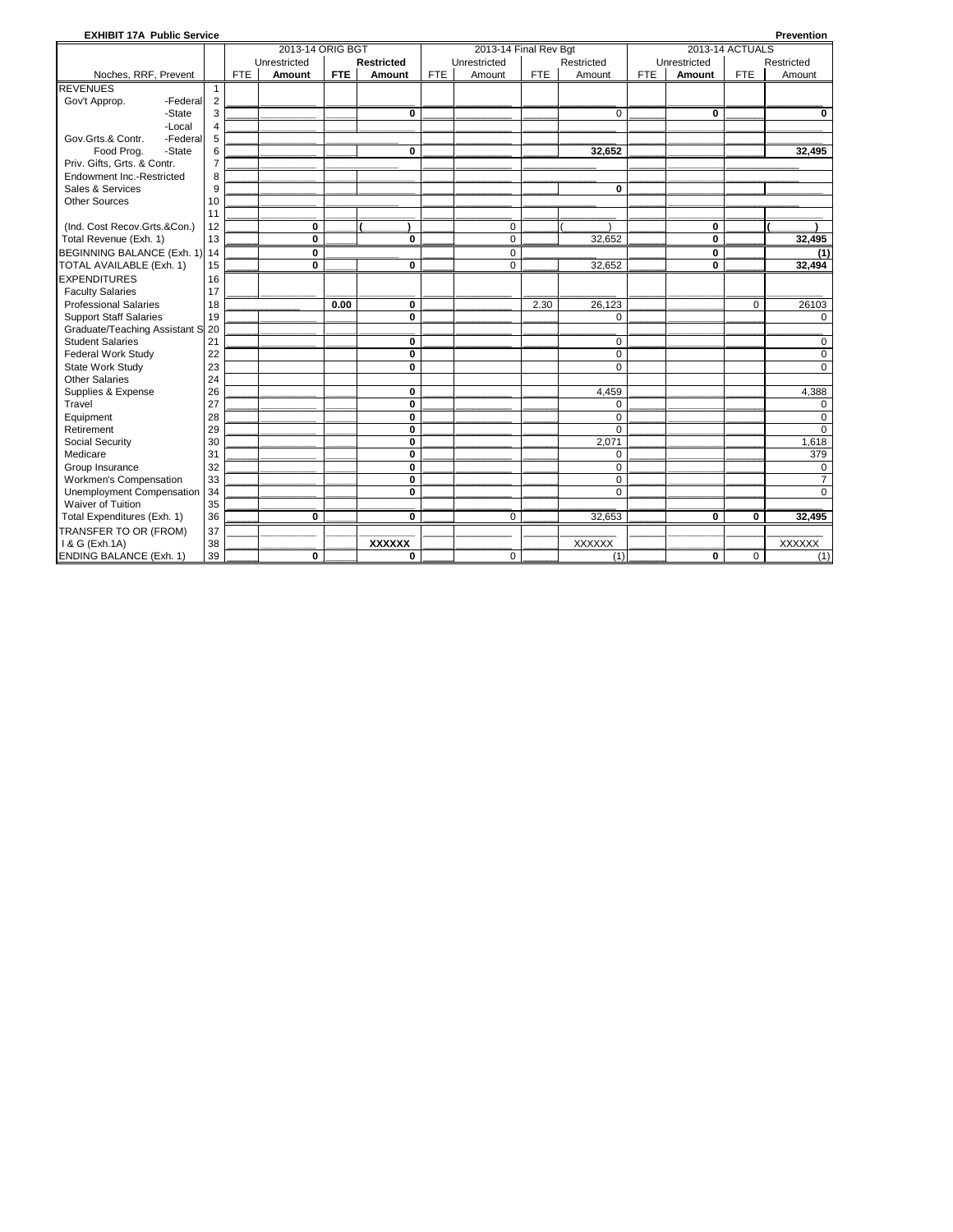**EXHIBIT 17A Public Service** **Prevention**

| Noches, RRF, Prevent | | 2013-14 ORIG BGT | | | | 2013-14 Final Rev Bgt | | | | 2013-14 ACTUALS | | | |
|---|---|---|---|---|---|---|---|---|---|---|---|---|---|
| | | Unrestricted | | Restricted | | Unrestricted | | Restricted | | Unrestricted | | Restricted | |
| | | FTE | Amount | FTE | Amount | FTE | Amount | FTE | Amount | FTE | Amount | FTE | Amount |
| REVENUES | 1 | | | | | | | | | | | | |
| Gov't Approp. -Federal | 2 | | | | | | | | | | | | |
| -State | 3 | | | | 0 | | | | 0 | | 0 | | 0 |
| -Local | 4 | | | | | | | | | | | | |
| Gov.Grts.& Contr. -Federal | 5 | | | | | | | | | | | | |
| Food Prog. -State | 6 | | | | 0 | | | | 32,652 | | | | 32,495 |
| Priv. Gifts, Grts. & Contr. | 7 | | | | | | | | | | | | |
| Endowment Inc.-Restricted | 8 | | | | | | | | | | | | |
| Sales & Services | 9 | | | | | | | | 0 | | | | |
| Other Sources | 10 | | | | | | | | | | | | |
| | 11 | | | | | | | | | | | | |
| (Ind. Cost Recov.Grts.&Con.) | 12 | | 0 | | ( ) | | 0 | | ( ) | | 0 | | ( ) |
| Total Revenue (Exh. 1) | 13 | | 0 | | 0 | | 0 | | 32,652 | | 0 | | 32,495 |
| BEGINNING BALANCE (Exh. 1) | 14 | | 0 | | | | 0 | | | | 0 | | (1) |
| TOTAL AVAILABLE (Exh. 1) | 15 | | 0 | | 0 | | 0 | | 32,652 | | 0 | | 32,494 |
| EXPENDITURES | 16 | | | | | | | | | | | | |
| Faculty Salaries | 17 | | | | | | | | | | | | |
| Professional Salaries | 18 | | | 0.00 | 0 | | | 2.30 | 26,123 | | | 0 | 26103 |
| Support Staff Salaries | 19 | | | | 0 | | | | 0 | | | | 0 |
| Graduate/Teaching Assistant S | 20 | | | | | | | | | | | | |
| Student Salaries | 21 | | | | 0 | | | | 0 | | | | 0 |
| Federal Work Study | 22 | | | | 0 | | | | 0 | | | | 0 |
| State Work Study | 23 | | | | 0 | | | | 0 | | | | 0 |
| Other Salaries | 24 | | | | | | | | | | | | |
| Supplies & Expense | 26 | | | | 0 | | | | 4,459 | | | | 4,388 |
| Travel | 27 | | | | 0 | | | | 0 | | | | 0 |
| Equipment | 28 | | | | 0 | | | | 0 | | | | 0 |
| Retirement | 29 | | | | 0 | | | | 0 | | | | 0 |
| Social Security | 30 | | | | 0 | | | | 2,071 | | | | 1,618 |
| Medicare | 31 | | | | 0 | | | | 0 | | | | 379 |
| Group Insurance | 32 | | | | 0 | | | | 0 | | | | 0 |
| Workmen's Compensation | 33 | | | | 0 | | | | 0 | | | | 7 |
| Unemployment Compensation | 34 | | | | 0 | | | | 0 | | | | 0 |
| Waiver of Tuition | 35 | | | | | | | | | | | | |
| Total Expenditures (Exh. 1) | 36 | | 0 | | 0 | | 0 | | 32,653 | | 0 | 0 | 32,495 |
| TRANSFER TO OR (FROM) | 37 | | | | | | | | | | | | |
| I & G (Exh.1A) | 38 | | | | XXXXXX | | | | XXXXXX | | | | XXXXXX |
| ENDING BALANCE (Exh. 1) | 39 | | 0 | | 0 | | 0 | | (1) | | 0 | 0 | (1) |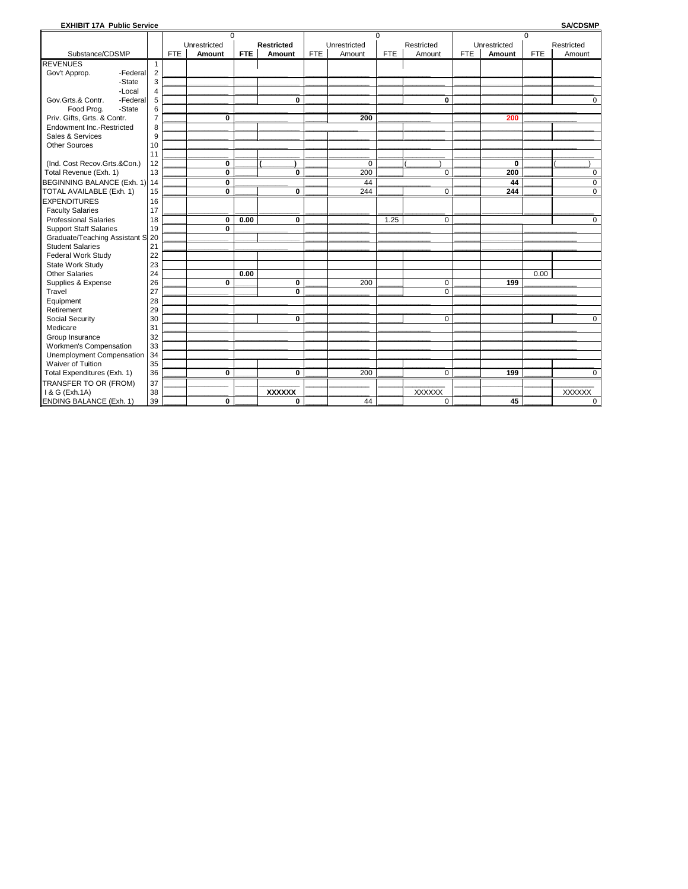**EXHIBIT 17A Public Service** **SA/CDSMP**

| Substance/CDSMP | | 0 | | | | 0 | | | | 0 | | | |
|---|---|---|---|---|---|---|---|---|---|---|---|---|---|
| | | | Unrestricted | | **Restricted** | | Unrestricted | | Restricted | | Unrestricted | | Restricted |
| | | FTE | **Amount** | **FTE** | **Amount** | FTE | Amount | FTE | Amount | FTE | **Amount** | FTE | Amount |
| REVENUES | 1 | | | | | | | | | | | | |
| Gov't Approp. -Federal | 2 | | | | | | | | | | | | |
| -State | 3 | | | | | | | | | | | | |
| -Local | 4 | | | | | | | | | | | | |
| Gov.Grts.& Contr. -Federal | 5 | | | | **0** | | | | **0** | | | | 0 |
| Food Prog. -State | 6 | | | | | | | | | | | | |
| Priv. Gifts, Grts. & Contr. | 7 | | **0** | | | | **200** | | | | **200** | | |
| Endowment Inc.-Restricted | 8 | | | | | | | | | | | | |
| Sales & Services | 9 | | | | | | | | | | | | |
| Other Sources | 10 | | | | | | | | | | | | |
| | 11 | | | | | | | | | | | | |
| (Ind. Cost Recov.Grts.&Con.) | 12 | | **0** | | **( )** | | 0 | | ( ) | | **0** | | ( ) |
| Total Revenue (Exh. 1) | 13 | | **0** | | **0** | | 200 | | 0 | | **200** | | 0 |
| BEGINNING BALANCE (Exh. 1) | 14 | | **0** | | | | 44 | | | | **44** | | 0 |
| TOTAL AVAILABLE (Exh. 1) | 15 | | **0** | | **0** | | 244 | | 0 | | **244** | | 0 |
| EXPENDITURES | 16 | | | | | | | | | | | | |
| Faculty Salaries | 17 | | | | | | | | | | | | |
| Professional Salaries | 18 | | **0** | **0.00** | **0** | | | 1.25 | 0 | | | | 0 |
| Support Staff Salaries | 19 | | **0** | | | | | | | | | | |
| Graduate/Teaching Assistant S | 20 | | | | | | | | | | | | |
| Student Salaries | 21 | | | | | | | | | | | | |
| Federal Work Study | 22 | | | | | | | | | | | | |
| State Work Study | 23 | | | | | | | | | | | | |
| Other Salaries | 24 | | | **0.00** | | | | | | | | 0.00 | |
| Supplies & Expense | 26 | | **0** | | **0** | | 200 | | 0 | | **199** | | |
| Travel | 27 | | | | **0** | | | | 0 | | | | |
| Equipment | 28 | | | | | | | | | | | | |
| Retirement | 29 | | | | | | | | | | | | |
| Social Security | 30 | | | | **0** | | | | 0 | | | | 0 |
| Medicare | 31 | | | | | | | | | | | | |
| Group Insurance | 32 | | | | | | | | | | | | |
| Workmen's Compensation | 33 | | | | | | | | | | | | |
| Unemployment Compensation | 34 | | | | | | | | | | | | |
| Waiver of Tuition | 35 | | | | | | | | | | | | |
| Total Expenditures (Exh. 1) | 36 | | **0** | | **0** | | 200 | | 0 | | **199** | | 0 |
| TRANSFER TO OR (FROM) | 37 | | | | | | | | | | | | |
| I & G (Exh.1A) | 38 | | | | **XXXXXX** | | | | XXXXXX | | | | XXXXXX |
| ENDING BALANCE (Exh. 1) | 39 | | **0** | | **0** | | 44 | | 0 | | **45** | | 0 |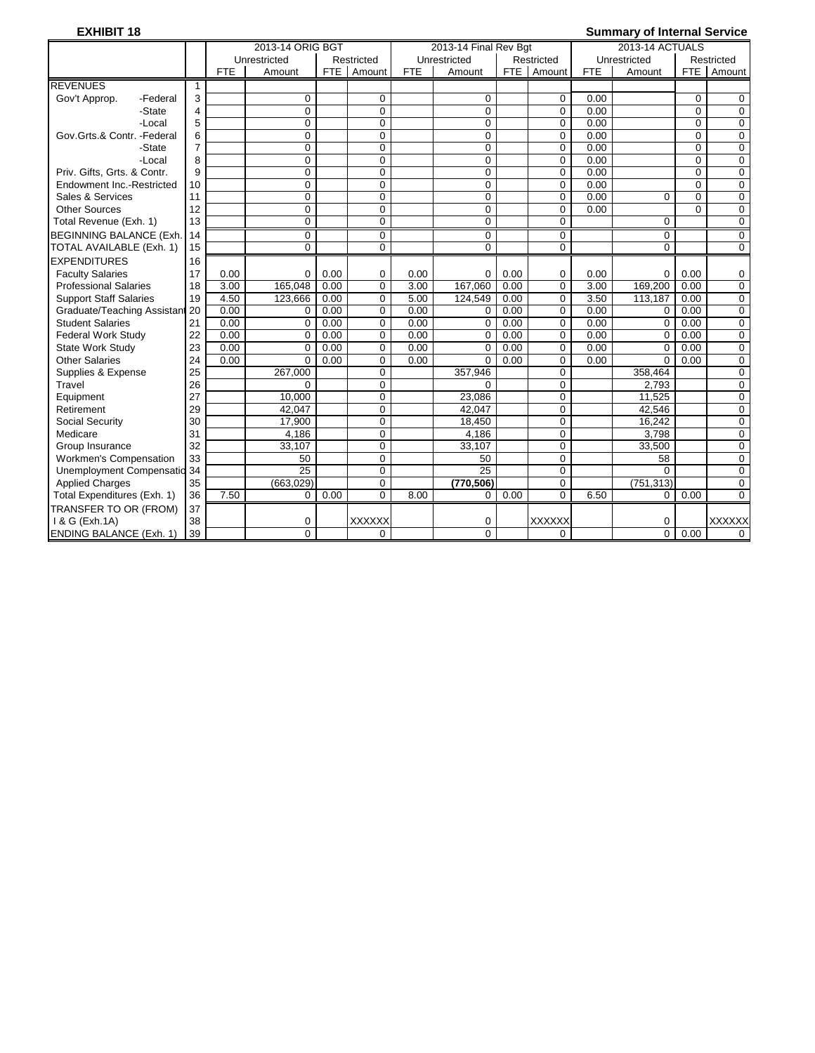**EXHIBIT 18**

**Summary of Internal Service**

| | | 2013-14 ORIG BGT | | | | 2013-14 Final Rev Bgt | | | | 2013-14 ACTUALS | | | |
|---|---|---|---|---|---|---|---|---|---|---|---|---|---|
| | | Unrestricted | | Restricted | | Unrestricted | | Restricted | | Unrestricted | | Restricted | |
| | | FTE | Amount | FTE | Amount | FTE | Amount | FTE | Amount | FTE | Amount | FTE | Amount |
| REVENUES | 1 | | | | | | | | | | | | |
| Gov't Approp. -Federal | 3 | | 0 | | 0 | | 0 | | 0 | 0.00 | | 0 | 0 |
| -State | 4 | | 0 | | 0 | | 0 | | 0 | 0.00 | | 0 | 0 |
| -Local | 5 | | 0 | | 0 | | 0 | | 0 | 0.00 | | 0 | 0 |
| Gov.Grts.& Contr. -Federal | 6 | | 0 | | 0 | | 0 | | 0 | 0.00 | | 0 | 0 |
| -State | 7 | | 0 | | 0 | | 0 | | 0 | 0.00 | | 0 | 0 |
| -Local | 8 | | 0 | | 0 | | 0 | | 0 | 0.00 | | 0 | 0 |
| Priv. Gifts, Grts. & Contr. | 9 | | 0 | | 0 | | 0 | | 0 | 0.00 | | 0 | 0 |
| Endowment Inc.-Restricted | 10 | | 0 | | 0 | | 0 | | 0 | 0.00 | | 0 | 0 |
| Sales & Services | 11 | | 0 | | 0 | | 0 | | 0 | 0.00 | 0 | 0 | 0 |
| Other Sources | 12 | | 0 | | 0 | | 0 | | 0 | 0.00 | | 0 | 0 |
| Total Revenue (Exh. 1) | 13 | | 0 | | 0 | | 0 | | 0 | | 0 | | 0 |
| BEGINNING BALANCE (Exh. | 14 | | 0 | | 0 | | 0 | | 0 | | 0 | | 0 |
| TOTAL AVAILABLE (Exh. 1) | 15 | | 0 | | 0 | | 0 | | 0 | | 0 | | 0 |
| EXPENDITURES | 16 | | | | | | | | | | | | |
| Faculty Salaries | 17 | 0.00 | 0 | 0.00 | 0 | 0.00 | 0 | 0.00 | 0 | 0.00 | 0 | 0.00 | 0 |
| Professional Salaries | 18 | 3.00 | 165,048 | 0.00 | 0 | 3.00 | 167,060 | 0.00 | 0 | 3.00 | 169,200 | 0.00 | 0 |
| Support Staff Salaries | 19 | 4.50 | 123,666 | 0.00 | 0 | 5.00 | 124,549 | 0.00 | 0 | 3.50 | 113,187 | 0.00 | 0 |
| Graduate/Teaching Assistant | 20 | 0.00 | 0 | 0.00 | 0 | 0.00 | 0 | 0.00 | 0 | 0.00 | 0 | 0.00 | 0 |
| Student Salaries | 21 | 0.00 | 0 | 0.00 | 0 | 0.00 | 0 | 0.00 | 0 | 0.00 | 0 | 0.00 | 0 |
| Federal Work Study | 22 | 0.00 | 0 | 0.00 | 0 | 0.00 | 0 | 0.00 | 0 | 0.00 | 0 | 0.00 | 0 |
| State Work Study | 23 | 0.00 | 0 | 0.00 | 0 | 0.00 | 0 | 0.00 | 0 | 0.00 | 0 | 0.00 | 0 |
| Other Salaries | 24 | 0.00 | 0 | 0.00 | 0 | 0.00 | 0 | 0.00 | 0 | 0.00 | 0 | 0.00 | 0 |
| Supplies & Expense | 25 | | 267,000 | | 0 | | 357,946 | | 0 | | 358,464 | | 0 |
| Travel | 26 | | 0 | | 0 | | 0 | | 0 | | 2,793 | | 0 |
| Equipment | 27 | | 10,000 | | 0 | | 23,086 | | 0 | | 11,525 | | 0 |
| Retirement | 29 | | 42,047 | | 0 | | 42,047 | | 0 | | 42,546 | | 0 |
| Social Security | 30 | | 17,900 | | 0 | | 18,450 | | 0 | | 16,242 | | 0 |
| Medicare | 31 | | 4,186 | | 0 | | 4,186 | | 0 | | 3,798 | | 0 |
| Group Insurance | 32 | | 33,107 | | 0 | | 33,107 | | 0 | | 33,500 | | 0 |
| Workmen's Compensation | 33 | | 50 | | 0 | | 50 | | 0 | | 58 | | 0 |
| Unemployment Compensatio | 34 | | 25 | | 0 | | 25 | | 0 | | 0 | | 0 |
| Applied Charges | 35 | | (663,029) | | 0 | | **(770,506)** | | 0 | | (751,313) | | 0 |
| Total Expenditures (Exh. 1) | 36 | 7.50 | 0 | 0.00 | 0 | 8.00 | 0 | 0.00 | 0 | 6.50 | 0 | 0.00 | 0 |
| TRANSFER TO OR (FROM) | 37 | | | | | | | | | | | | |
| I & G (Exh.1A) | 38 | | 0 | | XXXXXX | | 0 | | XXXXXX | | 0 | | XXXXXX |
| ENDING BALANCE (Exh. 1) | 39 | | 0 | | 0 | | 0 | | 0 | | 0 | 0.00 | 0 |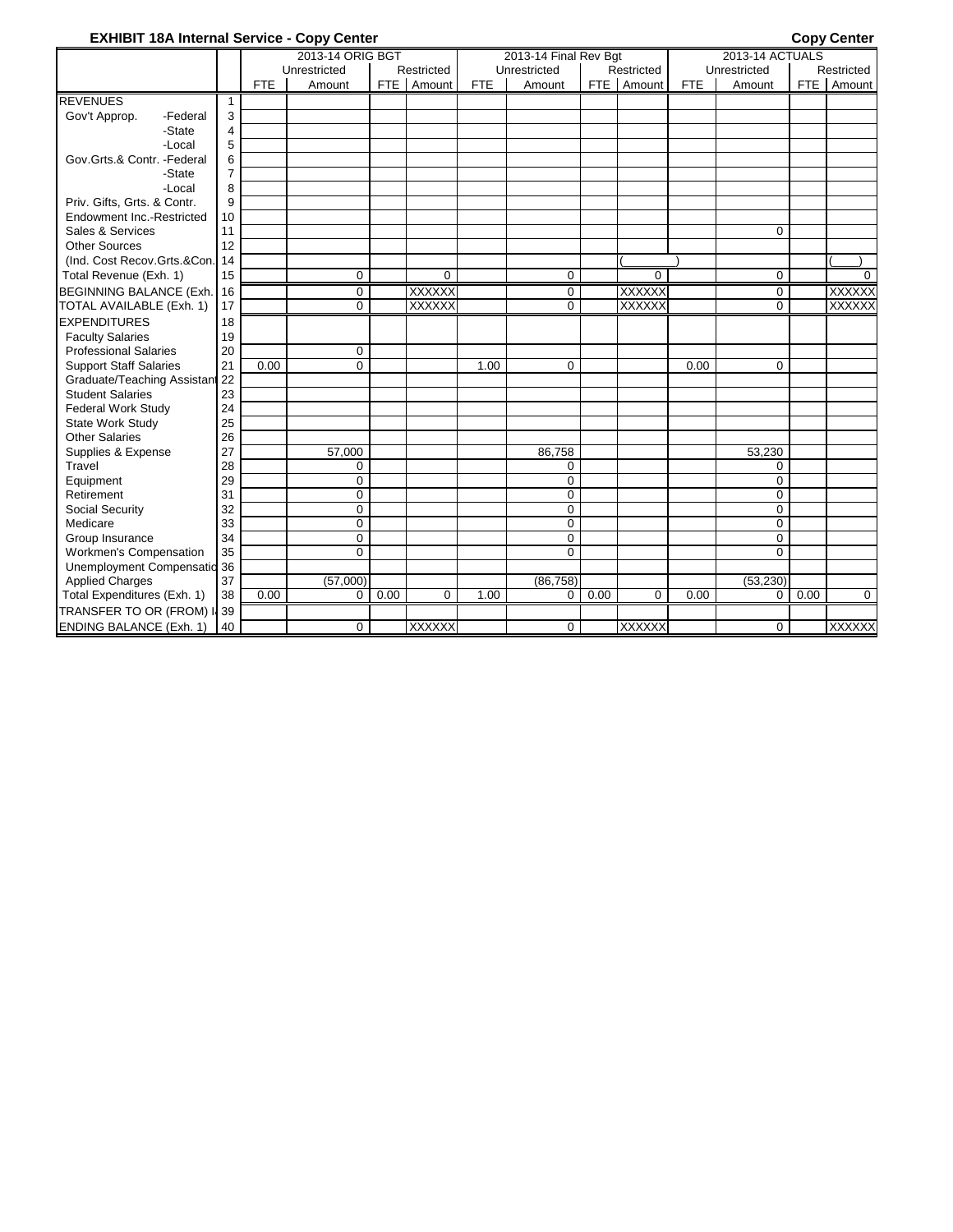**EXHIBIT 18A Internal Service - Copy Center** **Copy Center**

| | | 2013-14 ORIG BGT | | | | 2013-14 Final Rev Bgt | | | | 2013-14 ACTUALS | | | |
|---|---|---|---|---|---|---|---|---|---|---|---|---|---|
| | | Unrestricted | | Restricted | | Unrestricted | | Restricted | | Unrestricted | | Restricted | |
| | | FTE | Amount | FTE | Amount | FTE | Amount | FTE | Amount | FTE | Amount | FTE | Amount |
| REVENUES | 1 | | | | | | | | | | | | |
| Gov't Approp. -Federal | 3 | | | | | | | | | | | | |
| -State | 4 | | | | | | | | | | | | |
| -Local | 5 | | | | | | | | | | | | |
| Gov.Grts.& Contr. -Federal | 6 | | | | | | | | | | | | |
| -State | 7 | | | | | | | | | | | | |
| -Local | 8 | | | | | | | | | | | | |
| Priv. Gifts, Grts. & Contr. | 9 | | | | | | | | | | | | |
| Endowment Inc.-Restricted | 10 | | | | | | | | | | | | |
| Sales & Services | 11 | | | | | | | | | | 0 | | |
| Other Sources | 12 | | | | | | | | | | | | |
| (Ind. Cost Recov.Grts.&Con. | 14 | | | | | | | | ( ) | | | | ( ) |
| Total Revenue (Exh. 1) | 15 | | 0 | | 0 | | 0 | | 0 | | 0 | | 0 |
| BEGINNING BALANCE (Exh. | 16 | | 0 | | XXXXXX | | 0 | | XXXXXX | | 0 | | XXXXXX |
| TOTAL AVAILABLE (Exh. 1) | 17 | | 0 | | XXXXXX | | 0 | | XXXXXX | | 0 | | XXXXXX |
| EXPENDITURES | 18 | | | | | | | | | | | | |
| Faculty Salaries | 19 | | | | | | | | | | | | |
| Professional Salaries | 20 | | 0 | | | | | | | | | | |
| Support Staff Salaries | 21 | 0.00 | 0 | | | 1.00 | 0 | | | 0.00 | 0 | | |
| Graduate/Teaching Assistant | 22 | | | | | | | | | | | | |
| Student Salaries | 23 | | | | | | | | | | | | |
| Federal Work Study | 24 | | | | | | | | | | | | |
| State Work Study | 25 | | | | | | | | | | | | |
| Other Salaries | 26 | | | | | | | | | | | | |
| Supplies & Expense | 27 | | 57,000 | | | | 86,758 | | | | 53,230 | | |
| Travel | 28 | | 0 | | | | 0 | | | | 0 | | |
| Equipment | 29 | | 0 | | | | 0 | | | | 0 | | |
| Retirement | 31 | | 0 | | | | 0 | | | | 0 | | |
| Social Security | 32 | | 0 | | | | 0 | | | | 0 | | |
| Medicare | 33 | | 0 | | | | 0 | | | | 0 | | |
| Group Insurance | 34 | | 0 | | | | 0 | | | | 0 | | |
| Workmen's Compensation | 35 | | 0 | | | | 0 | | | | 0 | | |
| Unemployment Compensatio | 36 | | | | | | | | | | | | |
| Applied Charges | 37 | | (57,000) | | | | (86,758) | | | | (53,230) | | |
| Total Expenditures (Exh. 1) | 38 | 0.00 | 0 | 0.00 | 0 | 1.00 | 0 | 0.00 | 0 | 0.00 | 0 | 0.00 | 0 |
| TRANSFER TO OR (FROM) I | 39 | | | | | | | | | | | | |
| ENDING BALANCE (Exh. 1) | 40 | | 0 | | XXXXXX | | 0 | | XXXXXX | | 0 | | XXXXXX |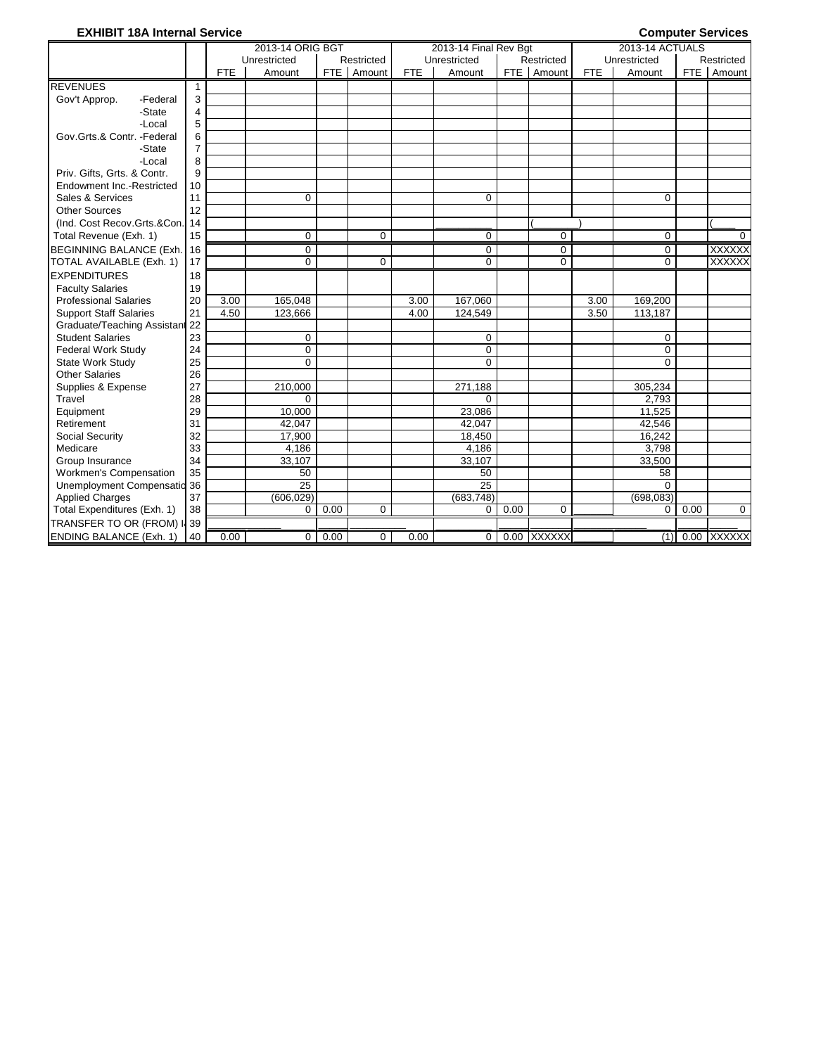**EXHIBIT 18A Internal Service** **Computer Services**

| | | 2013-14 ORIG BGT | | | | 2013-14 Final Rev Bgt | | | | 2013-14 ACTUALS | | | |
|---|---|---|---|---|---|---|---|---|---|---|---|---|---|
| | | Unrestricted | | Restricted | | Unrestricted | | Restricted | | Unrestricted | | Restricted | |
| | | FTE | Amount | FTE | Amount | FTE | Amount | FTE | Amount | FTE | Amount | FTE | Amount |
| REVENUES | 1 | | | | | | | | | | | | |
| Gov't Approp. -Federal | 3 | | | | | | | | | | | | |
| -State | 4 | | | | | | | | | | | | |
| -Local | 5 | | | | | | | | | | | | |
| Gov.Grts.& Contr. -Federal | 6 | | | | | | | | | | | | |
| -State | 7 | | | | | | | | | | | | |
| -Local | 8 | | | | | | | | | | | | |
| Priv. Gifts, Grts. & Contr. | 9 | | | | | | | | | | | | |
| Endowment Inc.-Restricted | 10 | | | | | | | | | | | | |
| Sales & Services | 11 | | 0 | | | | 0 | | | | 0 | | |
| Other Sources | 12 | | | | | | | | | | | | |
| (Ind. Cost Recov.Grts.&Con. | 14 | | | | | | | | ( ) | | | | ( |
| Total Revenue (Exh. 1) | 15 | | 0 | | 0 | | 0 | | 0 | | 0 | | 0 |
| BEGINNING BALANCE (Exh. | 16 | | 0 | | | | 0 | | 0 | | 0 | | XXXXXX |
| TOTAL AVAILABLE (Exh. 1) | 17 | | 0 | | 0 | | 0 | | 0 | | 0 | | XXXXXX |
| EXPENDITURES | 18 | | | | | | | | | | | | |
| Faculty Salaries | 19 | | | | | | | | | | | | |
| Professional Salaries | 20 | 3.00 | 165,048 | | | 3.00 | 167,060 | | | 3.00 | 169,200 | | |
| Support Staff Salaries | 21 | 4.50 | 123,666 | | | 4.00 | 124,549 | | | 3.50 | 113,187 | | |
| Graduate/Teaching Assistant | 22 | | | | | | | | | | | | |
| Student Salaries | 23 | | 0 | | | | 0 | | | | 0 | | |
| Federal Work Study | 24 | | 0 | | | | 0 | | | | 0 | | |
| State Work Study | 25 | | 0 | | | | 0 | | | | 0 | | |
| Other Salaries | 26 | | | | | | | | | | | | |
| Supplies & Expense | 27 | | 210,000 | | | | 271,188 | | | | 305,234 | | |
| Travel | 28 | | 0 | | | | 0 | | | | 2,793 | | |
| Equipment | 29 | | 10,000 | | | | 23,086 | | | | 11,525 | | |
| Retirement | 31 | | 42,047 | | | | 42,047 | | | | 42,546 | | |
| Social Security | 32 | | 17,900 | | | | 18,450 | | | | 16,242 | | |
| Medicare | 33 | | 4,186 | | | | 4,186 | | | | 3,798 | | |
| Group Insurance | 34 | | 33,107 | | | | 33,107 | | | | 33,500 | | |
| Workmen's Compensation | 35 | | 50 | | | | 50 | | | | 58 | | |
| Unemployment Compensation | 36 | | 25 | | | | 25 | | | | 0 | | |
| Applied Charges | 37 | | (606,029) | | | | (683,748) | | | | (698,083) | | |
| Total Expenditures (Exh. 1) | 38 | | 0 | 0.00 | 0 | | 0 | 0.00 | 0 | | 0 | 0.00 | 0 |
| TRANSFER TO OR (FROM) I | 39 | | | | | | | | | | | | |
| ENDING BALANCE (Exh. 1) | 40 | 0.00 | 0 | 0.00 | 0 | 0.00 | 0 | 0.00 | XXXXXX | | (1) | 0.00 | XXXXXX |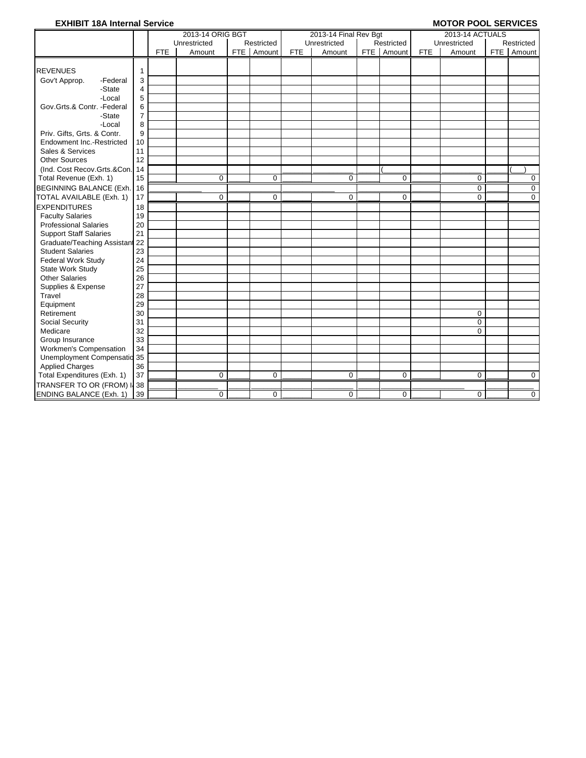**EXHIBIT 18A Internal Service** **MOTOR POOL SERVICES**

| | | 2013-14 ORIG BGT | | | | 2013-14 Final Rev Bgt | | | | 2013-14 ACTUALS | | | |
|---|---|---|---|---|---|---|---|---|---|---|---|---|---|
| | | Unrestricted | | Restricted | | Unrestricted | | Restricted | | Unrestricted | | Restricted | |
| | | FTE | Amount | FTE | Amount | FTE | Amount | FTE | Amount | FTE | Amount | FTE | Amount |
| REVENUES | 1 | | | | | | | | | | | | |
| Gov't Approp. -Federal | 3 | | | | | | | | | | | | |
| -State | 4 | | | | | | | | | | | | |
| -Local | 5 | | | | | | | | | | | | |
| Gov.Grts.& Contr. -Federal | 6 | | | | | | | | | | | | |
| -State | 7 | | | | | | | | | | | | |
| -Local | 8 | | | | | | | | | | | | |
| Priv. Gifts, Grts. & Contr. | 9 | | | | | | | | | | | | |
| Endowment Inc.-Restricted | 10 | | | | | | | | | | | | |
| Sales & Services | 11 | | | | | | | | | | | | |
| Other Sources | 12 | | | | | | | | | | | | |
| (Ind. Cost Recov.Grts.&Con. | 14 | | | | | | | | ( | | | | ( ) |
| Total Revenue (Exh. 1) | 15 | | 0 | | 0 | | 0 | | 0 | | 0 | | 0 |
| BEGINNING BALANCE (Exh. | 16 | | | | | | | | | | 0 | | 0 |
| TOTAL AVAILABLE (Exh. 1) | 17 | | 0 | | 0 | | 0 | | 0 | | 0 | | 0 |
| EXPENDITURES | 18 | | | | | | | | | | | | |
| Faculty Salaries | 19 | | | | | | | | | | | | |
| Professional Salaries | 20 | | | | | | | | | | | | |
| Support Staff Salaries | 21 | | | | | | | | | | | | |
| Graduate/Teaching Assistant | 22 | | | | | | | | | | | | |
| Student Salaries | 23 | | | | | | | | | | | | |
| Federal Work Study | 24 | | | | | | | | | | | | |
| State Work Study | 25 | | | | | | | | | | | | |
| Other Salaries | 26 | | | | | | | | | | | | |
| Supplies & Expense | 27 | | | | | | | | | | | | |
| Travel | 28 | | | | | | | | | | | | |
| Equipment | 29 | | | | | | | | | | | | |
| Retirement | 30 | | | | | | | | | | 0 | | |
| Social Security | 31 | | | | | | | | | | 0 | | |
| Medicare | 32 | | | | | | | | | | 0 | | |
| Group Insurance | 33 | | | | | | | | | | | | |
| Workmen's Compensation | 34 | | | | | | | | | | | | |
| Unemployment Compensatio | 35 | | | | | | | | | | | | |
| Applied Charges | 36 | | | | | | | | | | | | |
| Total Expenditures (Exh. 1) | 37 | | 0 | | 0 | | 0 | | 0 | | 0 | | 0 |
| TRANSFER TO OR (FROM) I | 38 | | | | | | | | | | | | |
| ENDING BALANCE (Exh. 1) | 39 | | 0 | | 0 | | 0 | | 0 | | 0 | | 0 |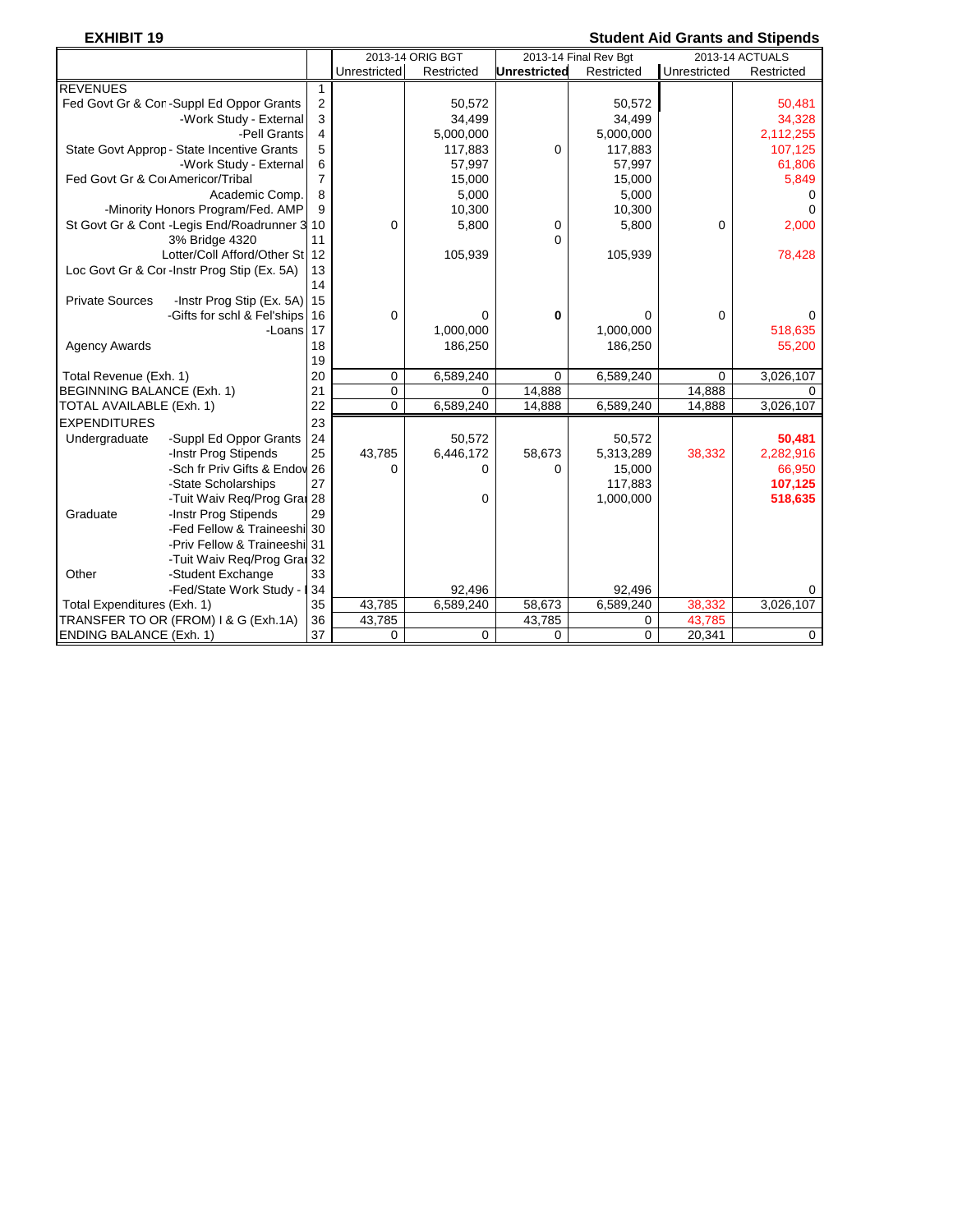**EXHIBIT 19** **Student Aid Grants and Stipends**

| | | | 2013-14 ORIG BGT | | 2013-14 Final Rev Bgt | | 2013-14 ACTUALS | |
|---|---|---|---|---|---|---|---|---|
| | | | Unrestricted | Restricted | **Unrestricted** | Restricted | Unrestricted | Restricted |
| REVENUES | | 1 | | | | | | |
| Fed Govt Gr & Cor | -Suppl Ed Oppor Grants | 2 | | 50,572 | | 50,572 | | 50,481 |
| | -Work Study - External | 3 | | 34,499 | | 34,499 | | 34,328 |
| | -Pell Grants | 4 | | 5,000,000 | | 5,000,000 | | 2,112,255 |
| State Govt Approp | - State Incentive Grants | 5 | | 117,883 | 0 | 117,883 | | 107,125 |
| | -Work Study - External | 6 | | 57,997 | | 57,997 | | 61,806 |
| Fed Govt Gr & Co | Americor/Tribal | 7 | | 15,000 | | 15,000 | | 5,849 |
| | Academic Comp. | 8 | | 5,000 | | 5,000 | | 0 |
| | -Minority Honors Program/Fed. AMP | 9 | | 10,300 | | 10,300 | | 0 |
| St Govt Gr & Cont | -Legis End/Roadrunner 3 | 10 | 0 | 5,800 | 0 | 5,800 | 0 | 2,000 |
| | 3% Bridge 4320 | 11 | | | 0 | | | |
| | Lotter/Coll Afford/Other St | 12 | | 105,939 | | 105,939 | | 78,428 |
| Loc Govt Gr & Cor | -Instr Prog Stip (Ex. 5A) | 13 | | | | | | |
| | | 14 | | | | | | |
| Private Sources | -Instr Prog Stip (Ex. 5A) | 15 | | | | | | |
| | -Gifts for schl & Fel'ships | 16 | 0 | 0 | **0** | 0 | 0 | 0 |
| | -Loans | 17 | | 1,000,000 | | 1,000,000 | | 518,635 |
| Agency Awards | | 18 | | 186,250 | | 186,250 | | 55,200 |
| | | 19 | | | | | | |
| Total Revenue (Exh. 1) | | 20 | 0 | 6,589,240 | 0 | 6,589,240 | 0 | 3,026,107 |
| BEGINNING BALANCE (Exh. 1) | | 21 | 0 | 0 | 14,888 | | 14,888 | 0 |
| TOTAL AVAILABLE (Exh. 1) | | 22 | 0 | 6,589,240 | 14,888 | 6,589,240 | 14,888 | 3,026,107 |
| EXPENDITURES | | 23 | | | | | | |
| Undergraduate | -Suppl Ed Oppor Grants | 24 | | 50,572 | | 50,572 | | **50,481** |
| | -Instr Prog Stipends | 25 | 43,785 | 6,446,172 | 58,673 | 5,313,289 | 38,332 | 2,282,916 |
| | -Sch fr Priv Gifts & Endov | 26 | 0 | 0 | 0 | 15,000 | | 66,950 |
| | -State Scholarships | 27 | | | | 117,883 | | **107,125** |
| | -Tuit Waiv Req/Prog Gra | 28 | | 0 | | 1,000,000 | | **518,635** |
| Graduate | -Instr Prog Stipends | 29 | | | | | | |
| | -Fed Fellow & Traineeshi | 30 | | | | | | |
| | -Priv Fellow & Traineeshi | 31 | | | | | | |
| | -Tuit Waiv Req/Prog Gra | 32 | | | | | | |
| Other | -Student Exchange | 33 | | | | | | |
| | -Fed/State Work Study - | 34 | | 92,496 | | 92,496 | | 0 |
| Total Expenditures (Exh. 1) | | 35 | 43,785 | 6,589,240 | 58,673 | 6,589,240 | 38,332 | 3,026,107 |
| TRANSFER TO OR (FROM) I & G (Exh.1A) | | 36 | 43,785 | | 43,785 | 0 | 43,785 | |
| ENDING BALANCE (Exh. 1) | | 37 | 0 | 0 | 0 | 0 | 20,341 | 0 |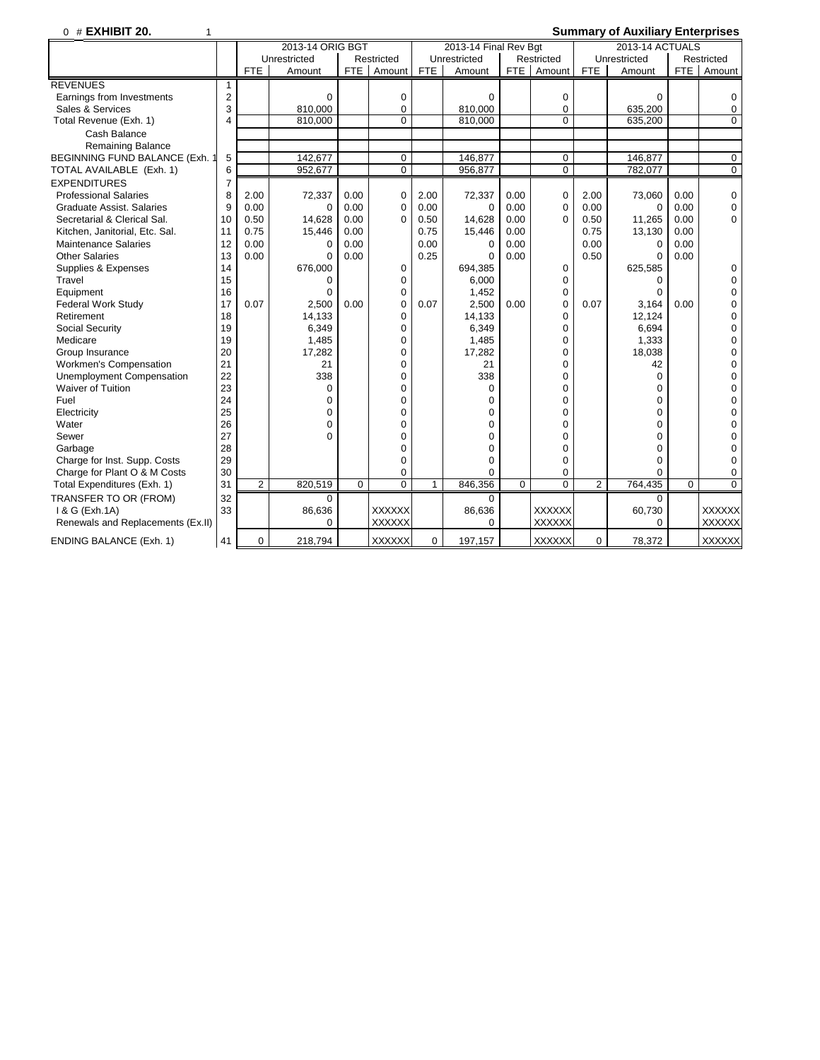0 # **EXHIBIT 20.** 1

**Summary of Auxiliary Enterprises**

| | | 2013-14 ORIG BGT | | | | 2013-14 Final Rev Bgt | | | | 2013-14 ACTUALS | | | |
|---|---|---|---|---|---|---|---|---|---|---|---|---|---|
| | | Unrestricted | | Restricted | | Unrestricted | | Restricted | | Unrestricted | | Restricted | |
| | | FTE | Amount | FTE | Amount | FTE | Amount | FTE | Amount | FTE | Amount | FTE | Amount |
| REVENUES | 1 | | | | | | | | | | | | |
| Earnings from Investments | 2 | | 0 | | 0 | | 0 | | 0 | | 0 | | 0 |
| Sales & Services | 3 | | 810,000 | | 0 | | 810,000 | | 0 | | 635,200 | | 0 |
| Total Revenue (Exh. 1) | 4 | | 810,000 | | 0 | | 810,000 | | 0 | | 635,200 | | 0 |
| Cash Balance | | | | | | | | | | | | | |
| Remaining Balance | | | | | | | | | | | | | |
| BEGINNING FUND BALANCE (Exh. 1 | 5 | | 142,677 | | 0 | | 146,877 | | 0 | | 146,877 | | 0 |
| TOTAL AVAILABLE (Exh. 1) | 6 | | 952,677 | | 0 | | 956,877 | | 0 | | 782,077 | | 0 |
| EXPENDITURES | 7 | | | | | | | | | | | | |
| Professional Salaries | 8 | 2.00 | 72,337 | 0.00 | 0 | 2.00 | 72,337 | 0.00 | 0 | 2.00 | 73,060 | 0.00 | 0 |
| Graduate Assist. Salaries | 9 | 0.00 | 0 | 0.00 | 0 | 0.00 | 0 | 0.00 | 0 | 0.00 | 0 | 0.00 | 0 |
| Secretarial & Clerical Sal. | 10 | 0.50 | 14,628 | 0.00 | 0 | 0.50 | 14,628 | 0.00 | 0 | 0.50 | 11,265 | 0.00 | 0 |
| Kitchen, Janitorial, Etc. Sal. | 11 | 0.75 | 15,446 | 0.00 | | 0.75 | 15,446 | 0.00 | | 0.75 | 13,130 | 0.00 | |
| Maintenance Salaries | 12 | 0.00 | 0 | 0.00 | | 0.00 | 0 | 0.00 | | 0.00 | 0 | 0.00 | |
| Other Salaries | 13 | 0.00 | 0 | 0.00 | | 0.25 | 0 | 0.00 | | 0.50 | 0 | 0.00 | |
| Supplies & Expenses | 14 | | 676,000 | | 0 | | 694,385 | | 0 | | 625,585 | | 0 |
| Travel | 15 | | 0 | | 0 | | 6,000 | | 0 | | 0 | | 0 |
| Equipment | 16 | | 0 | | 0 | | 1,452 | | 0 | | 0 | | 0 |
| Federal Work Study | 17 | 0.07 | 2,500 | 0.00 | 0 | 0.07 | 2,500 | 0.00 | 0 | 0.07 | 3,164 | 0.00 | 0 |
| Retirement | 18 | | 14,133 | | 0 | | 14,133 | | 0 | | 12,124 | | 0 |
| Social Security | 19 | | 6,349 | | 0 | | 6,349 | | 0 | | 6,694 | | 0 |
| Medicare | 19 | | 1,485 | | 0 | | 1,485 | | 0 | | 1,333 | | 0 |
| Group Insurance | 20 | | 17,282 | | 0 | | 17,282 | | 0 | | 18,038 | | 0 |
| Workmen's Compensation | 21 | | 21 | | 0 | | 21 | | 0 | | 42 | | 0 |
| Unemployment Compensation | 22 | | 338 | | 0 | | 338 | | 0 | | 0 | | 0 |
| Waiver of Tuition | 23 | | 0 | | 0 | | 0 | | 0 | | 0 | | 0 |
| Fuel | 24 | | 0 | | 0 | | 0 | | 0 | | 0 | | 0 |
| Electricity | 25 | | 0 | | 0 | | 0 | | 0 | | 0 | | 0 |
| Water | 26 | | 0 | | 0 | | 0 | | 0 | | 0 | | 0 |
| Sewer | 27 | | 0 | | 0 | | 0 | | 0 | | 0 | | 0 |
| Garbage | 28 | | | | 0 | | 0 | | 0 | | 0 | | 0 |
| Charge for Inst. Supp. Costs | 29 | | | | 0 | | 0 | | 0 | | 0 | | 0 |
| Charge for Plant O & M Costs | 30 | | | | 0 | | 0 | | 0 | | 0 | | 0 |
| Total Expenditures (Exh. 1) | 31 | 2 | 820,519 | 0 | 0 | 1 | 846,356 | 0 | 0 | 2 | 764,435 | 0 | 0 |
| TRANSFER TO OR (FROM) | 32 | | 0 | | | | 0 | | | | 0 | | |
| I & G (Exh.1A) | 33 | | 86,636 | | XXXXXX | | 86,636 | | XXXXXX | | 60,730 | | XXXXXX |
| Renewals and Replacements (Ex.II) | | | 0 | | XXXXXX | | 0 | | XXXXXX | | 0 | | XXXXXX |
| ENDING BALANCE (Exh. 1) | 41 | 0 | 218,794 | | XXXXXX | 0 | 197,157 | | XXXXXX | 0 | 78,372 | | XXXXXX |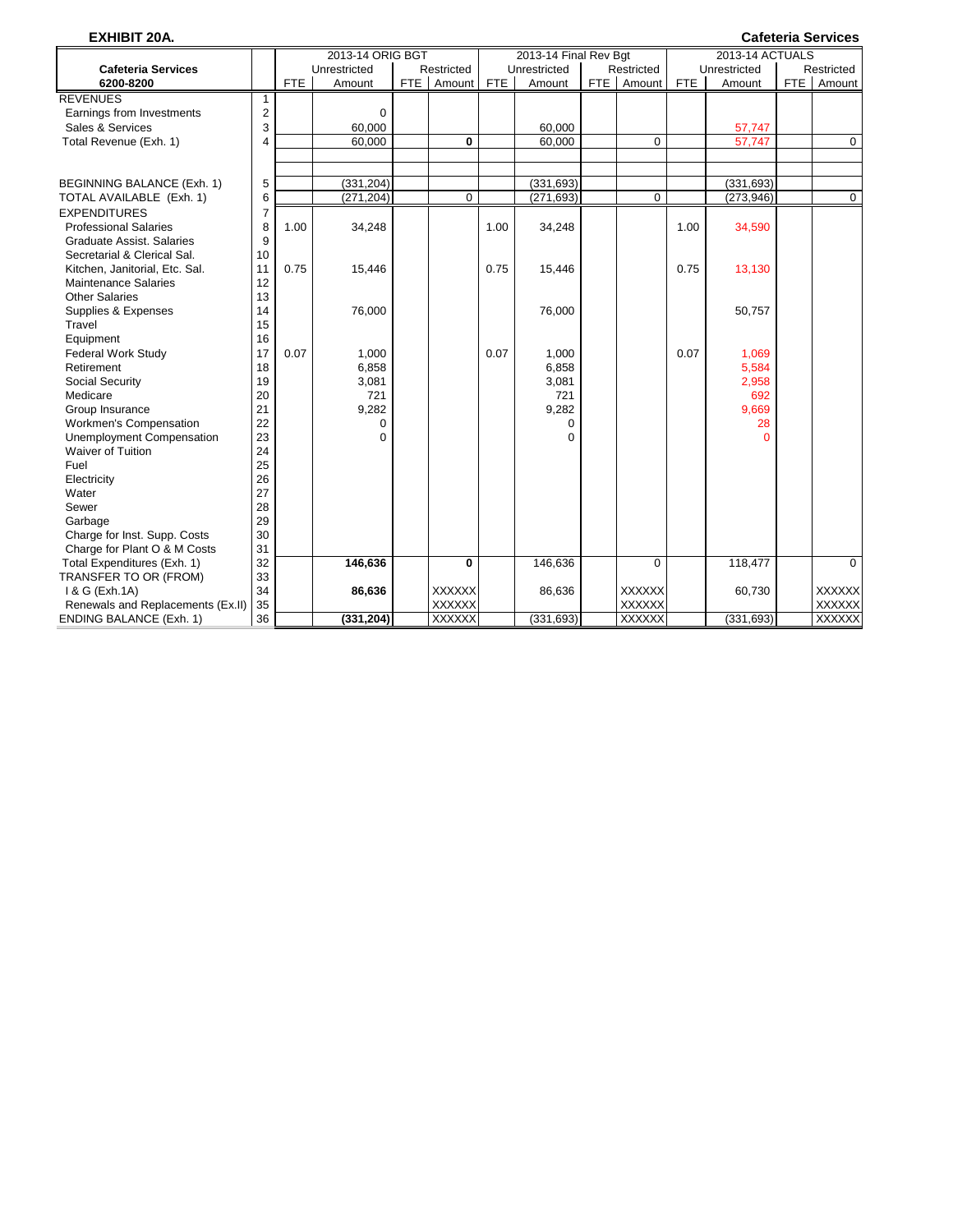**EXHIBIT 20A.** **Cafeteria Services**

| Cafeteria Services 6200-8200 | | 2013-14 ORIG BGT | | | | 2013-14 Final Rev Bgt | | | | 2013-14 ACTUALS | | | |
|---|---|---|---|---|---|---|---|---|---|---|---|---|---|
| | | Unrestricted | | Restricted | | Unrestricted | | Restricted | | Unrestricted | | Restricted | |
| | | FTE | Amount | FTE | Amount | FTE | Amount | FTE | Amount | FTE | Amount | FTE | Amount |
| REVENUES | 1 | | | | | | | | | | | | |
| Earnings from Investments | 2 | | 0 | | | | | | | | | | |
| Sales & Services | 3 | | 60,000 | | | | 60,000 | | | | 57,747 | | |
| Total Revenue (Exh. 1) | 4 | | 60,000 | | **0** | | 60,000 | | 0 | | 57,747 | | 0 |
| BEGINNING BALANCE (Exh. 1) | 5 | | (331,204) | | | | (331,693) | | | | (331,693) | | |
| TOTAL AVAILABLE (Exh. 1) | 6 | | (271,204) | | 0 | | (271,693) | | 0 | | (273,946) | | 0 |
| EXPENDITURES | 7 | | | | | | | | | | | | |
| Professional Salaries | 8 | 1.00 | 34,248 | | | 1.00 | 34,248 | | | 1.00 | 34,590 | | |
| Graduate Assist. Salaries | 9 | | | | | | | | | | | | |
| Secretarial & Clerical Sal. | 10 | | | | | | | | | | | | |
| Kitchen, Janitorial, Etc. Sal. | 11 | 0.75 | 15,446 | | | 0.75 | 15,446 | | | 0.75 | 13,130 | | |
| Maintenance Salaries | 12 | | | | | | | | | | | | |
| Other Salaries | 13 | | | | | | | | | | | | |
| Supplies & Expenses | 14 | | 76,000 | | | | 76,000 | | | | 50,757 | | |
| Travel | 15 | | | | | | | | | | | | |
| Equipment | 16 | | | | | | | | | | | | |
| Federal Work Study | 17 | 0.07 | 1,000 | | | 0.07 | 1,000 | | | 0.07 | 1,069 | | |
| Retirement | 18 | | 6,858 | | | | 6,858 | | | | 5,584 | | |
| Social Security | 19 | | 3,081 | | | | 3,081 | | | | 2,958 | | |
| Medicare | 20 | | 721 | | | | 721 | | | | 692 | | |
| Group Insurance | 21 | | 9,282 | | | | 9,282 | | | | 9,669 | | |
| Workmen's Compensation | 22 | | 0 | | | | 0 | | | | 28 | | |
| Unemployment Compensation | 23 | | 0 | | | | 0 | | | | 0 | | |
| Waiver of Tuition | 24 | | | | | | | | | | | | |
| Fuel | 25 | | | | | | | | | | | | |
| Electricity | 26 | | | | | | | | | | | | |
| Water | 27 | | | | | | | | | | | | |
| Sewer | 28 | | | | | | | | | | | | |
| Garbage | 29 | | | | | | | | | | | | |
| Charge for Inst. Supp. Costs | 30 | | | | | | | | | | | | |
| Charge for Plant O & M Costs | 31 | | | | | | | | | | | | |
| Total Expenditures (Exh. 1) | 32 | | **146,636** | | **0** | | 146,636 | | 0 | | 118,477 | | 0 |
| TRANSFER TO OR (FROM) | 33 | | | | | | | | | | | | |
| I & G (Exh.1A) | 34 | | **86,636** | | XXXXXX | | 86,636 | | XXXXXX | | 60,730 | | XXXXXX |
| Renewals and Replacements (Ex.II) | 35 | | | | XXXXXX | | | | XXXXXX | | | | XXXXXX |
| ENDING BALANCE (Exh. 1) | 36 | | **(331,204)** | | XXXXXX | | (331,693) | | XXXXXX | | (331,693) | | XXXXXX |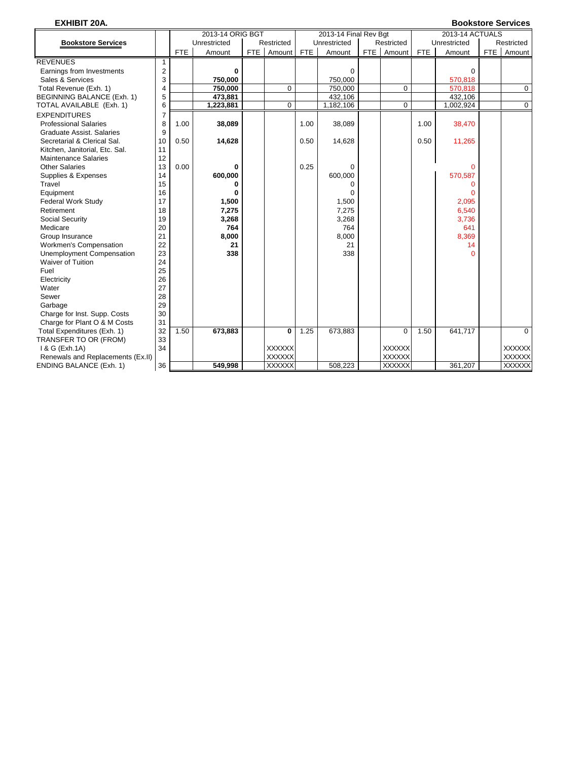**EXHIBIT 20A.** **Bookstore Services**

| Bookstore Services | | 2013-14 ORIG BGT | | | | 2013-14 Final Rev Bgt | | | | 2013-14 ACTUALS | | | |
|---|---|---|---|---|---|---|---|---|---|---|---|---|---|
| | | Unrestricted | | Restricted | | Unrestricted | | Restricted | | Unrestricted | | Restricted | |
| | | FTE | Amount | FTE | Amount | FTE | Amount | FTE | Amount | FTE | Amount | FTE | Amount |
| REVENUES | 1 | | | | | | | | | | | | |
| Earnings from Investments | 2 | | **0** | | | | 0 | | | | 0 | | |
| Sales & Services | 3 | | **750,000** | | | | 750,000 | | | | 570,818 | | |
| Total Revenue (Exh. 1) | 4 | | **750,000** | | 0 | | 750,000 | | 0 | | 570,818 | | 0 |
| BEGINNING BALANCE (Exh. 1) | 5 | | **473,881** | | | | 432,106 | | | | 432,106 | | |
| TOTAL AVAILABLE (Exh. 1) | 6 | | **1,223,881** | | 0 | | 1,182,106 | | 0 | | 1,002,924 | | 0 |
| EXPENDITURES | 7 | | | | | | | | | | | | |
| Professional Salaries | 8 | 1.00 | **38,089** | | | 1.00 | 38,089 | | | 1.00 | 38,470 | | |
| Graduate Assist. Salaries | 9 | | | | | | | | | | | | |
| Secretarial & Clerical Sal. | 10 | 0.50 | **14,628** | | | 0.50 | 14,628 | | | 0.50 | 11,265 | | |
| Kitchen, Janitorial, Etc. Sal. | 11 | | | | | | | | | | | | |
| Maintenance Salaries | 12 | | | | | | | | | | | | |
| Other Salaries | 13 | 0.00 | **0** | | | 0.25 | 0 | | | | 0 | | |
| Supplies & Expenses | 14 | | **600,000** | | | | 600,000 | | | | 570,587 | | |
| Travel | 15 | | **0** | | | | 0 | | | | 0 | | |
| Equipment | 16 | | **0** | | | | 0 | | | | 0 | | |
| Federal Work Study | 17 | | **1,500** | | | | 1,500 | | | | 2,095 | | |
| Retirement | 18 | | **7,275** | | | | 7,275 | | | | 6,540 | | |
| Social Security | 19 | | **3,268** | | | | 3,268 | | | | 3,736 | | |
| Medicare | 20 | | **764** | | | | 764 | | | | 641 | | |
| Group Insurance | 21 | | **8,000** | | | | 8,000 | | | | 8,369 | | |
| Workmen's Compensation | 22 | | **21** | | | | 21 | | | | 14 | | |
| Unemployment Compensation | 23 | | **338** | | | | 338 | | | | 0 | | |
| Waiver of Tuition | 24 | | | | | | | | | | | | |
| Fuel | 25 | | | | | | | | | | | | |
| Electricity | 26 | | | | | | | | | | | | |
| Water | 27 | | | | | | | | | | | | |
| Sewer | 28 | | | | | | | | | | | | |
| Garbage | 29 | | | | | | | | | | | | |
| Charge for Inst. Supp. Costs | 30 | | | | | | | | | | | | |
| Charge for Plant O & M Costs | 31 | | | | | | | | | | | | |
| Total Expenditures (Exh. 1) | 32 | 1.50 | **673,883** | | **0** | 1.25 | 673,883 | | 0 | 1.50 | 641,717 | | 0 |
| TRANSFER TO OR (FROM) | 33 | | | | | | | | | | | | |
| I & G (Exh.1A) | 34 | | | | XXXXXX | | | | XXXXXX | | | | XXXXXX |
| Renewals and Replacements (Ex.II) | | | | | XXXXXX | | | | XXXXXX | | | | XXXXXX |
| ENDING BALANCE (Exh. 1) | 36 | | **549,998** | | XXXXXX | | 508,223 | | XXXXXX | | 361,207 | | XXXXXX |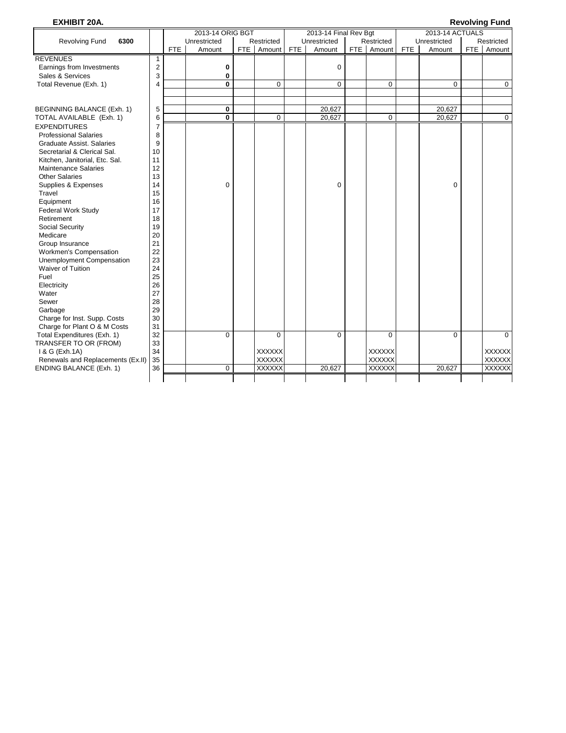**EXHIBIT 20A.** **Revolving Fund**

| Revolving Fund 6300 | | 2013-14 ORIG BGT | | | | 2013-14 Final Rev Bgt | | | | 2013-14 ACTUALS | | | |
|---|---|---|---|---|---|---|---|---|---|---|---|---|---|
| | | Unrestricted | | Restricted | | Unrestricted | | Restricted | | Unrestricted | | Restricted | |
| | | FTE | Amount | FTE | Amount | FTE | Amount | FTE | Amount | FTE | Amount | FTE | Amount |
| REVENUES | 1 | | | | | | | | | | | | |
| Earnings from Investments | 2 | | **0** | | | | 0 | | | | | | |
| Sales & Services | 3 | | **0** | | | | | | | | | | |
| Total Revenue (Exh. 1) | 4 | | **0** | | 0 | | 0 | | 0 | | 0 | | 0 |
| BEGINNING BALANCE (Exh. 1) | 5 | | **0** | | | | 20,627 | | | | 20,627 | | |
| TOTAL AVAILABLE (Exh. 1) | 6 | | **0** | | 0 | | 20,627 | | 0 | | 20,627 | | 0 |
| EXPENDITURES | 7 | | | | | | | | | | | | |
| Professional Salaries | 8 | | | | | | | | | | | | |
| Graduate Assist. Salaries | 9 | | | | | | | | | | | | |
| Secretarial & Clerical Sal. | 10 | | | | | | | | | | | | |
| Kitchen, Janitorial, Etc. Sal. | 11 | | | | | | | | | | | | |
| Maintenance Salaries | 12 | | | | | | | | | | | | |
| Other Salaries | 13 | | | | | | | | | | | | |
| Supplies & Expenses | 14 | | 0 | | | | 0 | | | | 0 | | |
| Travel | 15 | | | | | | | | | | | | |
| Equipment | 16 | | | | | | | | | | | | |
| Federal Work Study | 17 | | | | | | | | | | | | |
| Retirement | 18 | | | | | | | | | | | | |
| Social Security | 19 | | | | | | | | | | | | |
| Medicare | 20 | | | | | | | | | | | | |
| Group Insurance | 21 | | | | | | | | | | | | |
| Workmen's Compensation | 22 | | | | | | | | | | | | |
| Unemployment Compensation | 23 | | | | | | | | | | | | |
| Waiver of Tuition | 24 | | | | | | | | | | | | |
| Fuel | 25 | | | | | | | | | | | | |
| Electricity | 26 | | | | | | | | | | | | |
| Water | 27 | | | | | | | | | | | | |
| Sewer | 28 | | | | | | | | | | | | |
| Garbage | 29 | | | | | | | | | | | | |
| Charge for Inst. Supp. Costs | 30 | | | | | | | | | | | | |
| Charge for Plant O & M Costs | 31 | | | | | | | | | | | | |
| Total Expenditures (Exh. 1) | 32 | | 0 | | 0 | | 0 | | 0 | | 0 | | 0 |
| TRANSFER TO OR (FROM) | 33 | | | | | | | | | | | | |
| I & G (Exh.1A) | 34 | | | | XXXXXX | | | | XXXXXX | | | | XXXXXX |
| Renewals and Replacements (Ex.II) | 35 | | | | XXXXXX | | | | XXXXXX | | | | XXXXXX |
| ENDING BALANCE (Exh. 1) | 36 | | 0 | | XXXXXX | | 20,627 | | XXXXXX | | 20,627 | | XXXXXX |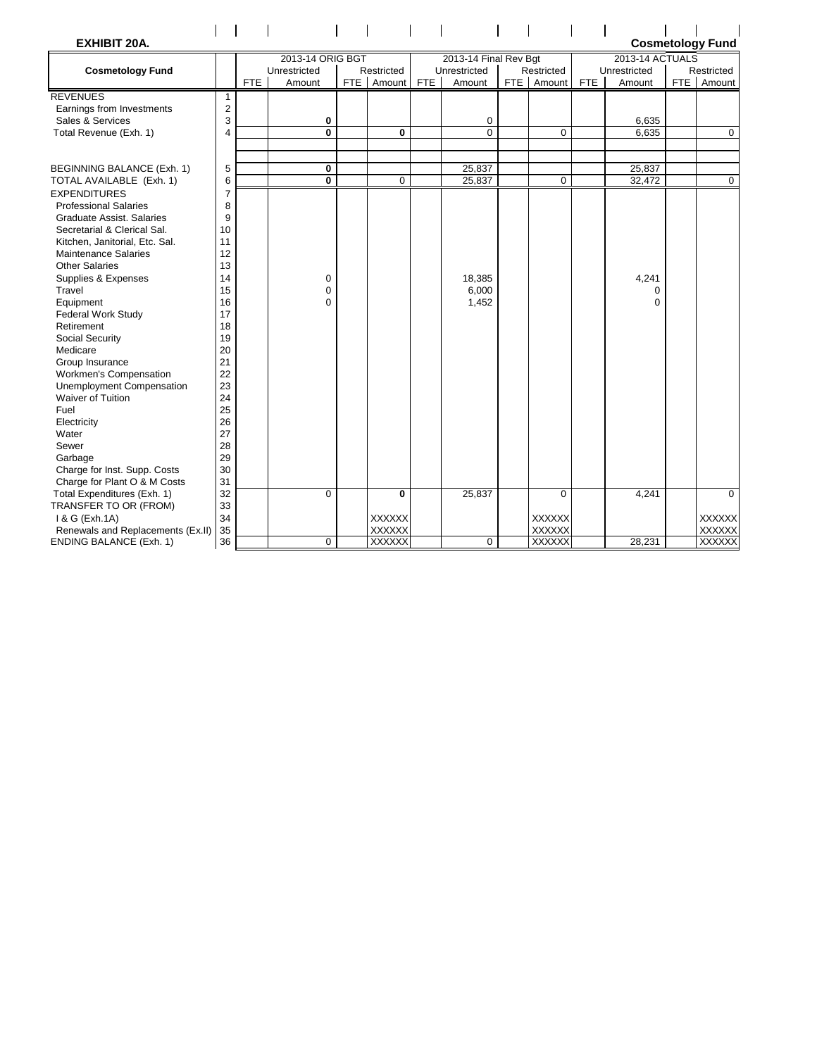**EXHIBIT 20A.** **Cosmetology Fund**

| Cosmetology Fund | | 2013-14 ORIG BGT | | | | 2013-14 Final Rev Bgt | | | | 2013-14 ACTUALS | | | |
|---|---|---|---|---|---|---|---|---|---|---|---|---|---|
| | | Unrestricted | | Restricted | | Unrestricted | | Restricted | | Unrestricted | | Restricted | |
| | | FTE | Amount | FTE | Amount | FTE | Amount | FTE | Amount | FTE | Amount | FTE | Amount |
| REVENUES | 1 | | | | | | | | | | | | |
| Earnings from Investments | 2 | | | | | | | | | | | | |
| Sales & Services | 3 | | **0** | | | | 0 | | | | 6,635 | | |
| Total Revenue (Exh. 1) | 4 | | **0** | | **0** | | 0 | | 0 | | 6,635 | | 0 |
| BEGINNING BALANCE (Exh. 1) | 5 | | **0** | | | | 25,837 | | | | 25,837 | | |
| TOTAL AVAILABLE (Exh. 1) | 6 | | **0** | | 0 | | 25,837 | | 0 | | 32,472 | | 0 |
| EXPENDITURES | 7 | | | | | | | | | | | | |
| Professional Salaries | 8 | | | | | | | | | | | | |
| Graduate Assist. Salaries | 9 | | | | | | | | | | | | |
| Secretarial & Clerical Sal. | 10 | | | | | | | | | | | | |
| Kitchen, Janitorial, Etc. Sal. | 11 | | | | | | | | | | | | |
| Maintenance Salaries | 12 | | | | | | | | | | | | |
| Other Salaries | 13 | | | | | | | | | | | | |
| Supplies & Expenses | 14 | | 0 | | | | 18,385 | | | | 4,241 | | |
| Travel | 15 | | 0 | | | | 6,000 | | | | 0 | | |
| Equipment | 16 | | 0 | | | | 1,452 | | | | 0 | | |
| Federal Work Study | 17 | | | | | | | | | | | | |
| Retirement | 18 | | | | | | | | | | | | |
| Social Security | 19 | | | | | | | | | | | | |
| Medicare | 20 | | | | | | | | | | | | |
| Group Insurance | 21 | | | | | | | | | | | | |
| Workmen's Compensation | 22 | | | | | | | | | | | | |
| Unemployment Compensation | 23 | | | | | | | | | | | | |
| Waiver of Tuition | 24 | | | | | | | | | | | | |
| Fuel | 25 | | | | | | | | | | | | |
| Electricity | 26 | | | | | | | | | | | | |
| Water | 27 | | | | | | | | | | | | |
| Sewer | 28 | | | | | | | | | | | | |
| Garbage | 29 | | | | | | | | | | | | |
| Charge for Inst. Supp. Costs | 30 | | | | | | | | | | | | |
| Charge for Plant O & M Costs | 31 | | | | | | | | | | | | |
| Total Expenditures (Exh. 1) | 32 | | 0 | | **0** | | 25,837 | | 0 | | 4,241 | | 0 |
| TRANSFER TO OR (FROM) | 33 | | | | | | | | | | | | |
| I & G (Exh.1A) | 34 | | | | XXXXXX | | | | XXXXXX | | | | XXXXXX |
| Renewals and Replacements (Ex.II) | 35 | | | | XXXXXX | | | | XXXXXX | | | | XXXXXX |
| ENDING BALANCE (Exh. 1) | 36 | | 0 | | XXXXXX | | 0 | | XXXXXX | | 28,231 | | XXXXXX |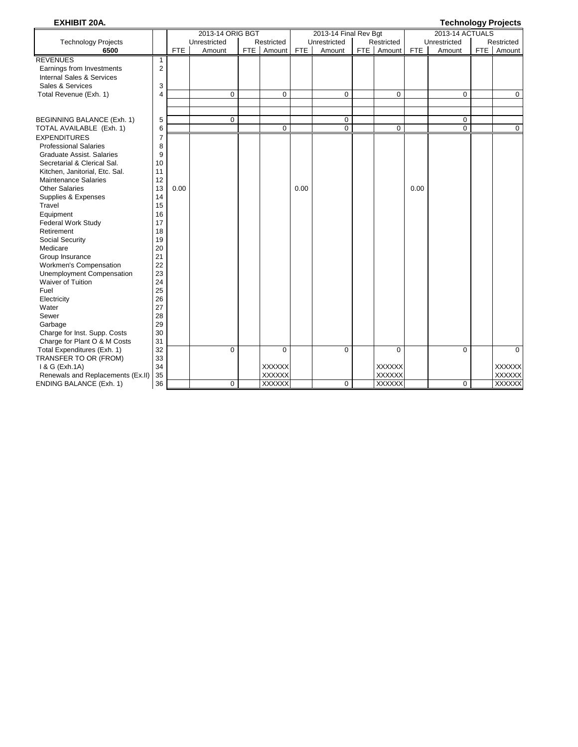**EXHIBIT 20A.** **Technology Projects**

| Technology Projects | | 2013-14 ORIG BGT | | | | 2013-14 Final Rev Bgt | | | | 2013-14 ACTUALS | | | |
|---|---|---|---|---|---|---|---|---|---|---|---|---|---|
| | | Unrestricted | | Restricted | | Unrestricted | | Restricted | | Unrestricted | | Restricted | |
| **6500** | | FTE | Amount | FTE | Amount | FTE | Amount | FTE | Amount | FTE | Amount | FTE | Amount |
| REVENUES | 1 | | | | | | | | | | | | |
| Earnings from Investments | 2 | | | | | | | | | | | | |
| Internal Sales & Services | | | | | | | | | | | | | |
| Sales & Services | 3 | | | | | | | | | | | | |
| Total Revenue (Exh. 1) | 4 | | 0 | | 0 | | 0 | | 0 | | 0 | | 0 |
| BEGINNING BALANCE (Exh. 1) | 5 | | 0 | | | | 0 | | | | 0 | | |
| TOTAL AVAILABLE (Exh. 1) | 6 | | | | 0 | | 0 | | 0 | | 0 | | 0 |
| EXPENDITURES | 7 | | | | | | | | | | | | |
| Professional Salaries | 8 | | | | | | | | | | | | |
| Graduate Assist. Salaries | 9 | | | | | | | | | | | | |
| Secretarial & Clerical Sal. | 10 | | | | | | | | | | | | |
| Kitchen, Janitorial, Etc. Sal. | 11 | | | | | | | | | | | | |
| Maintenance Salaries | 12 | | | | | | | | | | | | |
| Other Salaries | 13 | 0.00 | | | | 0.00 | | | | 0.00 | | | |
| Supplies & Expenses | 14 | | | | | | | | | | | | |
| Travel | 15 | | | | | | | | | | | | |
| Equipment | 16 | | | | | | | | | | | | |
| Federal Work Study | 17 | | | | | | | | | | | | |
| Retirement | 18 | | | | | | | | | | | | |
| Social Security | 19 | | | | | | | | | | | | |
| Medicare | 20 | | | | | | | | | | | | |
| Group Insurance | 21 | | | | | | | | | | | | |
| Workmen's Compensation | 22 | | | | | | | | | | | | |
| Unemployment Compensation | 23 | | | | | | | | | | | | |
| Waiver of Tuition | 24 | | | | | | | | | | | | |
| Fuel | 25 | | | | | | | | | | | | |
| Electricity | 26 | | | | | | | | | | | | |
| Water | 27 | | | | | | | | | | | | |
| Sewer | 28 | | | | | | | | | | | | |
| Garbage | 29 | | | | | | | | | | | | |
| Charge for Inst. Supp. Costs | 30 | | | | | | | | | | | | |
| Charge for Plant O & M Costs | 31 | | | | | | | | | | | | |
| Total Expenditures (Exh. 1) | 32 | | 0 | | 0 | | 0 | | 0 | | 0 | | 0 |
| TRANSFER TO OR (FROM) | 33 | | | | | | | | | | | | |
| I & G (Exh.1A) | 34 | | | | XXXXXX | | | | XXXXXX | | | | XXXXXX |
| Renewals and Replacements (Ex.II) | 35 | | | | XXXXXX | | | | XXXXXX | | | | XXXXXX |
| ENDING BALANCE (Exh. 1) | 36 | | 0 | | XXXXXX | | 0 | | XXXXXX | | 0 | | XXXXXX |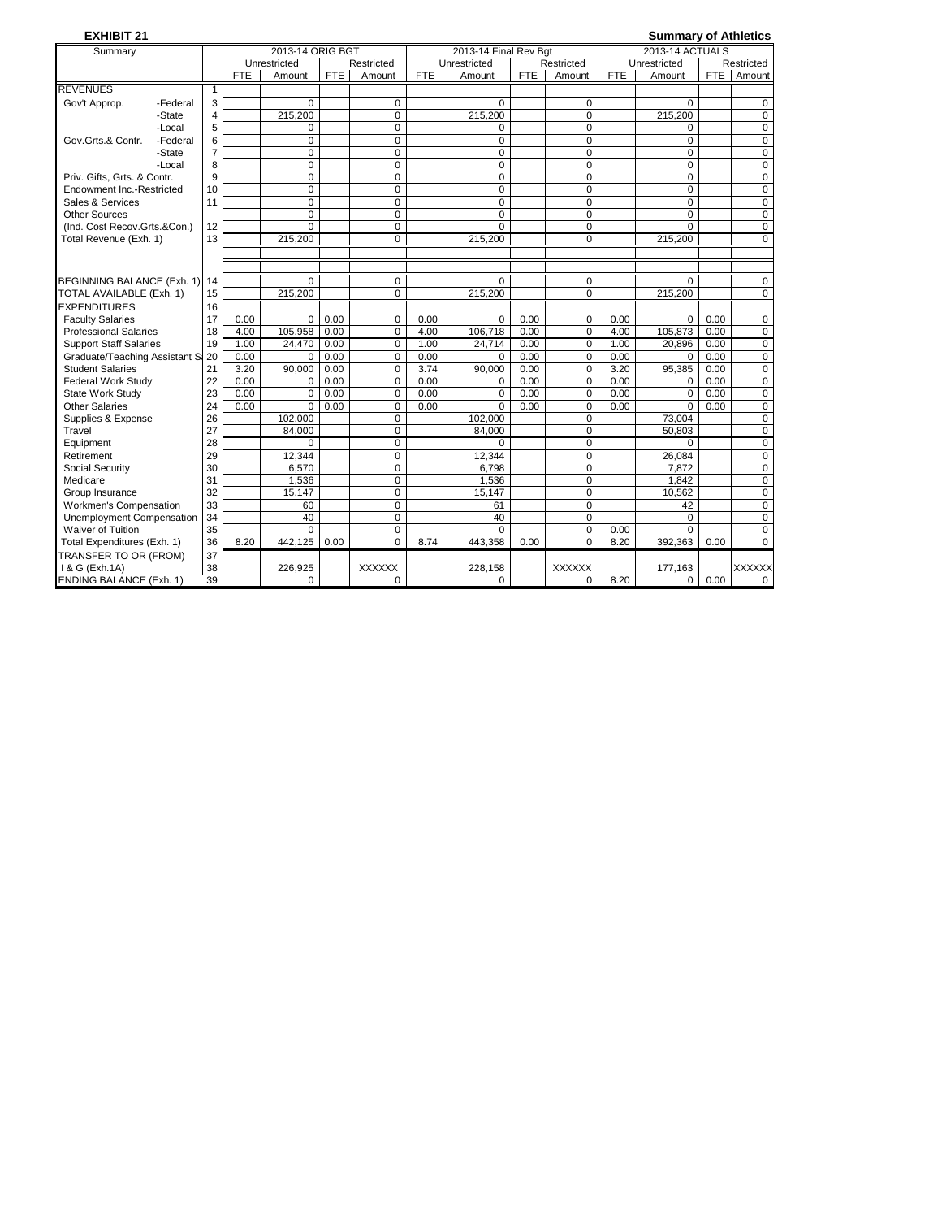**EXHIBIT 21**

**Summary of Athletics**

| Summary | | 2013-14 ORIG BGT | | | | 2013-14 Final Rev Bgt | | | | 2013-14 ACTUALS | | | |
|---|---|---|---|---|---|---|---|---|---|---|---|---|---|
| | | Unrestricted | | Restricted | | Unrestricted | | Restricted | | Unrestricted | | Restricted | |
| | | FTE | Amount | FTE | Amount | FTE | Amount | FTE | Amount | FTE | Amount | FTE | Amount |
| REVENUES | 1 | | | | | | | | | | | | |
| Gov't Approp. -Federal | 3 | | 0 | | 0 | | 0 | | 0 | | 0 | | 0 |
| -State | 4 | | 215,200 | | 0 | | 215,200 | | 0 | | 215,200 | | 0 |
| -Local | 5 | | 0 | | 0 | | 0 | | 0 | | 0 | | 0 |
| Gov.Grts.& Contr. -Federal | 6 | | 0 | | 0 | | 0 | | 0 | | 0 | | 0 |
| -State | 7 | | 0 | | 0 | | 0 | | 0 | | 0 | | 0 |
| -Local | 8 | | 0 | | 0 | | 0 | | 0 | | 0 | | 0 |
| Priv. Gifts, Grts. & Contr. | 9 | | 0 | | 0 | | 0 | | 0 | | 0 | | 0 |
| Endowment Inc.-Restricted | 10 | | 0 | | 0 | | 0 | | 0 | | 0 | | 0 |
| Sales & Services | 11 | | 0 | | 0 | | 0 | | 0 | | 0 | | 0 |
| Other Sources | | | 0 | | 0 | | 0 | | 0 | | 0 | | 0 |
| (Ind. Cost Recov.Grts.&Con.) | 12 | | 0 | | 0 | | 0 | | 0 | | 0 | | 0 |
| Total Revenue (Exh. 1) | 13 | | 215,200 | | 0 | | 215,200 | | 0 | | 215,200 | | 0 |
| BEGINNING BALANCE (Exh. 1) | 14 | | 0 | | 0 | | 0 | | 0 | | 0 | | 0 |
| TOTAL AVAILABLE (Exh. 1) | 15 | | 215,200 | | 0 | | 215,200 | | 0 | | 215,200 | | 0 |
| EXPENDITURES | 16 | | | | | | | | | | | | |
| Faculty Salaries | 17 | 0.00 | 0 | 0.00 | 0 | 0.00 | 0 | 0.00 | 0 | 0.00 | 0 | 0.00 | 0 |
| Professional Salaries | 18 | 4.00 | 105,958 | 0.00 | 0 | 4.00 | 106,718 | 0.00 | 0 | 4.00 | 105,873 | 0.00 | 0 |
| Support Staff Salaries | 19 | 1.00 | 24,470 | 0.00 | 0 | 1.00 | 24,714 | 0.00 | 0 | 1.00 | 20,896 | 0.00 | 0 |
| Graduate/Teaching Assistant Sa | 20 | 0.00 | 0 | 0.00 | 0 | 0.00 | 0 | 0.00 | 0 | 0.00 | 0 | 0.00 | 0 |
| Student Salaries | 21 | 3.20 | 90,000 | 0.00 | 0 | 3.74 | 90,000 | 0.00 | 0 | 3.20 | 95,385 | 0.00 | 0 |
| Federal Work Study | 22 | 0.00 | 0 | 0.00 | 0 | 0.00 | 0 | 0.00 | 0 | 0.00 | 0 | 0.00 | 0 |
| State Work Study | 23 | 0.00 | 0 | 0.00 | 0 | 0.00 | 0 | 0.00 | 0 | 0.00 | 0 | 0.00 | 0 |
| Other Salaries | 24 | 0.00 | 0 | 0.00 | 0 | 0.00 | 0 | 0.00 | 0 | 0.00 | 0 | 0.00 | 0 |
| Supplies & Expense | 26 | | 102,000 | | 0 | | 102,000 | | 0 | | 73,004 | | 0 |
| Travel | 27 | | 84,000 | | 0 | | 84,000 | | 0 | | 50,803 | | 0 |
| Equipment | 28 | | 0 | | 0 | | 0 | | 0 | | 0 | | 0 |
| Retirement | 29 | | 12,344 | | 0 | | 12,344 | | 0 | | 26,084 | | 0 |
| Social Security | 30 | | 6,570 | | 0 | | 6,798 | | 0 | | 7,872 | | 0 |
| Medicare | 31 | | 1,536 | | 0 | | 1,536 | | 0 | | 1,842 | | 0 |
| Group Insurance | 32 | | 15,147 | | 0 | | 15,147 | | 0 | | 10,562 | | 0 |
| Workmen's Compensation | 33 | | 60 | | 0 | | 61 | | 0 | | 42 | | 0 |
| Unemployment Compensation | 34 | | 40 | | 0 | | 40 | | 0 | | 0 | | 0 |
| Waiver of Tuition | 35 | | 0 | | 0 | | 0 | | 0 | 0.00 | 0 | | 0 |
| Total Expenditures (Exh. 1) | 36 | 8.20 | 442,125 | 0.00 | 0 | 8.74 | 443,358 | 0.00 | 0 | 8.20 | 392,363 | 0.00 | 0 |
| TRANSFER TO OR (FROM) | 37 | | | | | | | | | | | | |
| I & G (Exh.1A) | 38 | | 226,925 | | XXXXXX | | 228,158 | | XXXXXX | | 177,163 | | XXXXXX |
| ENDING BALANCE (Exh. 1) | 39 | | 0 | | 0 | | 0 | | 0 | 8.20 | 0 | 0.00 | 0 |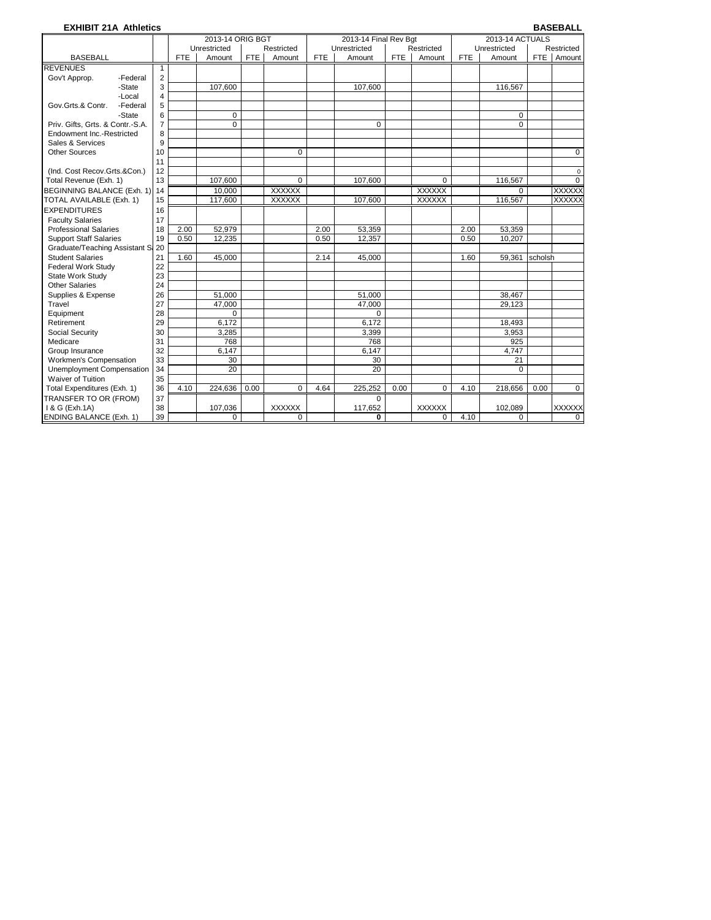**EXHIBIT 21A Athletics** **BASEBALL**

| BASEBALL | | 2013-14 ORIG BGT | | | | 2013-14 Final Rev Bgt | | | | 2013-14 ACTUALS | | | |
|---|---|---|---|---|---|---|---|---|---|---|---|---|---|
| | | Unrestricted | | Restricted | | Unrestricted | | Restricted | | Unrestricted | | Restricted | |
| | | FTE | Amount | FTE | Amount | FTE | Amount | FTE | Amount | FTE | Amount | FTE | Amount |
| REVENUES | 1 | | | | | | | | | | | | |
| Gov't Approp. -Federal | 2 | | | | | | | | | | | | |
| -State | 3 | | 107,600 | | | | 107,600 | | | | 116,567 | | |
| -Local | 4 | | | | | | | | | | | | |
| Gov.Grts.& Contr. -Federal | 5 | | | | | | | | | | | | |
| -State | 6 | | 0 | | | | | | | | 0 | | |
| Priv. Gifts, Grts. & Contr.-S.A. | 7 | | 0 | | | | 0 | | | | 0 | | |
| Endowment Inc.-Restricted | 8 | | | | | | | | | | | | |
| Sales & Services | 9 | | | | | | | | | | | | |
| Other Sources | 10 | | | | 0 | | | | | | | | 0 |
| | 11 | | | | | | | | | | | | |
| (Ind. Cost Recov.Grts.&Con.) | 12 | | | | | | | | | | | | 0 |
| Total Revenue (Exh. 1) | 13 | | 107,600 | | 0 | | 107,600 | | 0 | | 116,567 | | 0 |
| BEGINNING BALANCE (Exh. 1) | 14 | | 10,000 | | XXXXXX | | | | XXXXXX | | 0 | | XXXXXX |
| TOTAL AVAILABLE (Exh. 1) | 15 | | 117,600 | | XXXXXX | | 107,600 | | XXXXXX | | 116,567 | | XXXXXX |
| EXPENDITURES | 16 | | | | | | | | | | | | |
| Faculty Salaries | 17 | | | | | | | | | | | | |
| Professional Salaries | 18 | 2.00 | 52,979 | | | 2.00 | 53,359 | | | 2.00 | 53,359 | | |
| Support Staff Salaries | 19 | 0.50 | 12,235 | | | 0.50 | 12,357 | | | 0.50 | 10,207 | | |
| Graduate/Teaching Assistant S | 20 | | | | | | | | | | | | |
| Student Salaries | 21 | 1.60 | 45,000 | | | 2.14 | 45,000 | | | 1.60 | 59,361 | scholsh | |
| Federal Work Study | 22 | | | | | | | | | | | | |
| State Work Study | 23 | | | | | | | | | | | | |
| Other Salaries | 24 | | | | | | | | | | | | |
| Supplies & Expense | 26 | | 51,000 | | | | 51,000 | | | | 38,467 | | |
| Travel | 27 | | 47,000 | | | | 47,000 | | | | 29,123 | | |
| Equipment | 28 | | 0 | | | | 0 | | | | | | |
| Retirement | 29 | | 6,172 | | | | 6,172 | | | | 18,493 | | |
| Social Security | 30 | | 3,285 | | | | 3,399 | | | | 3,953 | | |
| Medicare | 31 | | 768 | | | | 768 | | | | 925 | | |
| Group Insurance | 32 | | 6,147 | | | | 6,147 | | | | 4,747 | | |
| Workmen's Compensation | 33 | | 30 | | | | 30 | | | | 21 | | |
| Unemployment Compensation | 34 | | 20 | | | | 20 | | | | 0 | | |
| Waiver of Tuition | 35 | | | | | | | | | | | | |
| Total Expenditures (Exh. 1) | 36 | 4.10 | 224,636 | 0.00 | 0 | 4.64 | 225,252 | 0.00 | 0 | 4.10 | 218,656 | 0.00 | 0 |
| TRANSFER TO OR (FROM) | 37 | | | | | | 0 | | | | | | |
| I & G (Exh.1A) | 38 | | 107,036 | | XXXXXX | | 117,652 | | XXXXXX | | 102,089 | | XXXXXX |
| ENDING BALANCE (Exh. 1) | 39 | | 0 | | 0 | | **0** | | 0 | 4.10 | 0 | | 0 |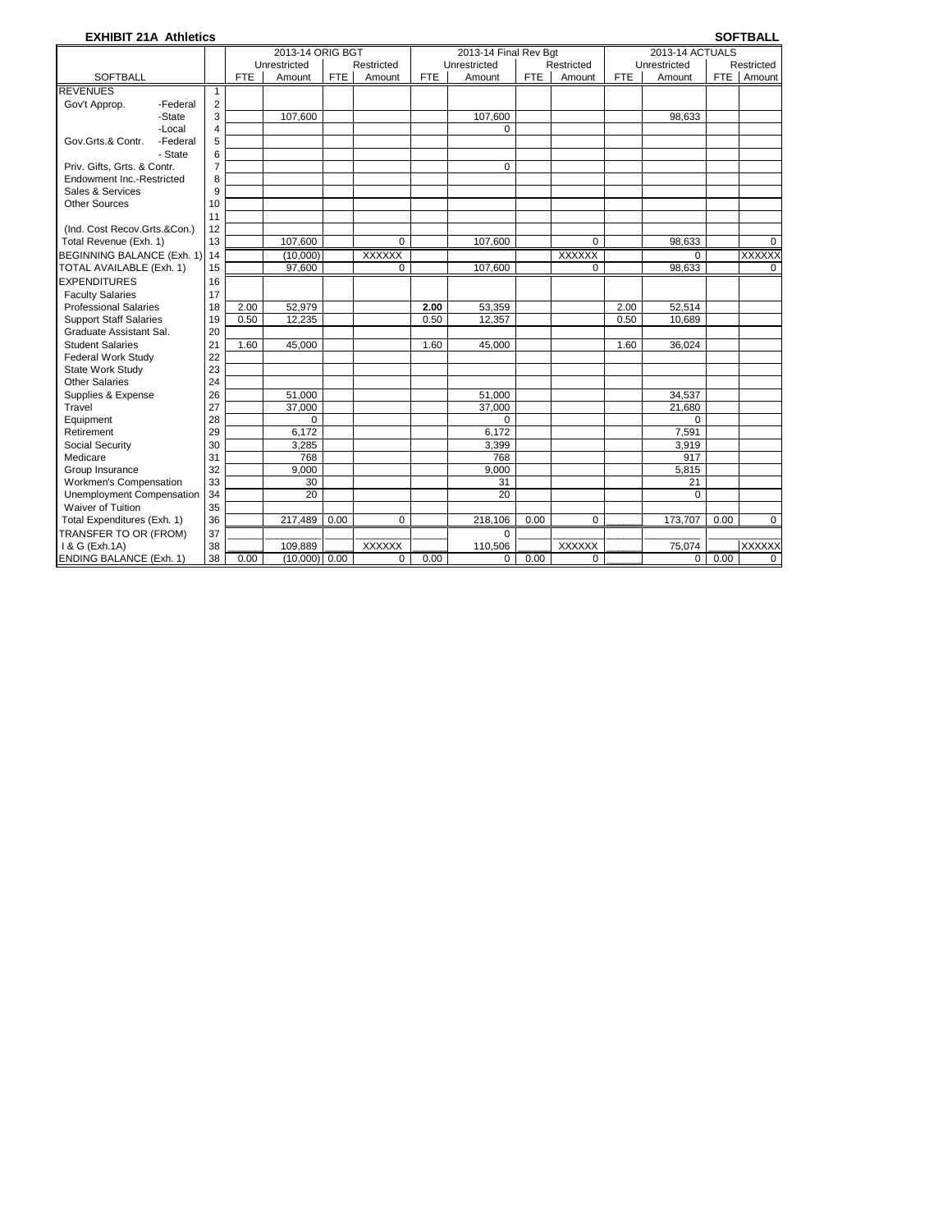**EXHIBIT 21A Athletics** **SOFTBALL**

| SOFTBALL | | 2013-14 ORIG BGT | | | | 2013-14 Final Rev Bgt | | | | 2013-14 ACTUALS | | | |
|---|---|---|---|---|---|---|---|---|---|---|---|---|---|
| | | Unrestricted | | Restricted | | Unrestricted | | Restricted | | Unrestricted | | Restricted | |
| | | FTE | Amount | FTE | Amount | FTE | Amount | FTE | Amount | FTE | Amount | FTE | Amount |
| REVENUES | 1 | | | | | | | | | | | | |
| Gov't Approp. -Federal | 2 | | | | | | | | | | | | |
| -State | 3 | | 107,600 | | | | 107,600 | | | | 98,633 | | |
| -Local | 4 | | | | | | 0 | | | | | | |
| Gov.Grts.& Contr. -Federal | 5 | | | | | | | | | | | | |
| - State | 6 | | | | | | | | | | | | |
| Priv. Gifts, Grts. & Contr. | 7 | | | | | | 0 | | | | | | |
| Endowment Inc.-Restricted | 8 | | | | | | | | | | | | |
| Sales & Services | 9 | | | | | | | | | | | | |
| Other Sources | 10 | | | | | | | | | | | | |
| | 11 | | | | | | | | | | | | |
| (Ind. Cost Recov.Grts.&Con.) | 12 | | | | | | | | | | | | |
| Total Revenue (Exh. 1) | 13 | | 107,600 | | 0 | | 107,600 | | 0 | | 98,633 | | 0 |
| BEGINNING BALANCE (Exh. 1) | 14 | | (10,000) | | XXXXXX | | | | XXXXXX | | 0 | | XXXXXX |
| TOTAL AVAILABLE (Exh. 1) | 15 | | 97,600 | | 0 | | 107,600 | | 0 | | 98,633 | | 0 |
| EXPENDITURES | 16 | | | | | | | | | | | | |
| Faculty Salaries | 17 | | | | | | | | | | | | |
| Professional Salaries | 18 | 2.00 | 52,979 | | | **2.00** | 53,359 | | | 2.00 | 52,514 | | |
| Support Staff Salaries | 19 | 0.50 | 12,235 | | | 0.50 | 12,357 | | | 0.50 | 10,689 | | |
| Graduate Assistant Sal. | 20 | | | | | | | | | | | | |
| Student Salaries | 21 | 1.60 | 45,000 | | | 1.60 | 45,000 | | | 1.60 | 36,024 | | |
| Federal Work Study | 22 | | | | | | | | | | | | |
| State Work Study | 23 | | | | | | | | | | | | |
| Other Salaries | 24 | | | | | | | | | | | | |
| Supplies & Expense | 26 | | 51,000 | | | | 51,000 | | | | 34,537 | | |
| Travel | 27 | | 37,000 | | | | 37,000 | | | | 21,680 | | |
| Equipment | 28 | | 0 | | | | 0 | | | | 0 | | |
| Retirement | 29 | | 6,172 | | | | 6,172 | | | | 7,591 | | |
| Social Security | 30 | | 3,285 | | | | 3,399 | | | | 3,919 | | |
| Medicare | 31 | | 768 | | | | 768 | | | | 917 | | |
| Group Insurance | 32 | | 9,000 | | | | 9,000 | | | | 5,815 | | |
| Workmen's Compensation | 33 | | 30 | | | | 31 | | | | 21 | | |
| Unemployment Compensation | 34 | | 20 | | | | 20 | | | | 0 | | |
| Waiver of Tuition | 35 | | | | | | | | | | | | |
| Total Expenditures (Exh. 1) | 36 | | 217,489 | 0.00 | 0 | | 218,106 | 0.00 | 0 | | 173,707 | 0.00 | 0 |
| TRANSFER TO OR (FROM) | 37 | | | | | | 0 | | | | | | |
| I & G (Exh.1A) | 38 | | 109,889 | | XXXXXX | | 110,506 | | XXXXXX | | 75,074 | | XXXXXX |
| ENDING BALANCE (Exh. 1) | 38 | 0.00 | (10,000) | 0.00 | 0 | 0.00 | 0 | 0.00 | 0 | | 0 | 0.00 | 0 |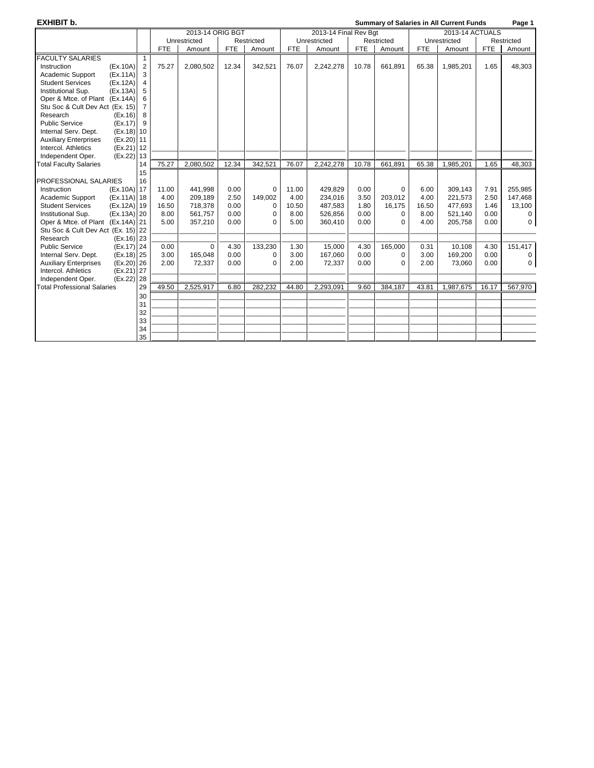**EXHIBIT b.** **Summary of Salaries in All Current Funds**

| | | 2013-14 ORIG BGT | | | | 2013-14 Final Rev Bgt | | | | 2013-14 ACTUALS | | | |
|---|---|---|---|---|---|---|---|---|---|---|---|---|---|
| | | Unrestricted | | Restricted | | Unrestricted | | Restricted | | Unrestricted | | Restricted | |
| | | FTE | Amount | FTE | Amount | FTE | Amount | FTE | Amount | FTE | Amount | FTE | Amount |
| FACULTY SALARIES | 1 | | | | | | | | | | | | |
| Instruction (Ex.10A) | 2 | 75.27 | 2,080,502 | 12.34 | 342,521 | 76.07 | 2,242,278 | 10.78 | 661,891 | 65.38 | 1,985,201 | 1.65 | 48,303 |
| Academic Support (Ex.11A) | 3 | | | | | | | | | | | | |
| Student Services (Ex.12A) | 4 | | | | | | | | | | | | |
| Institutional Sup. (Ex.13A) | 5 | | | | | | | | | | | | |
| Oper & Mtce. of Plant (Ex.14A) | 6 | | | | | | | | | | | | |
| Stu Soc & Cult Dev Act (Ex. 15) | 7 | | | | | | | | | | | | |
| Research (Ex.16) | 8 | | | | | | | | | | | | |
| Public Service (Ex.17) | 9 | | | | | | | | | | | | |
| Internal Serv. Dept. (Ex.18) | 10 | | | | | | | | | | | | |
| Auxiliary Enterprises (Ex.20) | 11 | | | | | | | | | | | | |
| Intercol. Athletics (Ex.21) | 12 | | | | | | | | | | | | |
| Independent Oper. (Ex.22) | 13 | | | | | | | | | | | | |
| Total Faculty Salaries | 14 | 75.27 | 2,080,502 | 12.34 | 342,521 | 76.07 | 2,242,278 | 10.78 | 661,891 | 65.38 | 1,985,201 | 1.65 | 48,303 |
| | 15 | | | | | | | | | | | | |
| PROFESSIONAL SALARIES | 16 | | | | | | | | | | | | |
| Instruction (Ex.10A) | 17 | 11.00 | 441,998 | 0.00 | 0 | 11.00 | 429,829 | 0.00 | 0 | 6.00 | 309,143 | 7.91 | 255,985 |
| Academic Support (Ex.11A) | 18 | 4.00 | 209,189 | 2.50 | 149,002 | 4.00 | 234,016 | 3.50 | 203,012 | 4.00 | 221,573 | 2.50 | 147,468 |
| Student Services (Ex.12A) | 19 | 16.50 | 718,378 | 0.00 | 0 | 10.50 | 487,583 | 1.80 | 16,175 | 16.50 | 477,693 | 1.46 | 13,100 |
| Institutional Sup. (Ex.13A) | 20 | 8.00 | 561,757 | 0.00 | 0 | 8.00 | 526,856 | 0.00 | 0 | 8.00 | 521,140 | 0.00 | 0 |
| Oper & Mtce. of Plant (Ex.14A) | 21 | 5.00 | 357,210 | 0.00 | 0 | 5.00 | 360,410 | 0.00 | 0 | 4.00 | 205,758 | 0.00 | 0 |
| Stu Soc & Cult Dev Act (Ex. 15) | 22 | | | | | | | | | | | | |
| Research (Ex.16) | 23 | | | | | | | | | | | | |
| Public Service (Ex.17) | 24 | 0.00 | 0 | 4.30 | 133,230 | 1.30 | 15,000 | 4.30 | 165,000 | 0.31 | 10,108 | 4.30 | 151,417 |
| Internal Serv. Dept. (Ex.18) | 25 | 3.00 | 165,048 | 0.00 | 0 | 3.00 | 167,060 | 0.00 | 0 | 3.00 | 169,200 | 0.00 | 0 |
| Auxiliary Enterprises (Ex.20) | 26 | 2.00 | 72,337 | 0.00 | 0 | 2.00 | 72,337 | 0.00 | 0 | 2.00 | 73,060 | 0.00 | 0 |
| Intercol. Athletics (Ex.21) | 27 | | | | | | | | | | | | |
| Independent Oper. (Ex.22) | 28 | | | | | | | | | | | | |
| Total Professional Salaries | 29 | 49.50 | 2,525,917 | 6.80 | 282,232 | 44.80 | 2,293,091 | 9.60 | 384,187 | 43.81 | 1,987,675 | 16.17 | 567,970 |
| | 30 | | | | | | | | | | | | |
| | 31 | | | | | | | | | | | | |
| | 32 | | | | | | | | | | | | |
| | 33 | | | | | | | | | | | | |
| | 34 | | | | | | | | | | | | |
| | 35 | | | | | | | | | | | | |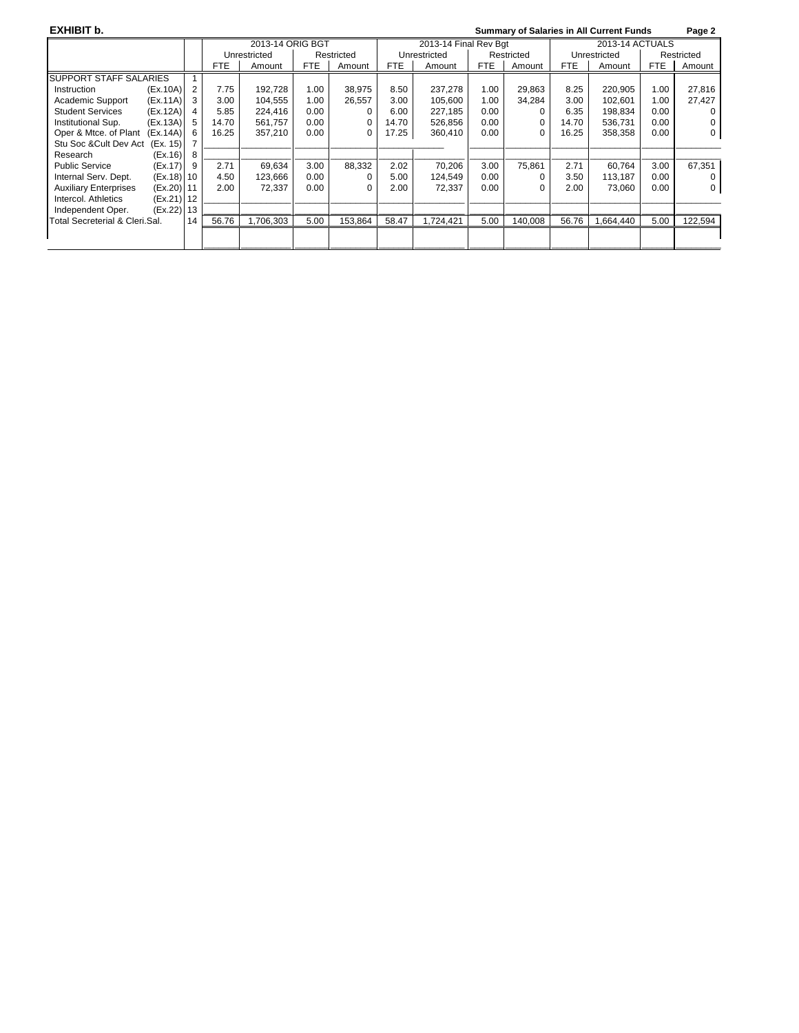**EXHIBIT b.** **Summary of Salaries in All Current Funds** **Page 2**

| | | | 2013-14 ORIG BGT | | | | 2013-14 Final Rev Bgt | | | | 2013-14 ACTUALS | | | |
|---|---|---|---|---|---|---|---|---|---|---|---|---|---|---|
| | | | Unrestricted | | Restricted | | Unrestricted | | Restricted | | Unrestricted | | Restricted | |
| | | | FTE | Amount | FTE | Amount | FTE | Amount | FTE | Amount | FTE | Amount | FTE | Amount |
| SUPPORT STAFF SALARIES | | 1 | | | | | | | | | | | | |
| Instruction | (Ex.10A) | 2 | 7.75 | 192,728 | 1.00 | 38,975 | 8.50 | 237,278 | 1.00 | 29,863 | 8.25 | 220,905 | 1.00 | 27,816 |
| Academic Support | (Ex.11A) | 3 | 3.00 | 104,555 | 1.00 | 26,557 | 3.00 | 105,600 | 1.00 | 34,284 | 3.00 | 102,601 | 1.00 | 27,427 |
| Student Services | (Ex.12A) | 4 | 5.85 | 224,416 | 0.00 | 0 | 6.00 | 227,185 | 0.00 | 0 | 6.35 | 198,834 | 0.00 | 0 |
| Institutional Sup. | (Ex.13A) | 5 | 14.70 | 561,757 | 0.00 | 0 | 14.70 | 526,856 | 0.00 | 0 | 14.70 | 536,731 | 0.00 | 0 |
| Oper & Mtce. of Plant | (Ex.14A) | 6 | 16.25 | 357,210 | 0.00 | 0 | 17.25 | 360,410 | 0.00 | 0 | 16.25 | 358,358 | 0.00 | 0 |
| Stu Soc &Cult Dev Act | (Ex. 15) | 7 | | | | | | | | | | | | |
| Research | (Ex.16) | 8 | | | | | | | | | | | | |
| Public Service | (Ex.17) | 9 | 2.71 | 69,634 | 3.00 | 88,332 | 2.02 | 70,206 | 3.00 | 75,861 | 2.71 | 60,764 | 3.00 | 67,351 |
| Internal Serv. Dept. | (Ex.18) | 10 | 4.50 | 123,666 | 0.00 | 0 | 5.00 | 124,549 | 0.00 | 0 | 3.50 | 113,187 | 0.00 | 0 |
| Auxiliary Enterprises | (Ex.20) | 11 | 2.00 | 72,337 | 0.00 | 0 | 2.00 | 72,337 | 0.00 | 0 | 2.00 | 73,060 | 0.00 | 0 |
| Intercol. Athletics | (Ex.21) | 12 | | | | | | | | | | | | |
| Independent Oper. | (Ex.22) | 13 | | | | | | | | | | | | |
| Total Secreterial & Cleri.Sal. | | 14 | 56.76 | 1,706,303 | 5.00 | 153,864 | 58.47 | 1,724,421 | 5.00 | 140,008 | 56.76 | 1,664,440 | 5.00 | 122,594 |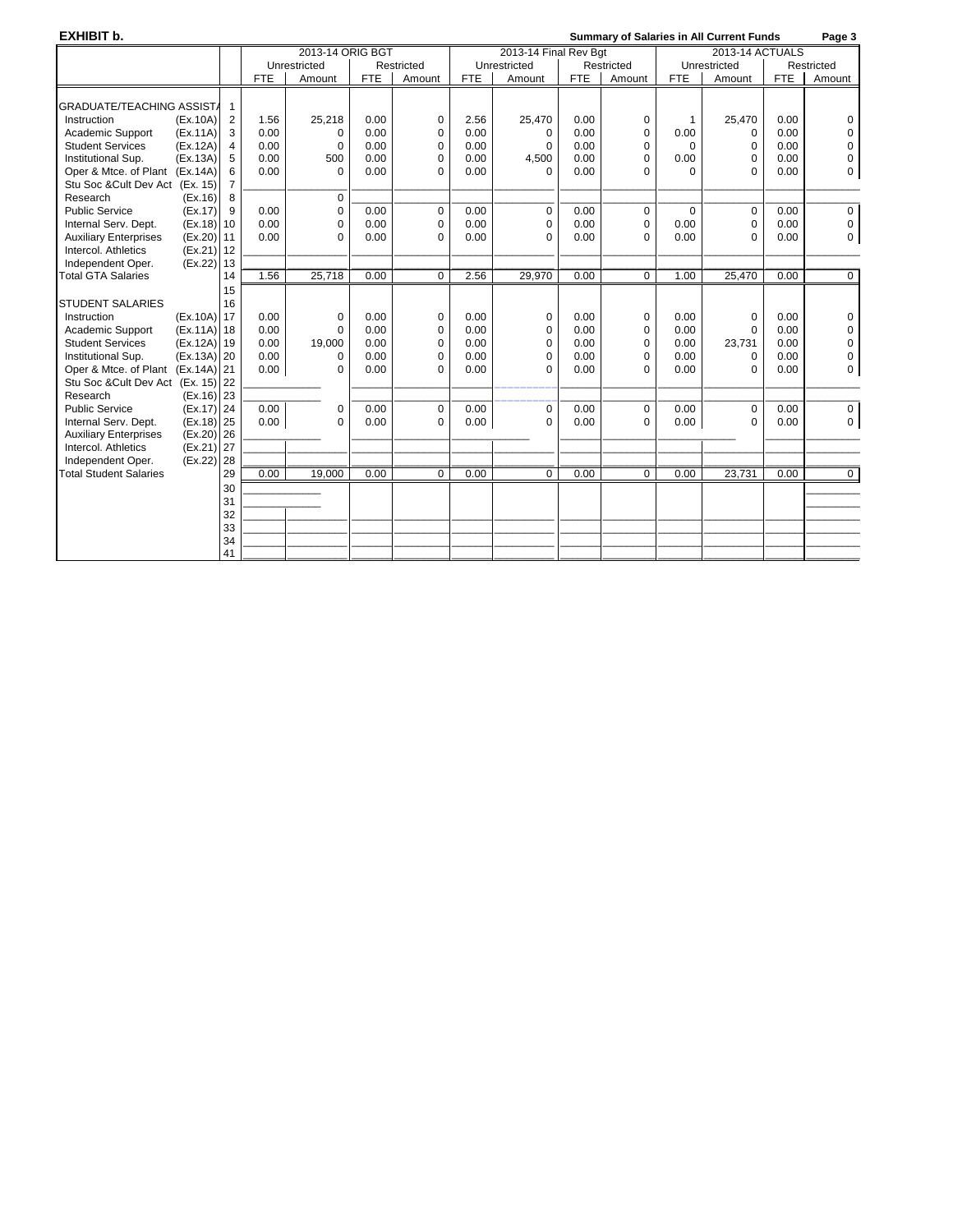**EXHIBIT b.** **Summary of Salaries in All Current Funds** **Page 3**

| | | 2013-14 ORIG BGT | | | | 2013-14 Final Rev Bgt | | | | 2013-14 ACTUALS | | | |
|---|---|---|---|---|---|---|---|---|---|---|---|---|---|
| | | Unrestricted | | Restricted | | Unrestricted | | Restricted | | Unrestricted | | Restricted | |
| | | FTE | Amount | FTE | Amount | FTE | Amount | FTE | Amount | FTE | Amount | FTE | Amount |
| GRADUATE/TEACHING ASSIST/ | 1 | | | | | | | | | | | | |
| Instruction (Ex.10A) | 2 | 1.56 | 25,218 | 0.00 | 0 | 2.56 | 25,470 | 0.00 | 0 | 1 | 25,470 | 0.00 | 0 |
| Academic Support (Ex.11A) | 3 | 0.00 | 0 | 0.00 | 0 | 0.00 | 0 | 0.00 | 0 | 0.00 | 0 | 0.00 | 0 |
| Student Services (Ex.12A) | 4 | 0.00 | 0 | 0.00 | 0 | 0.00 | 0 | 0.00 | 0 | 0 | 0 | 0.00 | 0 |
| Institutional Sup. (Ex.13A) | 5 | 0.00 | 500 | 0.00 | 0 | 0.00 | 4,500 | 0.00 | 0 | 0.00 | 0 | 0.00 | 0 |
| Oper & Mtce. of Plant (Ex.14A) | 6 | 0.00 | 0 | 0.00 | 0 | 0.00 | 0 | 0.00 | 0 | 0 | 0 | 0.00 | 0 |
| Stu Soc &Cult Dev Act (Ex. 15) | 7 | | | | | | | | | | | | |
| Research (Ex.16) | 8 | | 0 | | | | | | | | | | |
| Public Service (Ex.17) | 9 | 0.00 | 0 | 0.00 | 0 | 0.00 | 0 | 0.00 | 0 | 0 | 0 | 0.00 | 0 |
| Internal Serv. Dept. (Ex.18) | 10 | 0.00 | 0 | 0.00 | 0 | 0.00 | 0 | 0.00 | 0 | 0.00 | 0 | 0.00 | 0 |
| Auxiliary Enterprises (Ex.20) | 11 | 0.00 | 0 | 0.00 | 0 | 0.00 | 0 | 0.00 | 0 | 0.00 | 0 | 0.00 | 0 |
| Intercol. Athletics (Ex.21) | 12 | | | | | | | | | | | | |
| Independent Oper. (Ex.22) | 13 | | | | | | | | | | | | |
| Total GTA Salaries | 14 | 1.56 | 25,718 | 0.00 | 0 | 2.56 | 29,970 | 0.00 | 0 | 1.00 | 25,470 | 0.00 | 0 |
| | 15 | | | | | | | | | | | | |
| STUDENT SALARIES | 16 | | | | | | | | | | | | |
| Instruction (Ex.10A) | 17 | 0.00 | 0 | 0.00 | 0 | 0.00 | 0 | 0.00 | 0 | 0.00 | 0 | 0.00 | 0 |
| Academic Support (Ex.11A) | 18 | 0.00 | 0 | 0.00 | 0 | 0.00 | 0 | 0.00 | 0 | 0.00 | 0 | 0.00 | 0 |
| Student Services (Ex.12A) | 19 | 0.00 | 19,000 | 0.00 | 0 | 0.00 | 0 | 0.00 | 0 | 0.00 | 23,731 | 0.00 | 0 |
| Institutional Sup. (Ex.13A) | 20 | 0.00 | 0 | 0.00 | 0 | 0.00 | 0 | 0.00 | 0 | 0.00 | 0 | 0.00 | 0 |
| Oper & Mtce. of Plant (Ex.14A) | 21 | 0.00 | 0 | 0.00 | 0 | 0.00 | 0 | 0.00 | 0 | 0.00 | 0 | 0.00 | 0 |
| Stu Soc &Cult Dev Act (Ex. 15) | 22 | | | | | | | | | | | | |
| Research (Ex.16) | 23 | | | | | | | | | | | | |
| Public Service (Ex.17) | 24 | 0.00 | 0 | 0.00 | 0 | 0.00 | 0 | 0.00 | 0 | 0.00 | 0 | 0.00 | 0 |
| Internal Serv. Dept. (Ex.18) | 25 | 0.00 | 0 | 0.00 | 0 | 0.00 | 0 | 0.00 | 0 | 0.00 | 0 | 0.00 | 0 |
| Auxiliary Enterprises (Ex.20) | 26 | | | | | | | | | | | | |
| Intercol. Athletics (Ex.21) | 27 | | | | | | | | | | | | |
| Independent Oper. (Ex.22) | 28 | | | | | | | | | | | | |
| Total Student Salaries | 29 | 0.00 | 19,000 | 0.00 | 0 | 0.00 | 0 | 0.00 | 0 | 0.00 | 23,731 | 0.00 | 0 |
| | 30 | | | | | | | | | | | | |
| | 31 | | | | | | | | | | | | |
| | 32 | | | | | | | | | | | | |
| | 33 | | | | | | | | | | | | |
| | 34 | | | | | | | | | | | | |
| | 41 | | | | | | | | | | | | |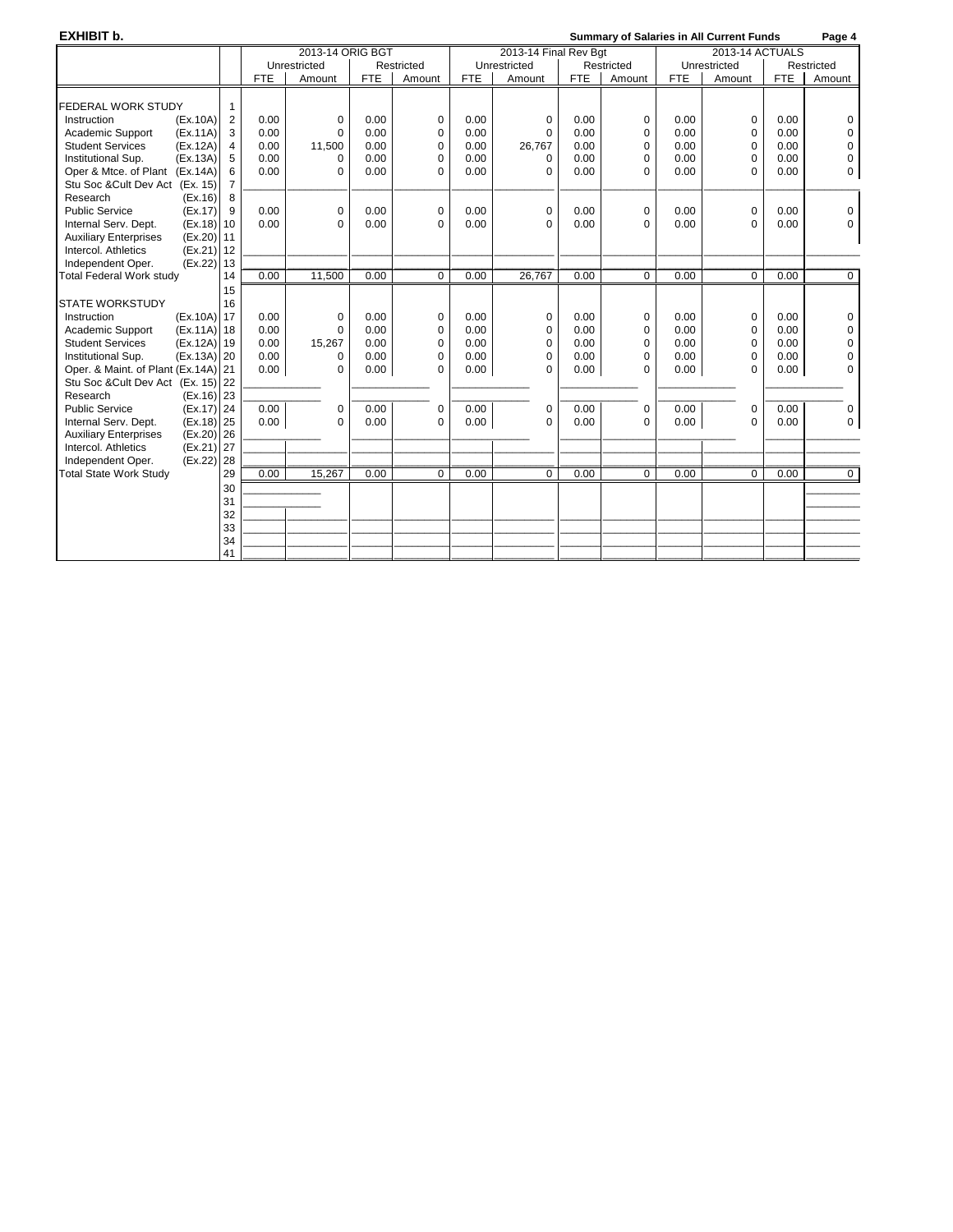**EXHIBIT b.** **Summary of Salaries in All Current Funds**

| | | | 2013-14 ORIG BGT | | | | 2013-14 Final Rev Bgt | | | | 2013-14 ACTUALS | | | |
|---|---|---|---|---|---|---|---|---|---|---|---|---|---|---|
| | | | Unrestricted | | Restricted | | Unrestricted | | Restricted | | Unrestricted | | Restricted | |
| | | | FTE | Amount | FTE | Amount | FTE | Amount | FTE | Amount | FTE | Amount | FTE | Amount |
| FEDERAL WORK STUDY | | 1 | | | | | | | | | | | | |
| Instruction | (Ex.10A) | 2 | 0.00 | 0 | 0.00 | 0 | 0.00 | 0 | 0.00 | 0 | 0.00 | 0 | 0.00 | 0 |
| Academic Support | (Ex.11A) | 3 | 0.00 | 0 | 0.00 | 0 | 0.00 | 0 | 0.00 | 0 | 0.00 | 0 | 0.00 | 0 |
| Student Services | (Ex.12A) | 4 | 0.00 | 11,500 | 0.00 | 0 | 0.00 | 26,767 | 0.00 | 0 | 0.00 | 0 | 0.00 | 0 |
| Institutional Sup. | (Ex.13A) | 5 | 0.00 | 0 | 0.00 | 0 | 0.00 | 0 | 0.00 | 0 | 0.00 | 0 | 0.00 | 0 |
| Oper & Mtce. of Plant | (Ex.14A) | 6 | 0.00 | 0 | 0.00 | 0 | 0.00 | 0 | 0.00 | 0 | 0.00 | 0 | 0.00 | 0 |
| Stu Soc &Cult Dev Act | (Ex. 15) | 7 | | | | | | | | | | | | |
| Research | (Ex.16) | 8 | | | | | | | | | | | | |
| Public Service | (Ex.17) | 9 | 0.00 | 0 | 0.00 | 0 | 0.00 | 0 | 0.00 | 0 | 0.00 | 0 | 0.00 | 0 |
| Internal Serv. Dept. | (Ex.18) | 10 | 0.00 | 0 | 0.00 | 0 | 0.00 | 0 | 0.00 | 0 | 0.00 | 0 | 0.00 | 0 |
| Auxiliary Enterprises | (Ex.20) | 11 | | | | | | | | | | | | |
| Intercol. Athletics | (Ex.21) | 12 | | | | | | | | | | | | |
| Independent Oper. | (Ex.22) | 13 | | | | | | | | | | | | |
| Total Federal Work study | | 14 | 0.00 | 11,500 | 0.00 | 0 | 0.00 | 26,767 | 0.00 | 0 | 0.00 | 0 | 0.00 | 0 |
| | | 15 | | | | | | | | | | | | |
| STATE WORKSTUDY | | 16 | | | | | | | | | | | | |
| Instruction | (Ex.10A) | 17 | 0.00 | 0 | 0.00 | 0 | 0.00 | 0 | 0.00 | 0 | 0.00 | 0 | 0.00 | 0 |
| Academic Support | (Ex.11A) | 18 | 0.00 | 0 | 0.00 | 0 | 0.00 | 0 | 0.00 | 0 | 0.00 | 0 | 0.00 | 0 |
| Student Services | (Ex.12A) | 19 | 0.00 | 15,267 | 0.00 | 0 | 0.00 | 0 | 0.00 | 0 | 0.00 | 0 | 0.00 | 0 |
| Institutional Sup. | (Ex.13A) | 20 | 0.00 | 0 | 0.00 | 0 | 0.00 | 0 | 0.00 | 0 | 0.00 | 0 | 0.00 | 0 |
| Oper. & Maint. of Plant | (Ex.14A) | 21 | 0.00 | 0 | 0.00 | 0 | 0.00 | 0 | 0.00 | 0 | 0.00 | 0 | 0.00 | 0 |
| Stu Soc &Cult Dev Act | (Ex. 15) | 22 | | | | | | | | | | | | |
| Research | (Ex.16) | 23 | | | | | | | | | | | | |
| Public Service | (Ex.17) | 24 | 0.00 | 0 | 0.00 | 0 | 0.00 | 0 | 0.00 | 0 | 0.00 | 0 | 0.00 | 0 |
| Internal Serv. Dept. | (Ex.18) | 25 | 0.00 | 0 | 0.00 | 0 | 0.00 | 0 | 0.00 | 0 | 0.00 | 0 | 0.00 | 0 |
| Auxiliary Enterprises | (Ex.20) | 26 | | | | | | | | | | | | |
| Intercol. Athletics | (Ex.21) | 27 | | | | | | | | | | | | |
| Independent Oper. | (Ex.22) | 28 | | | | | | | | | | | | |
| Total State Work Study | | 29 | 0.00 | 15,267 | 0.00 | 0 | 0.00 | 0 | 0.00 | 0 | 0.00 | 0 | 0.00 | 0 |
| | | 30 | | | | | | | | | | | | |
| | | 31 | | | | | | | | | | | | |
| | | 32 | | | | | | | | | | | | |
| | | 33 | | | | | | | | | | | | |
| | | 34 | | | | | | | | | | | | |
| | | 41 | | | | | | | | | | | | |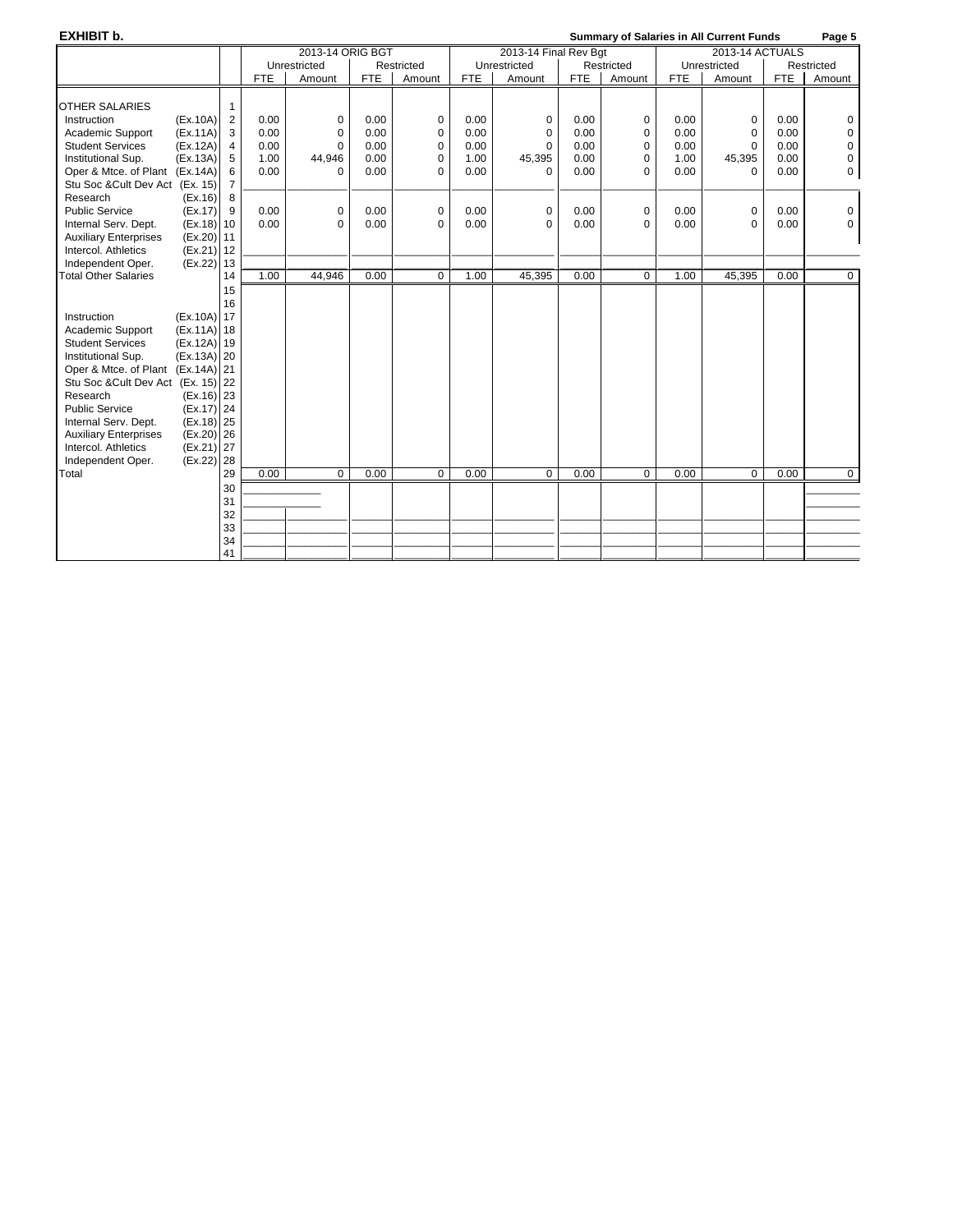**EXHIBIT b.** **Summary of Salaries in All Current Funds** **Page 5**

| | | | 2013-14 ORIG BGT | | | | 2013-14 Final Rev Bgt | | | | 2013-14 ACTUALS | | | |
|---|---|---|---|---|---|---|---|---|---|---|---|---|---|---|
| | | | Unrestricted | | Restricted | | Unrestricted | | Restricted | | Unrestricted | | Restricted | |
| | | | FTE | Amount | FTE | Amount | FTE | Amount | FTE | Amount | FTE | Amount | FTE | Amount |
| OTHER SALARIES | | 1 | | | | | | | | | | | | |
| Instruction | (Ex.10A) | 2 | 0.00 | 0 | 0.00 | 0 | 0.00 | 0 | 0.00 | 0 | 0.00 | 0 | 0.00 | 0 |
| Academic Support | (Ex.11A) | 3 | 0.00 | 0 | 0.00 | 0 | 0.00 | 0 | 0.00 | 0 | 0.00 | 0 | 0.00 | 0 |
| Student Services | (Ex.12A) | 4 | 0.00 | 0 | 0.00 | 0 | 0.00 | 0 | 0.00 | 0 | 0.00 | 0 | 0.00 | 0 |
| Institutional Sup. | (Ex.13A) | 5 | 1.00 | 44,946 | 0.00 | 0 | 1.00 | 45,395 | 0.00 | 0 | 1.00 | 45,395 | 0.00 | 0 |
| Oper & Mtce. of Plant | (Ex.14A) | 6 | 0.00 | 0 | 0.00 | 0 | 0.00 | 0 | 0.00 | 0 | 0.00 | 0 | 0.00 | 0 |
| Stu Soc &Cult Dev Act | (Ex. 15) | 7 | | | | | | | | | | | | |
| Research | (Ex.16) | 8 | | | | | | | | | | | | |
| Public Service | (Ex.17) | 9 | 0.00 | 0 | 0.00 | 0 | 0.00 | 0 | 0.00 | 0 | 0.00 | 0 | 0.00 | 0 |
| Internal Serv. Dept. | (Ex.18) | 10 | 0.00 | 0 | 0.00 | 0 | 0.00 | 0 | 0.00 | 0 | 0.00 | 0 | 0.00 | 0 |
| Auxiliary Enterprises | (Ex.20) | 11 | | | | | | | | | | | | |
| Intercol. Athletics | (Ex.21) | 12 | | | | | | | | | | | | |
| Independent Oper. | (Ex.22) | 13 | | | | | | | | | | | | |
| Total Other Salaries | | 14 | 1.00 | 44,946 | 0.00 | 0 | 1.00 | 45,395 | 0.00 | 0 | 1.00 | 45,395 | 0.00 | 0 |
| | | 15 | | | | | | | | | | | | |
| | | 16 | | | | | | | | | | | | |
| Instruction | (Ex.10A) | 17 | | | | | | | | | | | | |
| Academic Support | (Ex.11A) | 18 | | | | | | | | | | | | |
| Student Services | (Ex.12A) | 19 | | | | | | | | | | | | |
| Institutional Sup. | (Ex.13A) | 20 | | | | | | | | | | | | |
| Oper & Mtce. of Plant | (Ex.14A) | 21 | | | | | | | | | | | | |
| Stu Soc &Cult Dev Act | (Ex. 15) | 22 | | | | | | | | | | | | |
| Research | (Ex.16) | 23 | | | | | | | | | | | | |
| Public Service | (Ex.17) | 24 | | | | | | | | | | | | |
| Internal Serv. Dept. | (Ex.18) | 25 | | | | | | | | | | | | |
| Auxiliary Enterprises | (Ex.20) | 26 | | | | | | | | | | | | |
| Intercol. Athletics | (Ex.21) | 27 | | | | | | | | | | | | |
| Independent Oper. | (Ex.22) | 28 | | | | | | | | | | | | |
| Total | | 29 | 0.00 | 0 | 0.00 | 0 | 0.00 | 0 | 0.00 | 0 | 0.00 | 0 | 0.00 | 0 |
| | | 30 | | | | | | | | | | | | |
| | | 31 | | | | | | | | | | | | |
| | | 32 | | | | | | | | | | | | |
| | | 33 | | | | | | | | | | | | |
| | | 34 | | | | | | | | | | | | |
| | | 41 | | | | | | | | | | | | |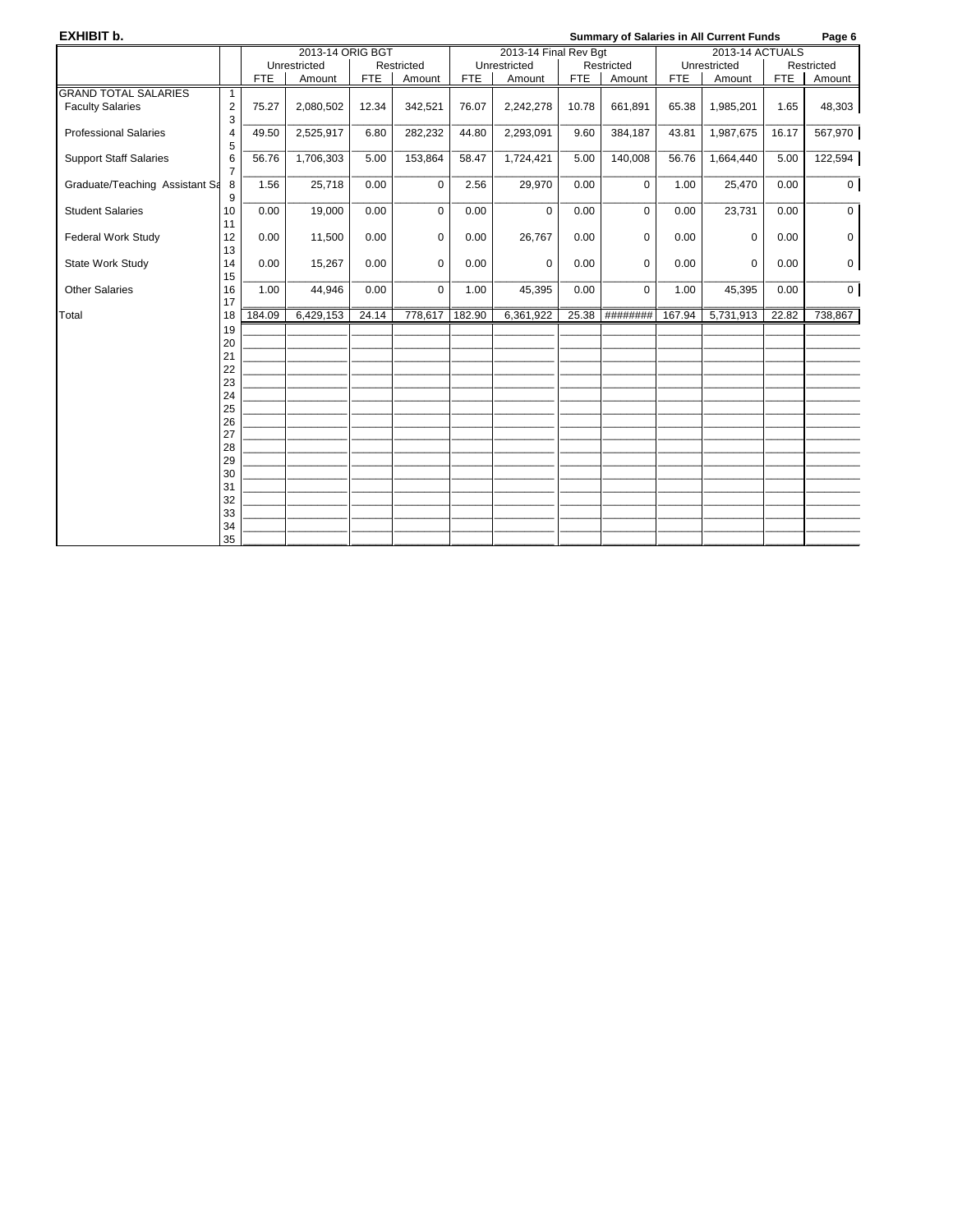**EXHIBIT b.**

**Summary of Salaries in All Current Funds**

| | | 2013-14 ORIG BGT | | | | 2013-14 Final Rev Bgt | | | | 2013-14 ACTUALS | | | |
|---|---|---|---|---|---|---|---|---|---|---|---|---|---|
| | | Unrestricted | | Restricted | | Unrestricted | | Restricted | | Unrestricted | | Restricted | |
| | | FTE | Amount | FTE | Amount | FTE | Amount | FTE | Amount | FTE | Amount | FTE | Amount |
| GRAND TOTAL SALARIES | 1 | | | | | | | | | | | | |
| Faculty Salaries | 2 | 75.27 | 2,080,502 | 12.34 | 342,521 | 76.07 | 2,242,278 | 10.78 | 661,891 | 65.38 | 1,985,201 | 1.65 | 48,303 |
| | 3 | | | | | | | | | | | | |
| Professional Salaries | 4 | 49.50 | 2,525,917 | 6.80 | 282,232 | 44.80 | 2,293,091 | 9.60 | 384,187 | 43.81 | 1,987,675 | 16.17 | 567,970 |
| | 5 | | | | | | | | | | | | |
| Support Staff Salaries | 6 | 56.76 | 1,706,303 | 5.00 | 153,864 | 58.47 | 1,724,421 | 5.00 | 140,008 | 56.76 | 1,664,440 | 5.00 | 122,594 |
| | 7 | | | | | | | | | | | | |
| Graduate/Teaching Assistant Sa | 8 | 1.56 | 25,718 | 0.00 | 0 | 2.56 | 29,970 | 0.00 | 0 | 1.00 | 25,470 | 0.00 | 0 |
| | 9 | | | | | | | | | | | | |
| Student Salaries | 10 | 0.00 | 19,000 | 0.00 | 0 | 0.00 | 0 | 0.00 | 0 | 0.00 | 23,731 | 0.00 | 0 |
| | 11 | | | | | | | | | | | | |
| Federal Work Study | 12 | 0.00 | 11,500 | 0.00 | 0 | 0.00 | 26,767 | 0.00 | 0 | 0.00 | 0 | 0.00 | 0 |
| | 13 | | | | | | | | | | | | |
| State Work Study | 14 | 0.00 | 15,267 | 0.00 | 0 | 0.00 | 0 | 0.00 | 0 | 0.00 | 0 | 0.00 | 0 |
| | 15 | | | | | | | | | | | | |
| Other Salaries | 16 | 1.00 | 44,946 | 0.00 | 0 | 1.00 | 45,395 | 0.00 | 0 | 1.00 | 45,395 | 0.00 | 0 |
| | 17 | | | | | | | | | | | | |
| Total | 18 | 184.09 | 6,429,153 | 24.14 | 778,617 | 182.90 | 6,361,922 | 25.38 | ######## | 167.94 | 5,731,913 | 22.82 | 738,867 |
| | 19 | | | | | | | | | | | | |
| | 20 | | | | | | | | | | | | |
| | 21 | | | | | | | | | | | | |
| | 22 | | | | | | | | | | | | |
| | 23 | | | | | | | | | | | | |
| | 24 | | | | | | | | | | | | |
| | 25 | | | | | | | | | | | | |
| | 26 | | | | | | | | | | | | |
| | 27 | | | | | | | | | | | | |
| | 28 | | | | | | | | | | | | |
| | 29 | | | | | | | | | | | | |
| | 30 | | | | | | | | | | | | |
| | 31 | | | | | | | | | | | | |
| | 32 | | | | | | | | | | | | |
| | 33 | | | | | | | | | | | | |
| | 34 | | | | | | | | | | | | |
| | 35 | | | | | | | | | | | | |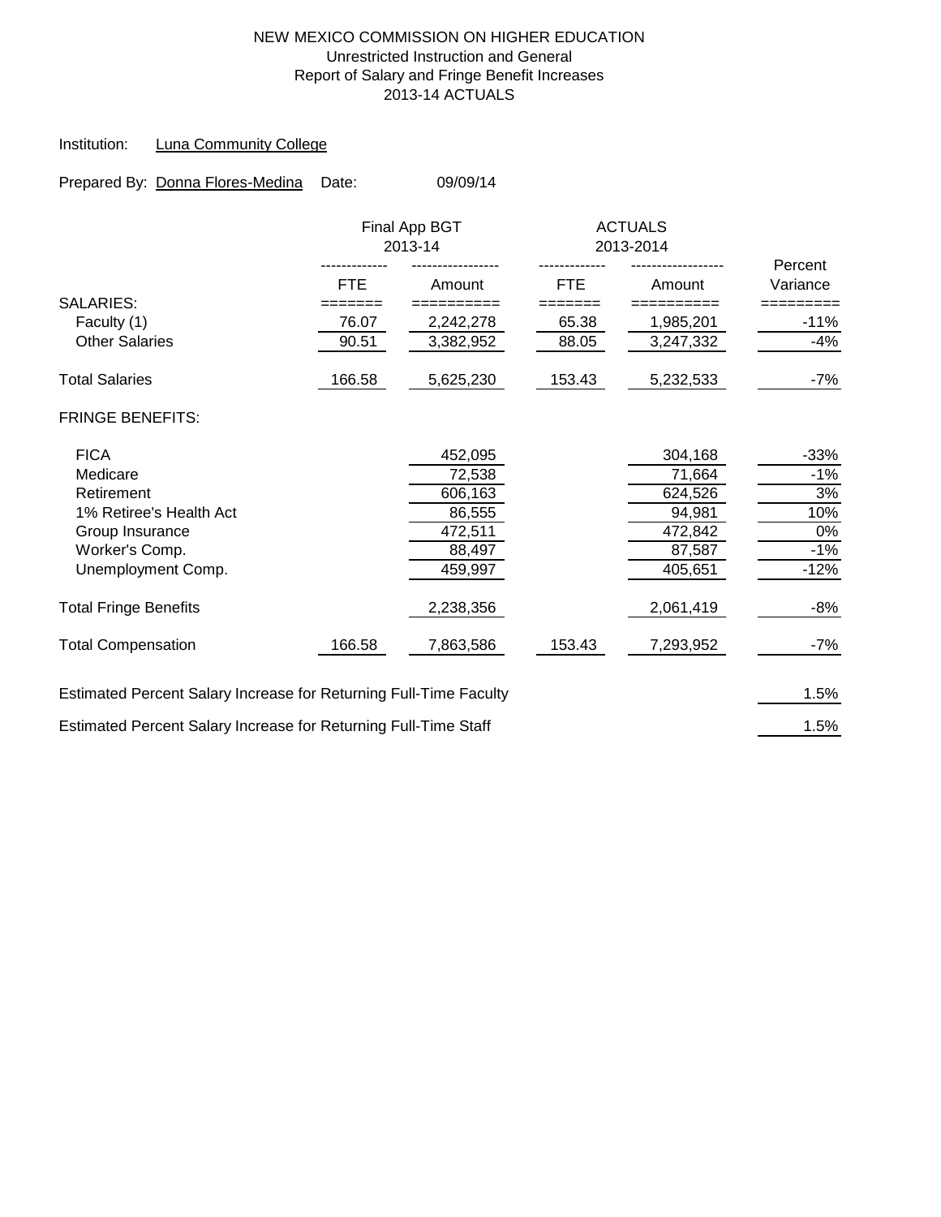NEW MEXICO COMMISSION ON HIGHER EDUCATION
Unrestricted Instruction and General
Report of Salary and Fringe Benefit Increases
2013-14 ACTUALS

Institution: Luna Community College

Prepared By: Donna Flores-Medina Date: 09/09/14

| | Final App BGT 2013-14 | | ACTUALS 2013-2014 | | |
|---|---|---|---|---|---|
| | FTE | Amount | FTE | Amount | Percent Variance |
| SALARIES: | | | | | |
| Faculty (1) | 76.07 | 2,242,278 | 65.38 | 1,985,201 | -11% |
| Other Salaries | 90.51 | 3,382,952 | 88.05 | 3,247,332 | -4% |
| Total Salaries | 166.58 | 5,625,230 | 153.43 | 5,232,533 | -7% |
| FRINGE BENEFITS: | | | | | |
| FICA | | 452,095 | | 304,168 | -33% |
| Medicare | | 72,538 | | 71,664 | -1% |
| Retirement | | 606,163 | | 624,526 | 3% |
| 1% Retiree's Health Act | | 86,555 | | 94,981 | 10% |
| Group Insurance | | 472,511 | | 472,842 | 0% |
| Worker's Comp. | | 88,497 | | 87,587 | -1% |
| Unemployment Comp. | | 459,997 | | 405,651 | -12% |
| Total Fringe Benefits | | 2,238,356 | | 2,061,419 | -8% |
| Total Compensation | 166.58 | 7,863,586 | 153.43 | 7,293,952 | -7% |

Estimated Percent Salary Increase for Returning Full-Time Faculty: 1.5%

Estimated Percent Salary Increase for Returning Full-Time Staff: 1.5%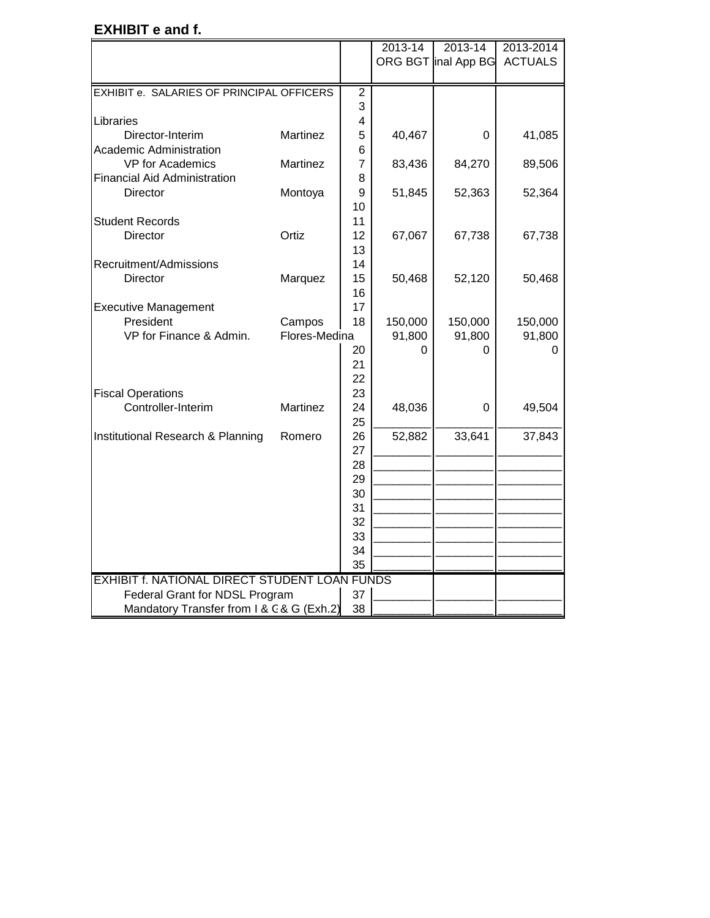## EXHIBIT e and f.

| | | | 2013-14 ORG BGT | 2013-14 inal App BG | 2013-2014 ACTUALS |
|---|---|---|---|---|---|
| EXHIBIT e. SALARIES OF PRINCIPAL OFFICERS | | 2 | | | |
| | | 3 | | | |
| Libraries | | 4 | | | |
| Director-Interim | Martinez | 5 | 40,467 | 0 | 41,085 |
| Academic Administration | | 6 | | | |
| VP for Academics | Martinez | 7 | 83,436 | 84,270 | 89,506 |
| Financial Aid Administration | | 8 | | | |
| Director | Montoya | 9 | 51,845 | 52,363 | 52,364 |
| | | 10 | | | |
| Student Records | | 11 | | | |
| Director | Ortiz | 12 | 67,067 | 67,738 | 67,738 |
| | | 13 | | | |
| Recruitment/Admissions | | 14 | | | |
| Director | Marquez | 15 | 50,468 | 52,120 | 50,468 |
| | | 16 | | | |
| Executive Management | | 17 | | | |
| President | Campos | 18 | 150,000 | 150,000 | 150,000 |
| VP for Finance & Admin. | Flores-Medina | | 91,800 | 91,800 | 91,800 |
| | | 20 | 0 | 0 | 0 |
| | | 21 | | | |
| | | 22 | | | |
| Fiscal Operations | | 23 | | | |
| Controller-Interim | Martinez | 24 | 48,036 | 0 | 49,504 |
| | | 25 | | | |
| Institutional Research & Planning | Romero | 26 | 52,882 | 33,641 | 37,843 |
| | | 27 | | | |
| | | 28 | | | |
| | | 29 | | | |
| | | 30 | | | |
| | | 31 | | | |
| | | 32 | | | |
| | | 33 | | | |
| | | 34 | | | |
| | | 35 | | | |
| EXHIBIT f. NATIONAL DIRECT STUDENT LOAN FUNDS | | | | | |
| Federal Grant for NDSL Program | | 37 | | | |
| Mandatory Transfer from I & G & G (Exh.2) | | 38 | | | |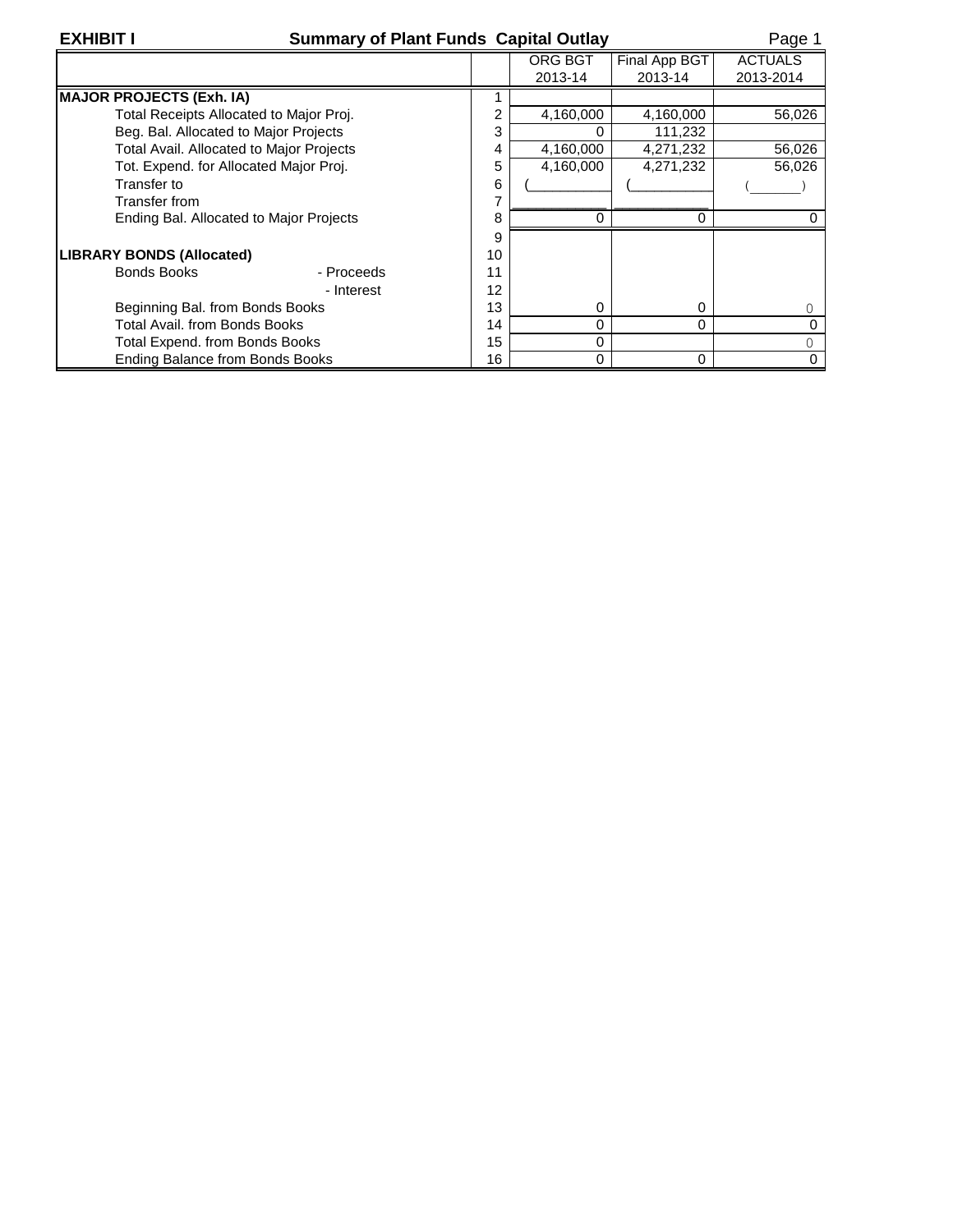**EXHIBIT I** **Summary of Plant Funds Capital Outlay**

| | | ORG BGT 2013-14 | Final App BGT 2013-14 | ACTUALS 2013-2014 |
|---|---|---|---|---|
| **MAJOR PROJECTS (Exh. IA)** | 1 | | | |
| Total Receipts Allocated to Major Proj. | 2 | 4,160,000 | 4,160,000 | 56,026 |
| Beg. Bal. Allocated to Major Projects | 3 | 0 | 111,232 | |
| Total Avail. Allocated to Major Projects | 4 | 4,160,000 | 4,271,232 | 56,026 |
| Tot. Expend. for Allocated Major Proj. | 5 | 4,160,000 | 4,271,232 | 56,026 |
| Transfer to | 6 | ( ) | ( ) | ( ) |
| Transfer from | 7 | | | |
| Ending Bal. Allocated to Major Projects | 8 | 0 | 0 | 0 |
| | 9 | | | |
| **LIBRARY BONDS (Allocated)** | 10 | | | |
| Bonds Books - Proceeds | 11 | | | |
| - Interest | 12 | | | |
| Beginning Bal. from Bonds Books | 13 | 0 | 0 | 0 |
| Total Avail. from Bonds Books | 14 | 0 | 0 | 0 |
| Total Expend. from Bonds Books | 15 | 0 | | 0 |
| Ending Balance from Bonds Books | 16 | 0 | 0 | 0 |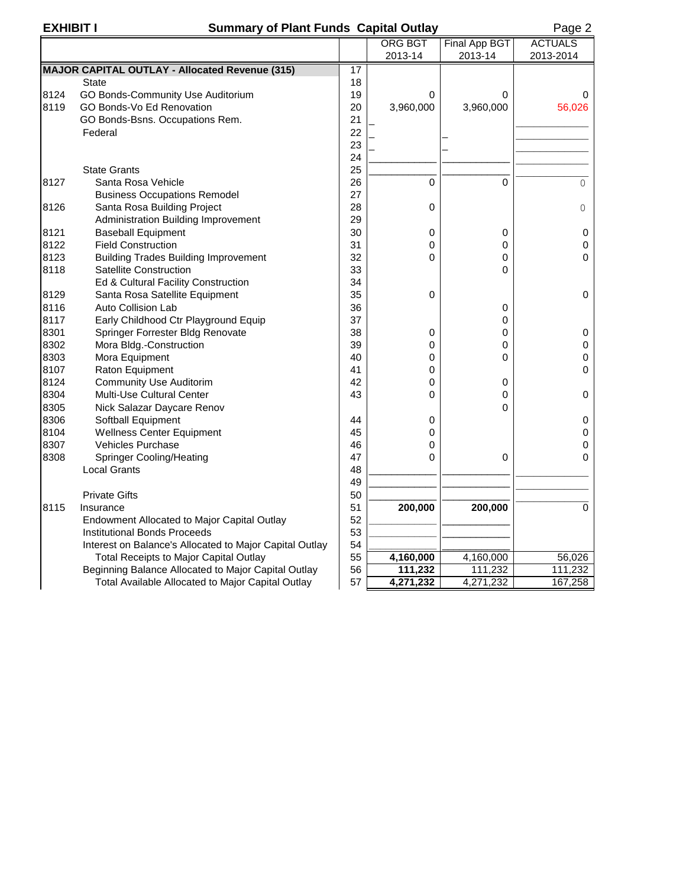**EXHIBIT I** **Summary of Plant Funds Capital Outlay** Page 2

| | | | ORG BGT 2013-14 | Final App BGT 2013-14 | ACTUALS 2013-2014 |
|---|---|---|---|---|---|
| **MAJOR CAPITAL OUTLAY - Allocated Revenue (315)** | | 17 | | | |
| | State | 18 | | | |
| 8124 | GO Bonds-Community Use Auditorium | 19 | 0 | 0 | 0 |
| 8119 | GO Bonds-Vo Ed Renovation | 20 | 3,960,000 | 3,960,000 | 56,026 |
| | GO Bonds-Bsns. Occupations Rem. | 21 | | | |
| | Federal | 22 | | | |
| | | 23 | | | |
| | | 24 | | | |
| | State Grants | 25 | | | |
| 8127 | Santa Rosa Vehicle | 26 | 0 | 0 | 0 |
| | Business Occupations Remodel | 27 | | | |
| 8126 | Santa Rosa Building Project | 28 | 0 | | 0 |
| | Administration Building Improvement | 29 | | | |
| 8121 | Baseball Equipment | 30 | 0 | 0 | 0 |
| 8122 | Field Construction | 31 | 0 | 0 | 0 |
| 8123 | Building Trades Building Improvement | 32 | 0 | 0 | 0 |
| 8118 | Satellite Construction | 33 | | 0 | |
| | Ed & Cultural Facility Construction | 34 | | | |
| 8129 | Santa Rosa Satellite Equipment | 35 | 0 | | 0 |
| 8116 | Auto Collision Lab | 36 | | 0 | |
| 8117 | Early Childhood Ctr Playground Equip | 37 | | 0 | |
| 8301 | Springer Forrester Bldg Renovate | 38 | 0 | 0 | 0 |
| 8302 | Mora Bldg.-Construction | 39 | 0 | 0 | 0 |
| 8303 | Mora Equipment | 40 | 0 | 0 | 0 |
| 8107 | Raton Equipment | 41 | 0 | | 0 |
| 8124 | Community Use Auditorim | 42 | 0 | 0 | |
| 8304 | Multi-Use Cultural Center | 43 | 0 | 0 | 0 |
| 8305 | Nick Salazar Daycare Renov | | | 0 | |
| 8306 | Softball Equipment | 44 | 0 | | 0 |
| 8104 | Wellness Center Equipment | 45 | 0 | | 0 |
| 8307 | Vehicles Purchase | 46 | 0 | | 0 |
| 8308 | Springer Cooling/Heating | 47 | 0 | 0 | 0 |
| | Local Grants | 48 | | | |
| | | 49 | | | |
| | Private Gifts | 50 | | | |
| 8115 | Insurance | 51 | **200,000** | **200,000** | 0 |
| | Endowment Allocated to Major Capital Outlay | 52 | | | |
| | Institutional Bonds Proceeds | 53 | | | |
| | Interest on Balance's Allocated to Major Capital Outlay | 54 | | | |
| | Total Receipts to Major Capital Outlay | 55 | **4,160,000** | 4,160,000 | 56,026 |
| | Beginning Balance Allocated to Major Capital Outlay | 56 | **111,232** | 111,232 | 111,232 |
| | Total Available Allocated to Major Capital Outlay | 57 | **4,271,232** | 4,271,232 | 167,258 |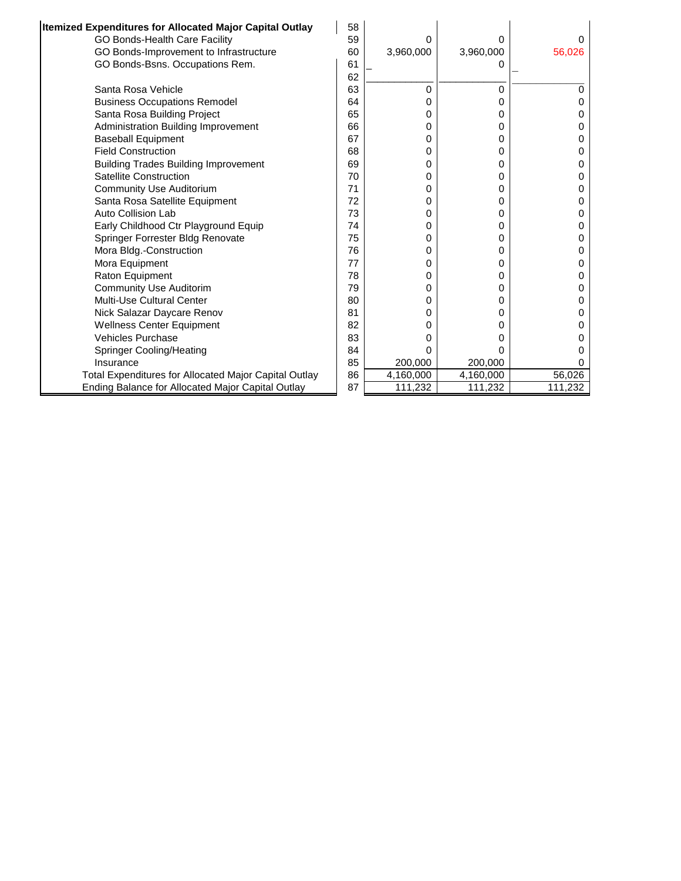| Itemized Expenditures for Allocated Major Capital Outlay | 58 | | | |
|---|---|---|---|---|
| GO Bonds-Health Care Facility | 59 | 0 | 0 | 0 |
| GO Bonds-Improvement to Infrastructure | 60 | 3,960,000 | 3,960,000 | 56,026 |
| GO Bonds-Bsns. Occupations Rem. | 61 | _ | 0 | _ |
| | 62 | | | |
| Santa Rosa Vehicle | 63 | 0 | 0 | 0 |
| Business Occupations Remodel | 64 | 0 | 0 | 0 |
| Santa Rosa Building Project | 65 | 0 | 0 | 0 |
| Administration Building Improvement | 66 | 0 | 0 | 0 |
| Baseball Equipment | 67 | 0 | 0 | 0 |
| Field Construction | 68 | 0 | 0 | 0 |
| Building Trades Building Improvement | 69 | 0 | 0 | 0 |
| Satellite Construction | 70 | 0 | 0 | 0 |
| Community Use Auditorium | 71 | 0 | 0 | 0 |
| Santa Rosa Satellite Equipment | 72 | 0 | 0 | 0 |
| Auto Collision Lab | 73 | 0 | 0 | 0 |
| Early Childhood Ctr Playground Equip | 74 | 0 | 0 | 0 |
| Springer Forrester Bldg Renovate | 75 | 0 | 0 | 0 |
| Mora Bldg.-Construction | 76 | 0 | 0 | 0 |
| Mora Equipment | 77 | 0 | 0 | 0 |
| Raton Equipment | 78 | 0 | 0 | 0 |
| Community Use Auditorim | 79 | 0 | 0 | 0 |
| Multi-Use Cultural Center | 80 | 0 | 0 | 0 |
| Nick Salazar Daycare Renov | 81 | 0 | 0 | 0 |
| Wellness Center Equipment | 82 | 0 | 0 | 0 |
| Vehicles Purchase | 83 | 0 | 0 | 0 |
| Springer Cooling/Heating | 84 | 0 | 0 | 0 |
| Insurance | 85 | 200,000 | 200,000 | 0 |
| Total Expenditures for Allocated Major Capital Outlay | 86 | 4,160,000 | 4,160,000 | 56,026 |
| Ending Balance for Allocated Major Capital Outlay | 87 | 111,232 | 111,232 | 111,232 |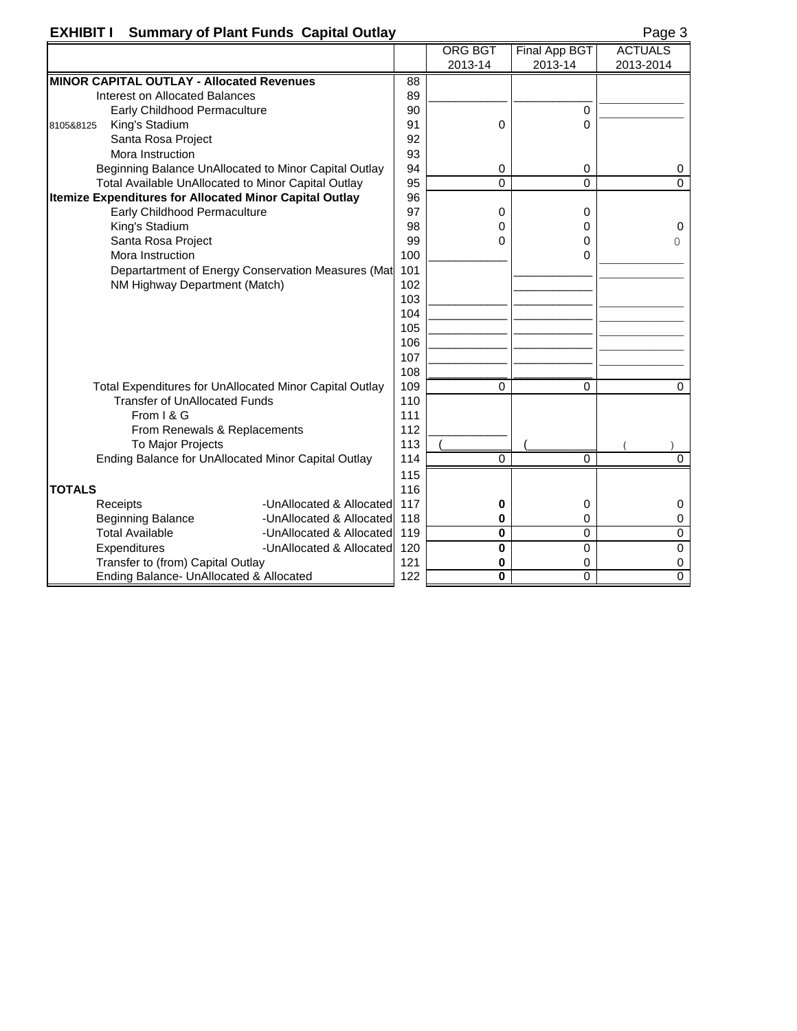## EXHIBIT I Summary of Plant Funds Capital Outlay

| | | | ORG BGT 2013-14 | Final App BGT 2013-14 | ACTUALS 2013-2014 |
|---|---|---|---|---|---|
| **MINOR CAPITAL OUTLAY - Allocated Revenues** | | 88 | | | |
| Interest on Allocated Balances | | 89 | | | |
| Early Childhood Permaculture | | 90 | | 0 | |
| 8105&8125 King's Stadium | | 91 | 0 | 0 | |
| Santa Rosa Project | | 92 | | | |
| Mora Instruction | | 93 | | | |
| Beginning Balance UnAllocated to Minor Capital Outlay | | 94 | 0 | 0 | 0 |
| Total Available UnAllocated to Minor Capital Outlay | | 95 | 0 | 0 | 0 |
| **Itemize Expenditures for Allocated Minor Capital Outlay** | | 96 | | | |
| Early Childhood Permaculture | | 97 | 0 | 0 | |
| King's Stadium | | 98 | 0 | 0 | 0 |
| Santa Rosa Project | | 99 | 0 | 0 | 0 |
| Mora Instruction | | 100 | | 0 | |
| Departartment of Energy Conservation Measures (Mat | | 101 | | | |
| NM Highway Department (Match) | | 102 | | | |
| | | 103 | | | |
| | | 104 | | | |
| | | 105 | | | |
| | | 106 | | | |
| | | 107 | | | |
| | | 108 | | | |
| Total Expenditures for UnAllocated Minor Capital Outlay | | 109 | 0 | 0 | 0 |
| Transfer of UnAllocated Funds | | 110 | | | |
| From I & G | | 111 | | | |
| From Renewals & Replacements | | 112 | | | |
| To Major Projects | | 113 | ( ) | ( ) | ( ) |
| Ending Balance for UnAllocated Minor Capital Outlay | | 114 | 0 | 0 | 0 |
| | | 115 | | | |
| **TOTALS** | | 116 | | | |
| Receipts | -UnAllocated & Allocated | 117 | **0** | 0 | 0 |
| Beginning Balance | -UnAllocated & Allocated | 118 | **0** | 0 | 0 |
| Total Available | -UnAllocated & Allocated | 119 | **0** | 0 | 0 |
| Expenditures | -UnAllocated & Allocated | 120 | **0** | 0 | 0 |
| Transfer to (from) Capital Outlay | | 121 | **0** | 0 | 0 |
| Ending Balance- UnAllocated & Allocated | | 122 | **0** | 0 | 0 |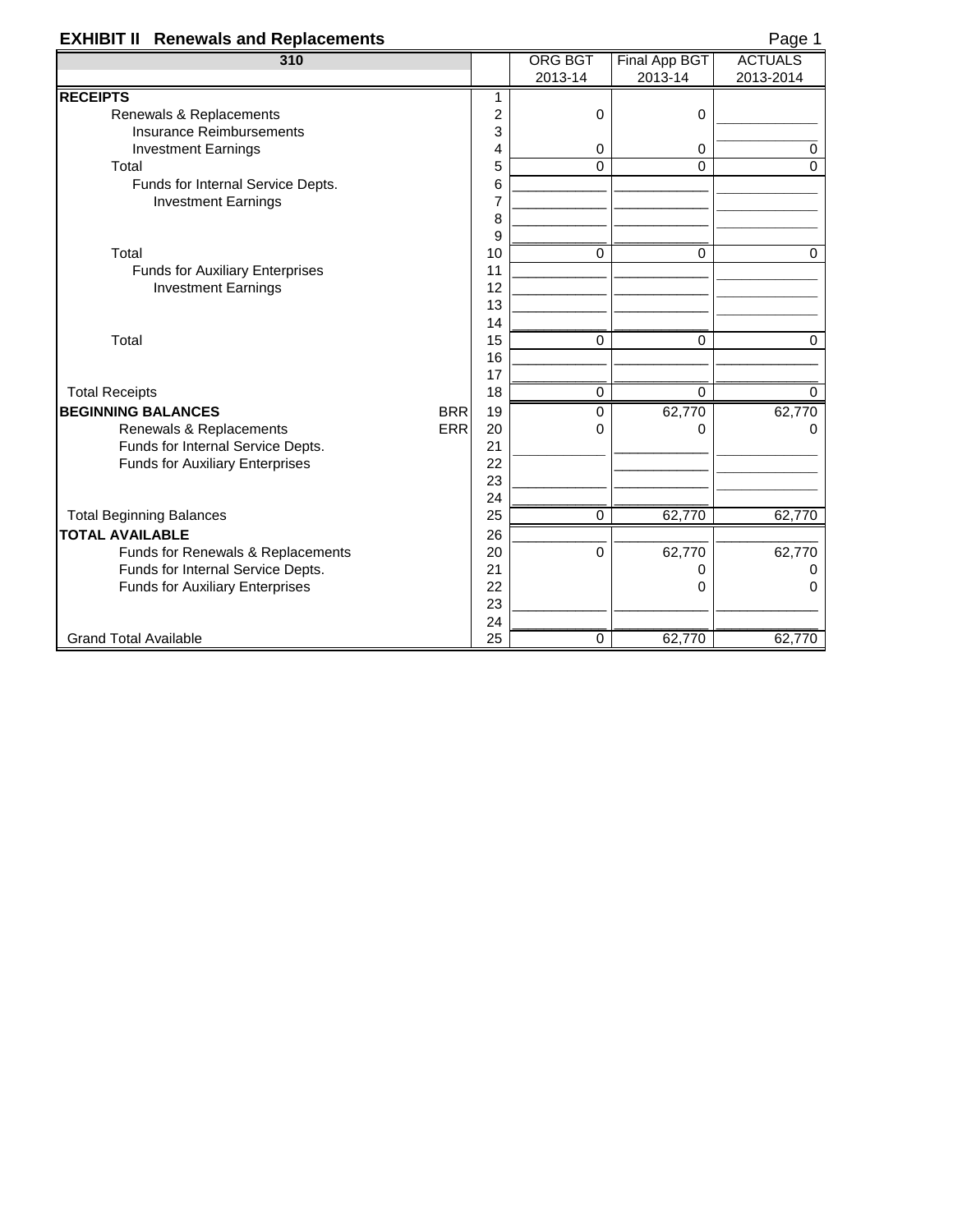## EXHIBIT II Renewals and Replacements

Page 1

| 310 | | | ORG BGT 2013-14 | Final App BGT 2013-14 | ACTUALS 2013-2014 |
|---|---|---|---|---|---|
| **RECEIPTS** | | 1 | | | |
| Renewals & Replacements | | 2 | 0 | 0 | |
| Insurance Reimbursements | | 3 | | | |
| Investment Earnings | | 4 | 0 | 0 | 0 |
| Total | | 5 | 0 | 0 | 0 |
| Funds for Internal Service Depts. | | 6 | | | |
| Investment Earnings | | 7 | | | |
| | | 8 | | | |
| | | 9 | | | |
| Total | | 10 | 0 | 0 | 0 |
| Funds for Auxiliary Enterprises | | 11 | | | |
| Investment Earnings | | 12 | | | |
| | | 13 | | | |
| | | 14 | | | |
| Total | | 15 | 0 | 0 | 0 |
| | | 16 | | | |
| | | 17 | | | |
| Total Receipts | | 18 | 0 | 0 | 0 |
| **BEGINNING BALANCES** | BRR | 19 | 0 | 62,770 | 62,770 |
| Renewals & Replacements | ERR | 20 | 0 | 0 | 0 |
| Funds for Internal Service Depts. | | 21 | | | |
| Funds for Auxiliary Enterprises | | 22 | | | |
| | | 23 | | | |
| | | 24 | | | |
| Total Beginning Balances | | 25 | 0 | 62,770 | 62,770 |
| **TOTAL AVAILABLE** | | 26 | | | |
| Funds for Renewals & Replacements | | 20 | 0 | 62,770 | 62,770 |
| Funds for Internal Service Depts. | | 21 | | 0 | 0 |
| Funds for Auxiliary Enterprises | | 22 | | 0 | 0 |
| | | 23 | | | |
| | | 24 | | | |
| Grand Total Available | | 25 | 0 | 62,770 | 62,770 |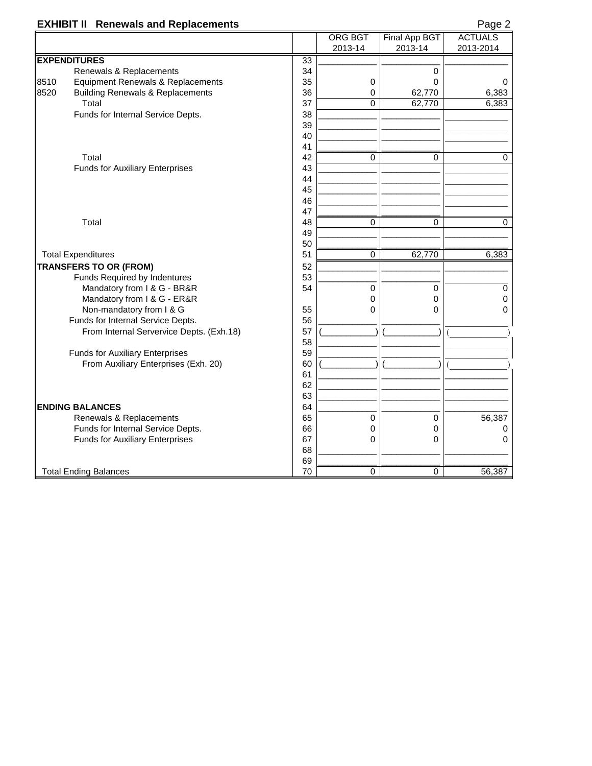## EXHIBIT II Renewals and Replacements

| | | | ORG BGT 2013-14 | Final App BGT 2013-14 | ACTUALS 2013-2014 |
|---|---|---|---|---|---|
| **EXPENDITURES** | | 33 | | | |
| | Renewals & Replacements | 34 | | 0 | |
| 8510 | Equipment Renewals & Replacements | 35 | 0 | 0 | 0 |
| 8520 | Building Renewals & Replacements | 36 | 0 | 62,770 | 6,383 |
| | Total | 37 | 0 | 62,770 | 6,383 |
| | Funds for Internal Service Depts. | 38 | | | |
| | | 39 | | | |
| | | 40 | | | |
| | | 41 | | | |
| | Total | 42 | 0 | 0 | 0 |
| | Funds for Auxiliary Enterprises | 43 | | | |
| | | 44 | | | |
| | | 45 | | | |
| | | 46 | | | |
| | | 47 | | | |
| | Total | 48 | 0 | 0 | 0 |
| | | 49 | | | |
| | | 50 | | | |
| Total Expenditures | | 51 | 0 | 62,770 | 6,383 |
| **TRANSFERS TO OR (FROM)** | | 52 | | | |
| | Funds Required by Indentures | 53 | | | |
| | Mandatory from I & G - BR&R | 54 | 0 | 0 | 0 |
| | Mandatory from I & G - ER&R | | 0 | 0 | 0 |
| | Non-mandatory from I & G | 55 | 0 | 0 | 0 |
| | Funds for Internal Service Depts. | 56 | | | |
| | From Internal Servervice Depts. (Exh.18) | 57 | ( ) | ( ) | ( ) |
| | | 58 | | | |
| | Funds for Auxiliary Enterprises | 59 | | | |
| | From Auxiliary Enterprises (Exh. 20) | 60 | ( ) | ( ) | ( ) |
| | | 61 | | | |
| | | 62 | | | |
| | | 63 | | | |
| **ENDING BALANCES** | | 64 | | | |
| | Renewals & Replacements | 65 | 0 | 0 | 56,387 |
| | Funds for Internal Service Depts. | 66 | 0 | 0 | 0 |
| | Funds for Auxiliary Enterprises | 67 | 0 | 0 | 0 |
| | | 68 | | | |
| | | 69 | | | |
| Total Ending Balances | | 70 | 0 | 0 | 56,387 |